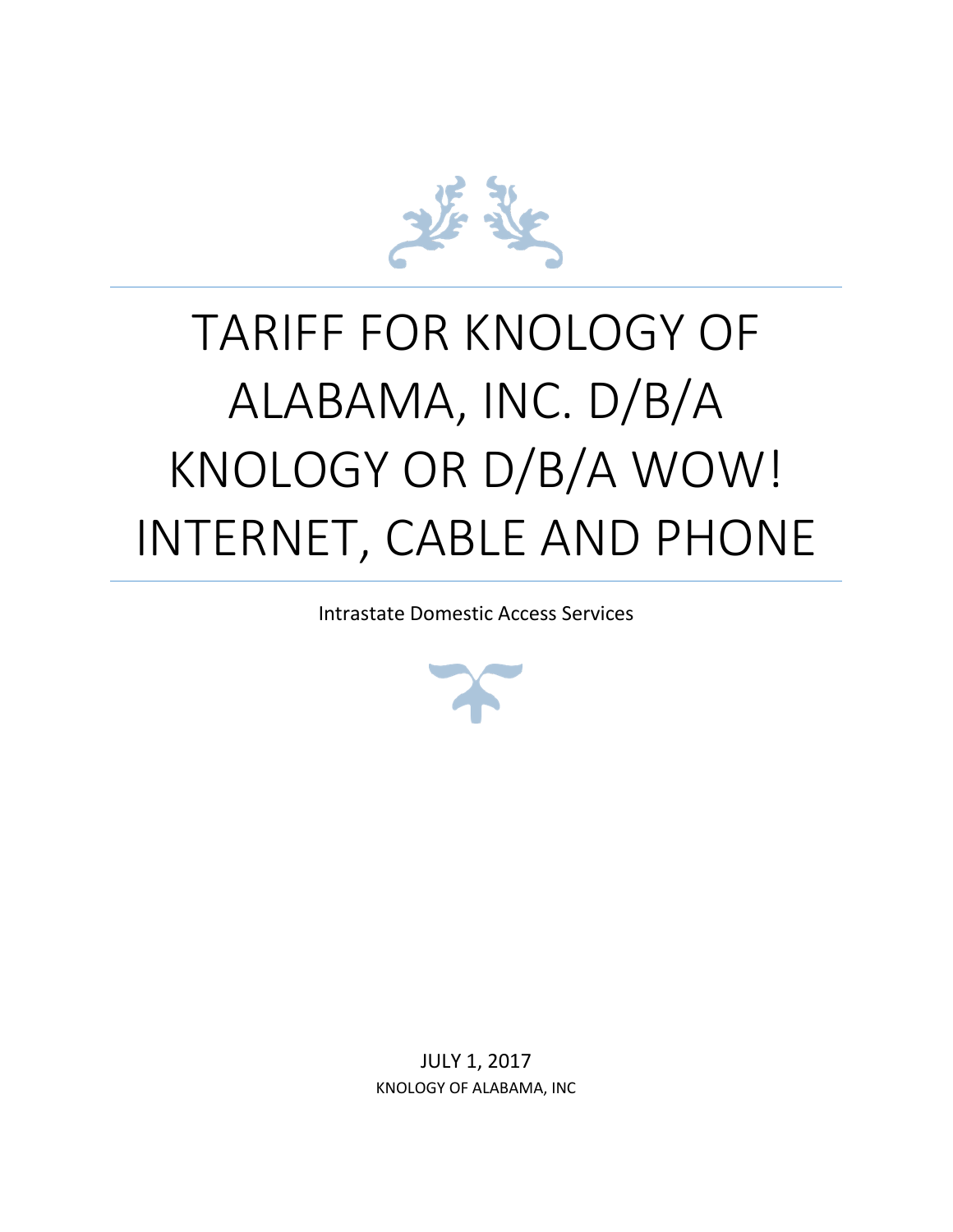# TARIFF FOR KNOLOGY OF ALABAMA, INC. D/B/A KNOLOGY OR D/B/A WOW! INTERNET, CABLE AND PHONE

Intrastate Domestic Access Services

JULY 1, 2017

KNOLOGY OF ALABAMA, INC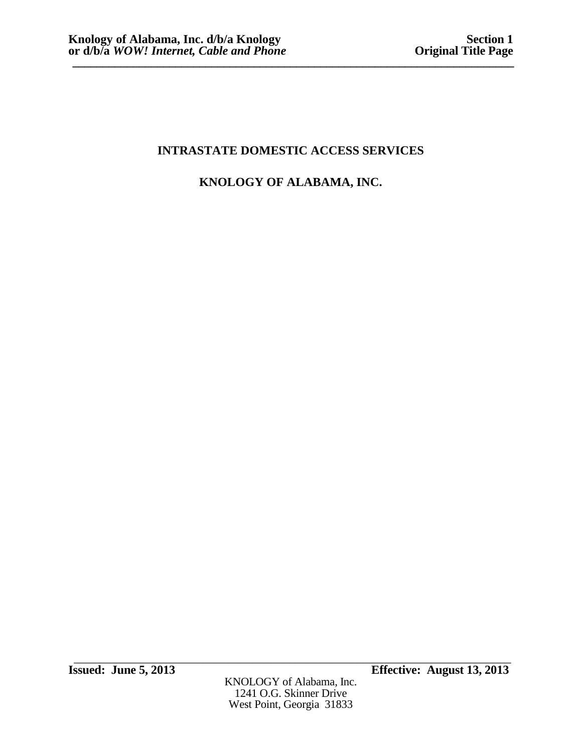# INTRASTATE DOMESTIC ACCESS SERVICES

# KNOLOGY OF ALABAMA, INC.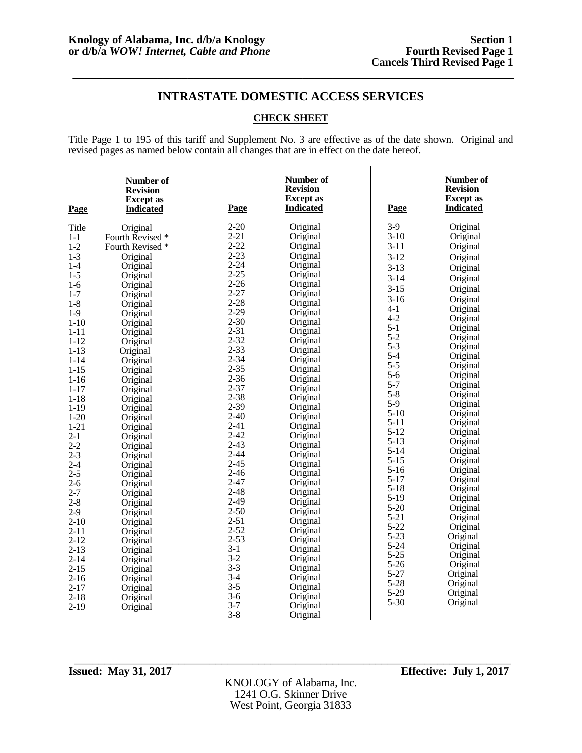**Knology of Alabama, Inc. d/b/a Knology**
**or d/b/a *WOW! Internet, Cable and Phone***

**Section 1**
**Fourth Revised Page 1**
**Cancels Third Revised Page 1**

## INTRASTATE DOMESTIC ACCESS SERVICES

### CHECK SHEET

Title Page 1 to 195 of this tariff and Supplement No. 3 are effective as of the date shown. Original and revised pages as named below contain all changes that are in effect on the date hereof.

| Page | Number of Revision Except as Indicated | Page | Number of Revision Except as Indicated | Page | Number of Revision Except as Indicated |
|---|---|---|---|---|---|
| Title | Original | 2-20 | Original | 3-9 | Original |
| 1-1 | Fourth Revised * | 2-21 | Original | 3-10 | Original |
| 1-2 | Fourth Revised * | 2-22 | Original | 3-11 | Original |
| 1-3 | Original | 2-23 | Original | 3-12 | Original |
| 1-4 | Original | 2-24 | Original | 3-13 | Original |
| 1-5 | Original | 2-25 | Original | 3-14 | Original |
| 1-6 | Original | 2-26 | Original | 3-15 | Original |
| 1-7 | Original | 2-27 | Original | 3-16 | Original |
| 1-8 | Original | 2-28 | Original | 4-1 | Original |
| 1-9 | Original | 2-29 | Original | 4-2 | Original |
| 1-10 | Original | 2-30 | Original | 5-1 | Original |
| 1-11 | Original | 2-31 | Original | 5-2 | Original |
| 1-12 | Original | 2-32 | Original | 5-3 | Original |
| 1-13 | Original | 2-33 | Original | 5-4 | Original |
| 1-14 | Original | 2-34 | Original | 5-5 | Original |
| 1-15 | Original | 2-35 | Original | 5-6 | Original |
| 1-16 | Original | 2-36 | Original | 5-7 | Original |
| 1-17 | Original | 2-37 | Original | 5-8 | Original |
| 1-18 | Original | 2-38 | Original | 5-9 | Original |
| 1-19 | Original | 2-39 | Original | 5-10 | Original |
| 1-20 | Original | 2-40 | Original | 5-11 | Original |
| 1-21 | Original | 2-41 | Original | 5-12 | Original |
| 2-1 | Original | 2-42 | Original | 5-13 | Original |
| 2-2 | Original | 2-43 | Original | 5-14 | Original |
| 2-3 | Original | 2-44 | Original | 5-15 | Original |
| 2-4 | Original | 2-45 | Original | 5-16 | Original |
| 2-5 | Original | 2-46 | Original | 5-17 | Original |
| 2-6 | Original | 2-47 | Original | 5-18 | Original |
| 2-7 | Original | 2-48 | Original | 5-19 | Original |
| 2-8 | Original | 2-49 | Original | 5-20 | Original |
| 2-9 | Original | 2-50 | Original | 5-21 | Original |
| 2-10 | Original | 2-51 | Original | 5-22 | Original |
| 2-11 | Original | 2-52 | Original | 5-23 | Original |
| 2-12 | Original | 2-53 | Original | 5-24 | Original |
| 2-13 | Original | 3-1 | Original | 5-25 | Original |
| 2-14 | Original | 3-2 | Original | 5-26 | Original |
| 2-15 | Original | 3-3 | Original | 5-27 | Original |
| 2-16 | Original | 3-4 | Original | 5-28 | Original |
| 2-17 | Original | 3-5 | Original | 5-29 | Original |
| 2-18 | Original | 3-6 | Original | 5-30 | Original |
| 2-19 | Original | 3-7 | Original | | |
| | | 3-8 | Original | | |

**Issued: May 31, 2017** **Effective: July 1, 2017**

KNOLOGY of Alabama, Inc.
1241 O.G. Skinner Drive
West Point, Georgia 31833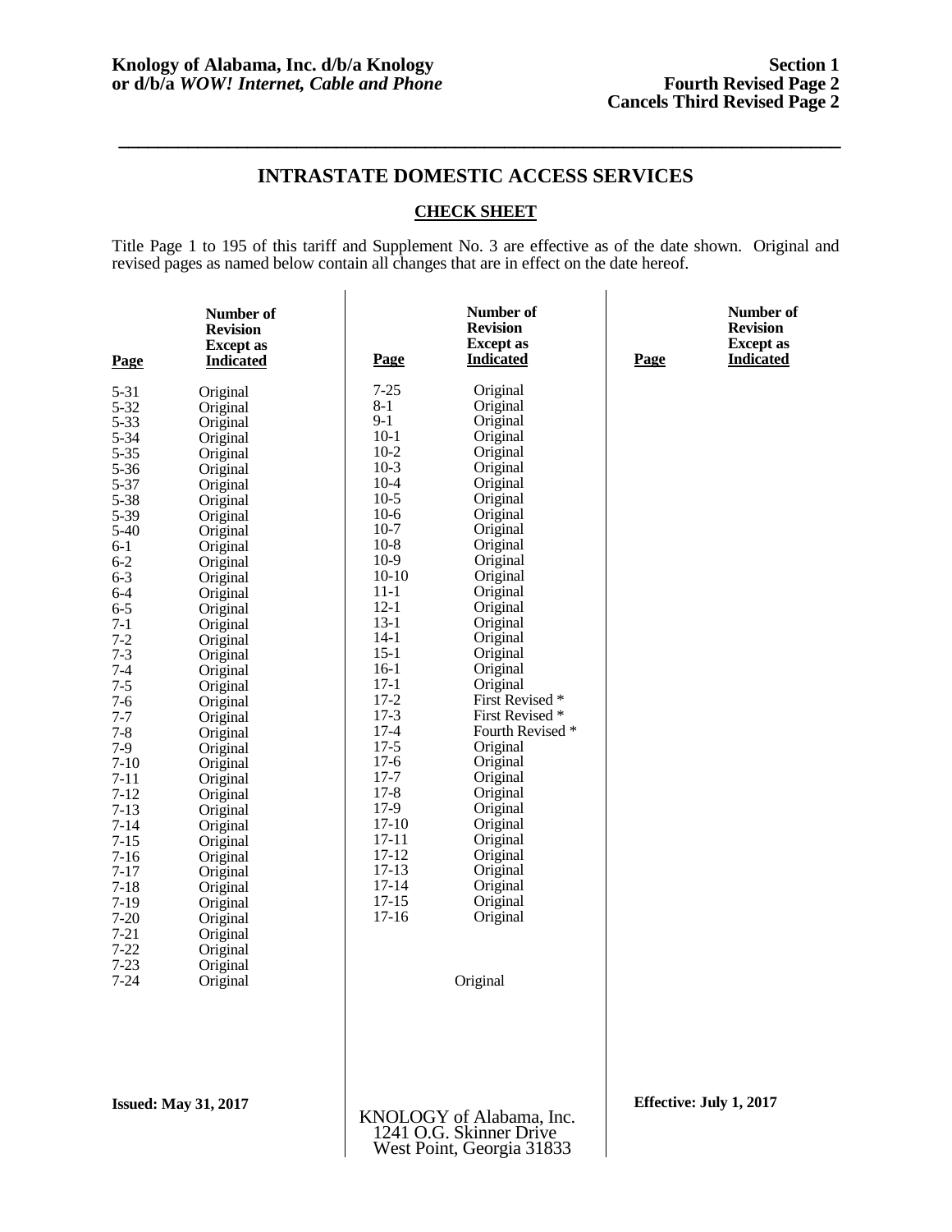**Knology of Alabama, Inc. d/b/a Knology or d/b/a *WOW! Internet, Cable and Phone***

**Section 1**
**Fourth Revised Page 2**
**Cancels Third Revised Page 2**

## INTRASTATE DOMESTIC ACCESS SERVICES

### CHECK SHEET

Title Page 1 to 195 of this tariff and Supplement No. 3 are effective as of the date shown. Original and revised pages as named below contain all changes that are in effect on the date hereof.

| Page | Number of Revision Except as Indicated | Page | Number of Revision Except as Indicated | Page | Number of Revision Except as Indicated |
|---|---|---|---|---|---|
| 5-31 | Original | 7-25 | Original | | |
| 5-32 | Original | 8-1 | Original | | |
| 5-33 | Original | 9-1 | Original | | |
| 5-34 | Original | 10-1 | Original | | |
| 5-35 | Original | 10-2 | Original | | |
| 5-36 | Original | 10-3 | Original | | |
| 5-37 | Original | 10-4 | Original | | |
| 5-38 | Original | 10-5 | Original | | |
| 5-39 | Original | 10-6 | Original | | |
| 5-40 | Original | 10-7 | Original | | |
| 6-1 | Original | 10-8 | Original | | |
| 6-2 | Original | 10-9 | Original | | |
| 6-3 | Original | 10-10 | Original | | |
| 6-4 | Original | 11-1 | Original | | |
| 6-5 | Original | 12-1 | Original | | |
| 7-1 | Original | 13-1 | Original | | |
| 7-2 | Original | 14-1 | Original | | |
| 7-3 | Original | 15-1 | Original | | |
| 7-4 | Original | 16-1 | Original | | |
| 7-5 | Original | 17-1 | Original | | |
| 7-6 | Original | 17-2 | First Revised * | | |
| 7-7 | Original | 17-3 | First Revised * | | |
| 7-8 | Original | 17-4 | Fourth Revised * | | |
| 7-9 | Original | 17-5 | Original | | |
| 7-10 | Original | 17-6 | Original | | |
| 7-11 | Original | 17-7 | Original | | |
| 7-12 | Original | 17-8 | Original | | |
| 7-13 | Original | 17-9 | Original | | |
| 7-14 | Original | 17-10 | Original | | |
| 7-15 | Original | 17-11 | Original | | |
| 7-16 | Original | 17-12 | Original | | |
| 7-17 | Original | 17-13 | Original | | |
| 7-18 | Original | 17-14 | Original | | |
| 7-19 | Original | 17-15 | Original | | |
| 7-20 | Original | 17-16 | Original | | |
| 7-21 | Original | | | | |
| 7-22 | Original | | | | |
| 7-23 | Original | | | | |
| 7-24 | Original | | Original | | |

**Issued: May 31, 2017**

**Effective: July 1, 2017**

KNOLOGY of Alabama, Inc.
1241 O.G. Skinner Drive
West Point, Georgia 31833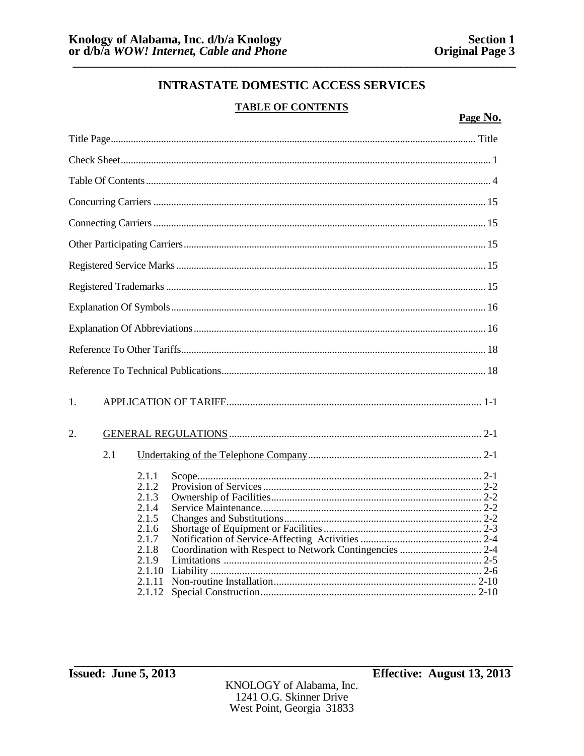# INTRASTATE DOMESTIC ACCESS SERVICES

## TABLE OF CONTENTS

| | Page No. |
|---|---|
| Title Page | Title |
| Check Sheet | 1 |
| Table Of Contents | 4 |
| Concurring Carriers | 15 |
| Connecting Carriers | 15 |
| Other Participating Carriers | 15 |
| Registered Service Marks | 15 |
| Registered Trademarks | 15 |
| Explanation Of Symbols | 16 |
| Explanation Of Abbreviations | 16 |
| Reference To Other Tariffs | 18 |
| Reference To Technical Publications | 18 |
| 1. APPLICATION OF TARIFF | 1-1 |
| 2. GENERAL REGULATIONS | 2-1 |
| 2.1 Undertaking of the Telephone Company | 2-1 |
| 2.1.1 Scope | 2-1 |
| 2.1.2 Provision of Services | 2-2 |
| 2.1.3 Ownership of Facilities | 2-2 |
| 2.1.4 Service Maintenance | 2-2 |
| 2.1.5 Changes and Substitutions | 2-2 |
| 2.1.6 Shortage of Equipment or Facilities | 2-3 |
| 2.1.7 Notification of Service-Affecting Activities | 2-4 |
| 2.1.8 Coordination with Respect to Network Contingencies | 2-4 |
| 2.1.9 Limitations | 2-5 |
| 2.1.10 Liability | 2-6 |
| 2.1.11 Non-routine Installation | 2-10 |
| 2.1.12 Special Construction | 2-10 |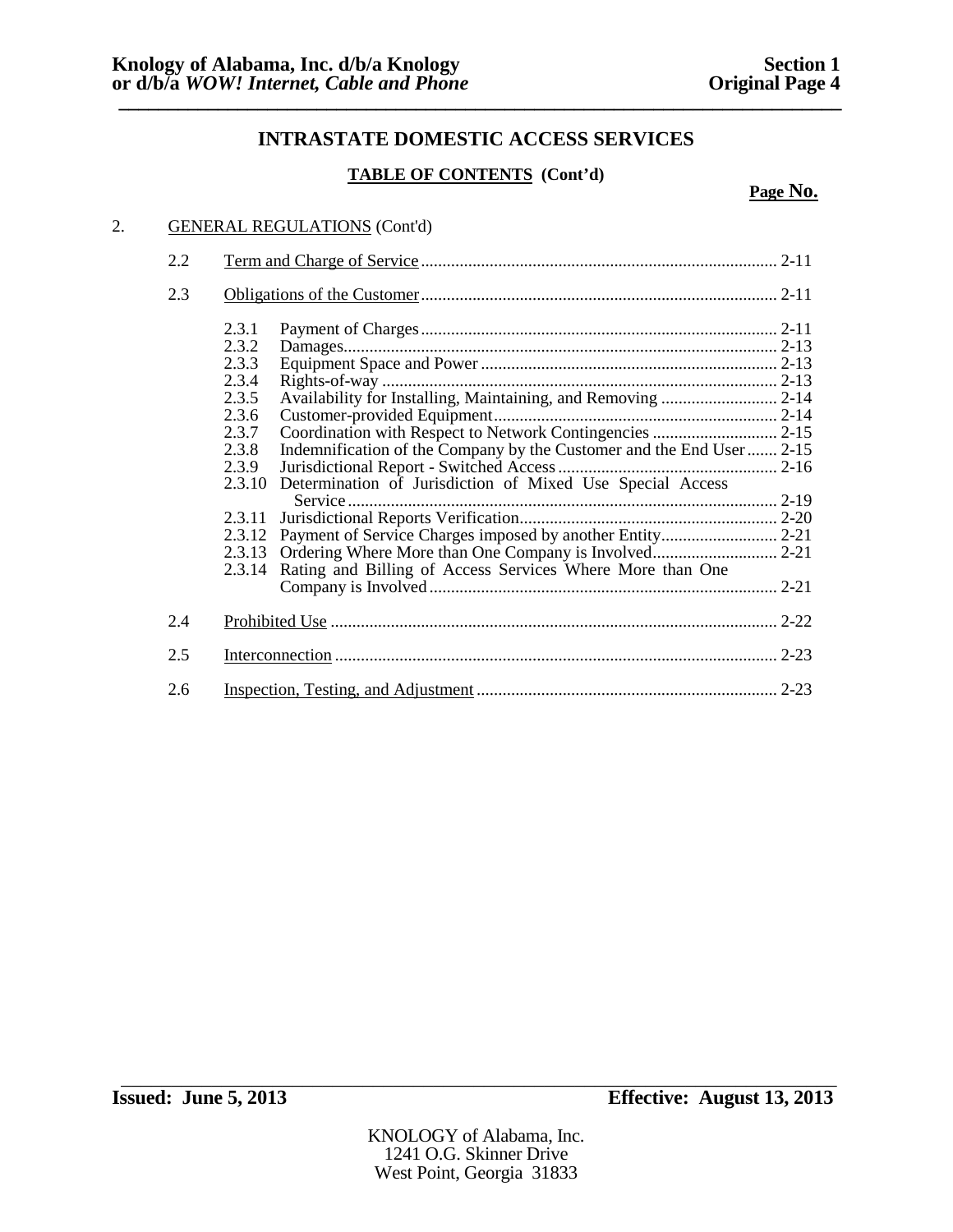# INTRASTATE DOMESTIC ACCESS SERVICES

**TABLE OF CONTENTS (Cont'd)**

**Page No.**

2. GENERAL REGULATIONS (Cont'd)

| | | | Page No. |
|---|---|---|---|
| 2.2 | Term and Charge of Service | | 2-11 |
| 2.3 | Obligations of the Customer | | 2-11 |
| | 2.3.1 | Payment of Charges | 2-11 |
| | 2.3.2 | Damages | 2-13 |
| | 2.3.3 | Equipment Space and Power | 2-13 |
| | 2.3.4 | Rights-of-way | 2-13 |
| | 2.3.5 | Availability for Installing, Maintaining, and Removing | 2-14 |
| | 2.3.6 | Customer-provided Equipment | 2-14 |
| | 2.3.7 | Coordination with Respect to Network Contingencies | 2-15 |
| | 2.3.8 | Indemnification of the Company by the Customer and the End User | 2-15 |
| | 2.3.9 | Jurisdictional Report - Switched Access | 2-16 |
| | 2.3.10 | Determination of Jurisdiction of Mixed Use Special Access Service | 2-19 |
| | 2.3.11 | Jurisdictional Reports Verification | 2-20 |
| | 2.3.12 | Payment of Service Charges imposed by another Entity | 2-21 |
| | 2.3.13 | Ordering Where More than One Company is Involved | 2-21 |
| | 2.3.14 | Rating and Billing of Access Services Where More than One Company is Involved | 2-21 |
| 2.4 | Prohibited Use | | 2-22 |
| 2.5 | Interconnection | | 2-23 |
| 2.6 | Inspection, Testing, and Adjustment | | 2-23 |

**Issued: June 5, 2013** **Effective: August 13, 2013**

KNOLOGY of Alabama, Inc.
1241 O.G. Skinner Drive
West Point, Georgia 31833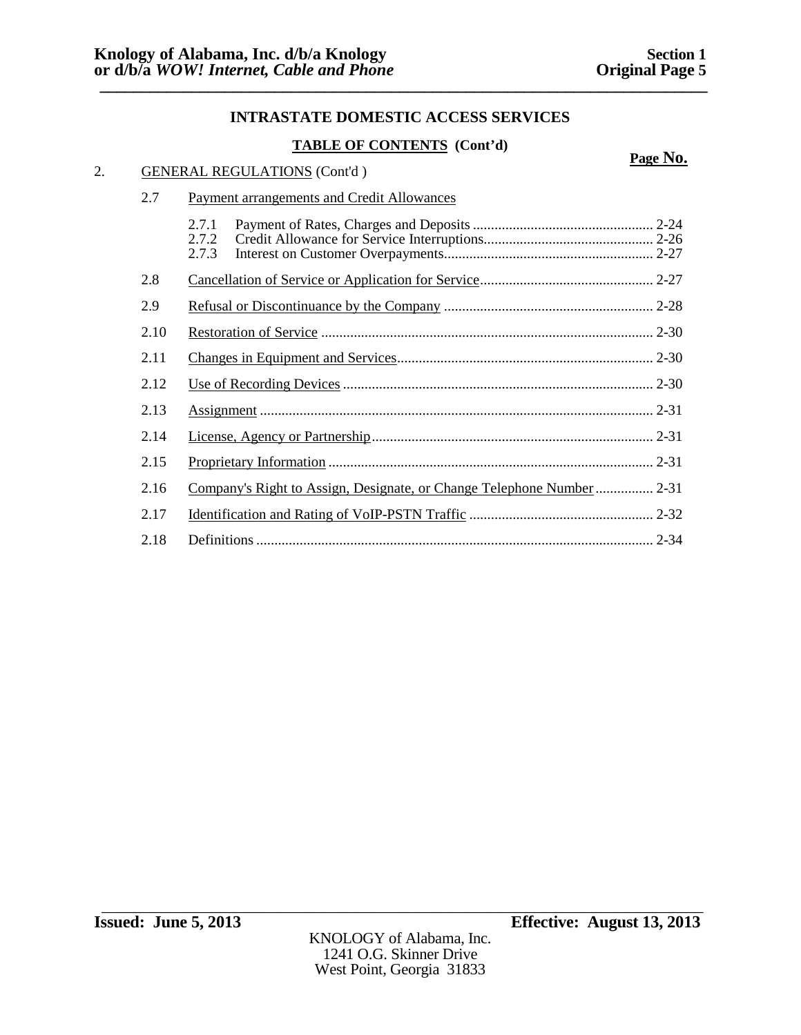## INTRASTATE DOMESTIC ACCESS SERVICES

### TABLE OF CONTENTS (Cont'd)

| | | Page No. |
|---|---|---|
| 2. | GENERAL REGULATIONS (Cont'd ) | |
| 2.7 | Payment arrangements and Credit Allowances | |
| 2.7.1 | Payment of Rates, Charges and Deposits | 2-24 |
| 2.7.2 | Credit Allowance for Service Interruptions | 2-26 |
| 2.7.3 | Interest on Customer Overpayments | 2-27 |
| 2.8 | Cancellation of Service or Application for Service | 2-27 |
| 2.9 | Refusal or Discontinuance by the Company | 2-28 |
| 2.10 | Restoration of Service | 2-30 |
| 2.11 | Changes in Equipment and Services | 2-30 |
| 2.12 | Use of Recording Devices | 2-30 |
| 2.13 | Assignment | 2-31 |
| 2.14 | License, Agency or Partnership | 2-31 |
| 2.15 | Proprietary Information | 2-31 |
| 2.16 | Company's Right to Assign, Designate, or Change Telephone Number | 2-31 |
| 2.17 | Identification and Rating of VoIP-PSTN Traffic | 2-32 |
| 2.18 | Definitions | 2-34 |

**Issued: June 5, 2013** **Effective: August 13, 2013**

KNOLOGY of Alabama, Inc.
1241 O.G. Skinner Drive
West Point, Georgia 31833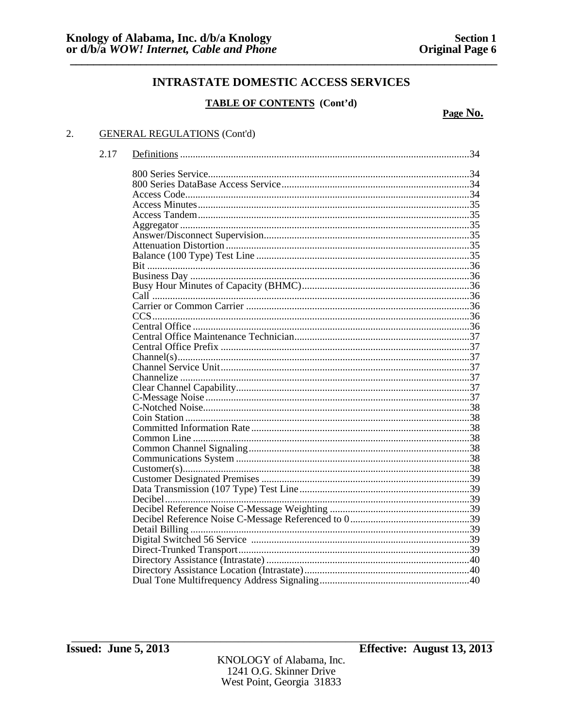## INTRASTATE DOMESTIC ACCESS SERVICES

### TABLE OF CONTENTS (Cont'd)

| | | Page No. |
|---|---|---|
| 2. | GENERAL REGULATIONS (Cont'd) | |
| 2.17 | Definitions | 34 |
| | 800 Series Service | 34 |
| | 800 Series DataBase Access Service | 34 |
| | Access Code | 34 |
| | Access Minutes | 35 |
| | Access Tandem | 35 |
| | Aggregator | 35 |
| | Answer/Disconnect Supervision | 35 |
| | Attenuation Distortion | 35 |
| | Balance (100 Type) Test Line | 35 |
| | Bit | 36 |
| | Business Day | 36 |
| | Busy Hour Minutes of Capacity (BHMC) | 36 |
| | Call | 36 |
| | Carrier or Common Carrier | 36 |
| | CCS | 36 |
| | Central Office | 36 |
| | Central Office Maintenance Technician | 37 |
| | Central Office Prefix | 37 |
| | Channel(s) | 37 |
| | Channel Service Unit | 37 |
| | Channelize | 37 |
| | Clear Channel Capability | 37 |
| | C-Message Noise | 37 |
| | C-Notched Noise | 38 |
| | Coin Station | 38 |
| | Committed Information Rate | 38 |
| | Common Line | 38 |
| | Common Channel Signaling | 38 |
| | Communications System | 38 |
| | Customer(s) | 38 |
| | Customer Designated Premises | 39 |
| | Data Transmission (107 Type) Test Line | 39 |
| | Decibel | 39 |
| | Decibel Reference Noise C-Message Weighting | 39 |
| | Decibel Reference Noise C-Message Referenced to 0 | 39 |
| | Detail Billing | 39 |
| | Digital Switched 56 Service | 39 |
| | Direct-Trunked Transport | 39 |
| | Directory Assistance (Intrastate) | 40 |
| | Directory Assistance Location (Intrastate) | 40 |
| | Dual Tone Multifrequency Address Signaling | 40 |

**Issued: June 5, 2013** **Effective: August 13, 2013**

KNOLOGY of Alabama, Inc.
1241 O.G. Skinner Drive
West Point, Georgia 31833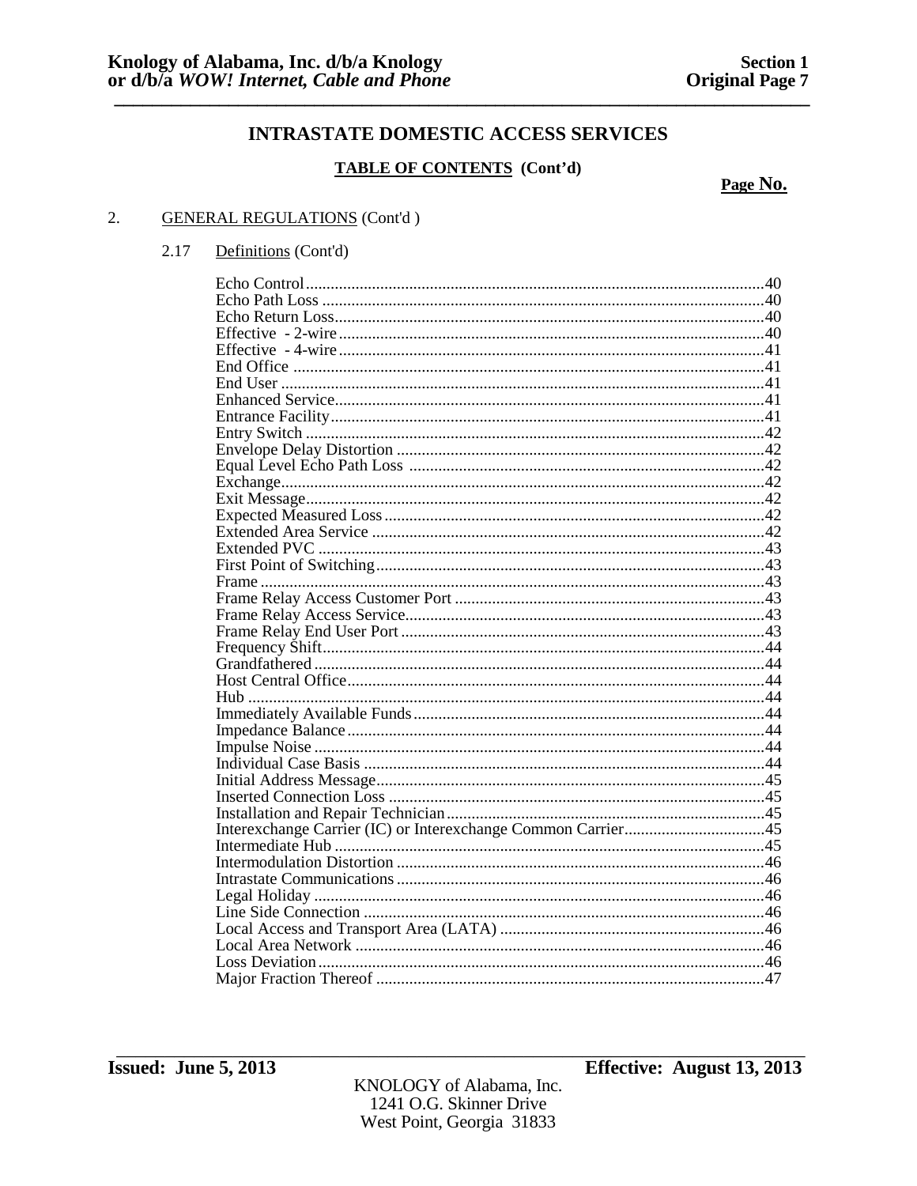## INTRASTATE DOMESTIC ACCESS SERVICES

### TABLE OF CONTENTS (Cont'd)

| | Page No. |
|---|---|
| **2. GENERAL REGULATIONS (Cont'd )** | |
| **2.17 Definitions (Cont'd)** | |
| Echo Control | 40 |
| Echo Path Loss | 40 |
| Echo Return Loss | 40 |
| Effective - 2-wire | 40 |
| Effective - 4-wire | 41 |
| End Office | 41 |
| End User | 41 |
| Enhanced Service | 41 |
| Entrance Facility | 41 |
| Entry Switch | 42 |
| Envelope Delay Distortion | 42 |
| Equal Level Echo Path Loss | 42 |
| Exchange | 42 |
| Exit Message | 42 |
| Expected Measured Loss | 42 |
| Extended Area Service | 42 |
| Extended PVC | 43 |
| First Point of Switching | 43 |
| Frame | 43 |
| Frame Relay Access Customer Port | 43 |
| Frame Relay Access Service | 43 |
| Frame Relay End User Port | 43 |
| Frequency Shift | 44 |
| Grandfathered | 44 |
| Host Central Office | 44 |
| Hub | 44 |
| Immediately Available Funds | 44 |
| Impedance Balance | 44 |
| Impulse Noise | 44 |
| Individual Case Basis | 44 |
| Initial Address Message | 45 |
| Inserted Connection Loss | 45 |
| Installation and Repair Technician | 45 |
| Interexchange Carrier (IC) or Interexchange Common Carrier | 45 |
| Intermediate Hub | 45 |
| Intermodulation Distortion | 46 |
| Intrastate Communications | 46 |
| Legal Holiday | 46 |
| Line Side Connection | 46 |
| Local Access and Transport Area (LATA) | 46 |
| Local Area Network | 46 |
| Loss Deviation | 46 |
| Major Fraction Thereof | 47 |

**Issued: June 5, 2013** **Effective: August 13, 2013**

KNOLOGY of Alabama, Inc.
1241 O.G. Skinner Drive
West Point, Georgia 31833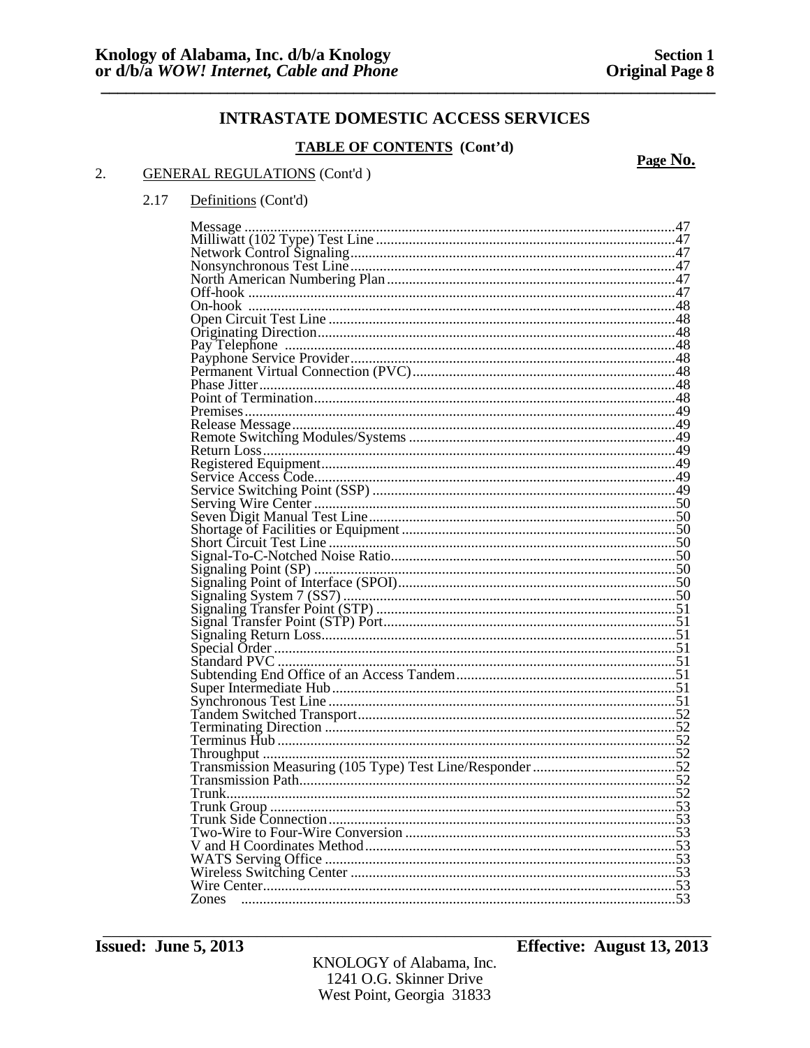# INTRASTATE DOMESTIC ACCESS SERVICES

## TABLE OF CONTENTS (Cont'd)

**Page No.**

2. GENERAL REGULATIONS (Cont'd )

2.17 Definitions (Cont'd)

| | Page No. |
|---|---|
| Message | 47 |
| Milliwatt (102 Type) Test Line | 47 |
| Network Control Signaling | 47 |
| Nonsynchronous Test Line | 47 |
| North American Numbering Plan | 47 |
| Off-hook | 47 |
| On-hook | 48 |
| Open Circuit Test Line | 48 |
| Originating Direction | 48 |
| Pay Telephone | 48 |
| Payphone Service Provider | 48 |
| Permanent Virtual Connection (PVC) | 48 |
| Phase Jitter | 48 |
| Point of Termination | 48 |
| Premises | 49 |
| Release Message | 49 |
| Remote Switching Modules/Systems | 49 |
| Return Loss | 49 |
| Registered Equipment | 49 |
| Service Access Code | 49 |
| Service Switching Point (SSP) | 49 |
| Serving Wire Center | 50 |
| Seven Digit Manual Test Line | 50 |
| Shortage of Facilities or Equipment | 50 |
| Short Circuit Test Line | 50 |
| Signal-To-C-Notched Noise Ratio | 50 |
| Signaling Point (SP) | 50 |
| Signaling Point of Interface (SPOI) | 50 |
| Signaling System 7 (SS7) | 50 |
| Signaling Transfer Point (STP) | 51 |
| Signal Transfer Point (STP) Port | 51 |
| Signaling Return Loss | 51 |
| Special Order | 51 |
| Standard PVC | 51 |
| Subtending End Office of an Access Tandem | 51 |
| Super Intermediate Hub | 51 |
| Synchronous Test Line | 51 |
| Tandem Switched Transport | 52 |
| Terminating Direction | 52 |
| Terminus Hub | 52 |
| Throughput | 52 |
| Transmission Measuring (105 Type) Test Line/Responder | 52 |
| Transmission Path | 52 |
| Trunk | 52 |
| Trunk Group | 53 |
| Trunk Side Connection | 53 |
| Two-Wire to Four-Wire Conversion | 53 |
| V and H Coordinates Method | 53 |
| WATS Serving Office | 53 |
| Wireless Switching Center | 53 |
| Wire Center | 53 |
| Zones | 53 |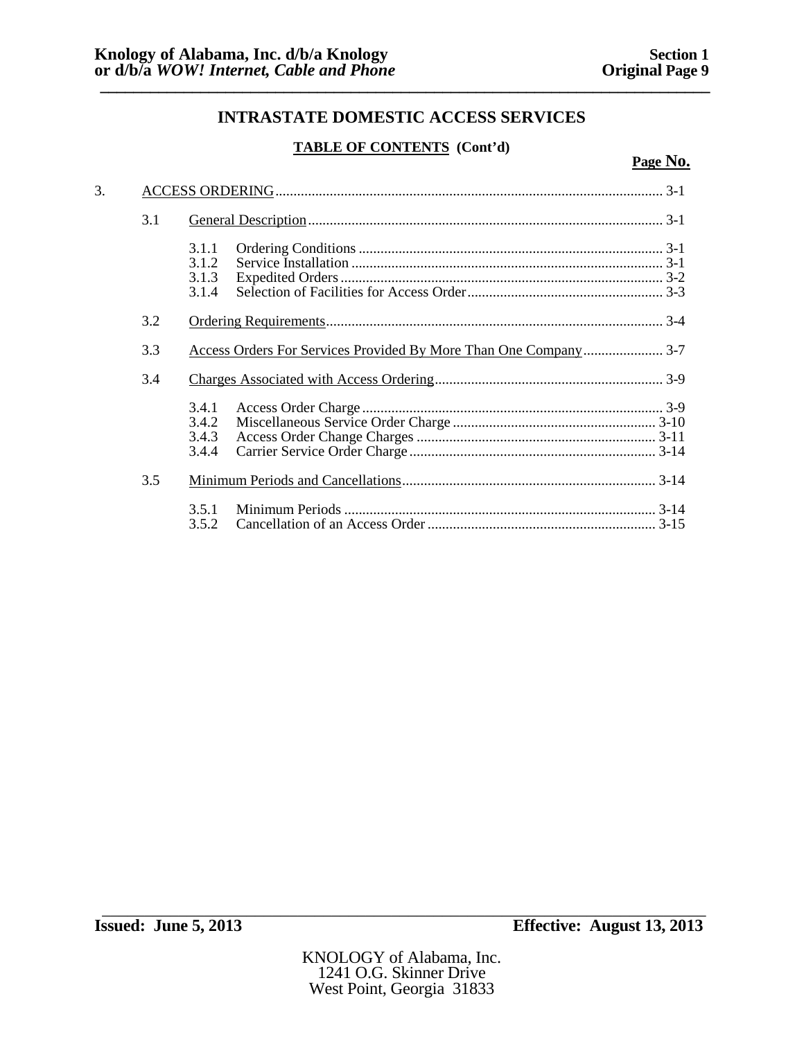# INTRASTATE DOMESTIC ACCESS SERVICES

## TABLE OF CONTENTS (Cont'd)

| | | | | Page No. |
|---|---|---|---|---|
| 3. | ACCESS ORDERING | | | 3-1 |
| | 3.1 | General Description | | 3-1 |
| | | 3.1.1 | Ordering Conditions | 3-1 |
| | | 3.1.2 | Service Installation | 3-1 |
| | | 3.1.3 | Expedited Orders | 3-2 |
| | | 3.1.4 | Selection of Facilities for Access Order | 3-3 |
| | 3.2 | Ordering Requirements | | 3-4 |
| | 3.3 | Access Orders For Services Provided By More Than One Company | | 3-7 |
| | 3.4 | Charges Associated with Access Ordering | | 3-9 |
| | | 3.4.1 | Access Order Charge | 3-9 |
| | | 3.4.2 | Miscellaneous Service Order Charge | 3-10 |
| | | 3.4.3 | Access Order Change Charges | 3-11 |
| | | 3.4.4 | Carrier Service Order Charge | 3-14 |
| | 3.5 | Minimum Periods and Cancellations | | 3-14 |
| | | 3.5.1 | Minimum Periods | 3-14 |
| | | 3.5.2 | Cancellation of an Access Order | 3-15 |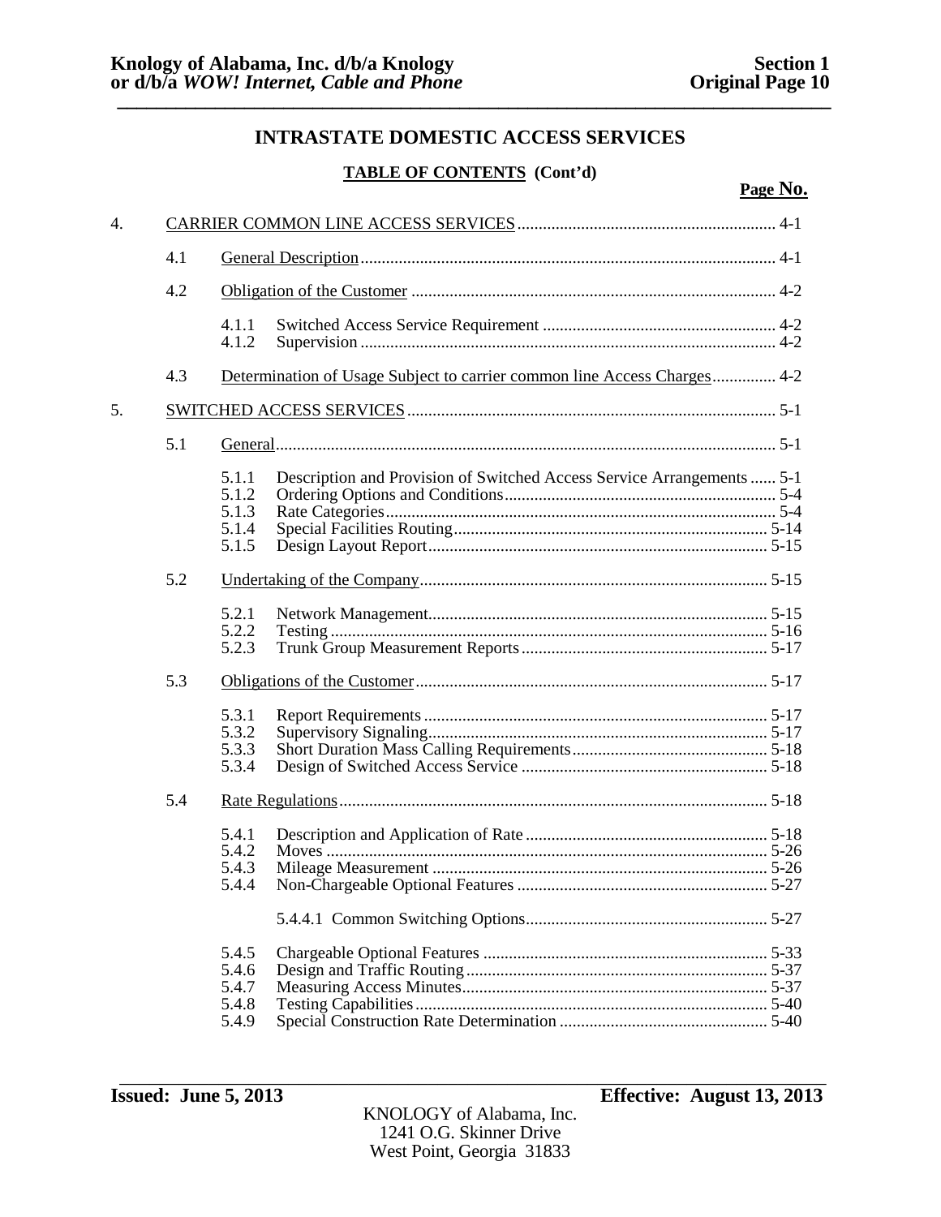## INTRASTATE DOMESTIC ACCESS SERVICES

**TABLE OF CONTENTS (Cont'd)**

| | | | | Page No. |
|---|---|---|---|---|
| 4. | CARRIER COMMON LINE ACCESS SERVICES | | | 4-1 |
| | 4.1 | General Description | | 4-1 |
| | 4.2 | Obligation of the Customer | | 4-2 |
| | | 4.1.1 | Switched Access Service Requirement | 4-2 |
| | | 4.1.2 | Supervision | 4-2 |
| | 4.3 | Determination of Usage Subject to carrier common line Access Charges | | 4-2 |
| 5. | SWITCHED ACCESS SERVICES | | | 5-1 |
| | 5.1 | General | | 5-1 |
| | | 5.1.1 | Description and Provision of Switched Access Service Arrangements | 5-1 |
| | | 5.1.2 | Ordering Options and Conditions | 5-4 |
| | | 5.1.3 | Rate Categories | 5-4 |
| | | 5.1.4 | Special Facilities Routing | 5-14 |
| | | 5.1.5 | Design Layout Report | 5-15 |
| | 5.2 | Undertaking of the Company | | 5-15 |
| | | 5.2.1 | Network Management | 5-15 |
| | | 5.2.2 | Testing | 5-16 |
| | | 5.2.3 | Trunk Group Measurement Reports | 5-17 |
| | 5.3 | Obligations of the Customer | | 5-17 |
| | | 5.3.1 | Report Requirements | 5-17 |
| | | 5.3.2 | Supervisory Signaling | 5-17 |
| | | 5.3.3 | Short Duration Mass Calling Requirements | 5-18 |
| | | 5.3.4 | Design of Switched Access Service | 5-18 |
| | 5.4 | Rate Regulations | | 5-18 |
| | | 5.4.1 | Description and Application of Rate | 5-18 |
| | | 5.4.2 | Moves | 5-26 |
| | | 5.4.3 | Mileage Measurement | 5-26 |
| | | 5.4.4 | Non-Chargeable Optional Features | 5-27 |
| | | | 5.4.4.1 Common Switching Options | 5-27 |
| | | 5.4.5 | Chargeable Optional Features | 5-33 |
| | | 5.4.6 | Design and Traffic Routing | 5-37 |
| | | 5.4.7 | Measuring Access Minutes | 5-37 |
| | | 5.4.8 | Testing Capabilities | 5-40 |
| | | 5.4.9 | Special Construction Rate Determination | 5-40 |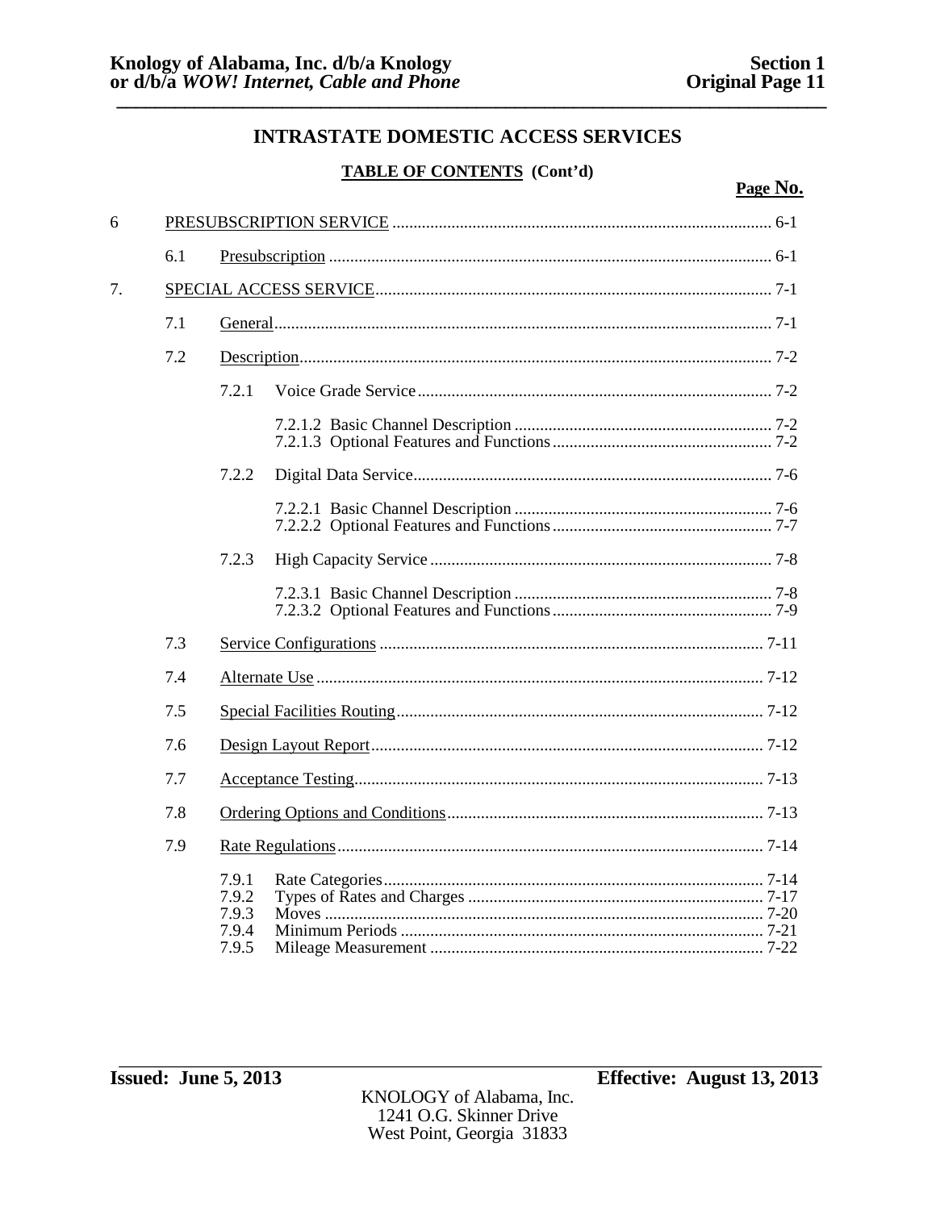# INTRASTATE DOMESTIC ACCESS SERVICES

## TABLE OF CONTENTS (Cont'd)

| | | | Page No. |
|---|---|---|---|
| 6 | PRESUBSCRIPTION SERVICE | | 6-1 |
| | 6.1 | Presubscription | 6-1 |
| 7. | SPECIAL ACCESS SERVICE | | 7-1 |
| | 7.1 | General | 7-1 |
| | 7.2 | Description | 7-2 |
| | | 7.2.1 Voice Grade Service | 7-2 |
| | | 7.2.1.2 Basic Channel Description | 7-2 |
| | | 7.2.1.3 Optional Features and Functions | 7-2 |
| | | 7.2.2 Digital Data Service | 7-6 |
| | | 7.2.2.1 Basic Channel Description | 7-6 |
| | | 7.2.2.2 Optional Features and Functions | 7-7 |
| | | 7.2.3 High Capacity Service | 7-8 |
| | | 7.2.3.1 Basic Channel Description | 7-8 |
| | | 7.2.3.2 Optional Features and Functions | 7-9 |
| | 7.3 | Service Configurations | 7-11 |
| | 7.4 | Alternate Use | 7-12 |
| | 7.5 | Special Facilities Routing | 7-12 |
| | 7.6 | Design Layout Report | 7-12 |
| | 7.7 | Acceptance Testing | 7-13 |
| | 7.8 | Ordering Options and Conditions | 7-13 |
| | 7.9 | Rate Regulations | 7-14 |
| | | 7.9.1 Rate Categories | 7-14 |
| | | 7.9.2 Types of Rates and Charges | 7-17 |
| | | 7.9.3 Moves | 7-20 |
| | | 7.9.4 Minimum Periods | 7-21 |
| | | 7.9.5 Mileage Measurement | 7-22 |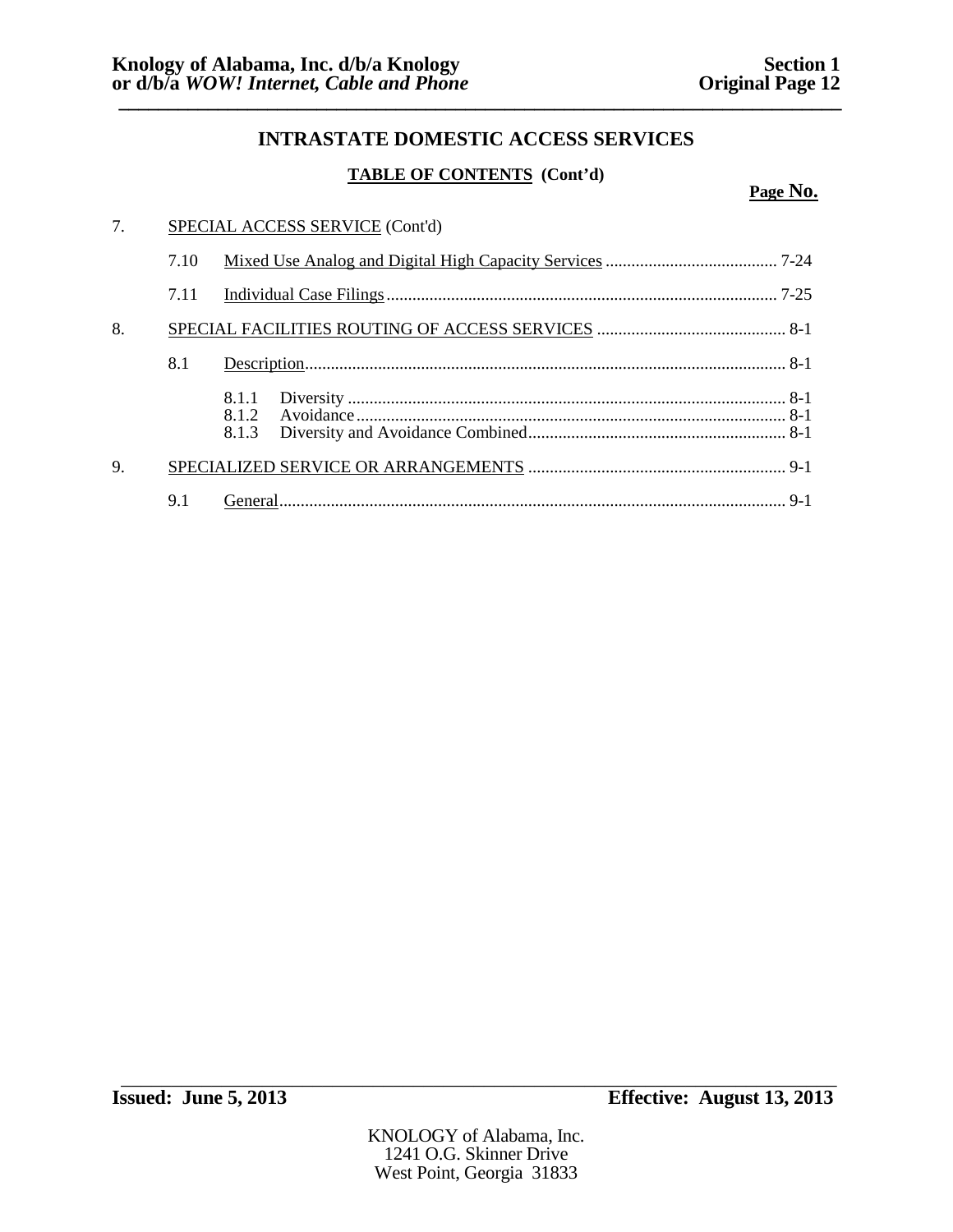# INTRASTATE DOMESTIC ACCESS SERVICES

## TABLE OF CONTENTS (Cont'd)

| | | | Page No. |
|---|---|---|---|
| 7. | SPECIAL ACCESS SERVICE (Cont'd) | | |
| | 7.10 | Mixed Use Analog and Digital High Capacity Services | 7-24 |
| | 7.11 | Individual Case Filings | 7-25 |
| 8. | SPECIAL FACILITIES ROUTING OF ACCESS SERVICES | | 8-1 |
| | 8.1 | Description | 8-1 |
| | | 8.1.1 Diversity | 8-1 |
| | | 8.1.2 Avoidance | 8-1 |
| | | 8.1.3 Diversity and Avoidance Combined | 8-1 |
| 9. | SPECIALIZED SERVICE OR ARRANGEMENTS | | 9-1 |
| | 9.1 | General | 9-1 |

**Issued: June 5, 2013** **Effective: August 13, 2013**

KNOLOGY of Alabama, Inc.
1241 O.G. Skinner Drive
West Point, Georgia 31833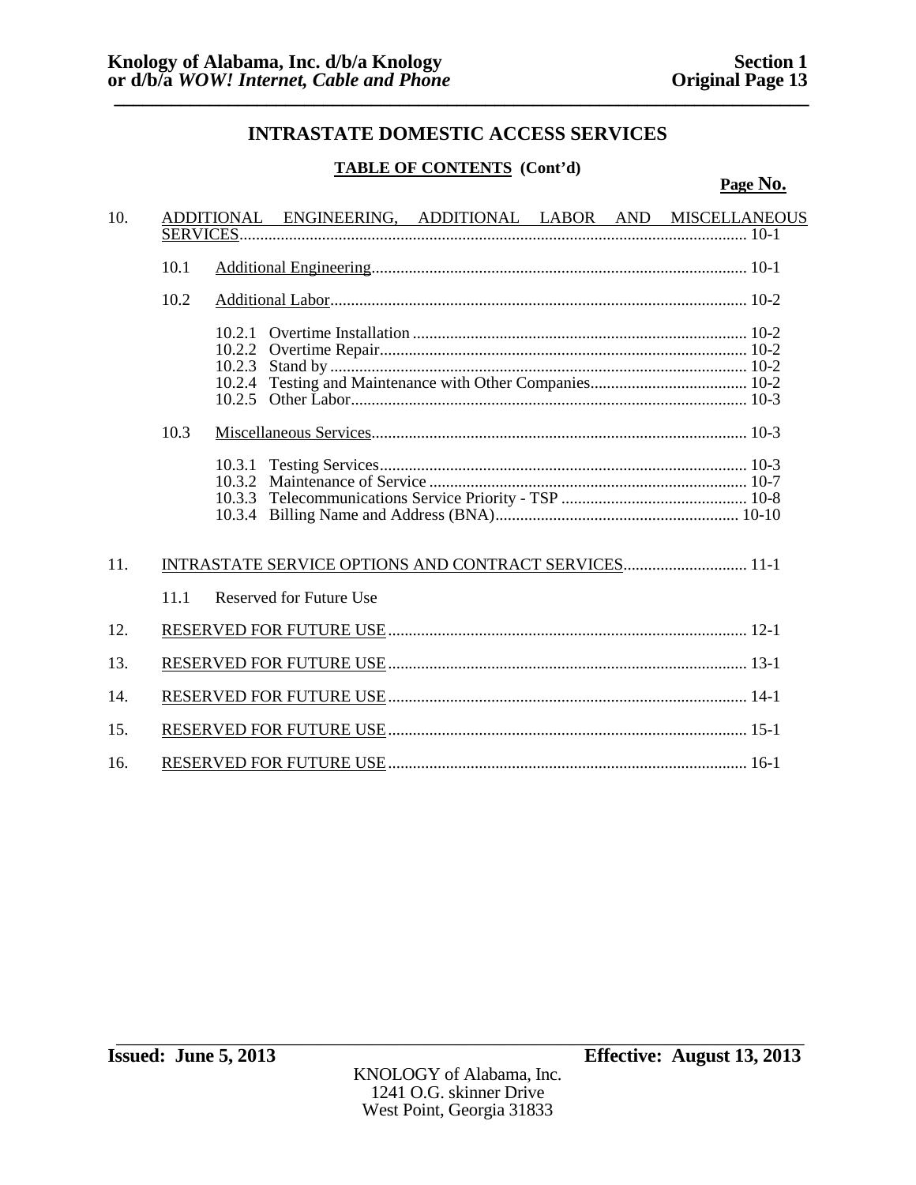## INTRASTATE DOMESTIC ACCESS SERVICES

### TABLE OF CONTENTS (Cont'd)

| | | | Page No. |
|---|---|---|---|
| 10. | ADDITIONAL ENGINEERING, ADDITIONAL LABOR AND MISCELLANEOUS SERVICES | | 10-1 |
| | 10.1 | Additional Engineering | 10-1 |
| | 10.2 | Additional Labor | 10-2 |
| | | 10.2.1 Overtime Installation | 10-2 |
| | | 10.2.2 Overtime Repair | 10-2 |
| | | 10.2.3 Stand by | 10-2 |
| | | 10.2.4 Testing and Maintenance with Other Companies | 10-2 |
| | | 10.2.5 Other Labor | 10-3 |
| | 10.3 | Miscellaneous Services | 10-3 |
| | | 10.3.1 Testing Services | 10-3 |
| | | 10.3.2 Maintenance of Service | 10-7 |
| | | 10.3.3 Telecommunications Service Priority - TSP | 10-8 |
| | | 10.3.4 Billing Name and Address (BNA) | 10-10 |
| 11. | INTRASTATE SERVICE OPTIONS AND CONTRACT SERVICES | | 11-1 |
| | 11.1 | Reserved for Future Use | |
| 12. | RESERVED FOR FUTURE USE | | 12-1 |
| 13. | RESERVED FOR FUTURE USE | | 13-1 |
| 14. | RESERVED FOR FUTURE USE | | 14-1 |
| 15. | RESERVED FOR FUTURE USE | | 15-1 |
| 16. | RESERVED FOR FUTURE USE | | 16-1 |

**Issued: June 5, 2013** **Effective: August 13, 2013**

KNOLOGY of Alabama, Inc.
1241 O.G. skinner Drive
West Point, Georgia 31833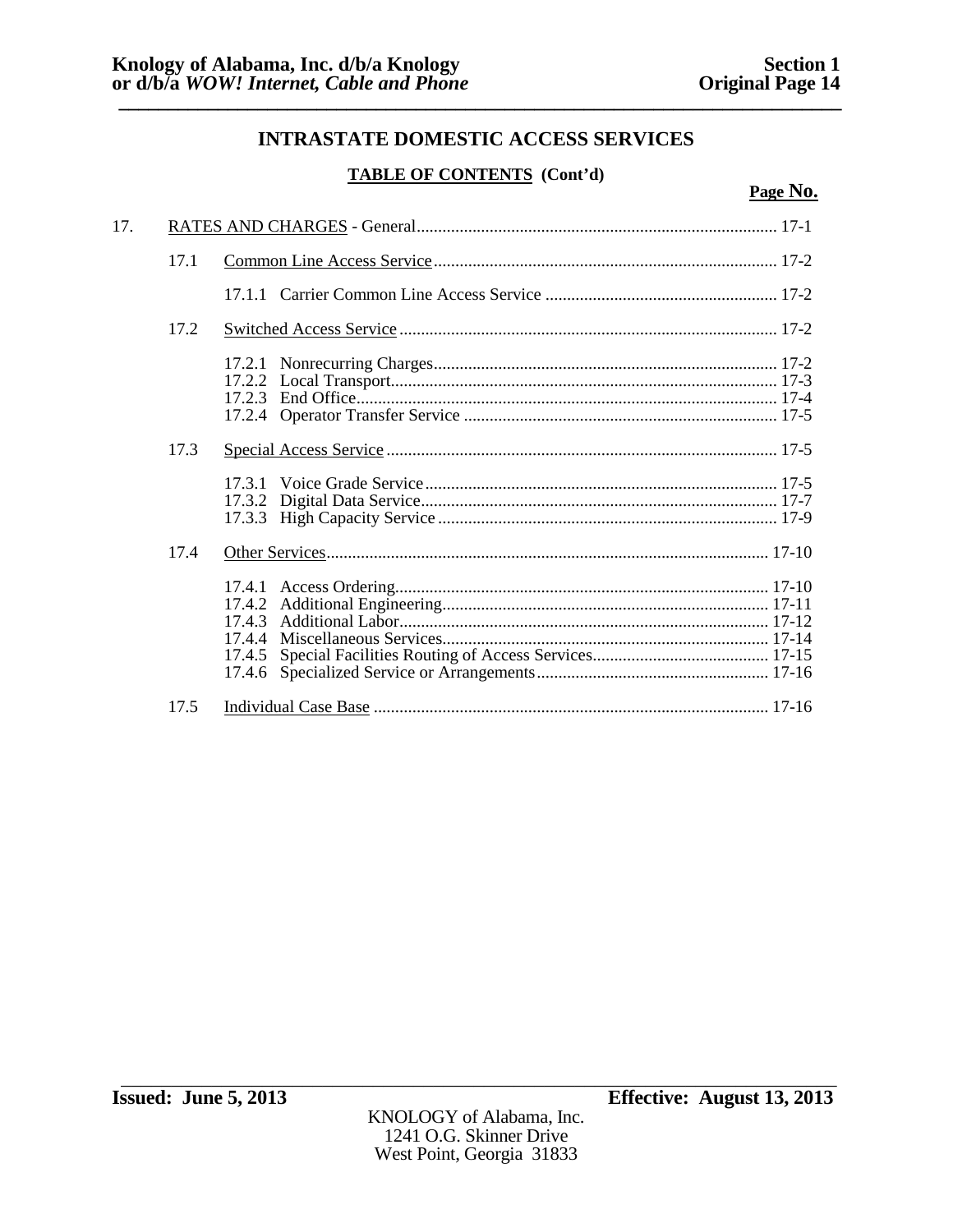## INTRASTATE DOMESTIC ACCESS SERVICES

### TABLE OF CONTENTS (Cont'd)

| | | | Page No. |
|---|---|---|---|
| 17. | RATES AND CHARGES - General | | 17-1 |
| | 17.1 | Common Line Access Service | 17-2 |
| | | 17.1.1 Carrier Common Line Access Service | 17-2 |
| | 17.2 | Switched Access Service | 17-2 |
| | | 17.2.1 Nonrecurring Charges | 17-2 |
| | | 17.2.2 Local Transport | 17-3 |
| | | 17.2.3 End Office | 17-4 |
| | | 17.2.4 Operator Transfer Service | 17-5 |
| | 17.3 | Special Access Service | 17-5 |
| | | 17.3.1 Voice Grade Service | 17-5 |
| | | 17.3.2 Digital Data Service | 17-7 |
| | | 17.3.3 High Capacity Service | 17-9 |
| | 17.4 | Other Services | 17-10 |
| | | 17.4.1 Access Ordering | 17-10 |
| | | 17.4.2 Additional Engineering | 17-11 |
| | | 17.4.3 Additional Labor | 17-12 |
| | | 17.4.4 Miscellaneous Services | 17-14 |
| | | 17.4.5 Special Facilities Routing of Access Services | 17-15 |
| | | 17.4.6 Specialized Service or Arrangements | 17-16 |
| | 17.5 | Individual Case Base | 17-16 |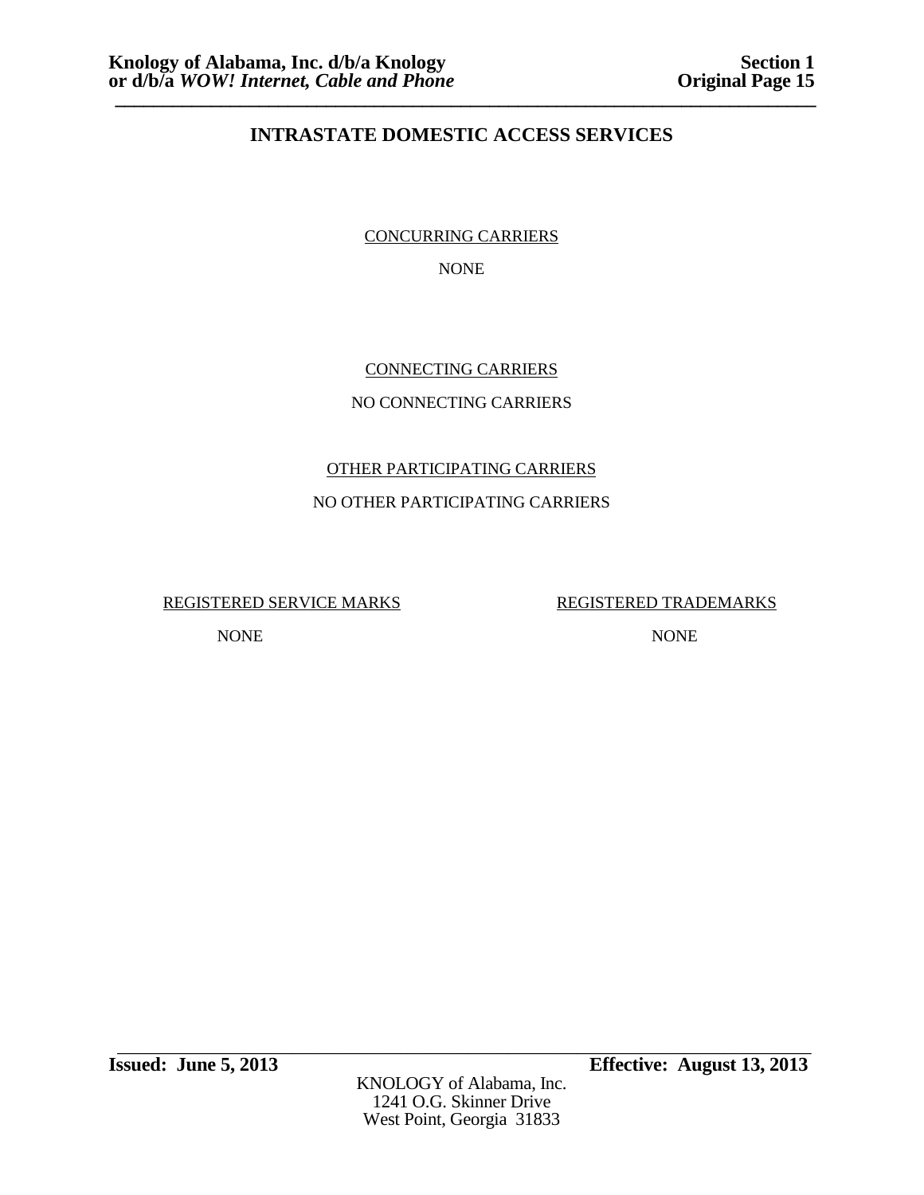# INTRASTATE DOMESTIC ACCESS SERVICES

CONCURRING CARRIERS

NONE

CONNECTING CARRIERS

NO CONNECTING CARRIERS

OTHER PARTICIPATING CARRIERS

NO OTHER PARTICIPATING CARRIERS

| REGISTERED SERVICE MARKS | REGISTERED TRADEMARKS |
| --- | --- |
| NONE | NONE |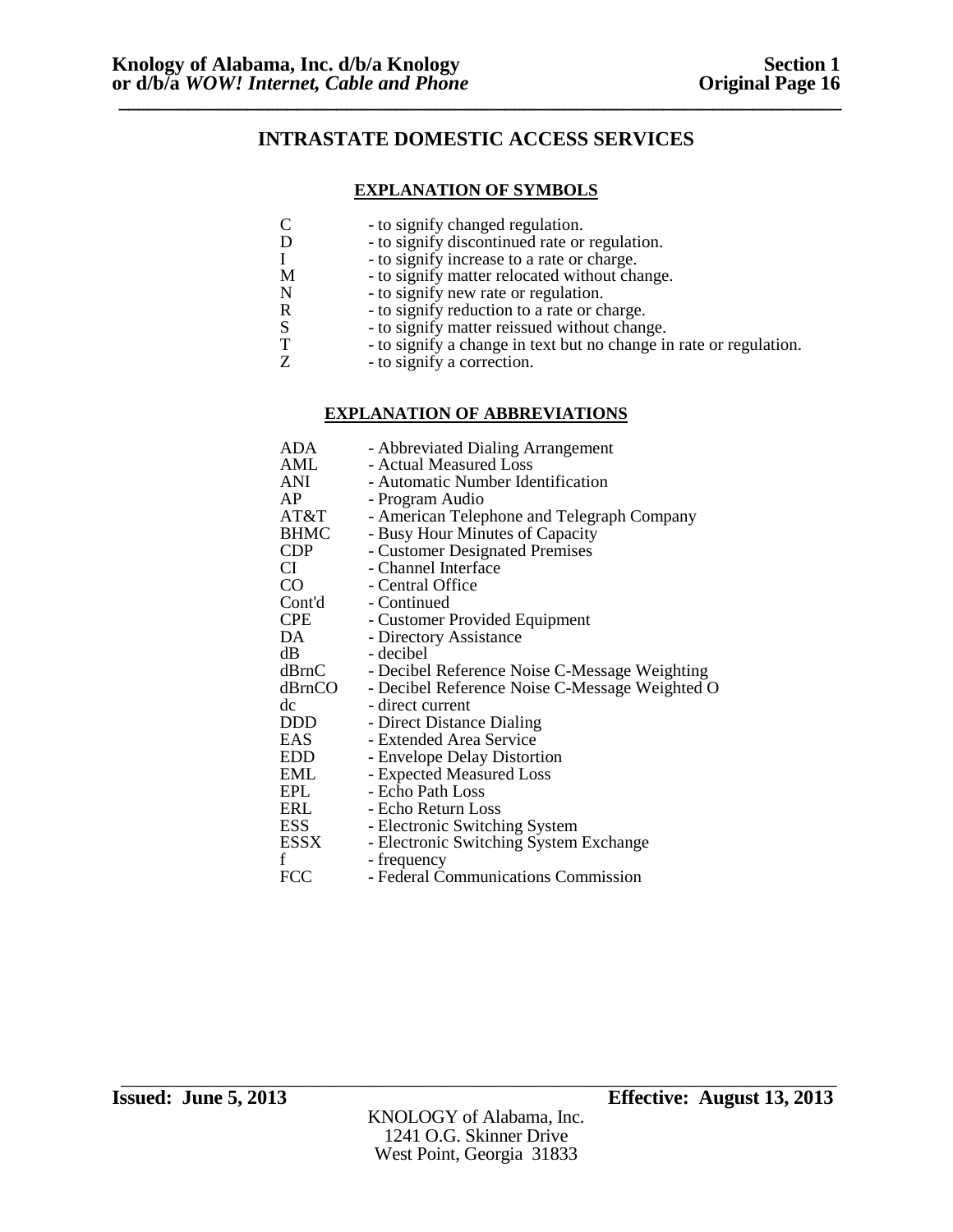# INTRASTATE DOMESTIC ACCESS SERVICES

## EXPLANATION OF SYMBOLS

| | |
|---|---|
| C | - to signify changed regulation. |
| D | - to signify discontinued rate or regulation. |
| I | - to signify increase to a rate or charge. |
| M | - to signify matter relocated without change. |
| N | - to signify new rate or regulation. |
| R | - to signify reduction to a rate or charge. |
| S | - to signify matter reissued without change. |
| T | - to signify a change in text but no change in rate or regulation. |
| Z | - to signify a correction. |

## EXPLANATION OF ABBREVIATIONS

| | |
|---|---|
| ADA | - Abbreviated Dialing Arrangement |
| AML | - Actual Measured Loss |
| ANI | - Automatic Number Identification |
| AP | - Program Audio |
| AT&T | - American Telephone and Telegraph Company |
| BHMC | - Busy Hour Minutes of Capacity |
| CDP | - Customer Designated Premises |
| CI | - Channel Interface |
| CO | - Central Office |
| Cont'd | - Continued |
| CPE | - Customer Provided Equipment |
| DA | - Directory Assistance |
| dB | - decibel |
| dBrnC | - Decibel Reference Noise C-Message Weighting |
| dBrnCO | - Decibel Reference Noise C-Message Weighted O |
| dc | - direct current |
| DDD | - Direct Distance Dialing |
| EAS | - Extended Area Service |
| EDD | - Envelope Delay Distortion |
| EML | - Expected Measured Loss |
| EPL | - Echo Path Loss |
| ERL | - Echo Return Loss |
| ESS | - Electronic Switching System |
| ESSX | - Electronic Switching System Exchange |
| f | - frequency |
| FCC | - Federal Communications Commission |

**Issued: June 5, 2013** **Effective: August 13, 2013**

KNOLOGY of Alabama, Inc.
1241 O.G. Skinner Drive
West Point, Georgia 31833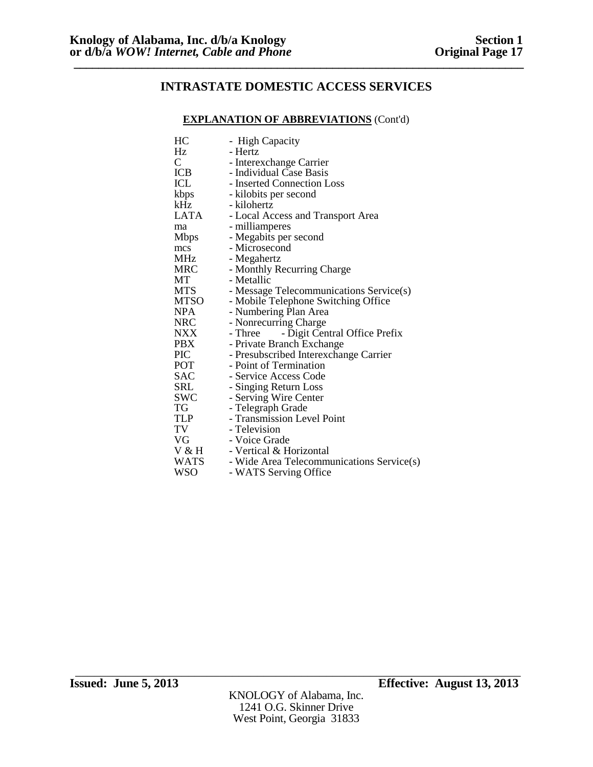## INTRASTATE DOMESTIC ACCESS SERVICES

**EXPLANATION OF ABBREVIATIONS** (Cont'd)

| | |
|---|---|
| HC | - High Capacity |
| Hz | - Hertz |
| C | - Interexchange Carrier |
| ICB | - Individual Case Basis |
| ICL | - Inserted Connection Loss |
| kbps | - kilobits per second |
| kHz | - kilohertz |
| LATA | - Local Access and Transport Area |
| ma | - milliamperes |
| Mbps | - Megabits per second |
| mcs | - Microsecond |
| MHz | - Megahertz |
| MRC | - Monthly Recurring Charge |
| MT | - Metallic |
| MTS | - Message Telecommunications Service(s) |
| MTSO | - Mobile Telephone Switching Office |
| NPA | - Numbering Plan Area |
| NRC | - Nonrecurring Charge |
| NXX | - Three - Digit Central Office Prefix |
| PBX | - Private Branch Exchange |
| PIC | - Presubscribed Interexchange Carrier |
| POT | - Point of Termination |
| SAC | - Service Access Code |
| SRL | - Singing Return Loss |
| SWC | - Serving Wire Center |
| TG | - Telegraph Grade |
| TLP | - Transmission Level Point |
| TV | - Television |
| VG | - Voice Grade |
| V & H | - Vertical & Horizontal |
| WATS | - Wide Area Telecommunications Service(s) |
| WSO | - WATS Serving Office |

**Issued: June 5, 2013** **Effective: August 13, 2013**

KNOLOGY of Alabama, Inc.
1241 O.G. Skinner Drive
West Point, Georgia 31833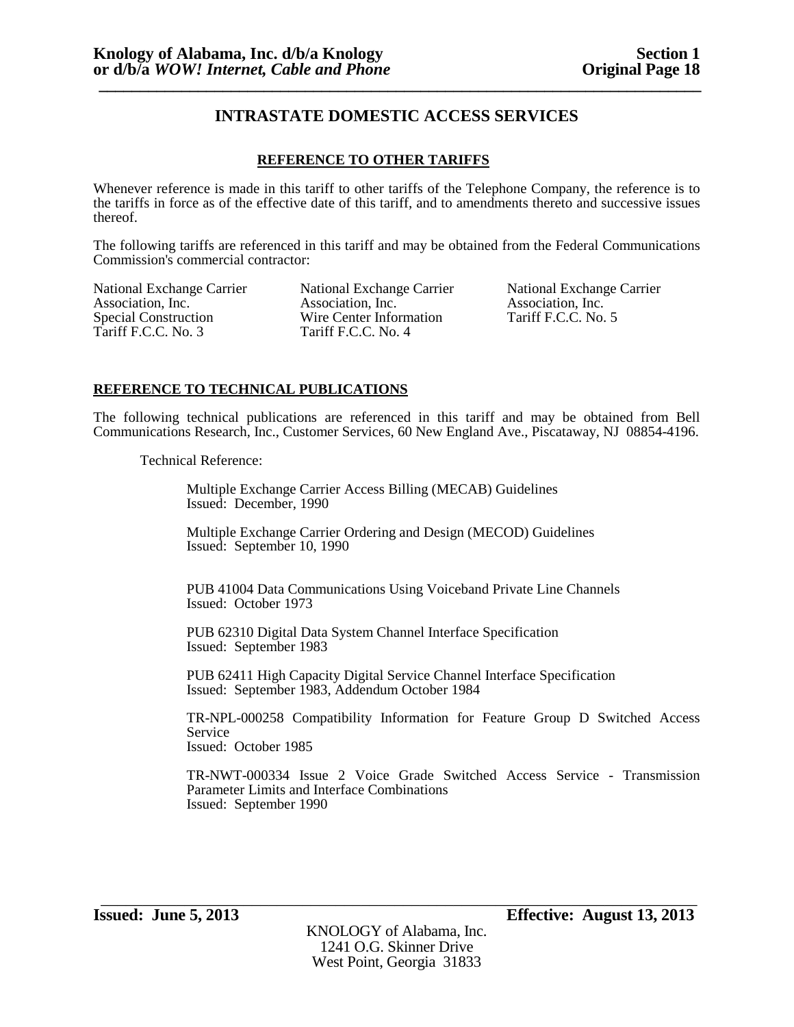## INTRASTATE DOMESTIC ACCESS SERVICES

### REFERENCE TO OTHER TARIFFS

Whenever reference is made in this tariff to other tariffs of the Telephone Company, the reference is to the tariffs in force as of the effective date of this tariff, and to amendments thereto and successive issues thereof.

The following tariffs are referenced in this tariff and may be obtained from the Federal Communications Commission's commercial contractor:

National Exchange Carrier Association, Inc.
Special Construction
Tariff F.C.C. No. 3

National Exchange Carrier Association, Inc.
Wire Center Information
Tariff F.C.C. No. 4

National Exchange Carrier Association, Inc.
Tariff F.C.C. No. 5

### REFERENCE TO TECHNICAL PUBLICATIONS

The following technical publications are referenced in this tariff and may be obtained from Bell Communications Research, Inc., Customer Services, 60 New England Ave., Piscataway, NJ 08854-4196.

Technical Reference:

Multiple Exchange Carrier Access Billing (MECAB) Guidelines
Issued: December, 1990

Multiple Exchange Carrier Ordering and Design (MECOD) Guidelines
Issued: September 10, 1990

PUB 41004 Data Communications Using Voiceband Private Line Channels
Issued: October 1973

PUB 62310 Digital Data System Channel Interface Specification
Issued: September 1983

PUB 62411 High Capacity Digital Service Channel Interface Specification
Issued: September 1983, Addendum October 1984

TR-NPL-000258 Compatibility Information for Feature Group D Switched Access Service
Issued: October 1985

TR-NWT-000334 Issue 2 Voice Grade Switched Access Service - Transmission Parameter Limits and Interface Combinations
Issued: September 1990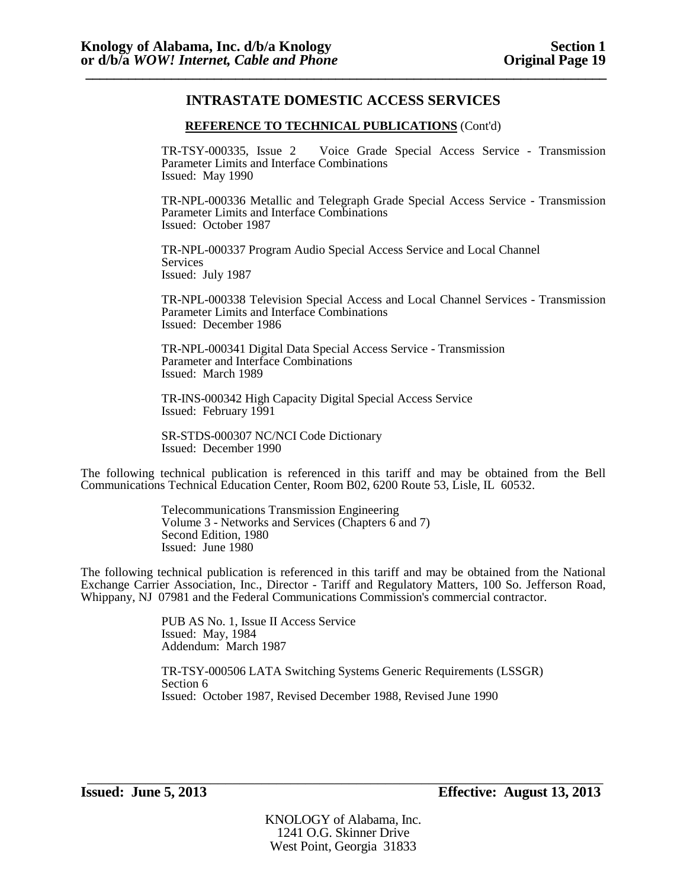## INTRASTATE DOMESTIC ACCESS SERVICES

**REFERENCE TO TECHNICAL PUBLICATIONS** (Cont'd)

TR-TSY-000335, Issue 2 Voice Grade Special Access Service - Transmission Parameter Limits and Interface Combinations
Issued: May 1990

TR-NPL-000336 Metallic and Telegraph Grade Special Access Service - Transmission Parameter Limits and Interface Combinations
Issued: October 1987

TR-NPL-000337 Program Audio Special Access Service and Local Channel Services
Issued: July 1987

TR-NPL-000338 Television Special Access and Local Channel Services - Transmission Parameter Limits and Interface Combinations
Issued: December 1986

TR-NPL-000341 Digital Data Special Access Service - Transmission Parameter and Interface Combinations
Issued: March 1989

TR-INS-000342 High Capacity Digital Special Access Service
Issued: February 1991

SR-STDS-000307 NC/NCI Code Dictionary
Issued: December 1990

The following technical publication is referenced in this tariff and may be obtained from the Bell Communications Technical Education Center, Room B02, 6200 Route 53, Lisle, IL 60532.

Telecommunications Transmission Engineering
Volume 3 - Networks and Services (Chapters 6 and 7)
Second Edition, 1980
Issued: June 1980

The following technical publication is referenced in this tariff and may be obtained from the National Exchange Carrier Association, Inc., Director - Tariff and Regulatory Matters, 100 So. Jefferson Road, Whippany, NJ 07981 and the Federal Communications Commission's commercial contractor.

PUB AS No. 1, Issue II Access Service
Issued: May, 1984
Addendum: March 1987

TR-TSY-000506 LATA Switching Systems Generic Requirements (LSSGR)
Section 6
Issued: October 1987, Revised December 1988, Revised June 1990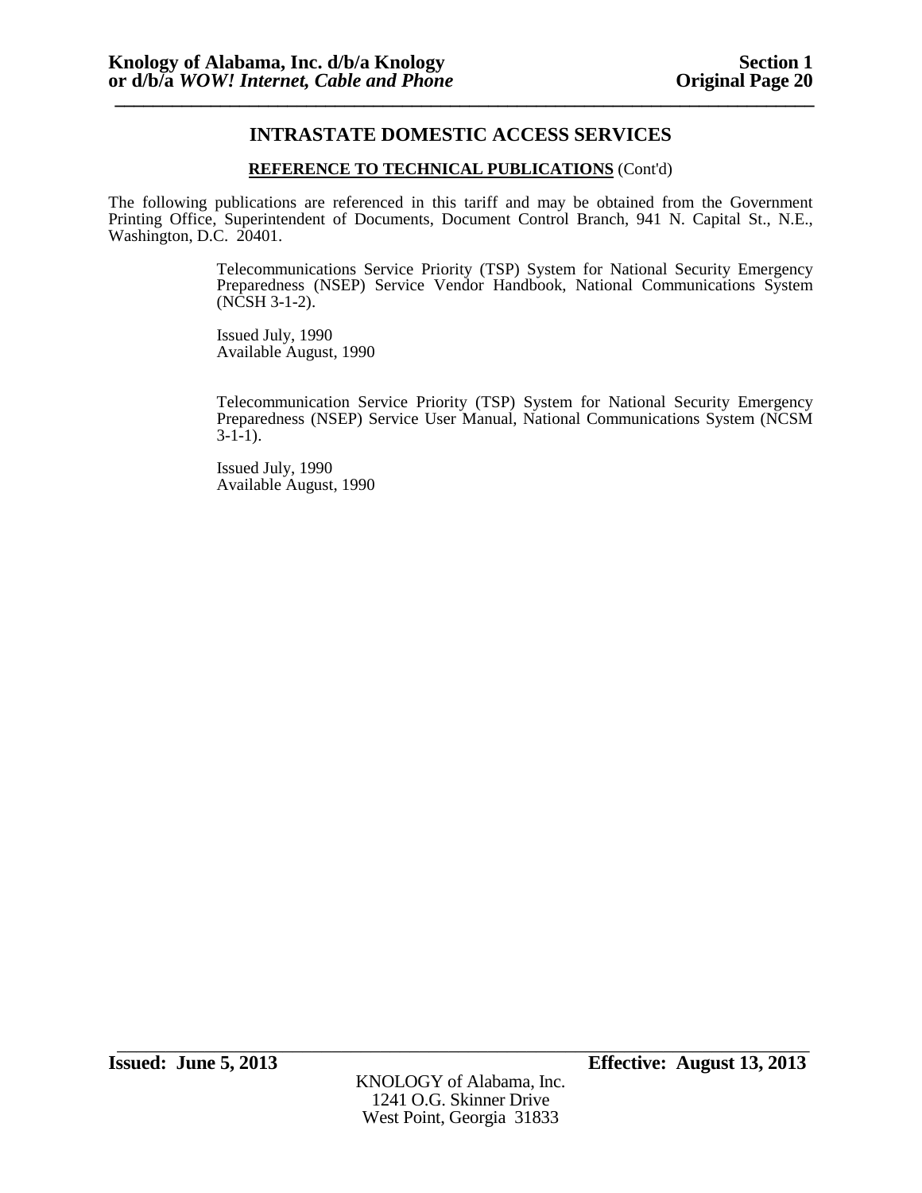## INTRASTATE DOMESTIC ACCESS SERVICES

**REFERENCE TO TECHNICAL PUBLICATIONS** (Cont'd)

The following publications are referenced in this tariff and may be obtained from the Government Printing Office, Superintendent of Documents, Document Control Branch, 941 N. Capital St., N.E., Washington, D.C. 20401.

Telecommunications Service Priority (TSP) System for National Security Emergency Preparedness (NSEP) Service Vendor Handbook, National Communications System (NCSH 3-1-2).

Issued July, 1990
Available August, 1990

Telecommunication Service Priority (TSP) System for National Security Emergency Preparedness (NSEP) Service User Manual, National Communications System (NCSM 3-1-1).

Issued July, 1990
Available August, 1990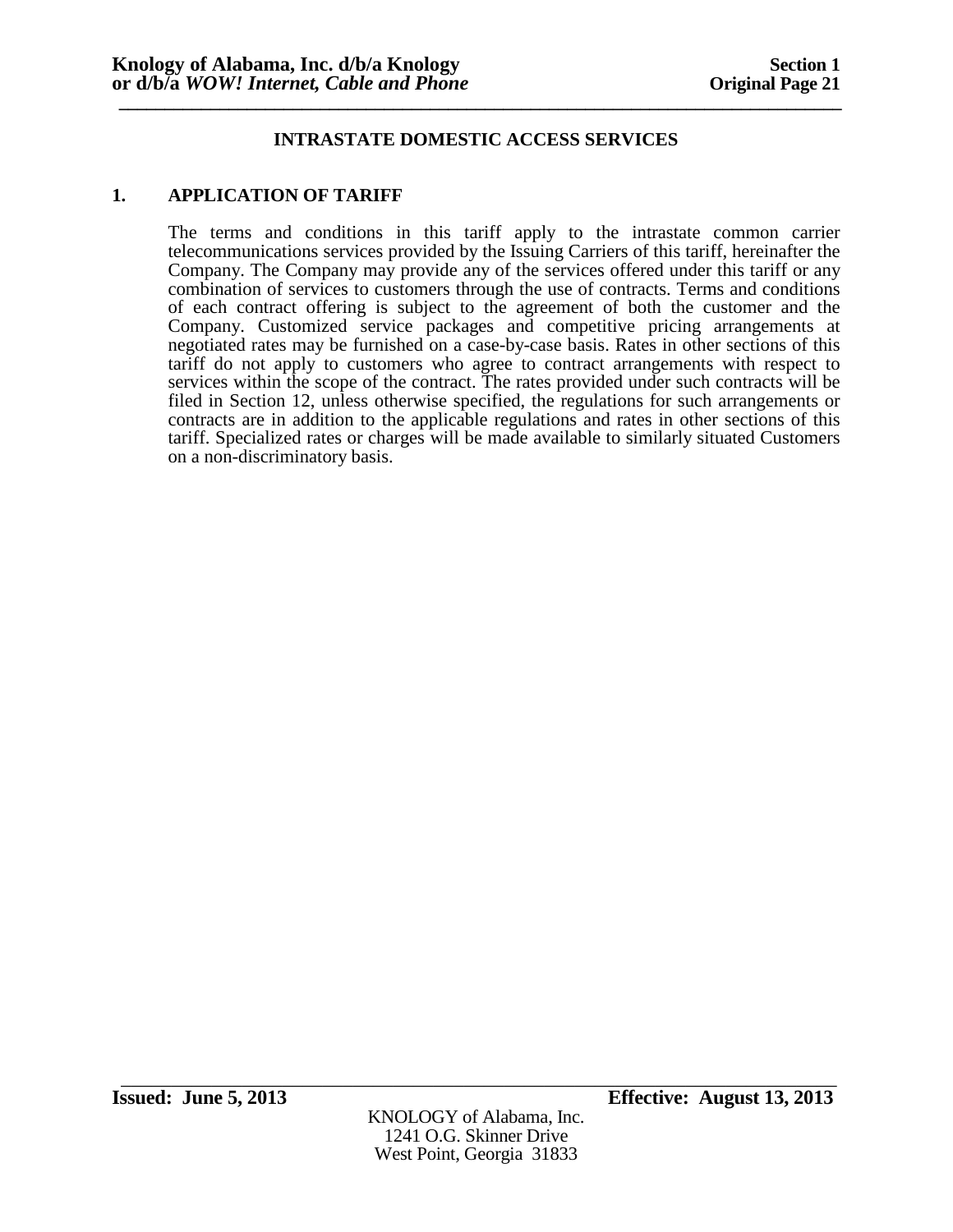## INTRASTATE DOMESTIC ACCESS SERVICES

### 1. APPLICATION OF TARIFF

The terms and conditions in this tariff apply to the intrastate common carrier telecommunications services provided by the Issuing Carriers of this tariff, hereinafter the Company. The Company may provide any of the services offered under this tariff or any combination of services to customers through the use of contracts. Terms and conditions of each contract offering is subject to the agreement of both the customer and the Company. Customized service packages and competitive pricing arrangements at negotiated rates may be furnished on a case-by-case basis. Rates in other sections of this tariff do not apply to customers who agree to contract arrangements with respect to services within the scope of the contract. The rates provided under such contracts will be filed in Section 12, unless otherwise specified, the regulations for such arrangements or contracts are in addition to the applicable regulations and rates in other sections of this tariff. Specialized rates or charges will be made available to similarly situated Customers on a non-discriminatory basis.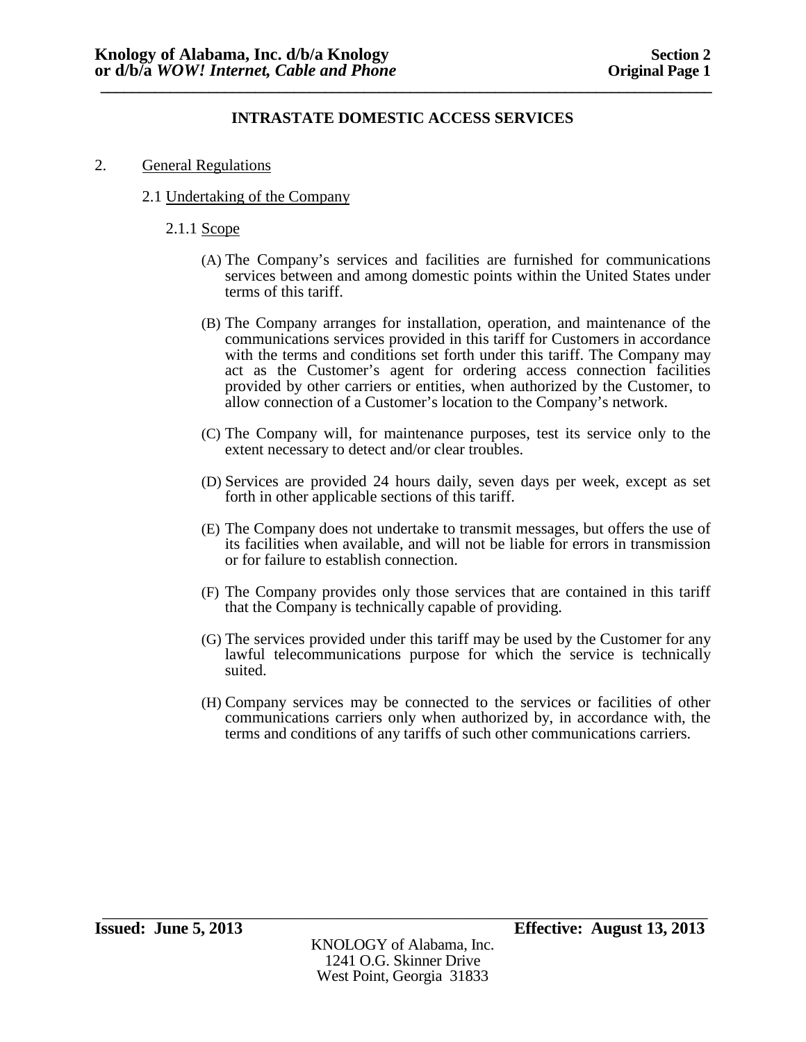## INTRASTATE DOMESTIC ACCESS SERVICES

2. General Regulations

2.1 Undertaking of the Company

2.1.1 Scope

(A) The Company's services and facilities are furnished for communications services between and among domestic points within the United States under terms of this tariff.

(B) The Company arranges for installation, operation, and maintenance of the communications services provided in this tariff for Customers in accordance with the terms and conditions set forth under this tariff. The Company may act as the Customer's agent for ordering access connection facilities provided by other carriers or entities, when authorized by the Customer, to allow connection of a Customer's location to the Company's network.

(C) The Company will, for maintenance purposes, test its service only to the extent necessary to detect and/or clear troubles.

(D) Services are provided 24 hours daily, seven days per week, except as set forth in other applicable sections of this tariff.

(E) The Company does not undertake to transmit messages, but offers the use of its facilities when available, and will not be liable for errors in transmission or for failure to establish connection.

(F) The Company provides only those services that are contained in this tariff that the Company is technically capable of providing.

(G) The services provided under this tariff may be used by the Customer for any lawful telecommunications purpose for which the service is technically suited.

(H) Company services may be connected to the services or facilities of other communications carriers only when authorized by, in accordance with, the terms and conditions of any tariffs of such other communications carriers.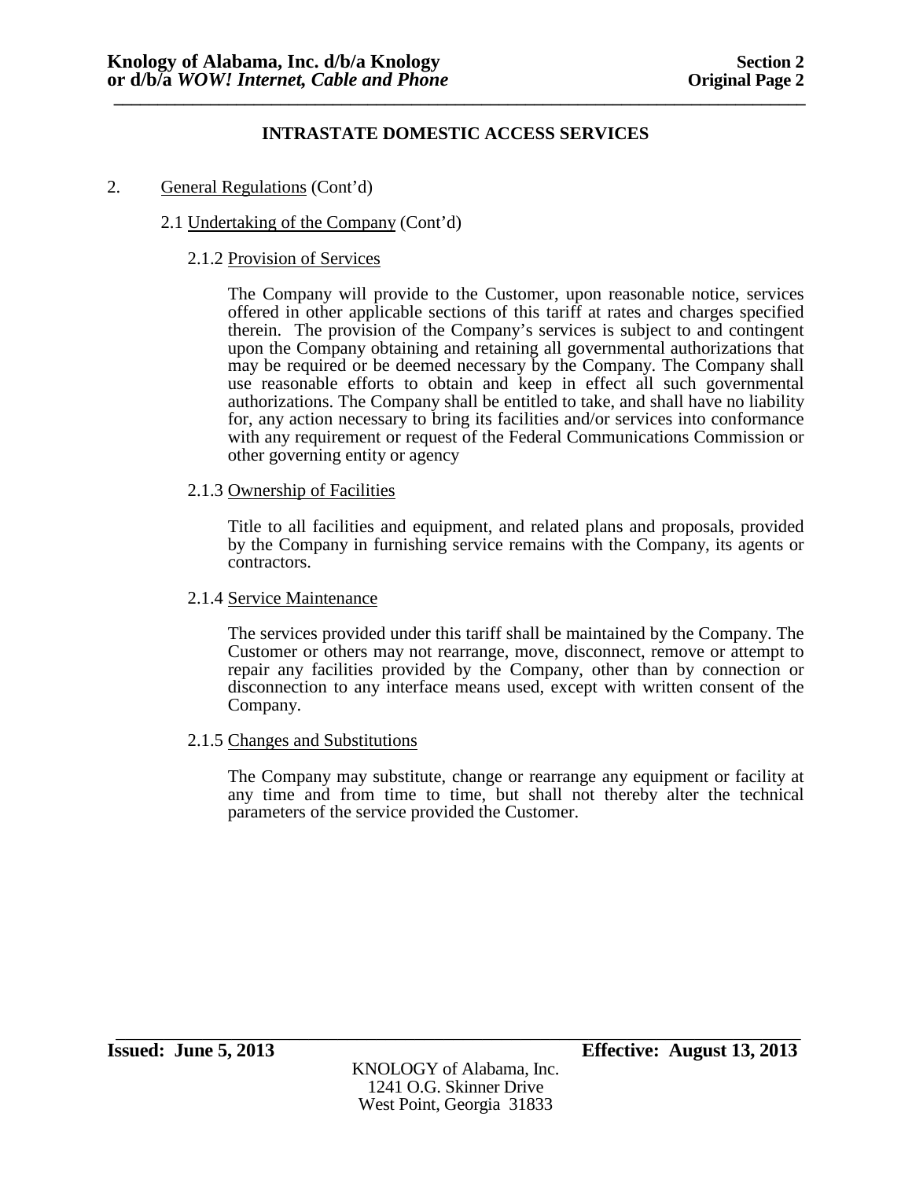## INTRASTATE DOMESTIC ACCESS SERVICES

2. General Regulations (Cont'd)

2.1 Undertaking of the Company (Cont'd)

2.1.2 Provision of Services

The Company will provide to the Customer, upon reasonable notice, services offered in other applicable sections of this tariff at rates and charges specified therein. The provision of the Company's services is subject to and contingent upon the Company obtaining and retaining all governmental authorizations that may be required or be deemed necessary by the Company. The Company shall use reasonable efforts to obtain and keep in effect all such governmental authorizations. The Company shall be entitled to take, and shall have no liability for, any action necessary to bring its facilities and/or services into conformance with any requirement or request of the Federal Communications Commission or other governing entity or agency

2.1.3 Ownership of Facilities

Title to all facilities and equipment, and related plans and proposals, provided by the Company in furnishing service remains with the Company, its agents or contractors.

2.1.4 Service Maintenance

The services provided under this tariff shall be maintained by the Company. The Customer or others may not rearrange, move, disconnect, remove or attempt to repair any facilities provided by the Company, other than by connection or disconnection to any interface means used, except with written consent of the Company.

2.1.5 Changes and Substitutions

The Company may substitute, change or rearrange any equipment or facility at any time and from time to time, but shall not thereby alter the technical parameters of the service provided the Customer.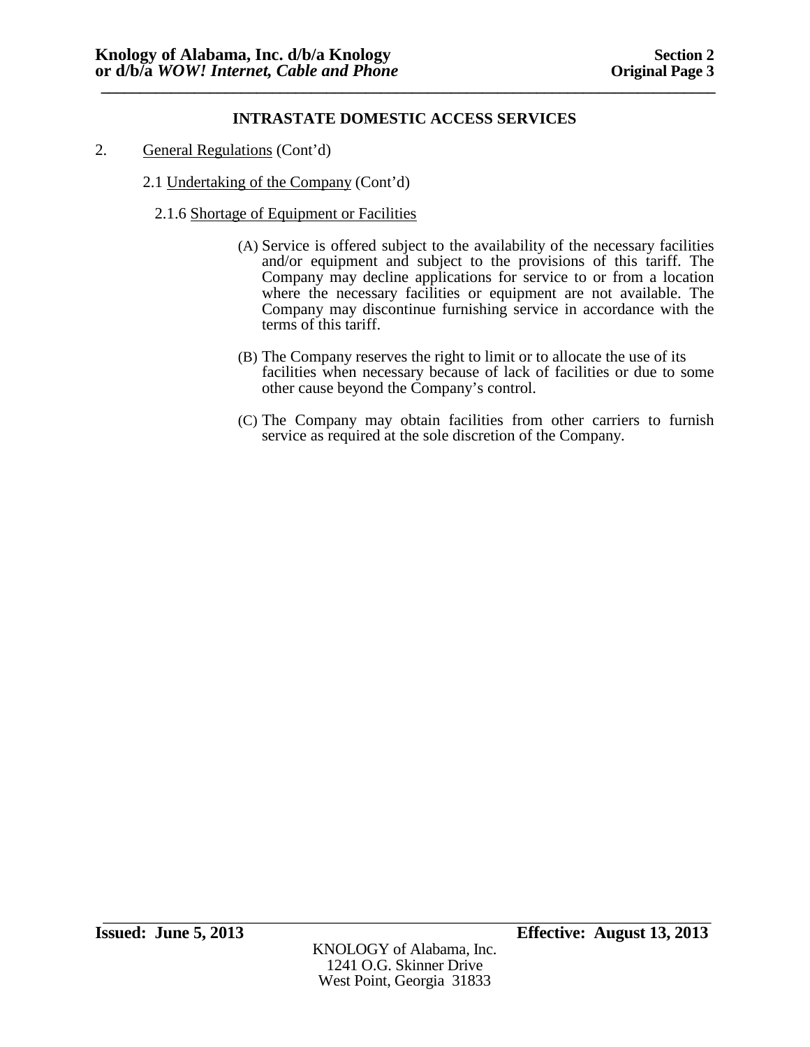**INTRASTATE DOMESTIC ACCESS SERVICES**

2. General Regulations (Cont'd)

2.1 Undertaking of the Company (Cont'd)

2.1.6 Shortage of Equipment or Facilities

(A) Service is offered subject to the availability of the necessary facilities and/or equipment and subject to the provisions of this tariff. The Company may decline applications for service to or from a location where the necessary facilities or equipment are not available. The Company may discontinue furnishing service in accordance with the terms of this tariff.

(B) The Company reserves the right to limit or to allocate the use of its facilities when necessary because of lack of facilities or due to some other cause beyond the Company's control.

(C) The Company may obtain facilities from other carriers to furnish service as required at the sole discretion of the Company.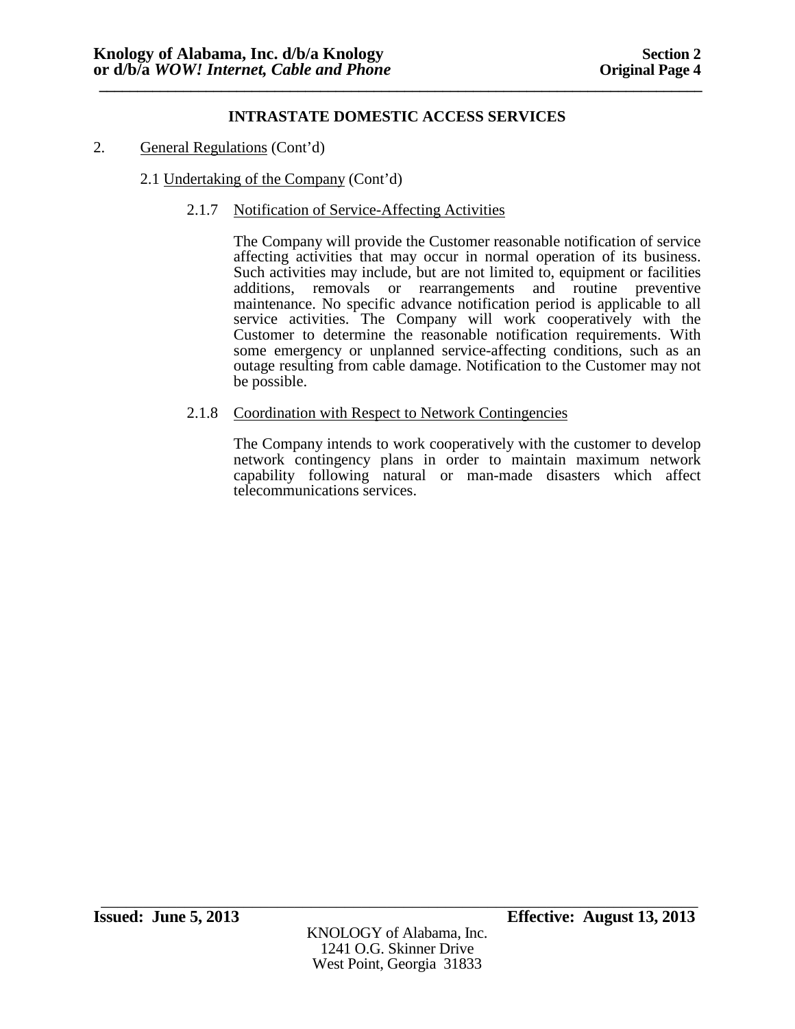## INTRASTATE DOMESTIC ACCESS SERVICES

2. General Regulations (Cont'd)

2.1 Undertaking of the Company (Cont'd)

2.1.7 Notification of Service-Affecting Activities

The Company will provide the Customer reasonable notification of service affecting activities that may occur in normal operation of its business. Such activities may include, but are not limited to, equipment or facilities additions, removals or rearrangements and routine preventive maintenance. No specific advance notification period is applicable to all service activities. The Company will work cooperatively with the Customer to determine the reasonable notification requirements. With some emergency or unplanned service-affecting conditions, such as an outage resulting from cable damage. Notification to the Customer may not be possible.

2.1.8 Coordination with Respect to Network Contingencies

The Company intends to work cooperatively with the customer to develop network contingency plans in order to maintain maximum network capability following natural or man-made disasters which affect telecommunications services.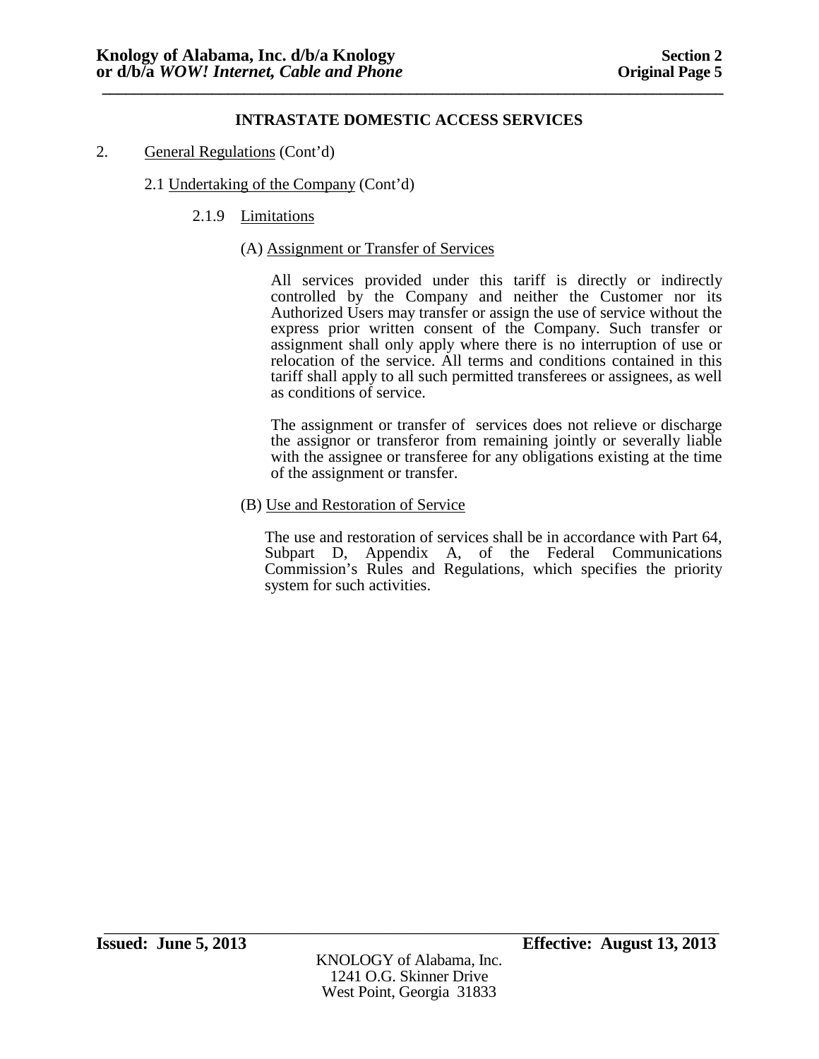### INTRASTATE DOMESTIC ACCESS SERVICES

2. <u>General Regulations</u> (Cont'd)

2.1 <u>Undertaking of the Company</u> (Cont'd)

2.1.9 <u>Limitations</u>

(A) <u>Assignment or Transfer of Services</u>

All services provided under this tariff is directly or indirectly controlled by the Company and neither the Customer nor its Authorized Users may transfer or assign the use of service without the express prior written consent of the Company. Such transfer or assignment shall only apply where there is no interruption of use or relocation of the service. All terms and conditions contained in this tariff shall apply to all such permitted transferees or assignees, as well as conditions of service.

The assignment or transfer of services does not relieve or discharge the assignor or transferor from remaining jointly or severally liable with the assignee or transferee for any obligations existing at the time of the assignment or transfer.

(B) <u>Use and Restoration of Service</u>

The use and restoration of services shall be in accordance with Part 64, Subpart D, Appendix A, of the Federal Communications Commission's Rules and Regulations, which specifies the priority system for such activities.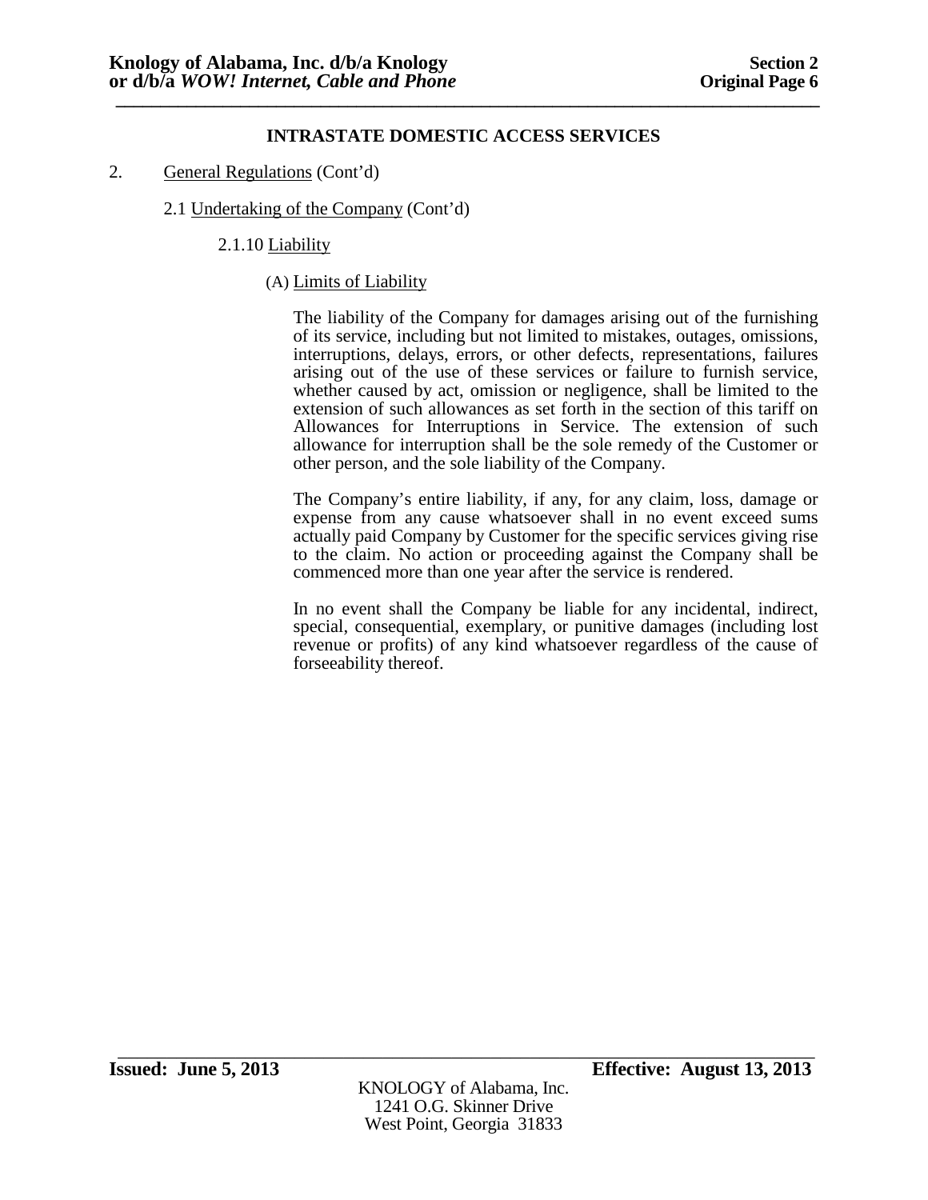## INTRASTATE DOMESTIC ACCESS SERVICES

2. General Regulations (Cont'd)

2.1 Undertaking of the Company (Cont'd)

2.1.10 Liability

(A) Limits of Liability

The liability of the Company for damages arising out of the furnishing of its service, including but not limited to mistakes, outages, omissions, interruptions, delays, errors, or other defects, representations, failures arising out of the use of these services or failure to furnish service, whether caused by act, omission or negligence, shall be limited to the extension of such allowances as set forth in the section of this tariff on Allowances for Interruptions in Service. The extension of such allowance for interruption shall be the sole remedy of the Customer or other person, and the sole liability of the Company.

The Company's entire liability, if any, for any claim, loss, damage or expense from any cause whatsoever shall in no event exceed sums actually paid Company by Customer for the specific services giving rise to the claim. No action or proceeding against the Company shall be commenced more than one year after the service is rendered.

In no event shall the Company be liable for any incidental, indirect, special, consequential, exemplary, or punitive damages (including lost revenue or profits) of any kind whatsoever regardless of the cause of forseeability thereof.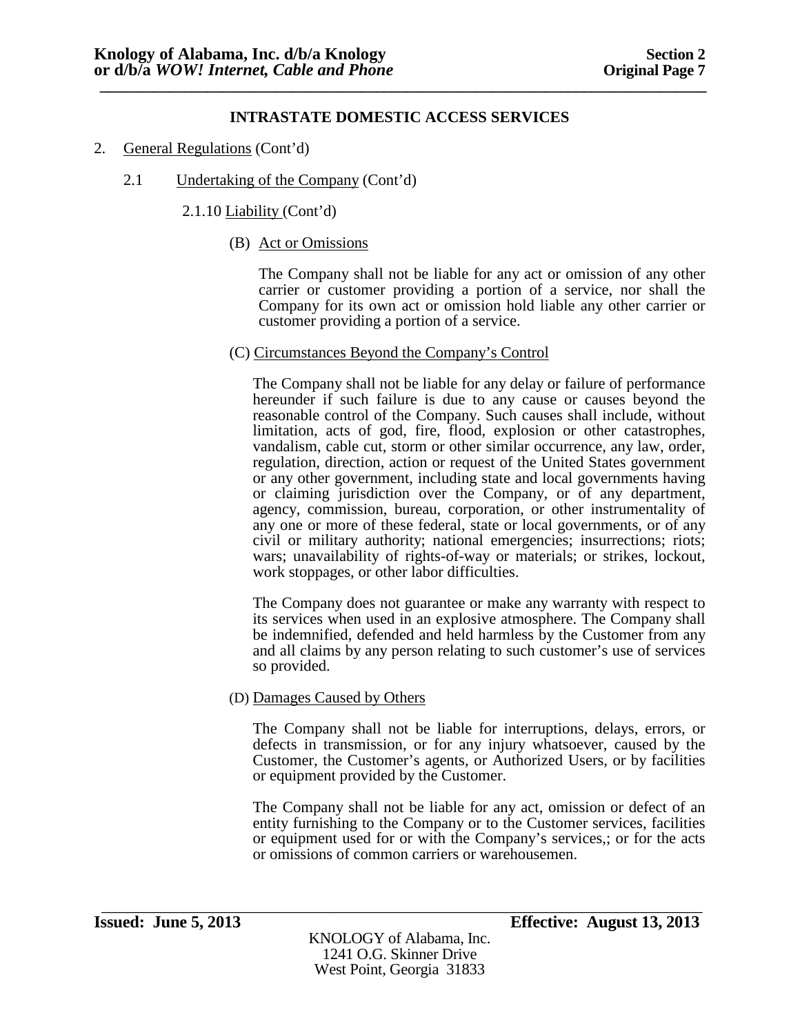## INTRASTATE DOMESTIC ACCESS SERVICES

2. General Regulations (Cont'd)

2.1 Undertaking of the Company (Cont'd)

2.1.10 Liability (Cont'd)

(B) Act or Omissions

The Company shall not be liable for any act or omission of any other carrier or customer providing a portion of a service, nor shall the Company for its own act or omission hold liable any other carrier or customer providing a portion of a service.

(C) Circumstances Beyond the Company's Control

The Company shall not be liable for any delay or failure of performance hereunder if such failure is due to any cause or causes beyond the reasonable control of the Company. Such causes shall include, without limitation, acts of god, fire, flood, explosion or other catastrophes, vandalism, cable cut, storm or other similar occurrence, any law, order, regulation, direction, action or request of the United States government or any other government, including state and local governments having or claiming jurisdiction over the Company, or of any department, agency, commission, bureau, corporation, or other instrumentality of any one or more of these federal, state or local governments, or of any civil or military authority; national emergencies; insurrections; riots; wars; unavailability of rights-of-way or materials; or strikes, lockout, work stoppages, or other labor difficulties.

The Company does not guarantee or make any warranty with respect to its services when used in an explosive atmosphere. The Company shall be indemnified, defended and held harmless by the Customer from any and all claims by any person relating to such customer's use of services so provided.

(D) Damages Caused by Others

The Company shall not be liable for interruptions, delays, errors, or defects in transmission, or for any injury whatsoever, caused by the Customer, the Customer's agents, or Authorized Users, or by facilities or equipment provided by the Customer.

The Company shall not be liable for any act, omission or defect of an entity furnishing to the Company or to the Customer services, facilities or equipment used for or with the Company's services,; or for the acts or omissions of common carriers or warehousemen.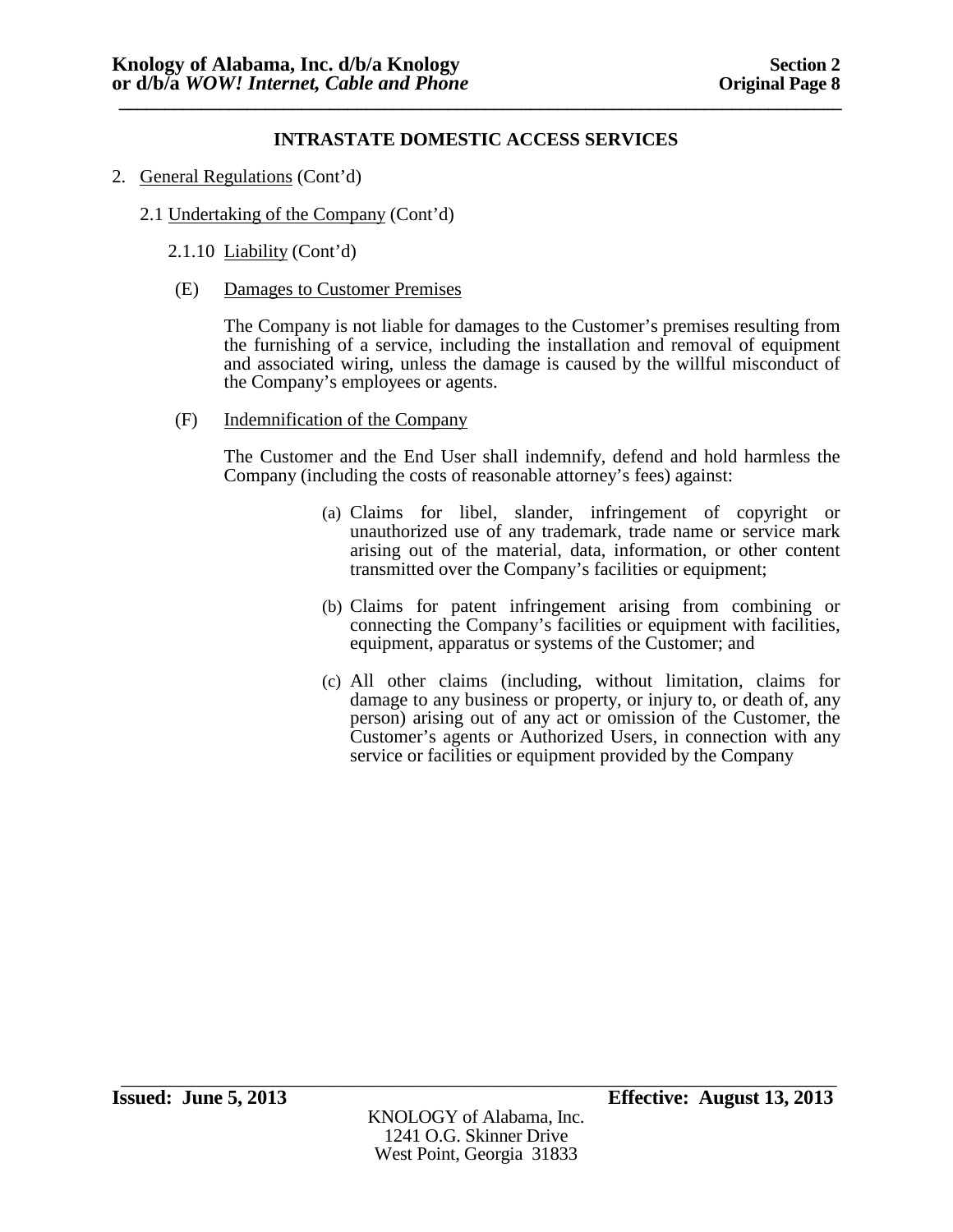## INTRASTATE DOMESTIC ACCESS SERVICES

2. General Regulations (Cont'd)

2.1 Undertaking of the Company (Cont'd)

2.1.10 Liability (Cont'd)

(E) Damages to Customer Premises

The Company is not liable for damages to the Customer's premises resulting from the furnishing of a service, including the installation and removal of equipment and associated wiring, unless the damage is caused by the willful misconduct of the Company's employees or agents.

(F) Indemnification of the Company

The Customer and the End User shall indemnify, defend and hold harmless the Company (including the costs of reasonable attorney's fees) against:

(a) Claims for libel, slander, infringement of copyright or unauthorized use of any trademark, trade name or service mark arising out of the material, data, information, or other content transmitted over the Company's facilities or equipment;

(b) Claims for patent infringement arising from combining or connecting the Company's facilities or equipment with facilities, equipment, apparatus or systems of the Customer; and

(c) All other claims (including, without limitation, claims for damage to any business or property, or injury to, or death of, any person) arising out of any act or omission of the Customer, the Customer's agents or Authorized Users, in connection with any service or facilities or equipment provided by the Company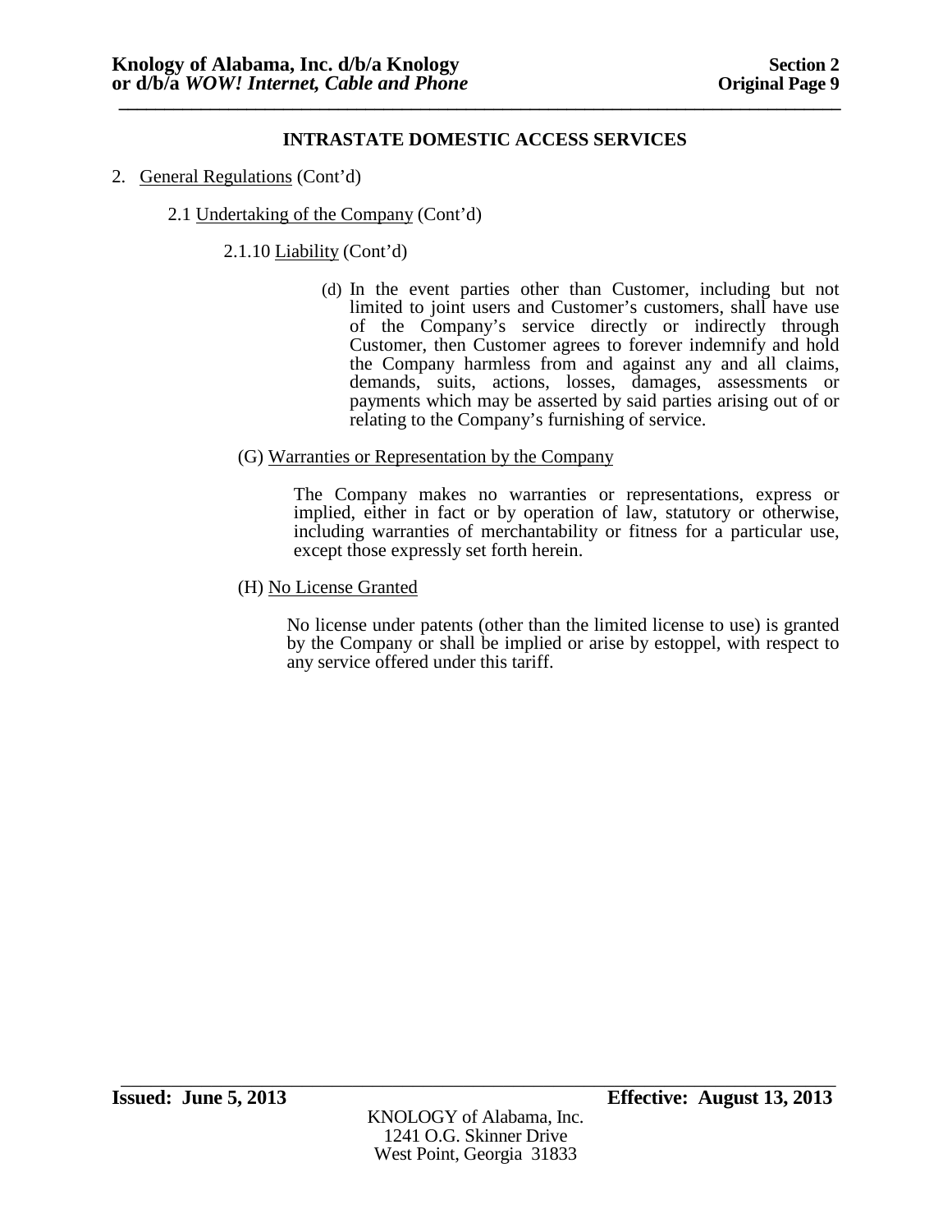## INTRASTATE DOMESTIC ACCESS SERVICES

2. General Regulations (Cont'd)

   2.1 Undertaking of the Company (Cont'd)

      2.1.10 Liability (Cont'd)

(d) In the event parties other than Customer, including but not limited to joint users and Customer's customers, shall have use of the Company's service directly or indirectly through Customer, then Customer agrees to forever indemnify and hold the Company harmless from and against any and all claims, demands, suits, actions, losses, damages, assessments or payments which may be asserted by said parties arising out of or relating to the Company's furnishing of service.

(G) Warranties or Representation by the Company

The Company makes no warranties or representations, express or implied, either in fact or by operation of law, statutory or otherwise, including warranties of merchantability or fitness for a particular use, except those expressly set forth herein.

(H) No License Granted

No license under patents (other than the limited license to use) is granted by the Company or shall be implied or arise by estoppel, with respect to any service offered under this tariff.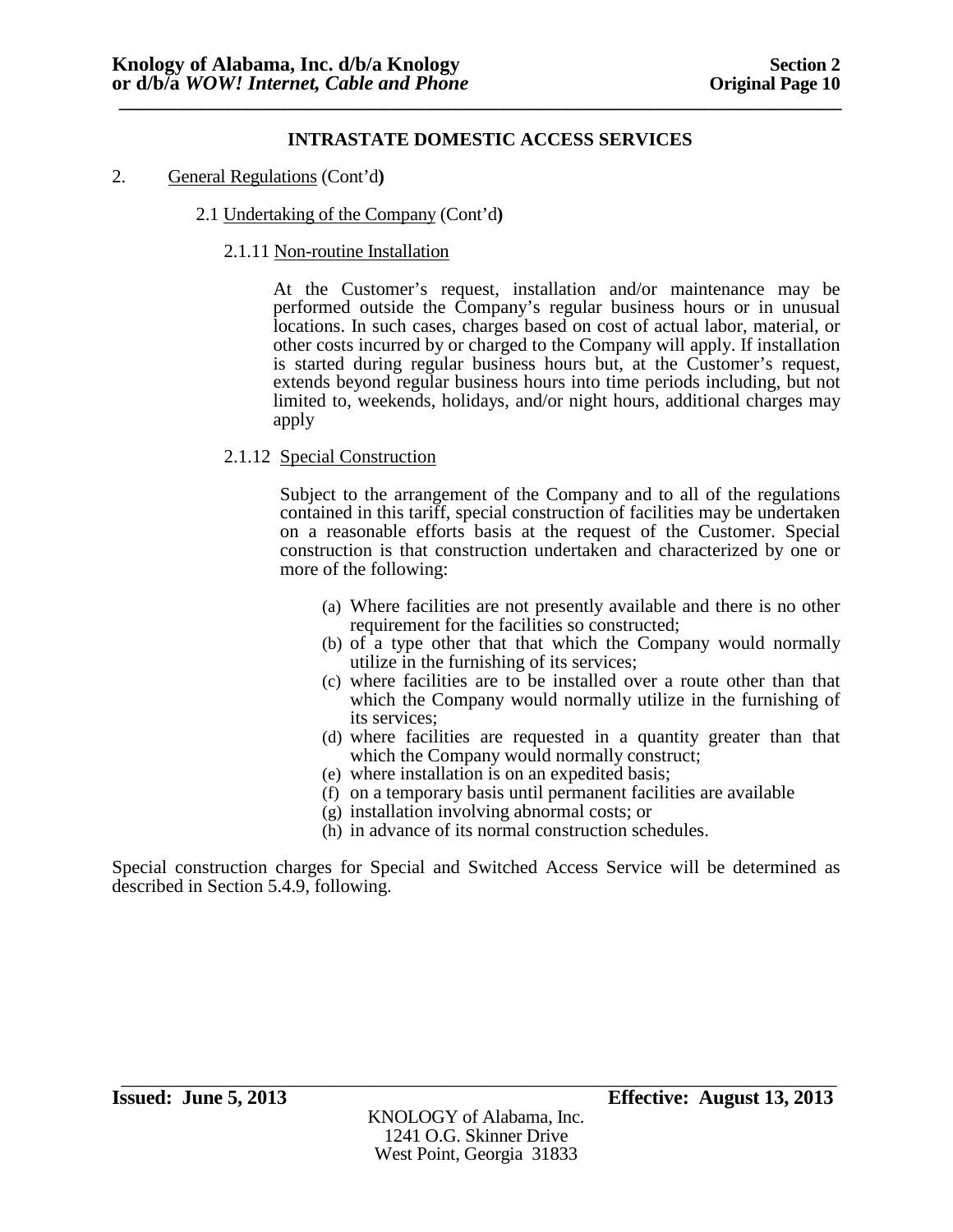## INTRASTATE DOMESTIC ACCESS SERVICES

2. General Regulations (Cont'd)

2.1 Undertaking of the Company (Cont'd)

2.1.11 Non-routine Installation

At the Customer's request, installation and/or maintenance may be performed outside the Company's regular business hours or in unusual locations. In such cases, charges based on cost of actual labor, material, or other costs incurred by or charged to the Company will apply. If installation is started during regular business hours but, at the Customer's request, extends beyond regular business hours into time periods including, but not limited to, weekends, holidays, and/or night hours, additional charges may apply

2.1.12 Special Construction

Subject to the arrangement of the Company and to all of the regulations contained in this tariff, special construction of facilities may be undertaken on a reasonable efforts basis at the request of the Customer. Special construction is that construction undertaken and characterized by one or more of the following:

(a) Where facilities are not presently available and there is no other requirement for the facilities so constructed;
(b) of a type other that that which the Company would normally utilize in the furnishing of its services;
(c) where facilities are to be installed over a route other than that which the Company would normally utilize in the furnishing of its services;
(d) where facilities are requested in a quantity greater than that which the Company would normally construct;
(e) where installation is on an expedited basis;
(f) on a temporary basis until permanent facilities are available
(g) installation involving abnormal costs; or
(h) in advance of its normal construction schedules.

Special construction charges for Special and Switched Access Service will be determined as described in Section 5.4.9, following.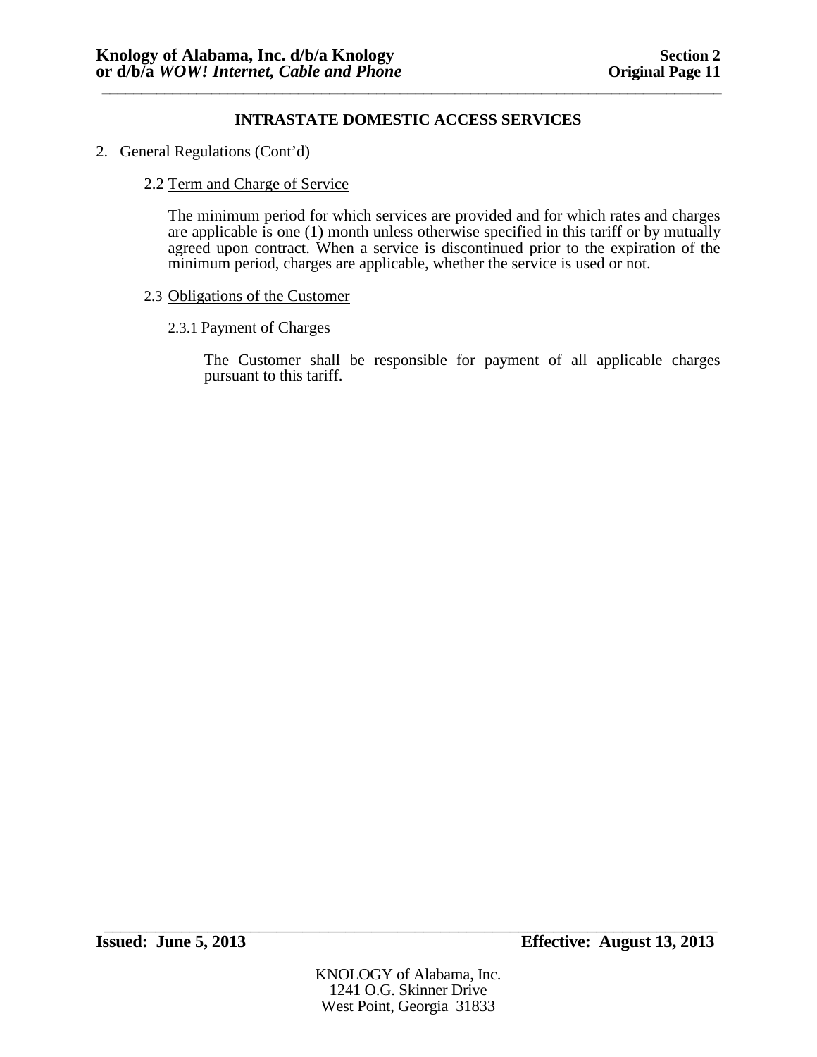## INTRASTATE DOMESTIC ACCESS SERVICES

2. General Regulations (Cont'd)

### 2.2 Term and Charge of Service

The minimum period for which services are provided and for which rates and charges are applicable is one (1) month unless otherwise specified in this tariff or by mutually agreed upon contract. When a service is discontinued prior to the expiration of the minimum period, charges are applicable, whether the service is used or not.

### 2.3 Obligations of the Customer

#### 2.3.1 Payment of Charges

The Customer shall be responsible for payment of all applicable charges pursuant to this tariff.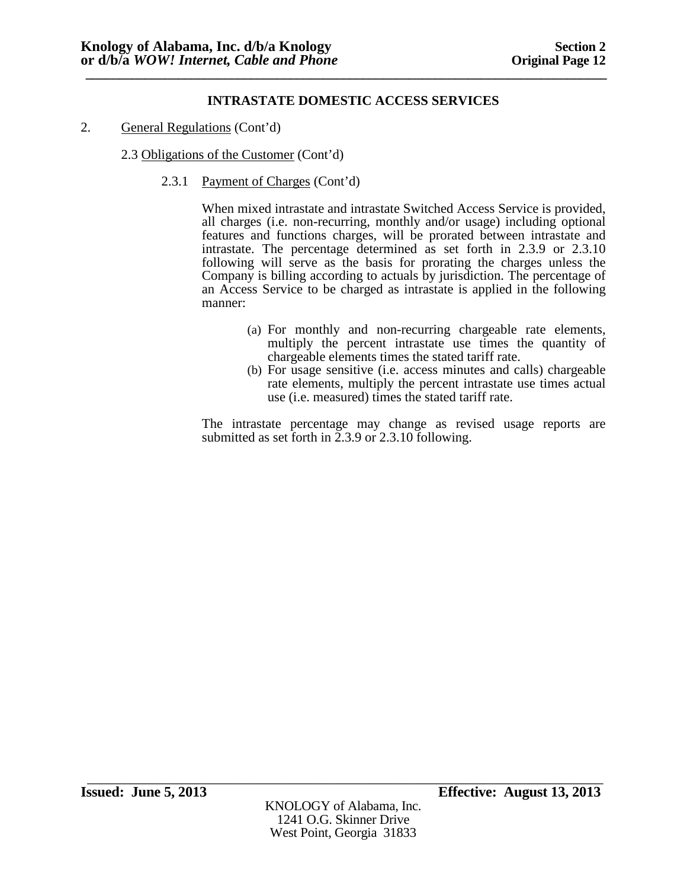**INTRASTATE DOMESTIC ACCESS SERVICES**

2. General Regulations (Cont'd)

2.3 Obligations of the Customer (Cont'd)

2.3.1 Payment of Charges (Cont'd)

When mixed intrastate and intrastate Switched Access Service is provided, all charges (i.e. non-recurring, monthly and/or usage) including optional features and functions charges, will be prorated between intrastate and intrastate. The percentage determined as set forth in 2.3.9 or 2.3.10 following will serve as the basis for prorating the charges unless the Company is billing according to actuals by jurisdiction. The percentage of an Access Service to be charged as intrastate is applied in the following manner:

(a) For monthly and non-recurring chargeable rate elements, multiply the percent intrastate use times the quantity of chargeable elements times the stated tariff rate.

(b) For usage sensitive (i.e. access minutes and calls) chargeable rate elements, multiply the percent intrastate use times actual use (i.e. measured) times the stated tariff rate.

The intrastate percentage may change as revised usage reports are submitted as set forth in 2.3.9 or 2.3.10 following.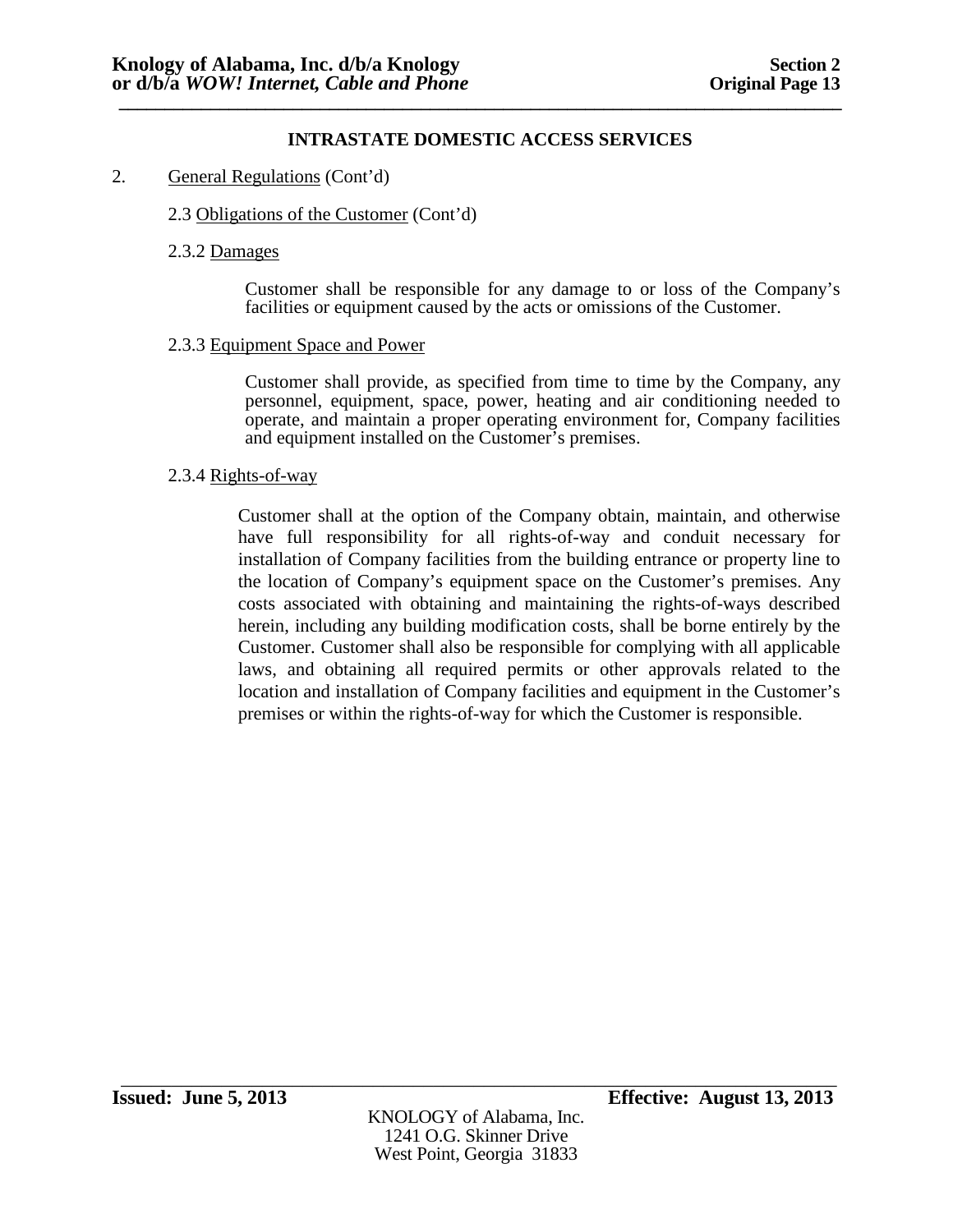## INTRASTATE DOMESTIC ACCESS SERVICES

2. General Regulations (Cont'd)

2.3 Obligations of the Customer (Cont'd)

2.3.2 Damages

Customer shall be responsible for any damage to or loss of the Company's facilities or equipment caused by the acts or omissions of the Customer.

2.3.3 Equipment Space and Power

Customer shall provide, as specified from time to time by the Company, any personnel, equipment, space, power, heating and air conditioning needed to operate, and maintain a proper operating environment for, Company facilities and equipment installed on the Customer's premises.

2.3.4 Rights-of-way

Customer shall at the option of the Company obtain, maintain, and otherwise have full responsibility for all rights-of-way and conduit necessary for installation of Company facilities from the building entrance or property line to the location of Company's equipment space on the Customer's premises. Any costs associated with obtaining and maintaining the rights-of-ways described herein, including any building modification costs, shall be borne entirely by the Customer. Customer shall also be responsible for complying with all applicable laws, and obtaining all required permits or other approvals related to the location and installation of Company facilities and equipment in the Customer's premises or within the rights-of-way for which the Customer is responsible.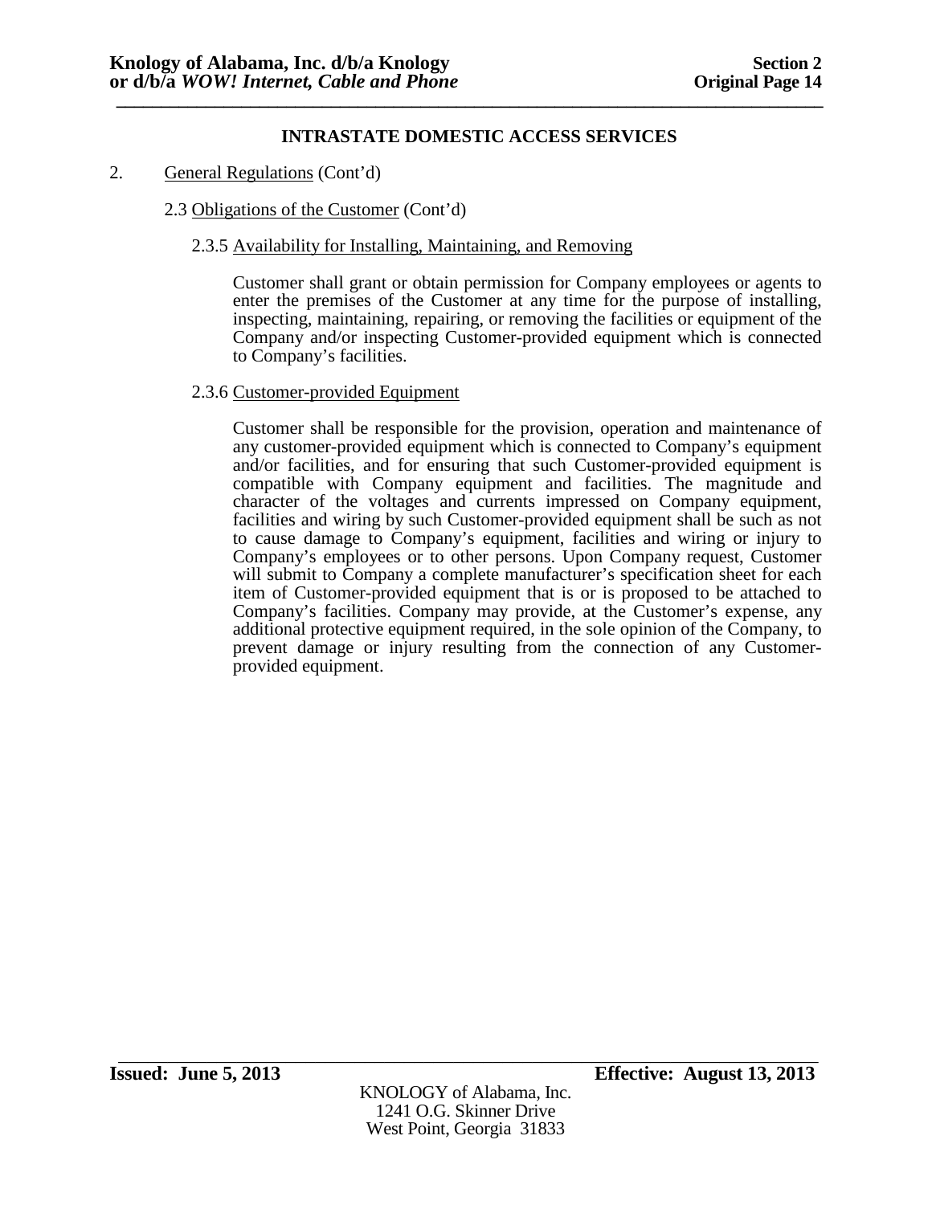## INTRASTATE DOMESTIC ACCESS SERVICES

2. General Regulations (Cont'd)

2.3 Obligations of the Customer (Cont'd)

2.3.5 Availability for Installing, Maintaining, and Removing

Customer shall grant or obtain permission for Company employees or agents to enter the premises of the Customer at any time for the purpose of installing, inspecting, maintaining, repairing, or removing the facilities or equipment of the Company and/or inspecting Customer-provided equipment which is connected to Company's facilities.

2.3.6 Customer-provided Equipment

Customer shall be responsible for the provision, operation and maintenance of any customer-provided equipment which is connected to Company's equipment and/or facilities, and for ensuring that such Customer-provided equipment is compatible with Company equipment and facilities. The magnitude and character of the voltages and currents impressed on Company equipment, facilities and wiring by such Customer-provided equipment shall be such as not to cause damage to Company's equipment, facilities and wiring or injury to Company's employees or to other persons. Upon Company request, Customer will submit to Company a complete manufacturer's specification sheet for each item of Customer-provided equipment that is or is proposed to be attached to Company's facilities. Company may provide, at the Customer's expense, any additional protective equipment required, in the sole opinion of the Company, to prevent damage or injury resulting from the connection of any Customer-provided equipment.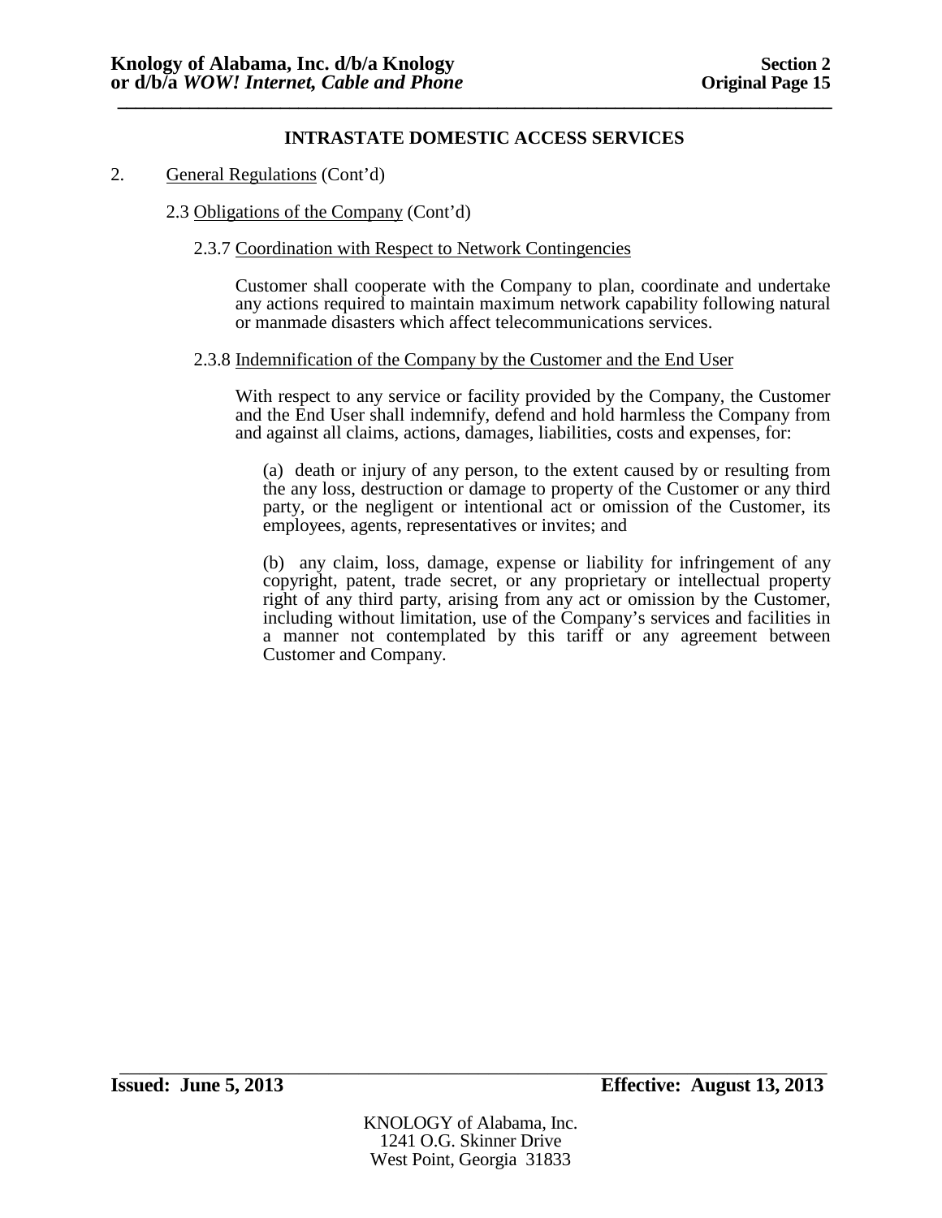## INTRASTATE DOMESTIC ACCESS SERVICES

2. General Regulations (Cont'd)

2.3 Obligations of the Company (Cont'd)

2.3.7 Coordination with Respect to Network Contingencies

Customer shall cooperate with the Company to plan, coordinate and undertake any actions required to maintain maximum network capability following natural or manmade disasters which affect telecommunications services.

2.3.8 Indemnification of the Company by the Customer and the End User

With respect to any service or facility provided by the Company, the Customer and the End User shall indemnify, defend and hold harmless the Company from and against all claims, actions, damages, liabilities, costs and expenses, for:

(a) death or injury of any person, to the extent caused by or resulting from the any loss, destruction or damage to property of the Customer or any third party, or the negligent or intentional act or omission of the Customer, its employees, agents, representatives or invites; and

(b) any claim, loss, damage, expense or liability for infringement of any copyright, patent, trade secret, or any proprietary or intellectual property right of any third party, arising from any act or omission by the Customer, including without limitation, use of the Company's services and facilities in a manner not contemplated by this tariff or any agreement between Customer and Company.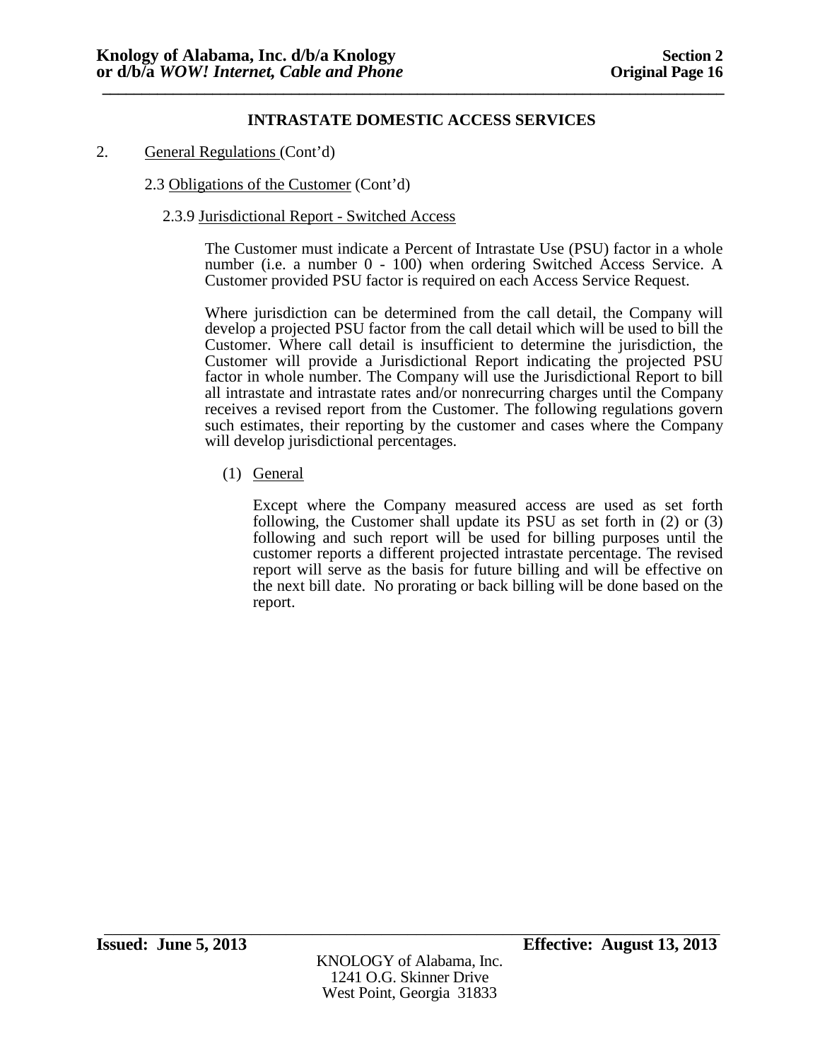## INTRASTATE DOMESTIC ACCESS SERVICES

2. General Regulations (Cont'd)

2.3 Obligations of the Customer (Cont'd)

2.3.9 Jurisdictional Report - Switched Access

The Customer must indicate a Percent of Intrastate Use (PSU) factor in a whole number (i.e. a number 0 - 100) when ordering Switched Access Service. A Customer provided PSU factor is required on each Access Service Request.

Where jurisdiction can be determined from the call detail, the Company will develop a projected PSU factor from the call detail which will be used to bill the Customer. Where call detail is insufficient to determine the jurisdiction, the Customer will provide a Jurisdictional Report indicating the projected PSU factor in whole number. The Company will use the Jurisdictional Report to bill all intrastate and intrastate rates and/or nonrecurring charges until the Company receives a revised report from the Customer. The following regulations govern such estimates, their reporting by the customer and cases where the Company will develop jurisdictional percentages.

(1) General

Except where the Company measured access are used as set forth following, the Customer shall update its PSU as set forth in (2) or (3) following and such report will be used for billing purposes until the customer reports a different projected intrastate percentage. The revised report will serve as the basis for future billing and will be effective on the next bill date. No prorating or back billing will be done based on the report.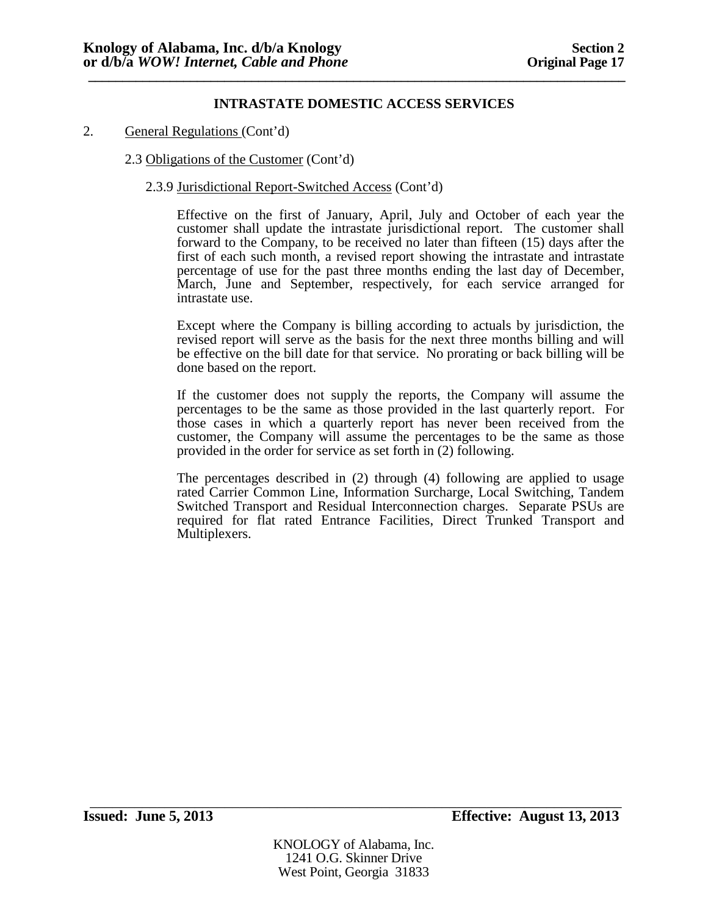## INTRASTATE DOMESTIC ACCESS SERVICES

2. General Regulations (Cont'd)

2.3 Obligations of the Customer (Cont'd)

2.3.9 Jurisdictional Report-Switched Access (Cont'd)

Effective on the first of January, April, July and October of each year the customer shall update the intrastate jurisdictional report. The customer shall forward to the Company, to be received no later than fifteen (15) days after the first of each such month, a revised report showing the intrastate and intrastate percentage of use for the past three months ending the last day of December, March, June and September, respectively, for each service arranged for intrastate use.

Except where the Company is billing according to actuals by jurisdiction, the revised report will serve as the basis for the next three months billing and will be effective on the bill date for that service. No prorating or back billing will be done based on the report.

If the customer does not supply the reports, the Company will assume the percentages to be the same as those provided in the last quarterly report. For those cases in which a quarterly report has never been received from the customer, the Company will assume the percentages to be the same as those provided in the order for service as set forth in (2) following.

The percentages described in (2) through (4) following are applied to usage rated Carrier Common Line, Information Surcharge, Local Switching, Tandem Switched Transport and Residual Interconnection charges. Separate PSUs are required for flat rated Entrance Facilities, Direct Trunked Transport and Multiplexers.

**Issued: June 5, 2013** **Effective: August 13, 2013**

KNOLOGY of Alabama, Inc.
1241 O.G. Skinner Drive
West Point, Georgia 31833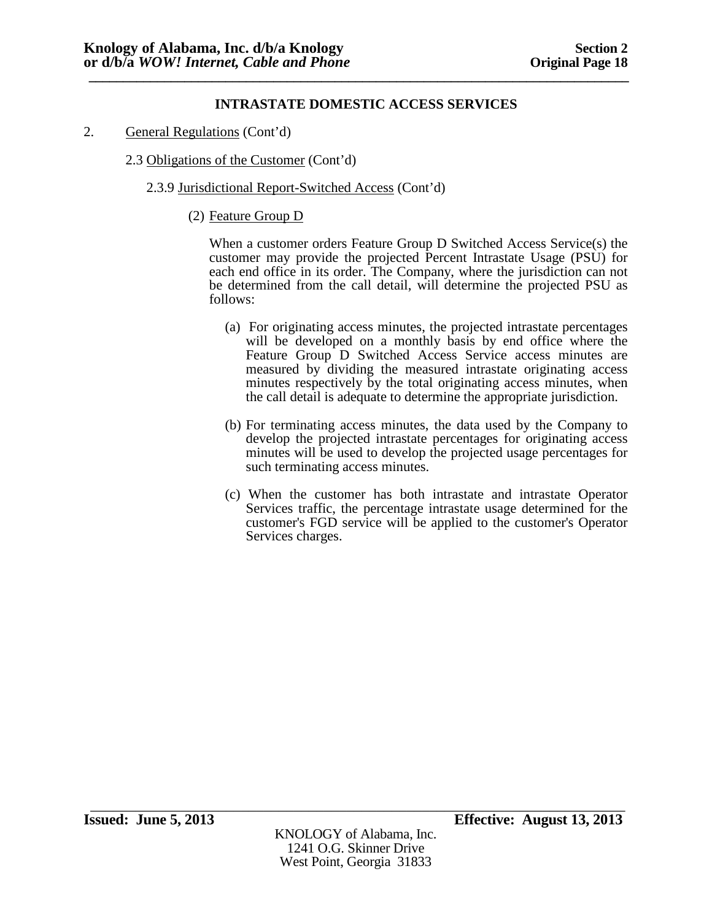## INTRASTATE DOMESTIC ACCESS SERVICES

2. General Regulations (Cont'd)

2.3 Obligations of the Customer (Cont'd)

2.3.9 Jurisdictional Report-Switched Access (Cont'd)

(2) Feature Group D

When a customer orders Feature Group D Switched Access Service(s) the customer may provide the projected Percent Intrastate Usage (PSU) for each end office in its order. The Company, where the jurisdiction can not be determined from the call detail, will determine the projected PSU as follows:

(a) For originating access minutes, the projected intrastate percentages will be developed on a monthly basis by end office where the Feature Group D Switched Access Service access minutes are measured by dividing the measured intrastate originating access minutes respectively by the total originating access minutes, when the call detail is adequate to determine the appropriate jurisdiction.

(b) For terminating access minutes, the data used by the Company to develop the projected intrastate percentages for originating access minutes will be used to develop the projected usage percentages for such terminating access minutes.

(c) When the customer has both intrastate and intrastate Operator Services traffic, the percentage intrastate usage determined for the customer's FGD service will be applied to the customer's Operator Services charges.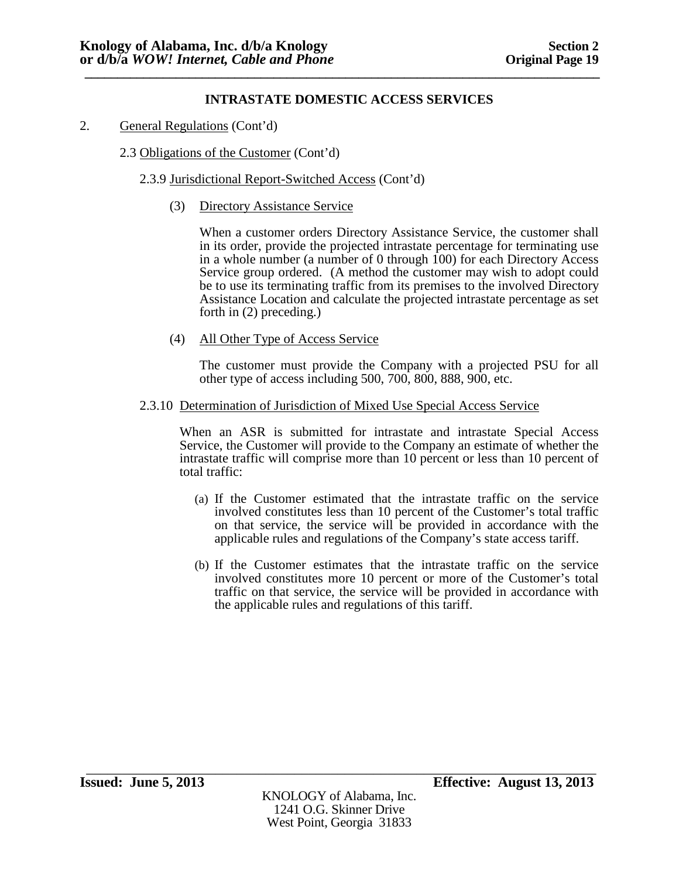## INTRASTATE DOMESTIC ACCESS SERVICES

2. General Regulations (Cont'd)

   2.3 Obligations of the Customer (Cont'd)

      2.3.9 Jurisdictional Report-Switched Access (Cont'd)

         (3) Directory Assistance Service

         When a customer orders Directory Assistance Service, the customer shall in its order, provide the projected intrastate percentage for terminating use in a whole number (a number of 0 through 100) for each Directory Access Service group ordered. (A method the customer may wish to adopt could be to use its terminating traffic from its premises to the involved Directory Assistance Location and calculate the projected intrastate percentage as set forth in (2) preceding.)

         (4) All Other Type of Access Service

         The customer must provide the Company with a projected PSU for all other type of access including 500, 700, 800, 888, 900, etc.

      2.3.10 Determination of Jurisdiction of Mixed Use Special Access Service

      When an ASR is submitted for intrastate and intrastate Special Access Service, the Customer will provide to the Company an estimate of whether the intrastate traffic will comprise more than 10 percent or less than 10 percent of total traffic:

         (a) If the Customer estimated that the intrastate traffic on the service involved constitutes less than 10 percent of the Customer's total traffic on that service, the service will be provided in accordance with the applicable rules and regulations of the Company's state access tariff.

         (b) If the Customer estimates that the intrastate traffic on the service involved constitutes more 10 percent or more of the Customer's total traffic on that service, the service will be provided in accordance with the applicable rules and regulations of this tariff.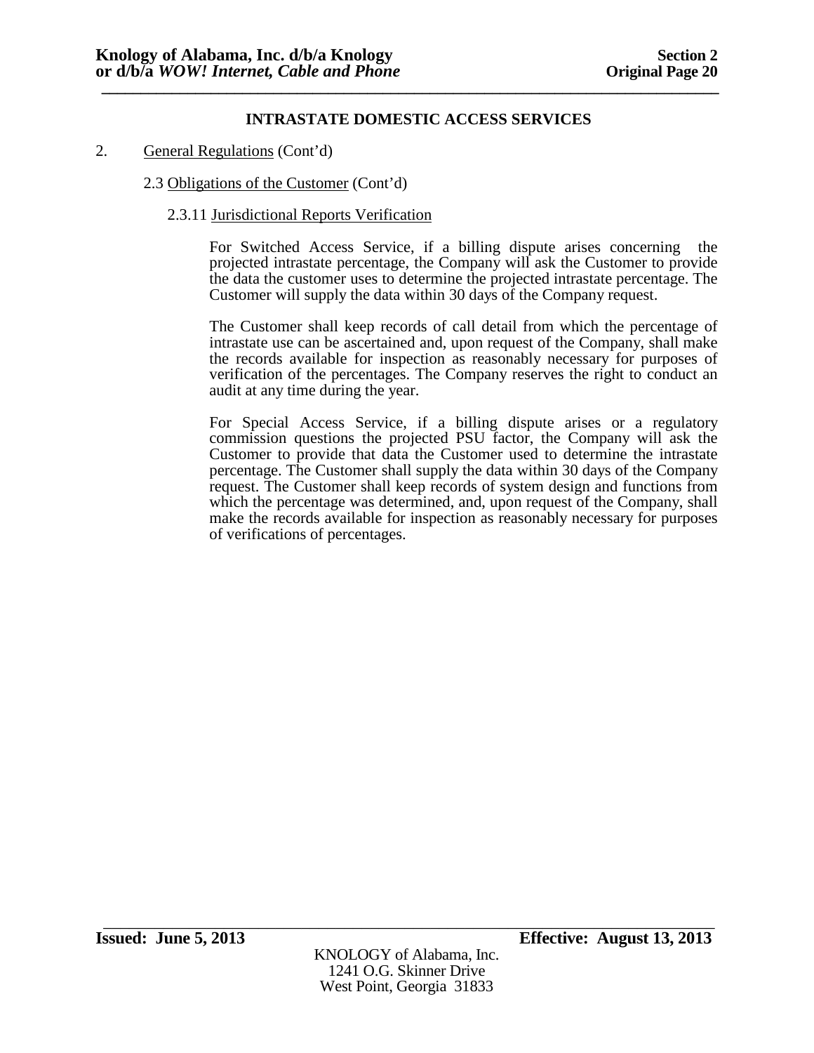## INTRASTATE DOMESTIC ACCESS SERVICES

2. General Regulations (Cont'd)

2.3 Obligations of the Customer (Cont'd)

2.3.11 Jurisdictional Reports Verification

For Switched Access Service, if a billing dispute arises concerning the projected intrastate percentage, the Company will ask the Customer to provide the data the customer uses to determine the projected intrastate percentage. The Customer will supply the data within 30 days of the Company request.

The Customer shall keep records of call detail from which the percentage of intrastate use can be ascertained and, upon request of the Company, shall make the records available for inspection as reasonably necessary for purposes of verification of the percentages. The Company reserves the right to conduct an audit at any time during the year.

For Special Access Service, if a billing dispute arises or a regulatory commission questions the projected PSU factor, the Company will ask the Customer to provide that data the Customer used to determine the intrastate percentage. The Customer shall supply the data within 30 days of the Company request. The Customer shall keep records of system design and functions from which the percentage was determined, and, upon request of the Company, shall make the records available for inspection as reasonably necessary for purposes of verifications of percentages.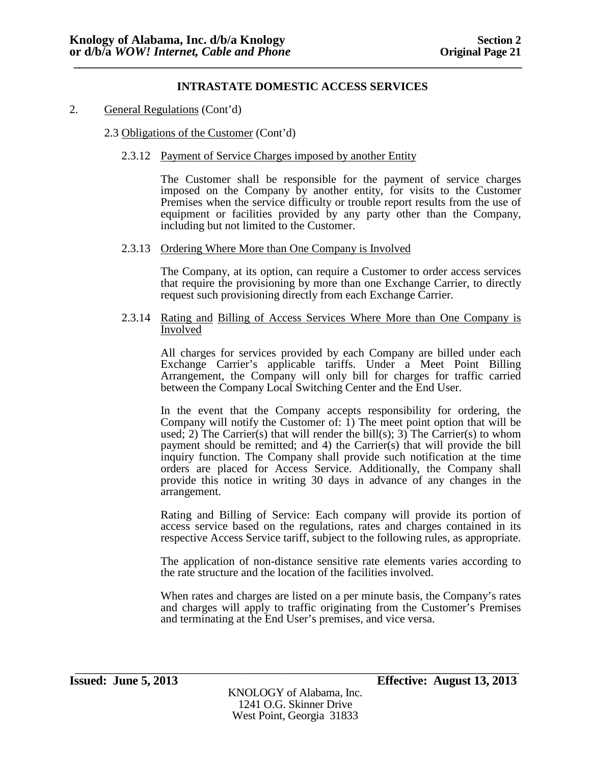## INTRASTATE DOMESTIC ACCESS SERVICES

2. General Regulations (Cont'd)

2.3 Obligations of the Customer (Cont'd)

2.3.12 Payment of Service Charges imposed by another Entity

The Customer shall be responsible for the payment of service charges imposed on the Company by another entity, for visits to the Customer Premises when the service difficulty or trouble report results from the use of equipment or facilities provided by any party other than the Company, including but not limited to the Customer.

2.3.13 Ordering Where More than One Company is Involved

The Company, at its option, can require a Customer to order access services that require the provisioning by more than one Exchange Carrier, to directly request such provisioning directly from each Exchange Carrier.

2.3.14 Rating and Billing of Access Services Where More than One Company is Involved

All charges for services provided by each Company are billed under each Exchange Carrier's applicable tariffs. Under a Meet Point Billing Arrangement, the Company will only bill for charges for traffic carried between the Company Local Switching Center and the End User.

In the event that the Company accepts responsibility for ordering, the Company will notify the Customer of: 1) The meet point option that will be used; 2) The Carrier(s) that will render the bill(s); 3) The Carrier(s) to whom payment should be remitted; and 4) the Carrier(s) that will provide the bill inquiry function. The Company shall provide such notification at the time orders are placed for Access Service. Additionally, the Company shall provide this notice in writing 30 days in advance of any changes in the arrangement.

Rating and Billing of Service: Each company will provide its portion of access service based on the regulations, rates and charges contained in its respective Access Service tariff, subject to the following rules, as appropriate.

The application of non-distance sensitive rate elements varies according to the rate structure and the location of the facilities involved.

When rates and charges are listed on a per minute basis, the Company's rates and charges will apply to traffic originating from the Customer's Premises and terminating at the End User's premises, and vice versa.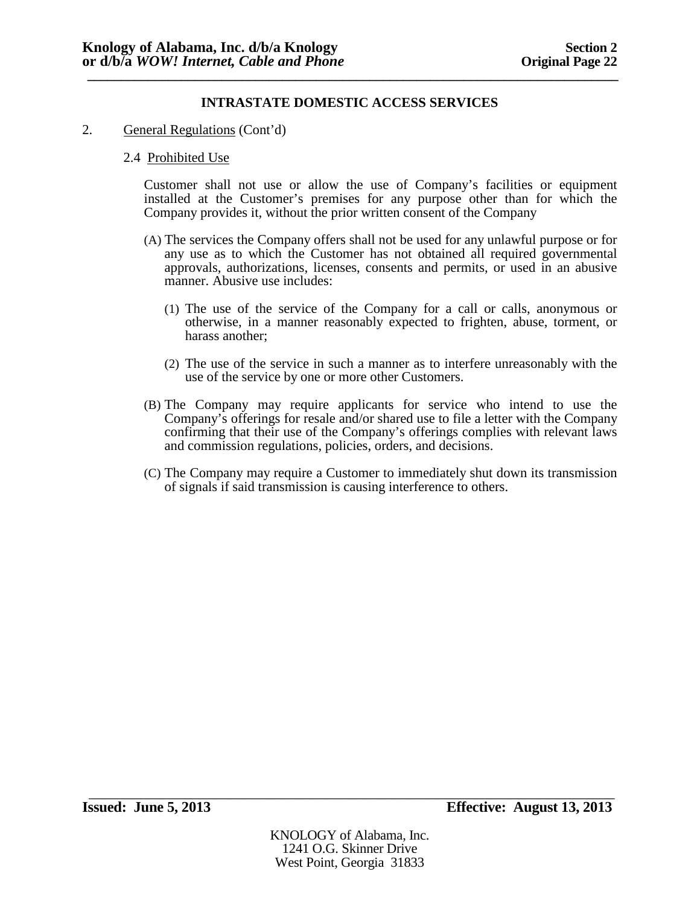## INTRASTATE DOMESTIC ACCESS SERVICES

2. General Regulations (Cont'd)

### 2.4 Prohibited Use

Customer shall not use or allow the use of Company's facilities or equipment installed at the Customer's premises for any purpose other than for which the Company provides it, without the prior written consent of the Company

(A) The services the Company offers shall not be used for any unlawful purpose or for any use as to which the Customer has not obtained all required governmental approvals, authorizations, licenses, consents and permits, or used in an abusive manner. Abusive use includes:

(1) The use of the service of the Company for a call or calls, anonymous or otherwise, in a manner reasonably expected to frighten, abuse, torment, or harass another;

(2) The use of the service in such a manner as to interfere unreasonably with the use of the service by one or more other Customers.

(B) The Company may require applicants for service who intend to use the Company's offerings for resale and/or shared use to file a letter with the Company confirming that their use of the Company's offerings complies with relevant laws and commission regulations, policies, orders, and decisions.

(C) The Company may require a Customer to immediately shut down its transmission of signals if said transmission is causing interference to others.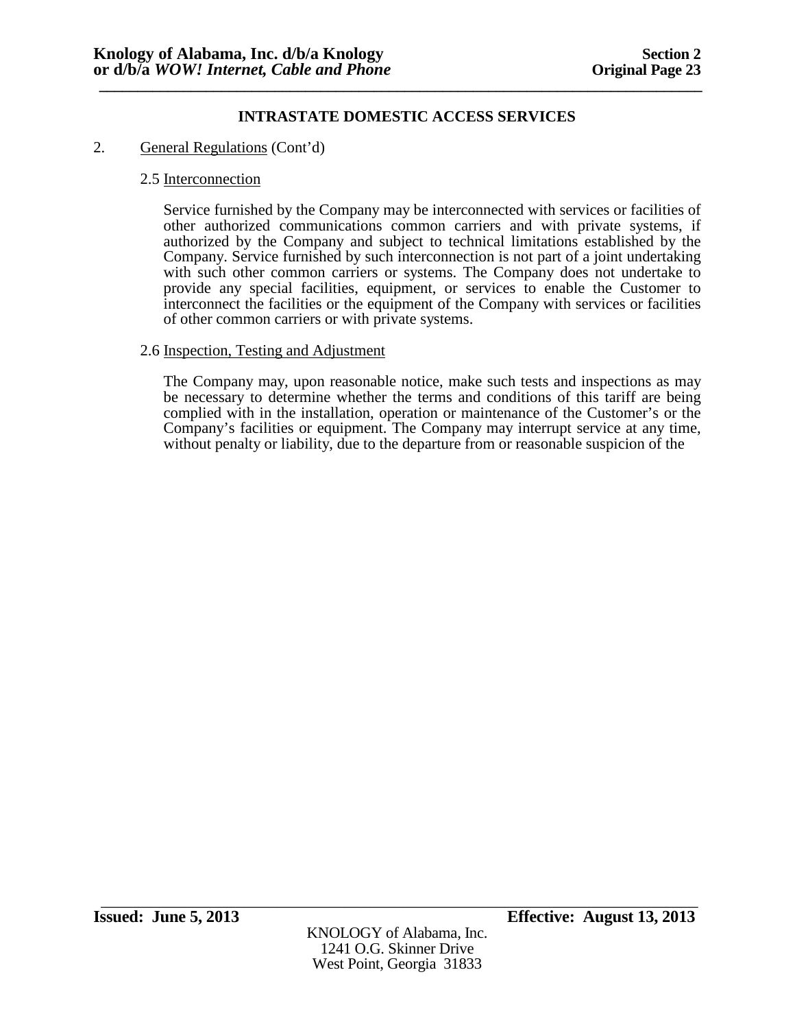**INTRASTATE DOMESTIC ACCESS SERVICES**

2. General Regulations (Cont'd)

2.5 Interconnection

Service furnished by the Company may be interconnected with services or facilities of other authorized communications common carriers and with private systems, if authorized by the Company and subject to technical limitations established by the Company. Service furnished by such interconnection is not part of a joint undertaking with such other common carriers or systems. The Company does not undertake to provide any special facilities, equipment, or services to enable the Customer to interconnect the facilities or the equipment of the Company with services or facilities of other common carriers or with private systems.

2.6 Inspection, Testing and Adjustment

The Company may, upon reasonable notice, make such tests and inspections as may be necessary to determine whether the terms and conditions of this tariff are being complied with in the installation, operation or maintenance of the Customer's or the Company's facilities or equipment. The Company may interrupt service at any time, without penalty or liability, due to the departure from or reasonable suspicion of the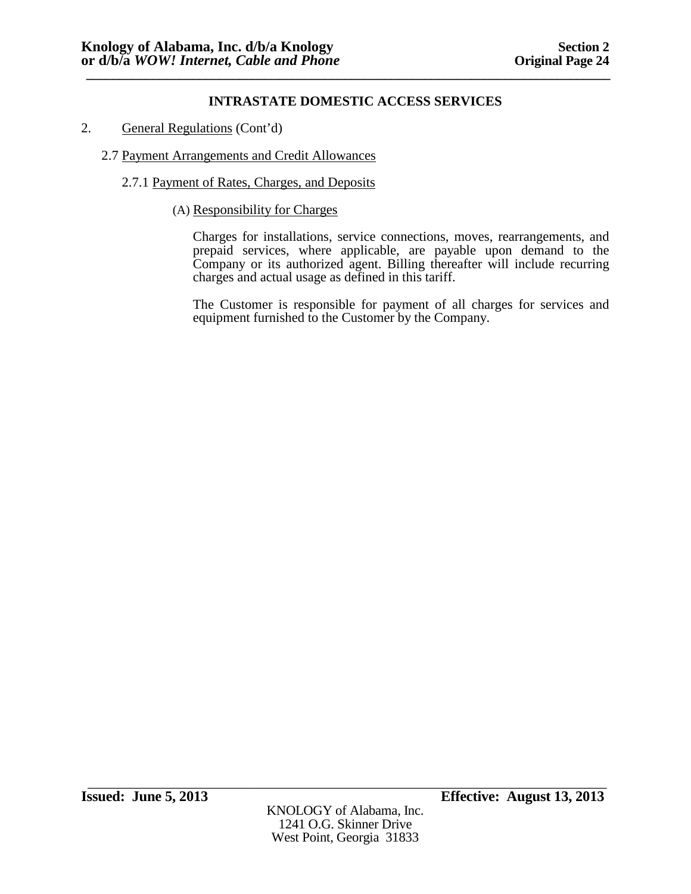## INTRASTATE DOMESTIC ACCESS SERVICES

2. General Regulations (Cont'd)

### 2.7 Payment Arrangements and Credit Allowances

#### 2.7.1 Payment of Rates, Charges, and Deposits

(A) Responsibility for Charges

Charges for installations, service connections, moves, rearrangements, and prepaid services, where applicable, are payable upon demand to the Company or its authorized agent. Billing thereafter will include recurring charges and actual usage as defined in this tariff.

The Customer is responsible for payment of all charges for services and equipment furnished to the Customer by the Company.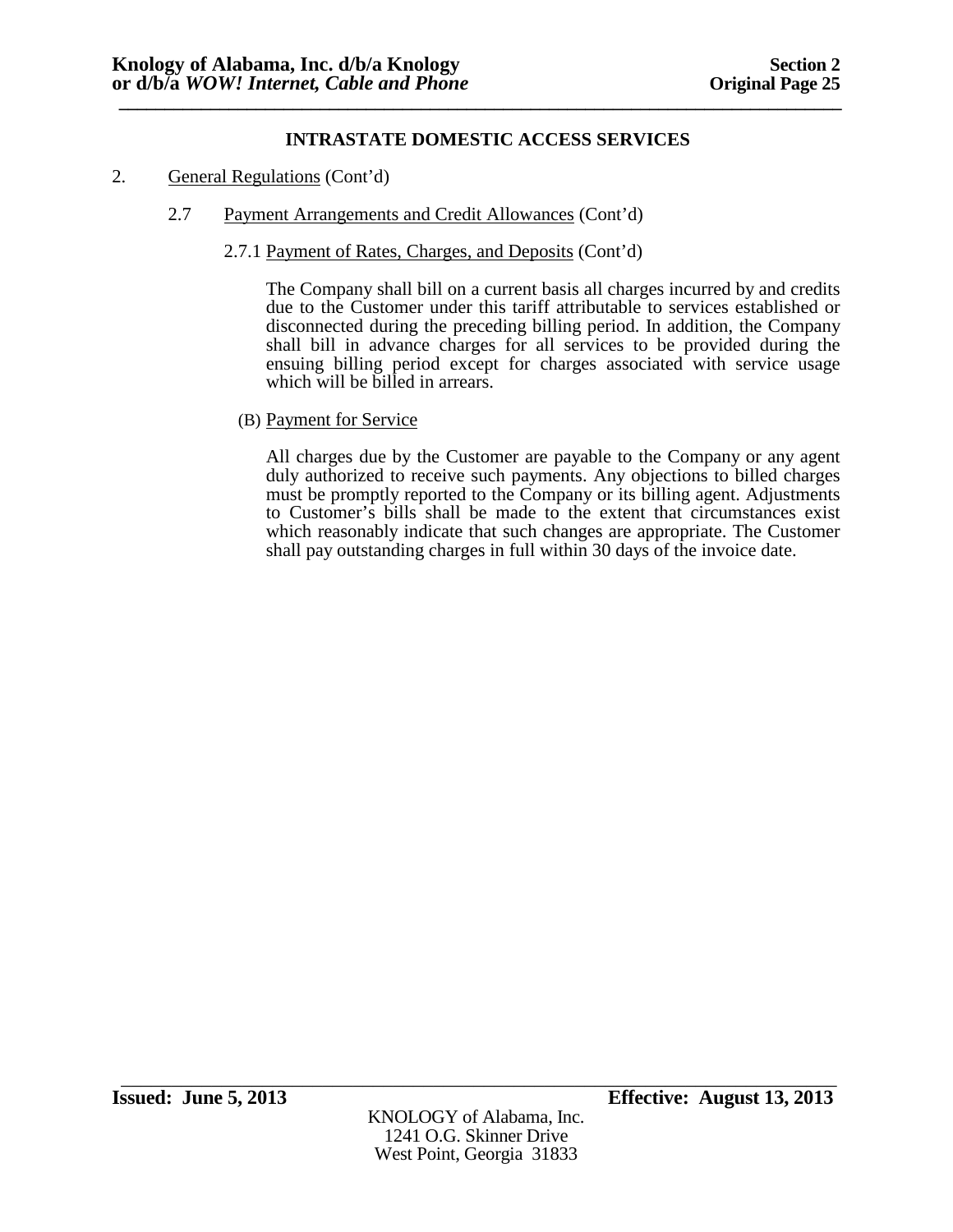## INTRASTATE DOMESTIC ACCESS SERVICES

2. General Regulations (Cont'd)

   2.7 Payment Arrangements and Credit Allowances (Cont'd)

   2.7.1 Payment of Rates, Charges, and Deposits (Cont'd)

   The Company shall bill on a current basis all charges incurred by and credits due to the Customer under this tariff attributable to services established or disconnected during the preceding billing period. In addition, the Company shall bill in advance charges for all services to be provided during the ensuing billing period except for charges associated with service usage which will be billed in arrears.

   (B) Payment for Service

   All charges due by the Customer are payable to the Company or any agent duly authorized to receive such payments. Any objections to billed charges must be promptly reported to the Company or its billing agent. Adjustments to Customer's bills shall be made to the extent that circumstances exist which reasonably indicate that such changes are appropriate. The Customer shall pay outstanding charges in full within 30 days of the invoice date.

**Issued: June 5, 2013** **Effective: August 13, 2013**

KNOLOGY of Alabama, Inc.
1241 O.G. Skinner Drive
West Point, Georgia 31833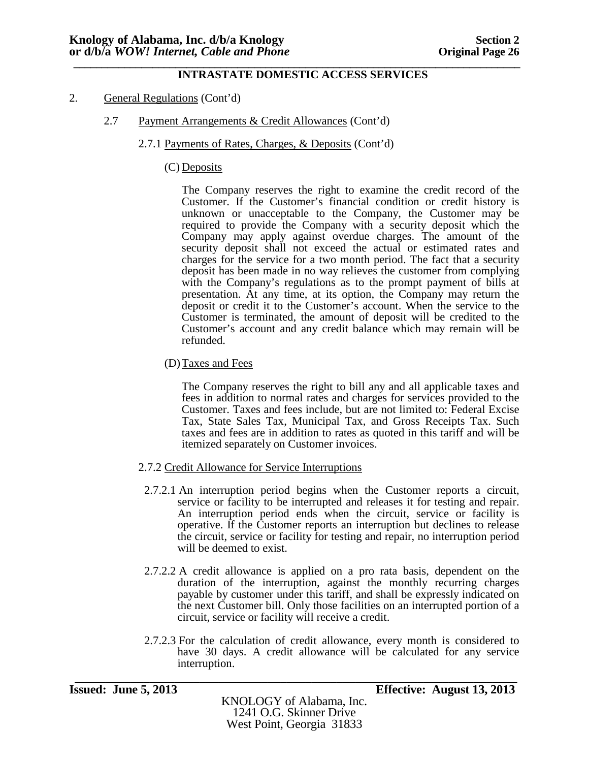**INTRASTATE DOMESTIC ACCESS SERVICES**

2. General Regulations (Cont'd)

2.7 Payment Arrangements & Credit Allowances (Cont'd)

2.7.1 Payments of Rates, Charges, & Deposits (Cont'd)

(C) Deposits

The Company reserves the right to examine the credit record of the Customer. If the Customer's financial condition or credit history is unknown or unacceptable to the Company, the Customer may be required to provide the Company with a security deposit which the Company may apply against overdue charges. The amount of the security deposit shall not exceed the actual or estimated rates and charges for the service for a two month period. The fact that a security deposit has been made in no way relieves the customer from complying with the Company's regulations as to the prompt payment of bills at presentation. At any time, at its option, the Company may return the deposit or credit it to the Customer's account. When the service to the Customer is terminated, the amount of deposit will be credited to the Customer's account and any credit balance which may remain will be refunded.

(D) Taxes and Fees

The Company reserves the right to bill any and all applicable taxes and fees in addition to normal rates and charges for services provided to the Customer. Taxes and fees include, but are not limited to: Federal Excise Tax, State Sales Tax, Municipal Tax, and Gross Receipts Tax. Such taxes and fees are in addition to rates as quoted in this tariff and will be itemized separately on Customer invoices.

2.7.2 Credit Allowance for Service Interruptions

2.7.2.1 An interruption period begins when the Customer reports a circuit, service or facility to be interrupted and releases it for testing and repair. An interruption period ends when the circuit, service or facility is operative. If the Customer reports an interruption but declines to release the circuit, service or facility for testing and repair, no interruption period will be deemed to exist.

2.7.2.2 A credit allowance is applied on a pro rata basis, dependent on the duration of the interruption, against the monthly recurring charges payable by customer under this tariff, and shall be expressly indicated on the next Customer bill. Only those facilities on an interrupted portion of a circuit, service or facility will receive a credit.

2.7.2.3 For the calculation of credit allowance, every month is considered to have 30 days. A credit allowance will be calculated for any service interruption.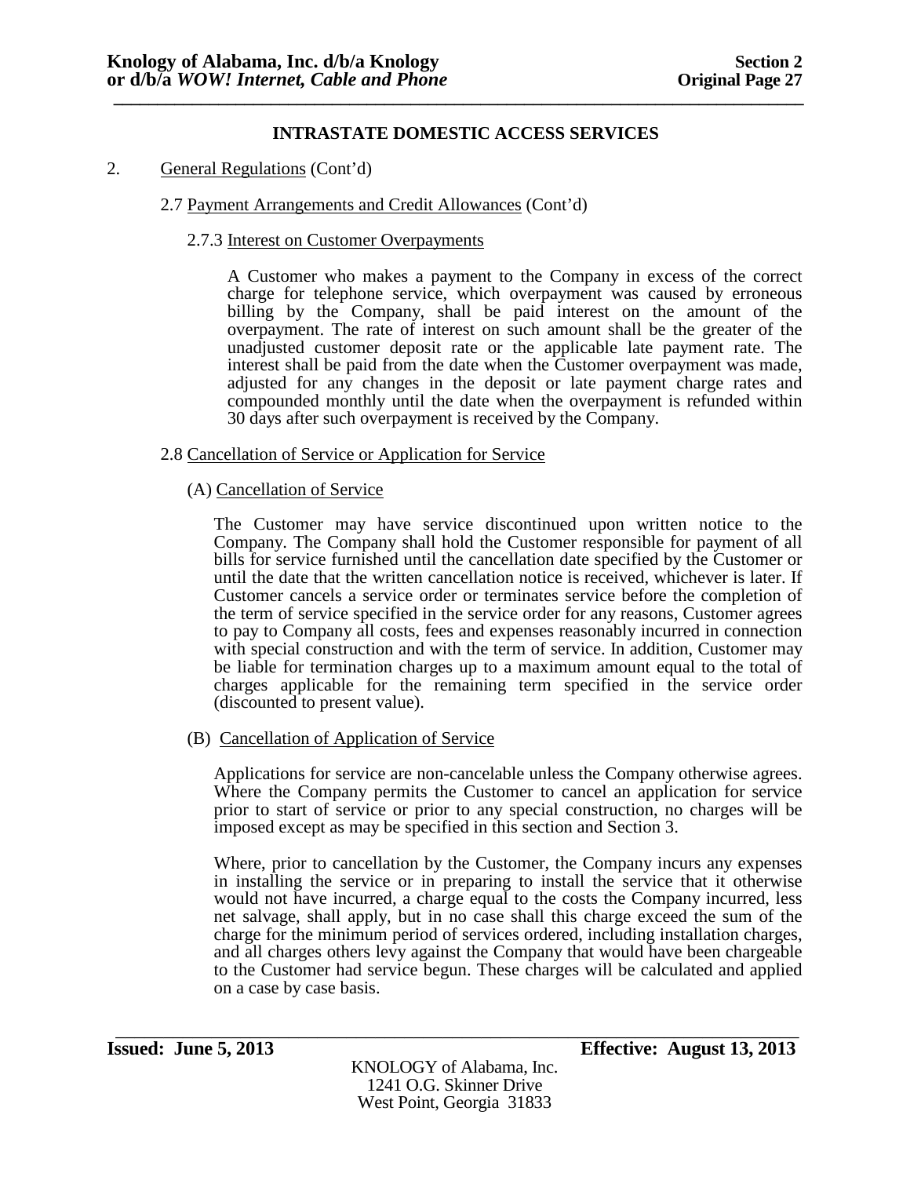## INTRASTATE DOMESTIC ACCESS SERVICES

2. General Regulations (Cont'd)

2.7 Payment Arrangements and Credit Allowances (Cont'd)

2.7.3 Interest on Customer Overpayments

A Customer who makes a payment to the Company in excess of the correct charge for telephone service, which overpayment was caused by erroneous billing by the Company, shall be paid interest on the amount of the overpayment. The rate of interest on such amount shall be the greater of the unadjusted customer deposit rate or the applicable late payment rate. The interest shall be paid from the date when the Customer overpayment was made, adjusted for any changes in the deposit or late payment charge rates and compounded monthly until the date when the overpayment is refunded within 30 days after such overpayment is received by the Company.

2.8 Cancellation of Service or Application for Service

(A) Cancellation of Service

The Customer may have service discontinued upon written notice to the Company. The Company shall hold the Customer responsible for payment of all bills for service furnished until the cancellation date specified by the Customer or until the date that the written cancellation notice is received, whichever is later. If Customer cancels a service order or terminates service before the completion of the term of service specified in the service order for any reasons, Customer agrees to pay to Company all costs, fees and expenses reasonably incurred in connection with special construction and with the term of service. In addition, Customer may be liable for termination charges up to a maximum amount equal to the total of charges applicable for the remaining term specified in the service order (discounted to present value).

(B) Cancellation of Application of Service

Applications for service are non-cancelable unless the Company otherwise agrees. Where the Company permits the Customer to cancel an application for service prior to start of service or prior to any special construction, no charges will be imposed except as may be specified in this section and Section 3.

Where, prior to cancellation by the Customer, the Company incurs any expenses in installing the service or in preparing to install the service that it otherwise would not have incurred, a charge equal to the costs the Company incurred, less net salvage, shall apply, but in no case shall this charge exceed the sum of the charge for the minimum period of services ordered, including installation charges, and all charges others levy against the Company that would have been chargeable to the Customer had service begun. These charges will be calculated and applied on a case by case basis.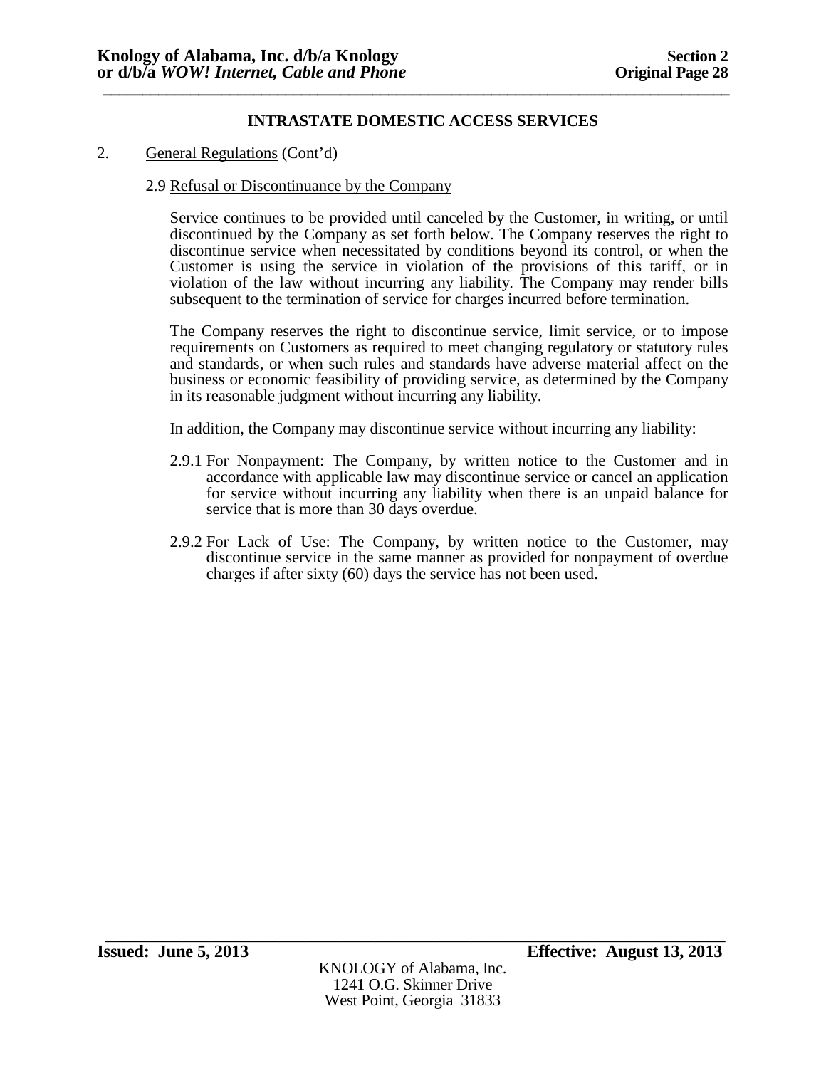## INTRASTATE DOMESTIC ACCESS SERVICES

2. General Regulations (Cont'd)

### 2.9 Refusal or Discontinuance by the Company

Service continues to be provided until canceled by the Customer, in writing, or until discontinued by the Company as set forth below. The Company reserves the right to discontinue service when necessitated by conditions beyond its control, or when the Customer is using the service in violation of the provisions of this tariff, or in violation of the law without incurring any liability. The Company may render bills subsequent to the termination of service for charges incurred before termination.

The Company reserves the right to discontinue service, limit service, or to impose requirements on Customers as required to meet changing regulatory or statutory rules and standards, or when such rules and standards have adverse material affect on the business or economic feasibility of providing service, as determined by the Company in its reasonable judgment without incurring any liability.

In addition, the Company may discontinue service without incurring any liability:

2.9.1 For Nonpayment: The Company, by written notice to the Customer and in accordance with applicable law may discontinue service or cancel an application for service without incurring any liability when there is an unpaid balance for service that is more than 30 days overdue.

2.9.2 For Lack of Use: The Company, by written notice to the Customer, may discontinue service in the same manner as provided for nonpayment of overdue charges if after sixty (60) days the service has not been used.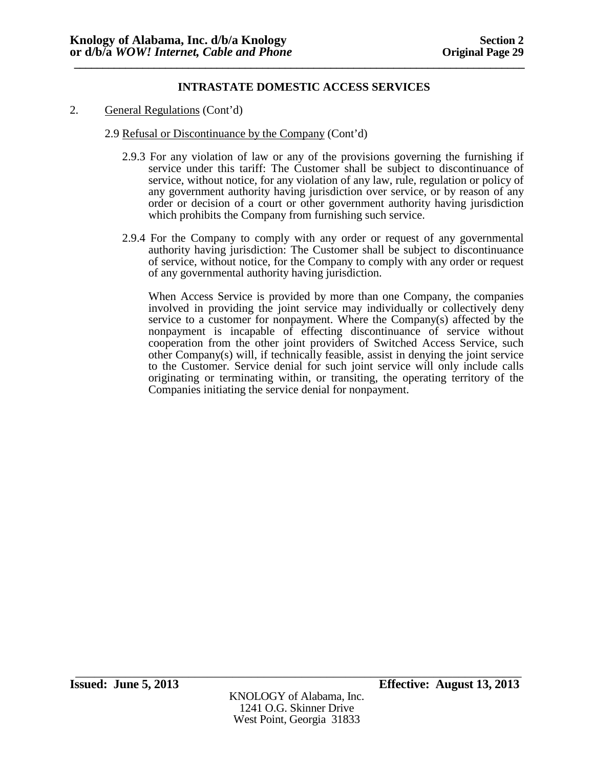## INTRASTATE DOMESTIC ACCESS SERVICES

2. General Regulations (Cont'd)

   2.9 Refusal or Discontinuance by the Company (Cont'd)

      2.9.3 For any violation of law or any of the provisions governing the furnishing if service under this tariff: The Customer shall be subject to discontinuance of service, without notice, for any violation of any law, rule, regulation or policy of any government authority having jurisdiction over service, or by reason of any order or decision of a court or other government authority having jurisdiction which prohibits the Company from furnishing such service.

      2.9.4 For the Company to comply with any order or request of any governmental authority having jurisdiction: The Customer shall be subject to discontinuance of service, without notice, for the Company to comply with any order or request of any governmental authority having jurisdiction.

      When Access Service is provided by more than one Company, the companies involved in providing the joint service may individually or collectively deny service to a customer for nonpayment. Where the Company(s) affected by the nonpayment is incapable of effecting discontinuance of service without cooperation from the other joint providers of Switched Access Service, such other Company(s) will, if technically feasible, assist in denying the joint service to the Customer. Service denial for such joint service will only include calls originating or terminating within, or transiting, the operating territory of the Companies initiating the service denial for nonpayment.

**Issued: June 5, 2013** **Effective: August 13, 2013**

KNOLOGY of Alabama, Inc.
1241 O.G. Skinner Drive
West Point, Georgia 31833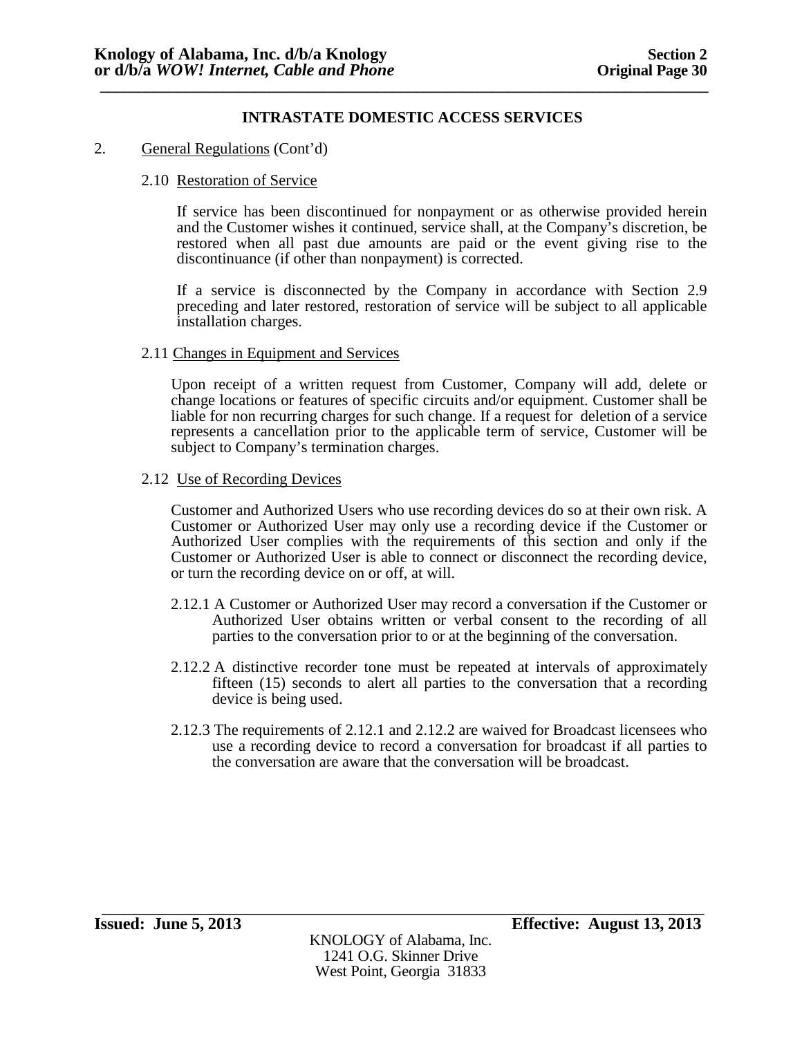## INTRASTATE DOMESTIC ACCESS SERVICES

2. General Regulations (Cont'd)

### 2.10 Restoration of Service

If service has been discontinued for nonpayment or as otherwise provided herein and the Customer wishes it continued, service shall, at the Company's discretion, be restored when all past due amounts are paid or the event giving rise to the discontinuance (if other than nonpayment) is corrected.

If a service is disconnected by the Company in accordance with Section 2.9 preceding and later restored, restoration of service will be subject to all applicable installation charges.

### 2.11 Changes in Equipment and Services

Upon receipt of a written request from Customer, Company will add, delete or change locations or features of specific circuits and/or equipment. Customer shall be liable for non recurring charges for such change. If a request for deletion of a service represents a cancellation prior to the applicable term of service, Customer will be subject to Company's termination charges.

### 2.12 Use of Recording Devices

Customer and Authorized Users who use recording devices do so at their own risk. A Customer or Authorized User may only use a recording device if the Customer or Authorized User complies with the requirements of this section and only if the Customer or Authorized User is able to connect or disconnect the recording device, or turn the recording device on or off, at will.

2.12.1 A Customer or Authorized User may record a conversation if the Customer or Authorized User obtains written or verbal consent to the recording of all parties to the conversation prior to or at the beginning of the conversation.

2.12.2 A distinctive recorder tone must be repeated at intervals of approximately fifteen (15) seconds to alert all parties to the conversation that a recording device is being used.

2.12.3 The requirements of 2.12.1 and 2.12.2 are waived for Broadcast licensees who use a recording device to record a conversation for broadcast if all parties to the conversation are aware that the conversation will be broadcast.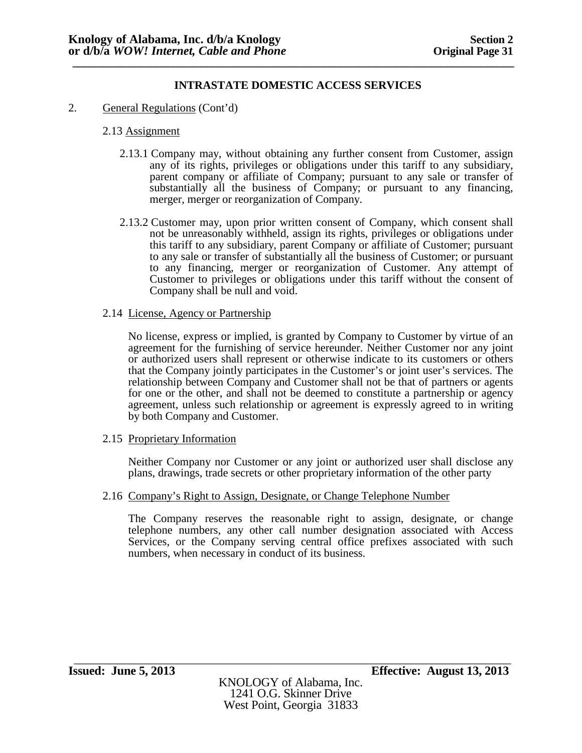## INTRASTATE DOMESTIC ACCESS SERVICES

2. General Regulations (Cont'd)

### 2.13 Assignment

2.13.1 Company may, without obtaining any further consent from Customer, assign any of its rights, privileges or obligations under this tariff to any subsidiary, parent company or affiliate of Company; pursuant to any sale or transfer of substantially all the business of Company; or pursuant to any financing, merger, merger or reorganization of Company.

2.13.2 Customer may, upon prior written consent of Company, which consent shall not be unreasonably withheld, assign its rights, privileges or obligations under this tariff to any subsidiary, parent Company or affiliate of Customer; pursuant to any sale or transfer of substantially all the business of Customer; or pursuant to any financing, merger or reorganization of Customer. Any attempt of Customer to privileges or obligations under this tariff without the consent of Company shall be null and void.

### 2.14 License, Agency or Partnership

No license, express or implied, is granted by Company to Customer by virtue of an agreement for the furnishing of service hereunder. Neither Customer nor any joint or authorized users shall represent or otherwise indicate to its customers or others that the Company jointly participates in the Customer's or joint user's services. The relationship between Company and Customer shall not be that of partners or agents for one or the other, and shall not be deemed to constitute a partnership or agency agreement, unless such relationship or agreement is expressly agreed to in writing by both Company and Customer.

### 2.15 Proprietary Information

Neither Company nor Customer or any joint or authorized user shall disclose any plans, drawings, trade secrets or other proprietary information of the other party

### 2.16 Company's Right to Assign, Designate, or Change Telephone Number

The Company reserves the reasonable right to assign, designate, or change telephone numbers, any other call number designation associated with Access Services, or the Company serving central office prefixes associated with such numbers, when necessary in conduct of its business.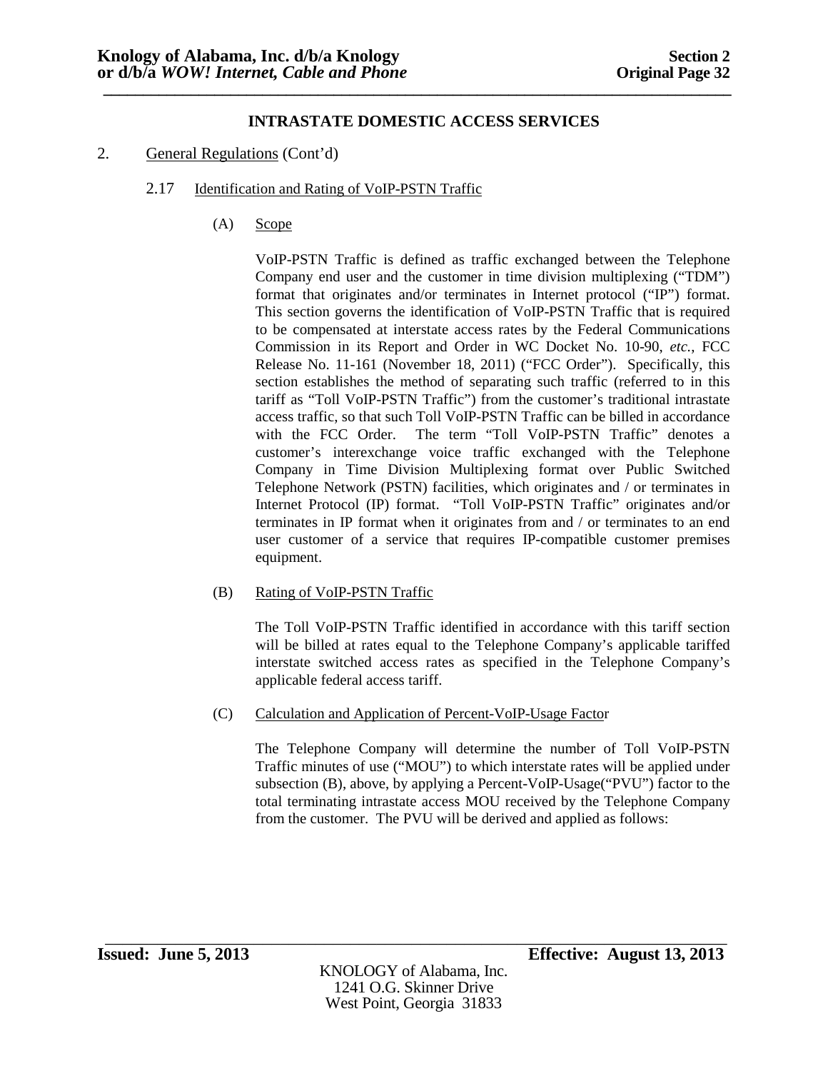## INTRASTATE DOMESTIC ACCESS SERVICES

2. General Regulations (Cont'd)

### 2.17 Identification and Rating of VoIP-PSTN Traffic

(A) Scope

VoIP-PSTN Traffic is defined as traffic exchanged between the Telephone Company end user and the customer in time division multiplexing ("TDM") format that originates and/or terminates in Internet protocol ("IP") format. This section governs the identification of VoIP-PSTN Traffic that is required to be compensated at interstate access rates by the Federal Communications Commission in its Report and Order in WC Docket No. 10-90, *etc.*, FCC Release No. 11-161 (November 18, 2011) ("FCC Order"). Specifically, this section establishes the method of separating such traffic (referred to in this tariff as "Toll VoIP-PSTN Traffic") from the customer's traditional intrastate access traffic, so that such Toll VoIP-PSTN Traffic can be billed in accordance with the FCC Order. The term "Toll VoIP-PSTN Traffic" denotes a customer's interexchange voice traffic exchanged with the Telephone Company in Time Division Multiplexing format over Public Switched Telephone Network (PSTN) facilities, which originates and / or terminates in Internet Protocol (IP) format. "Toll VoIP-PSTN Traffic" originates and/or terminates in IP format when it originates from and / or terminates to an end user customer of a service that requires IP-compatible customer premises equipment.

(B) Rating of VoIP-PSTN Traffic

The Toll VoIP-PSTN Traffic identified in accordance with this tariff section will be billed at rates equal to the Telephone Company's applicable tariffed interstate switched access rates as specified in the Telephone Company's applicable federal access tariff.

(C) Calculation and Application of Percent-VoIP-Usage Factor

The Telephone Company will determine the number of Toll VoIP-PSTN Traffic minutes of use ("MOU") to which interstate rates will be applied under subsection (B), above, by applying a Percent-VoIP-Usage("PVU") factor to the total terminating intrastate access MOU received by the Telephone Company from the customer. The PVU will be derived and applied as follows: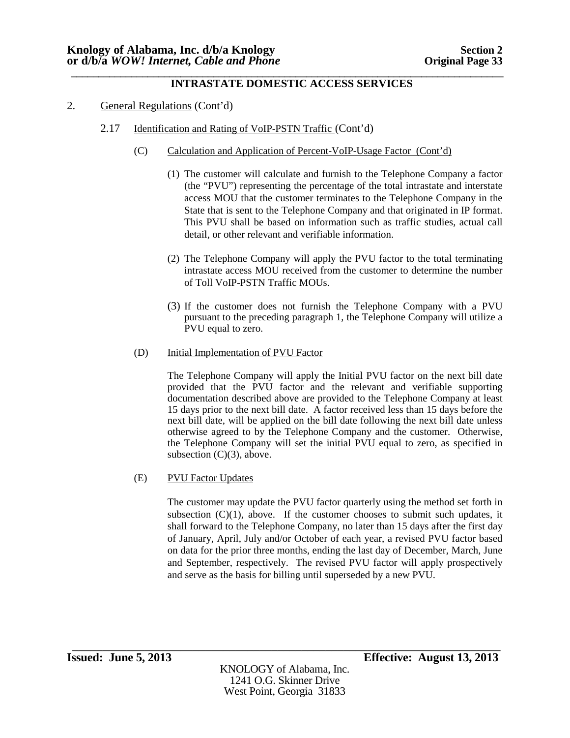## INTRASTATE DOMESTIC ACCESS SERVICES

2. General Regulations (Cont'd)

   2.17 Identification and Rating of VoIP-PSTN Traffic (Cont'd)

      (C) Calculation and Application of Percent-VoIP-Usage Factor (Cont'd)

         (1) The customer will calculate and furnish to the Telephone Company a factor (the "PVU") representing the percentage of the total intrastate and interstate access MOU that the customer terminates to the Telephone Company in the State that is sent to the Telephone Company and that originated in IP format. This PVU shall be based on information such as traffic studies, actual call detail, or other relevant and verifiable information.

         (2) The Telephone Company will apply the PVU factor to the total terminating intrastate access MOU received from the customer to determine the number of Toll VoIP-PSTN Traffic MOUs.

         (3) If the customer does not furnish the Telephone Company with a PVU pursuant to the preceding paragraph 1, the Telephone Company will utilize a PVU equal to zero.

      (D) Initial Implementation of PVU Factor

      The Telephone Company will apply the Initial PVU factor on the next bill date provided that the PVU factor and the relevant and verifiable supporting documentation described above are provided to the Telephone Company at least 15 days prior to the next bill date. A factor received less than 15 days before the next bill date, will be applied on the bill date following the next bill date unless otherwise agreed to by the Telephone Company and the customer. Otherwise, the Telephone Company will set the initial PVU equal to zero, as specified in subsection (C)(3), above.

      (E) PVU Factor Updates

      The customer may update the PVU factor quarterly using the method set forth in subsection (C)(1), above. If the customer chooses to submit such updates, it shall forward to the Telephone Company, no later than 15 days after the first day of January, April, July and/or October of each year, a revised PVU factor based on data for the prior three months, ending the last day of December, March, June and September, respectively. The revised PVU factor will apply prospectively and serve as the basis for billing until superseded by a new PVU.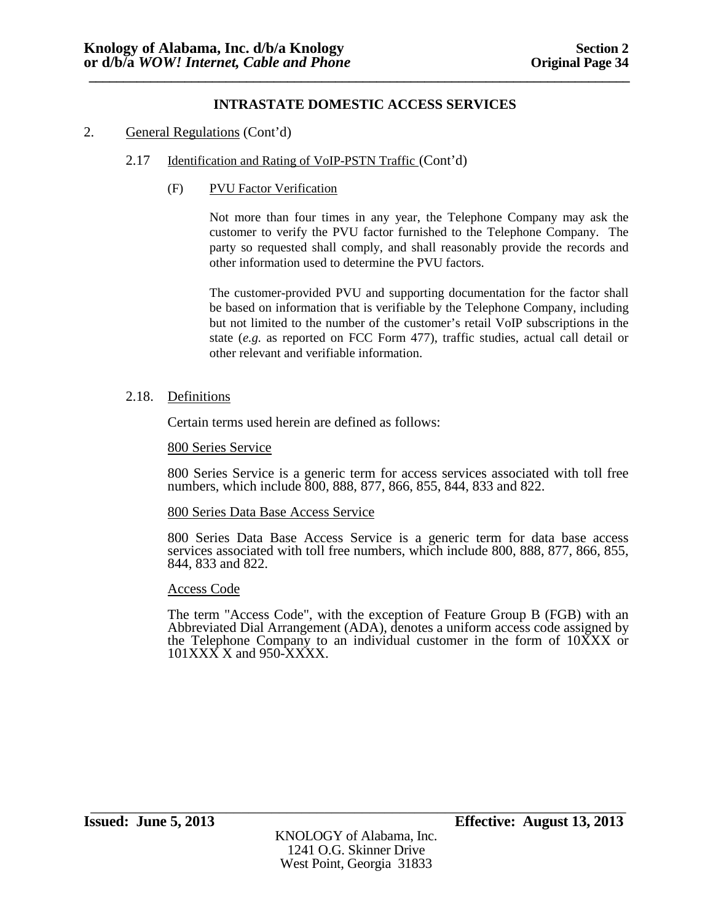## INTRASTATE DOMESTIC ACCESS SERVICES

2. General Regulations (Cont'd)

   2.17 Identification and Rating of VoIP-PSTN Traffic (Cont'd)

   (F) PVU Factor Verification

   Not more than four times in any year, the Telephone Company may ask the customer to verify the PVU factor furnished to the Telephone Company. The party so requested shall comply, and shall reasonably provide the records and other information used to determine the PVU factors.

   The customer-provided PVU and supporting documentation for the factor shall be based on information that is verifiable by the Telephone Company, including but not limited to the number of the customer's retail VoIP subscriptions in the state (*e.g.* as reported on FCC Form 477), traffic studies, actual call detail or other relevant and verifiable information.

   2.18. Definitions

   Certain terms used herein are defined as follows:

   800 Series Service

   800 Series Service is a generic term for access services associated with toll free numbers, which include 800, 888, 877, 866, 855, 844, 833 and 822.

   800 Series Data Base Access Service

   800 Series Data Base Access Service is a generic term for data base access services associated with toll free numbers, which include 800, 888, 877, 866, 855, 844, 833 and 822.

   Access Code

   The term "Access Code", with the exception of Feature Group B (FGB) with an Abbreviated Dial Arrangement (ADA), denotes a uniform access code assigned by the Telephone Company to an individual customer in the form of 10XXX or 101XXX X and 950-XXXX.

**Issued: June 5, 2013** **Effective: August 13, 2013**

KNOLOGY of Alabama, Inc.
1241 O.G. Skinner Drive
West Point, Georgia 31833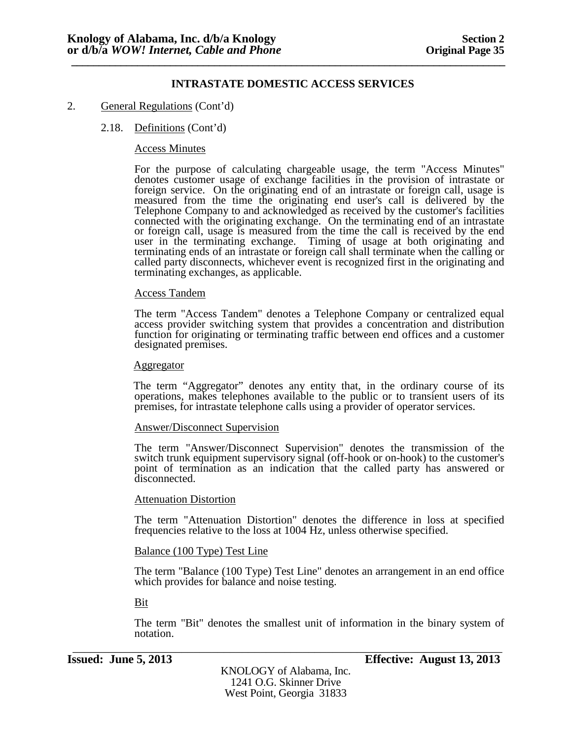## INTRASTATE DOMESTIC ACCESS SERVICES

2. General Regulations (Cont'd)

   2.18. Definitions (Cont'd)

      Access Minutes

      For the purpose of calculating chargeable usage, the term "Access Minutes" denotes customer usage of exchange facilities in the provision of intrastate or foreign service. On the originating end of an intrastate or foreign call, usage is measured from the time the originating end user's call is delivered by the Telephone Company to and acknowledged as received by the customer's facilities connected with the originating exchange. On the terminating end of an intrastate or foreign call, usage is measured from the time the call is received by the end user in the terminating exchange. Timing of usage at both originating and terminating ends of an intrastate or foreign call shall terminate when the calling or called party disconnects, whichever event is recognized first in the originating and terminating exchanges, as applicable.

      Access Tandem

      The term "Access Tandem" denotes a Telephone Company or centralized equal access provider switching system that provides a concentration and distribution function for originating or terminating traffic between end offices and a customer designated premises.

      Aggregator

      The term "Aggregator" denotes any entity that, in the ordinary course of its operations, makes telephones available to the public or to transient users of its premises, for intrastate telephone calls using a provider of operator services.

      Answer/Disconnect Supervision

      The term "Answer/Disconnect Supervision" denotes the transmission of the switch trunk equipment supervisory signal (off-hook or on-hook) to the customer's point of termination as an indication that the called party has answered or disconnected.

      Attenuation Distortion

      The term "Attenuation Distortion" denotes the difference in loss at specified frequencies relative to the loss at 1004 Hz, unless otherwise specified.

      Balance (100 Type) Test Line

      The term "Balance (100 Type) Test Line" denotes an arrangement in an end office which provides for balance and noise testing.

      Bit

      The term "Bit" denotes the smallest unit of information in the binary system of notation.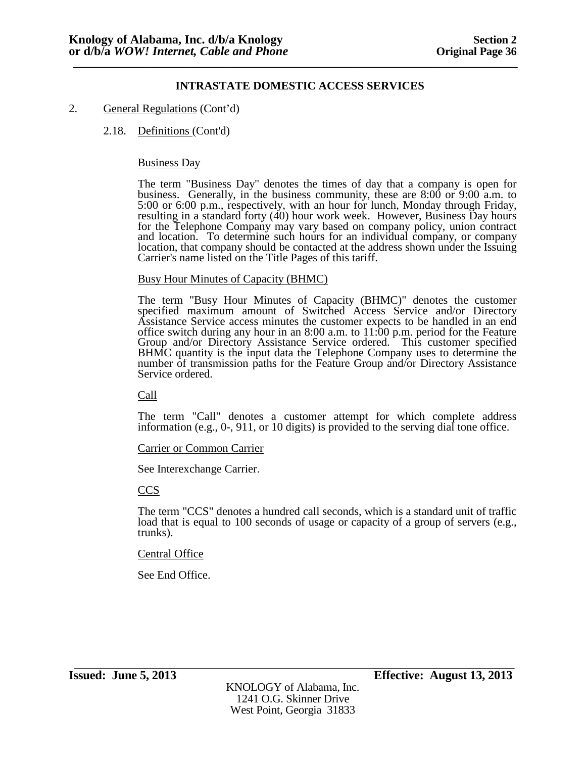### INTRASTATE DOMESTIC ACCESS SERVICES

2. General Regulations (Cont'd)

2.18. Definitions (Cont'd)

Business Day

The term "Business Day" denotes the times of day that a company is open for business. Generally, in the business community, these are 8:00 or 9:00 a.m. to 5:00 or 6:00 p.m., respectively, with an hour for lunch, Monday through Friday, resulting in a standard forty (40) hour work week. However, Business Day hours for the Telephone Company may vary based on company policy, union contract and location. To determine such hours for an individual company, or company location, that company should be contacted at the address shown under the Issuing Carrier's name listed on the Title Pages of this tariff.

Busy Hour Minutes of Capacity (BHMC)

The term "Busy Hour Minutes of Capacity (BHMC)" denotes the customer specified maximum amount of Switched Access Service and/or Directory Assistance Service access minutes the customer expects to be handled in an end office switch during any hour in an 8:00 a.m. to 11:00 p.m. period for the Feature Group and/or Directory Assistance Service ordered. This customer specified BHMC quantity is the input data the Telephone Company uses to determine the number of transmission paths for the Feature Group and/or Directory Assistance Service ordered.

Call

The term "Call" denotes a customer attempt for which complete address information (e.g., 0-, 911, or 10 digits) is provided to the serving dial tone office.

Carrier or Common Carrier

See Interexchange Carrier.

CCS

The term "CCS" denotes a hundred call seconds, which is a standard unit of traffic load that is equal to 100 seconds of usage or capacity of a group of servers (e.g., trunks).

Central Office

See End Office.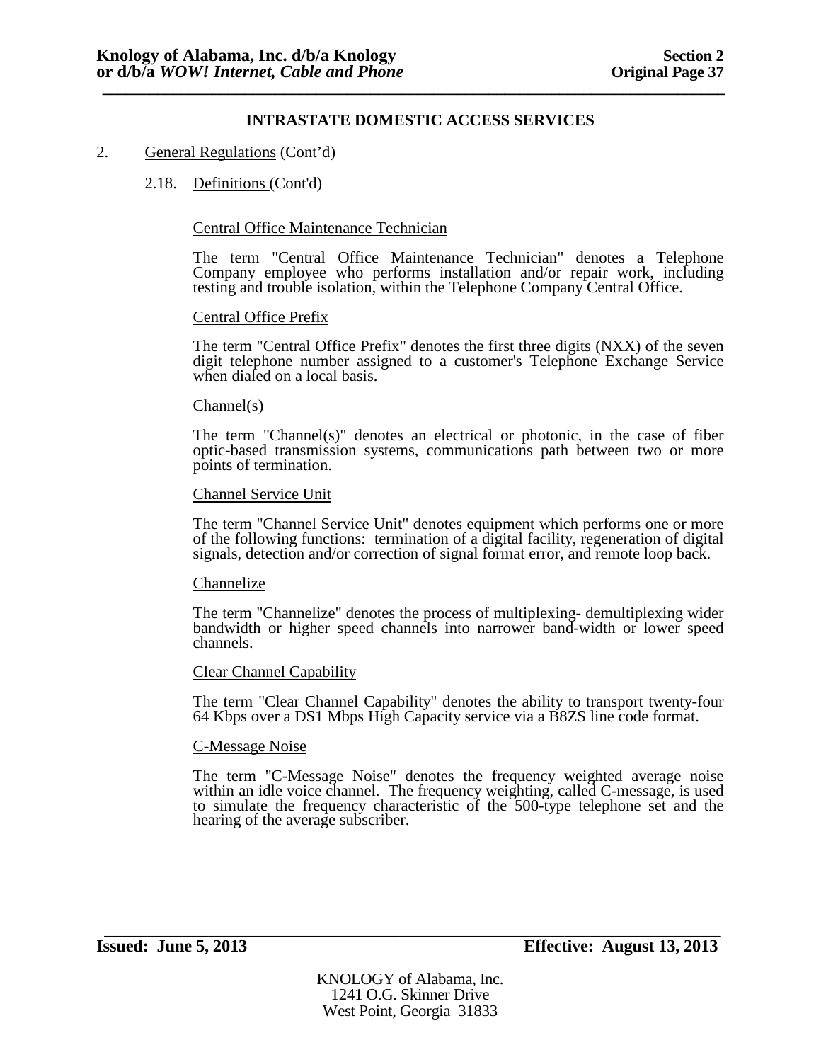## INTRASTATE DOMESTIC ACCESS SERVICES

2. General Regulations (Cont'd)

   2.18. Definitions (Cont'd)

Central Office Maintenance Technician

The term "Central Office Maintenance Technician" denotes a Telephone Company employee who performs installation and/or repair work, including testing and trouble isolation, within the Telephone Company Central Office.

Central Office Prefix

The term "Central Office Prefix" denotes the first three digits (NXX) of the seven digit telephone number assigned to a customer's Telephone Exchange Service when dialed on a local basis.

Channel(s)

The term "Channel(s)" denotes an electrical or photonic, in the case of fiber optic-based transmission systems, communications path between two or more points of termination.

Channel Service Unit

The term "Channel Service Unit" denotes equipment which performs one or more of the following functions: termination of a digital facility, regeneration of digital signals, detection and/or correction of signal format error, and remote loop back.

Channelize

The term "Channelize" denotes the process of multiplexing- demultiplexing wider bandwidth or higher speed channels into narrower band-width or lower speed channels.

Clear Channel Capability

The term "Clear Channel Capability" denotes the ability to transport twenty-four 64 Kbps over a DS1 Mbps High Capacity service via a B8ZS line code format.

C-Message Noise

The term "C-Message Noise" denotes the frequency weighted average noise within an idle voice channel. The frequency weighting, called C-message, is used to simulate the frequency characteristic of the 500-type telephone set and the hearing of the average subscriber.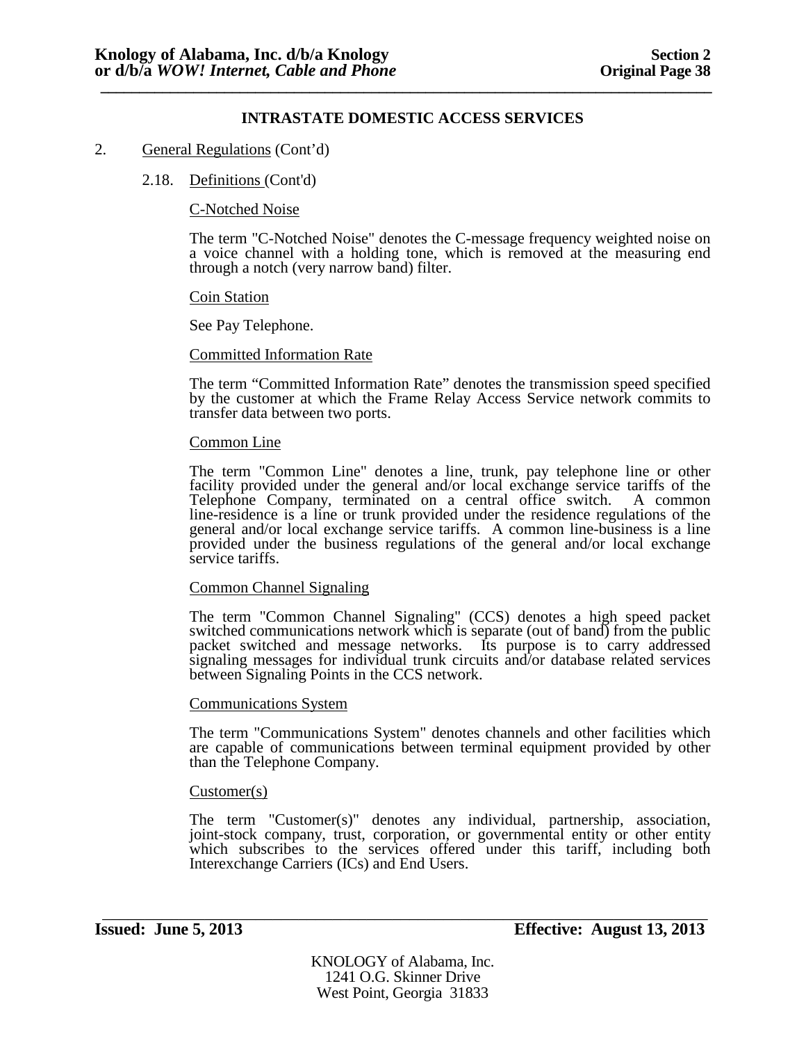## INTRASTATE DOMESTIC ACCESS SERVICES

2. General Regulations (Cont'd)

2.18. Definitions (Cont'd)

C-Notched Noise

The term "C-Notched Noise" denotes the C-message frequency weighted noise on a voice channel with a holding tone, which is removed at the measuring end through a notch (very narrow band) filter.

Coin Station

See Pay Telephone.

Committed Information Rate

The term "Committed Information Rate" denotes the transmission speed specified by the customer at which the Frame Relay Access Service network commits to transfer data between two ports.

Common Line

The term "Common Line" denotes a line, trunk, pay telephone line or other facility provided under the general and/or local exchange service tariffs of the Telephone Company, terminated on a central office switch. A common line-residence is a line or trunk provided under the residence regulations of the general and/or local exchange service tariffs. A common line-business is a line provided under the business regulations of the general and/or local exchange service tariffs.

Common Channel Signaling

The term "Common Channel Signaling" (CCS) denotes a high speed packet switched communications network which is separate (out of band) from the public packet switched and message networks. Its purpose is to carry addressed signaling messages for individual trunk circuits and/or database related services between Signaling Points in the CCS network.

Communications System

The term "Communications System" denotes channels and other facilities which are capable of communications between terminal equipment provided by other than the Telephone Company.

Customer(s)

The term "Customer(s)" denotes any individual, partnership, association, joint-stock company, trust, corporation, or governmental entity or other entity which subscribes to the services offered under this tariff, including both Interexchange Carriers (ICs) and End Users.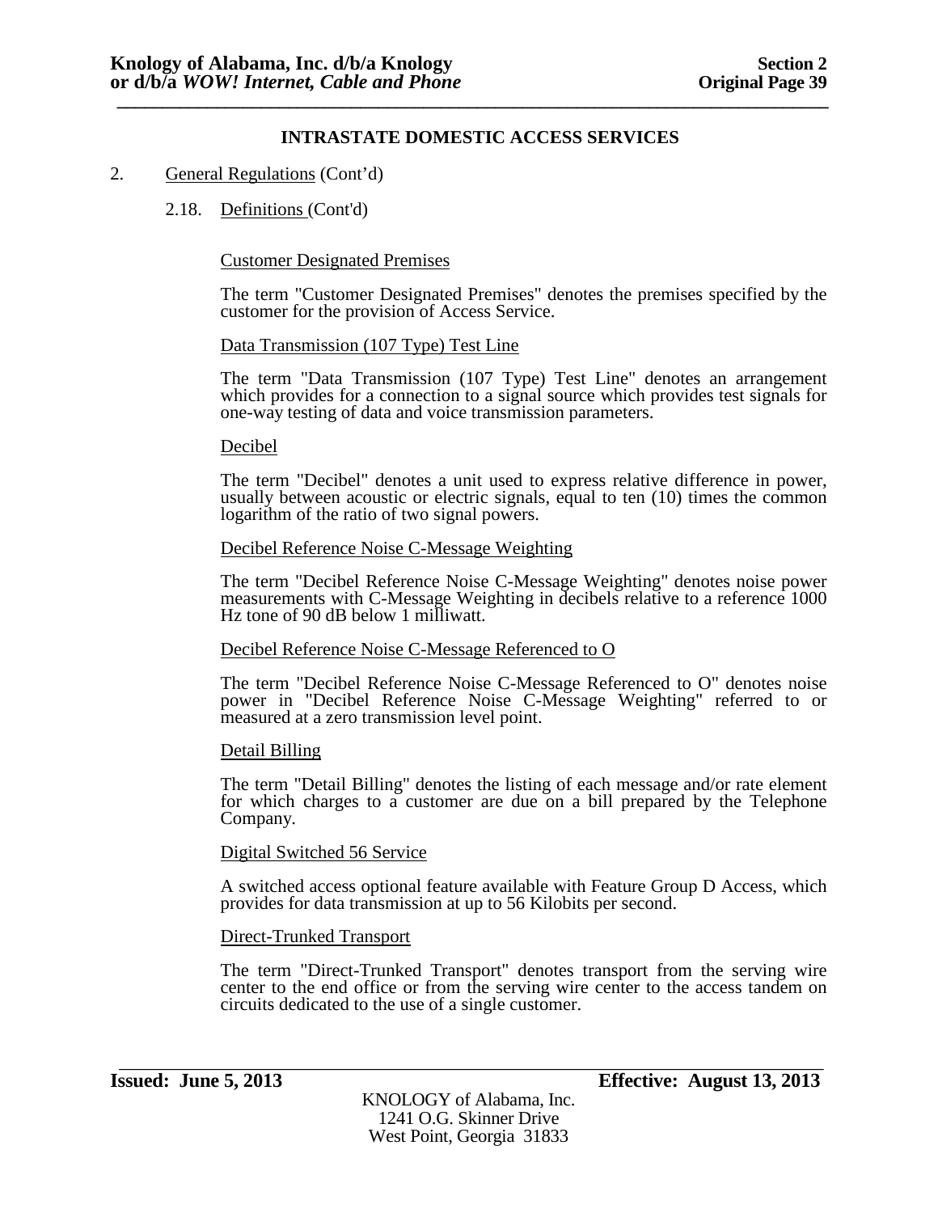## INTRASTATE DOMESTIC ACCESS SERVICES

2. General Regulations (Cont'd)

2.18. Definitions (Cont'd)

Customer Designated Premises

The term "Customer Designated Premises" denotes the premises specified by the customer for the provision of Access Service.

Data Transmission (107 Type) Test Line

The term "Data Transmission (107 Type) Test Line" denotes an arrangement which provides for a connection to a signal source which provides test signals for one-way testing of data and voice transmission parameters.

Decibel

The term "Decibel" denotes a unit used to express relative difference in power, usually between acoustic or electric signals, equal to ten (10) times the common logarithm of the ratio of two signal powers.

Decibel Reference Noise C-Message Weighting

The term "Decibel Reference Noise C-Message Weighting" denotes noise power measurements with C-Message Weighting in decibels relative to a reference 1000 Hz tone of 90 dB below 1 milliwatt.

Decibel Reference Noise C-Message Referenced to O

The term "Decibel Reference Noise C-Message Referenced to O" denotes noise power in "Decibel Reference Noise C-Message Weighting" referred to or measured at a zero transmission level point.

Detail Billing

The term "Detail Billing" denotes the listing of each message and/or rate element for which charges to a customer are due on a bill prepared by the Telephone Company.

Digital Switched 56 Service

A switched access optional feature available with Feature Group D Access, which provides for data transmission at up to 56 Kilobits per second.

Direct-Trunked Transport

The term "Direct-Trunked Transport" denotes transport from the serving wire center to the end office or from the serving wire center to the access tandem on circuits dedicated to the use of a single customer.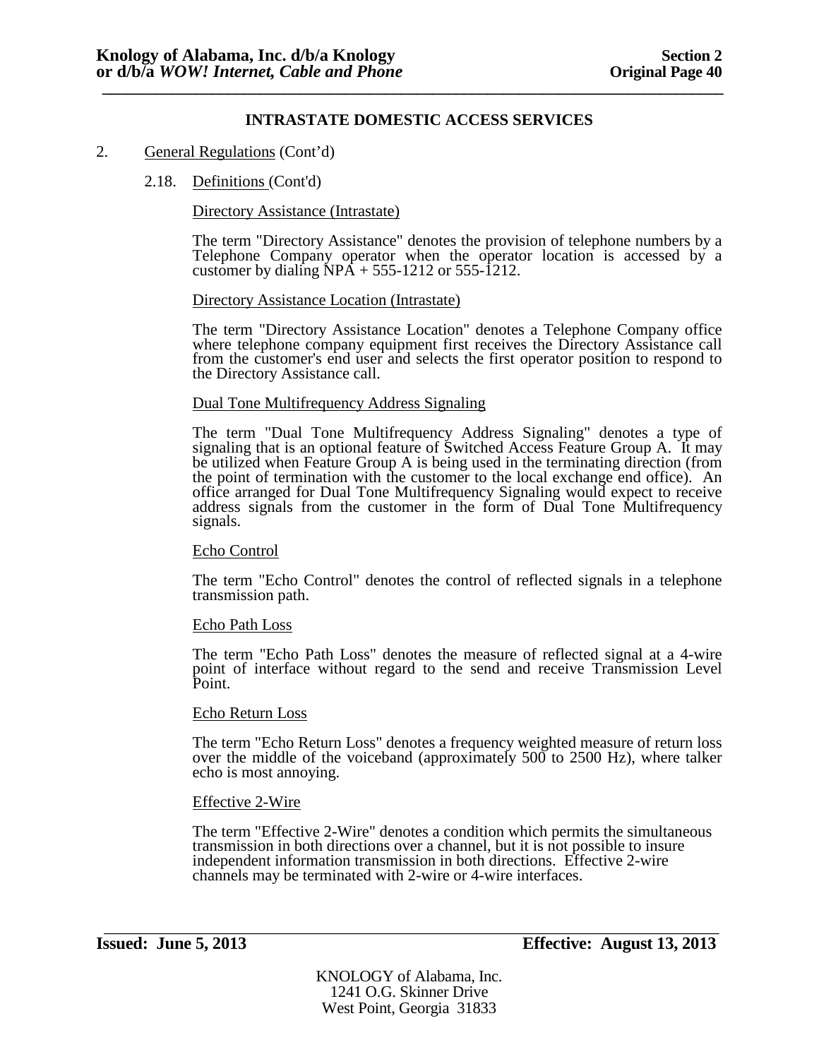## INTRASTATE DOMESTIC ACCESS SERVICES

2. General Regulations (Cont'd)

   2.18. Definitions (Cont'd)

Directory Assistance (Intrastate)

The term "Directory Assistance" denotes the provision of telephone numbers by a Telephone Company operator when the operator location is accessed by a customer by dialing NPA + 555-1212 or 555-1212.

Directory Assistance Location (Intrastate)

The term "Directory Assistance Location" denotes a Telephone Company office where telephone company equipment first receives the Directory Assistance call from the customer's end user and selects the first operator position to respond to the Directory Assistance call.

Dual Tone Multifrequency Address Signaling

The term "Dual Tone Multifrequency Address Signaling" denotes a type of signaling that is an optional feature of Switched Access Feature Group A. It may be utilized when Feature Group A is being used in the terminating direction (from the point of termination with the customer to the local exchange end office). An office arranged for Dual Tone Multifrequency Signaling would expect to receive address signals from the customer in the form of Dual Tone Multifrequency signals.

Echo Control

The term "Echo Control" denotes the control of reflected signals in a telephone transmission path.

Echo Path Loss

The term "Echo Path Loss" denotes the measure of reflected signal at a 4-wire point of interface without regard to the send and receive Transmission Level Point.

Echo Return Loss

The term "Echo Return Loss" denotes a frequency weighted measure of return loss over the middle of the voiceband (approximately 500 to 2500 Hz), where talker echo is most annoying.

Effective 2-Wire

The term "Effective 2-Wire" denotes a condition which permits the simultaneous transmission in both directions over a channel, but it is not possible to insure independent information transmission in both directions. Effective 2-wire channels may be terminated with 2-wire or 4-wire interfaces.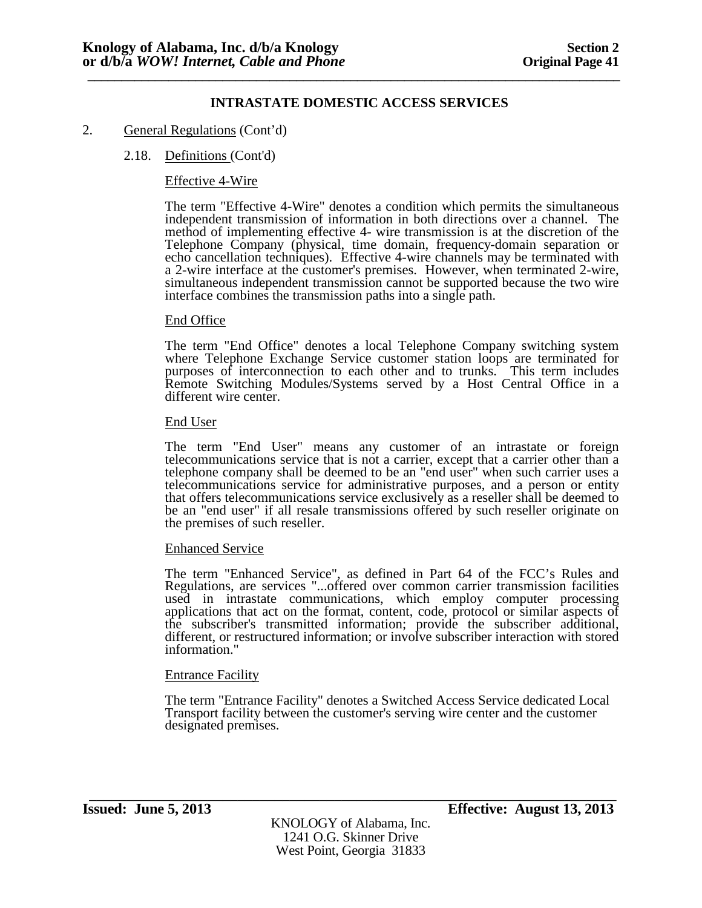## INTRASTATE DOMESTIC ACCESS SERVICES

2. General Regulations (Cont'd)

2.18. Definitions (Cont'd)

Effective 4-Wire

The term "Effective 4-Wire" denotes a condition which permits the simultaneous independent transmission of information in both directions over a channel. The method of implementing effective 4- wire transmission is at the discretion of the Telephone Company (physical, time domain, frequency-domain separation or echo cancellation techniques). Effective 4-wire channels may be terminated with a 2-wire interface at the customer's premises. However, when terminated 2-wire, simultaneous independent transmission cannot be supported because the two wire interface combines the transmission paths into a single path.

End Office

The term "End Office" denotes a local Telephone Company switching system where Telephone Exchange Service customer station loops are terminated for purposes of interconnection to each other and to trunks. This term includes Remote Switching Modules/Systems served by a Host Central Office in a different wire center.

End User

The term "End User" means any customer of an intrastate or foreign telecommunications service that is not a carrier, except that a carrier other than a telephone company shall be deemed to be an "end user" when such carrier uses a telecommunications service for administrative purposes, and a person or entity that offers telecommunications service exclusively as a reseller shall be deemed to be an "end user" if all resale transmissions offered by such reseller originate on the premises of such reseller.

Enhanced Service

The term "Enhanced Service", as defined in Part 64 of the FCC's Rules and Regulations, are services "...offered over common carrier transmission facilities used in intrastate communications, which employ computer processing applications that act on the format, content, code, protocol or similar aspects of the subscriber's transmitted information; provide the subscriber additional, different, or restructured information; or involve subscriber interaction with stored information."

Entrance Facility

The term "Entrance Facility" denotes a Switched Access Service dedicated Local Transport facility between the customer's serving wire center and the customer designated premises.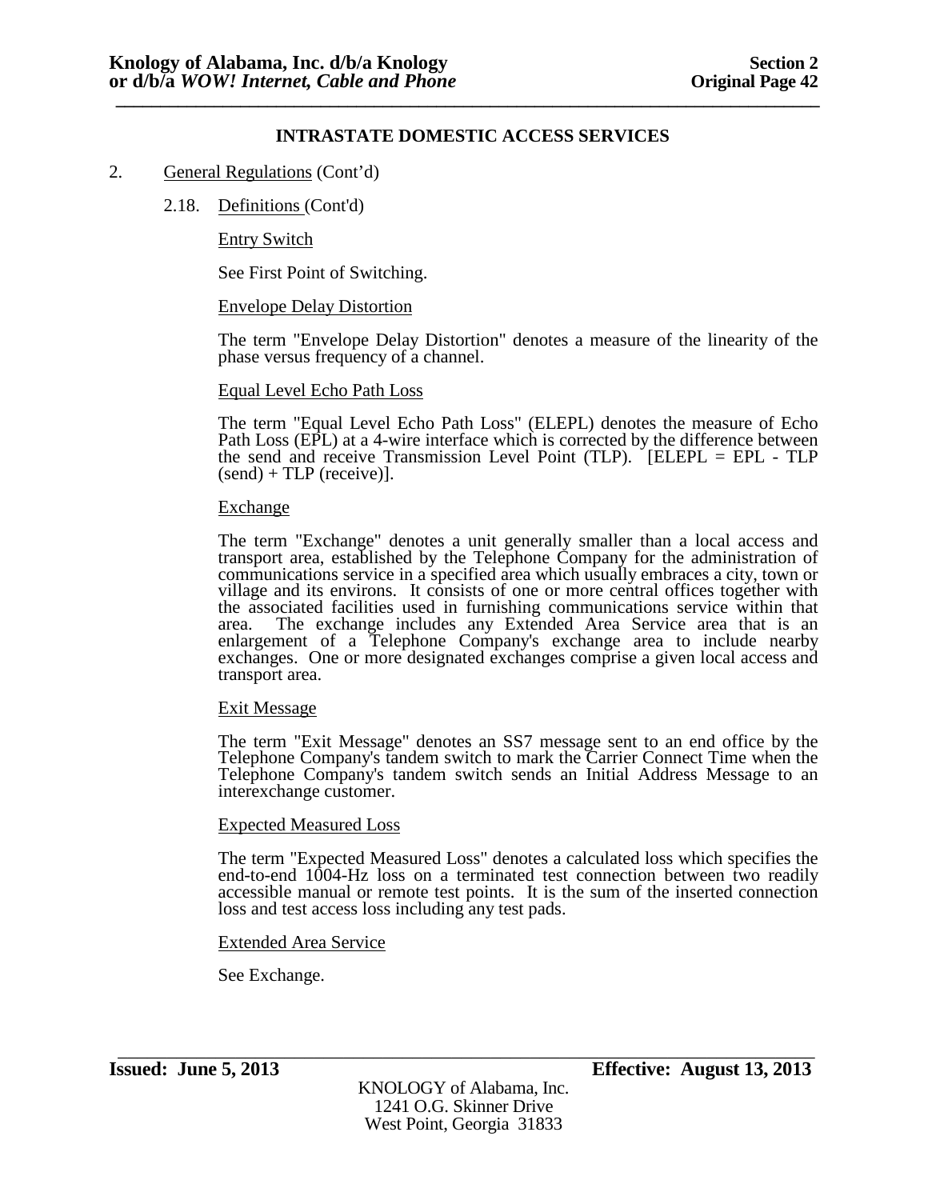## INTRASTATE DOMESTIC ACCESS SERVICES

2. General Regulations (Cont'd)

2.18. Definitions (Cont'd)

Entry Switch

See First Point of Switching.

Envelope Delay Distortion

The term "Envelope Delay Distortion" denotes a measure of the linearity of the phase versus frequency of a channel.

Equal Level Echo Path Loss

The term "Equal Level Echo Path Loss" (ELEPL) denotes the measure of Echo Path Loss (EPL) at a 4-wire interface which is corrected by the difference between the send and receive Transmission Level Point (TLP). [ELEPL = EPL - TLP (send) + TLP (receive)].

Exchange

The term "Exchange" denotes a unit generally smaller than a local access and transport area, established by the Telephone Company for the administration of communications service in a specified area which usually embraces a city, town or village and its environs. It consists of one or more central offices together with the associated facilities used in furnishing communications service within that area. The exchange includes any Extended Area Service area that is an enlargement of a Telephone Company's exchange area to include nearby exchanges. One or more designated exchanges comprise a given local access and transport area.

Exit Message

The term "Exit Message" denotes an SS7 message sent to an end office by the Telephone Company's tandem switch to mark the Carrier Connect Time when the Telephone Company's tandem switch sends an Initial Address Message to an interexchange customer.

Expected Measured Loss

The term "Expected Measured Loss" denotes a calculated loss which specifies the end-to-end 1004-Hz loss on a terminated test connection between two readily accessible manual or remote test points. It is the sum of the inserted connection loss and test access loss including any test pads.

Extended Area Service

See Exchange.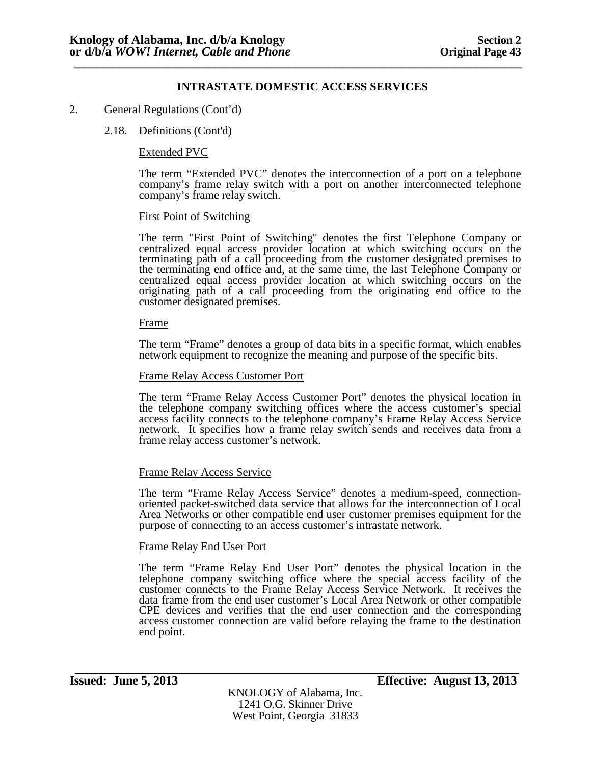## INTRASTATE DOMESTIC ACCESS SERVICES

2. General Regulations (Cont'd)

   2.18. Definitions (Cont'd)

Extended PVC

The term "Extended PVC" denotes the interconnection of a port on a telephone company's frame relay switch with a port on another interconnected telephone company's frame relay switch.

First Point of Switching

The term "First Point of Switching" denotes the first Telephone Company or centralized equal access provider location at which switching occurs on the terminating path of a call proceeding from the customer designated premises to the terminating end office and, at the same time, the last Telephone Company or centralized equal access provider location at which switching occurs on the originating path of a call proceeding from the originating end office to the customer designated premises.

Frame

The term "Frame" denotes a group of data bits in a specific format, which enables network equipment to recognize the meaning and purpose of the specific bits.

Frame Relay Access Customer Port

The term "Frame Relay Access Customer Port" denotes the physical location in the telephone company switching offices where the access customer's special access facility connects to the telephone company's Frame Relay Access Service network. It specifies how a frame relay switch sends and receives data from a frame relay access customer's network.

Frame Relay Access Service

The term "Frame Relay Access Service" denotes a medium-speed, connection-oriented packet-switched data service that allows for the interconnection of Local Area Networks or other compatible end user customer premises equipment for the purpose of connecting to an access customer's intrastate network.

Frame Relay End User Port

The term "Frame Relay End User Port" denotes the physical location in the telephone company switching office where the special access facility of the customer connects to the Frame Relay Access Service Network. It receives the data frame from the end user customer's Local Area Network or other compatible CPE devices and verifies that the end user connection and the corresponding access customer connection are valid before relaying the frame to the destination end point.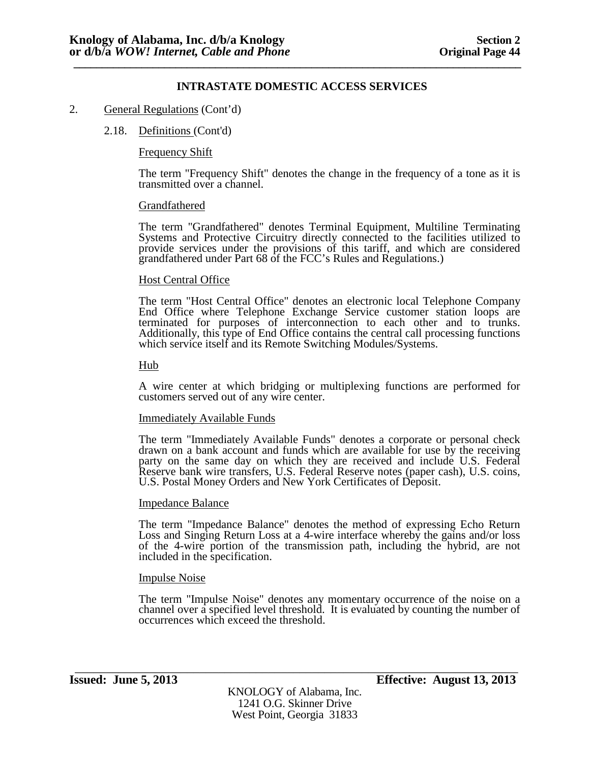## INTRASTATE DOMESTIC ACCESS SERVICES

2. General Regulations (Cont'd)

### 2.18. Definitions (Cont'd)

Frequency Shift

The term "Frequency Shift" denotes the change in the frequency of a tone as it is transmitted over a channel.

Grandfathered

The term "Grandfathered" denotes Terminal Equipment, Multiline Terminating Systems and Protective Circuitry directly connected to the facilities utilized to provide services under the provisions of this tariff, and which are considered grandfathered under Part 68 of the FCC's Rules and Regulations.)

Host Central Office

The term "Host Central Office" denotes an electronic local Telephone Company End Office where Telephone Exchange Service customer station loops are terminated for purposes of interconnection to each other and to trunks. Additionally, this type of End Office contains the central call processing functions which service itself and its Remote Switching Modules/Systems.

Hub

A wire center at which bridging or multiplexing functions are performed for customers served out of any wire center.

Immediately Available Funds

The term "Immediately Available Funds" denotes a corporate or personal check drawn on a bank account and funds which are available for use by the receiving party on the same day on which they are received and include U.S. Federal Reserve bank wire transfers, U.S. Federal Reserve notes (paper cash), U.S. coins, U.S. Postal Money Orders and New York Certificates of Deposit.

Impedance Balance

The term "Impedance Balance" denotes the method of expressing Echo Return Loss and Singing Return Loss at a 4-wire interface whereby the gains and/or loss of the 4-wire portion of the transmission path, including the hybrid, are not included in the specification.

Impulse Noise

The term "Impulse Noise" denotes any momentary occurrence of the noise on a channel over a specified level threshold. It is evaluated by counting the number of occurrences which exceed the threshold.

**Issued: June 5, 2013** **Effective: August 13, 2013**

KNOLOGY of Alabama, Inc.
1241 O.G. Skinner Drive
West Point, Georgia 31833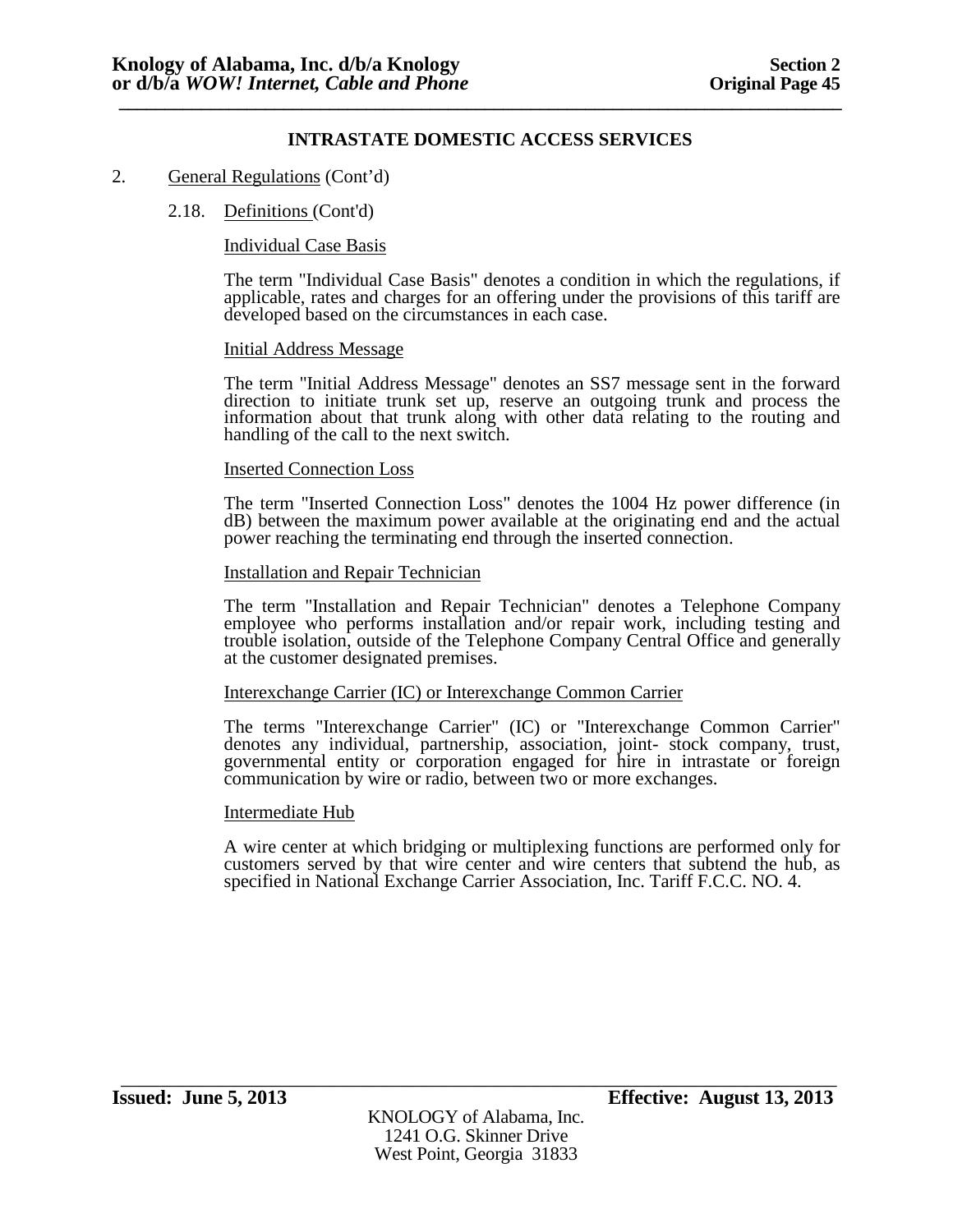## INTRASTATE DOMESTIC ACCESS SERVICES

2. General Regulations (Cont'd)

2.18. Definitions (Cont'd)

Individual Case Basis

The term "Individual Case Basis" denotes a condition in which the regulations, if applicable, rates and charges for an offering under the provisions of this tariff are developed based on the circumstances in each case.

Initial Address Message

The term "Initial Address Message" denotes an SS7 message sent in the forward direction to initiate trunk set up, reserve an outgoing trunk and process the information about that trunk along with other data relating to the routing and handling of the call to the next switch.

Inserted Connection Loss

The term "Inserted Connection Loss" denotes the 1004 Hz power difference (in dB) between the maximum power available at the originating end and the actual power reaching the terminating end through the inserted connection.

Installation and Repair Technician

The term "Installation and Repair Technician" denotes a Telephone Company employee who performs installation and/or repair work, including testing and trouble isolation, outside of the Telephone Company Central Office and generally at the customer designated premises.

Interexchange Carrier (IC) or Interexchange Common Carrier

The terms "Interexchange Carrier" (IC) or "Interexchange Common Carrier" denotes any individual, partnership, association, joint- stock company, trust, governmental entity or corporation engaged for hire in intrastate or foreign communication by wire or radio, between two or more exchanges.

Intermediate Hub

A wire center at which bridging or multiplexing functions are performed only for customers served by that wire center and wire centers that subtend the hub, as specified in National Exchange Carrier Association, Inc. Tariff F.C.C. NO. 4.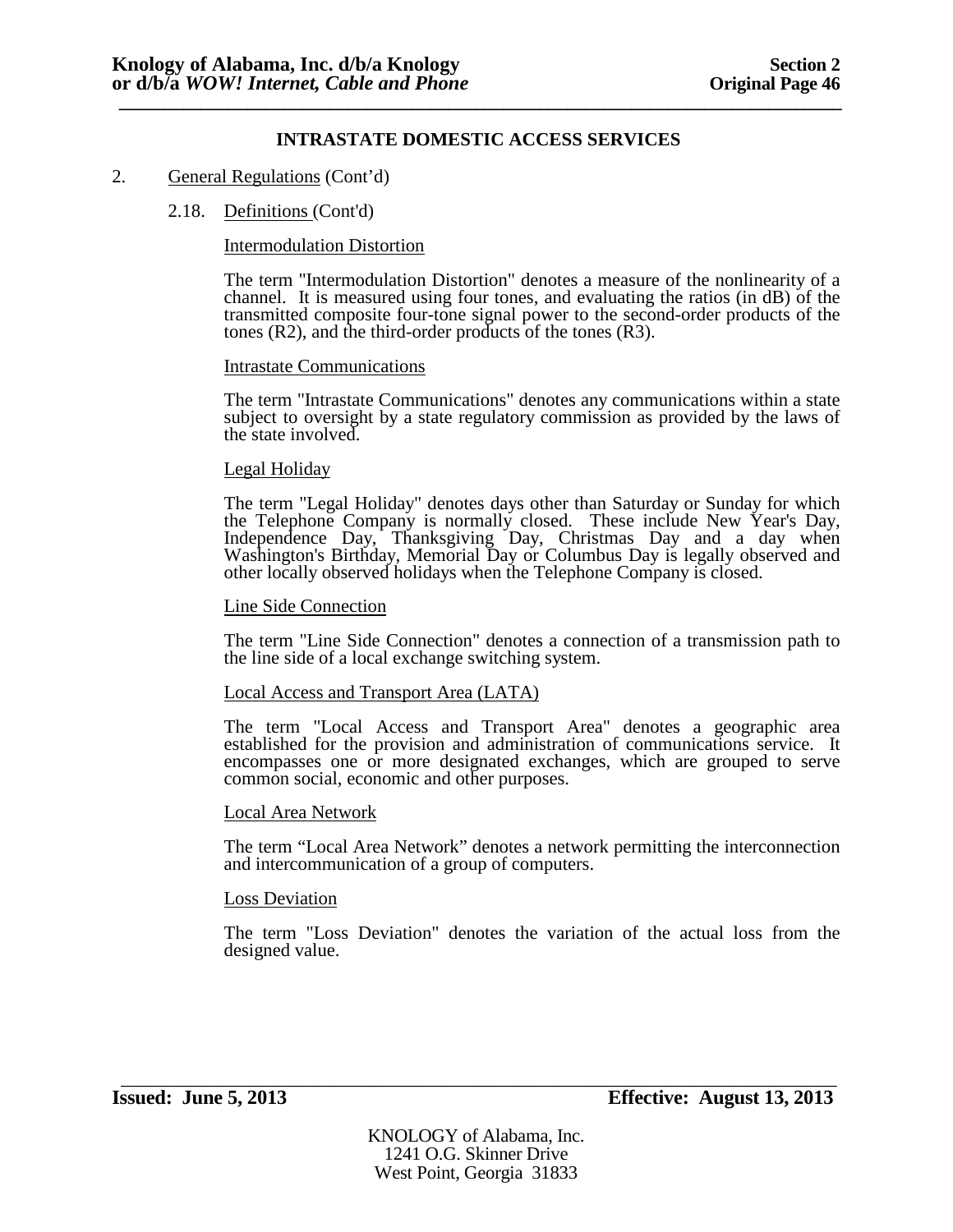## INTRASTATE DOMESTIC ACCESS SERVICES

2. General Regulations (Cont'd)

   2.18. Definitions (Cont'd)

Intermodulation Distortion

The term "Intermodulation Distortion" denotes a measure of the nonlinearity of a channel. It is measured using four tones, and evaluating the ratios (in dB) of the transmitted composite four-tone signal power to the second-order products of the tones (R2), and the third-order products of the tones (R3).

Intrastate Communications

The term "Intrastate Communications" denotes any communications within a state subject to oversight by a state regulatory commission as provided by the laws of the state involved.

Legal Holiday

The term "Legal Holiday" denotes days other than Saturday or Sunday for which the Telephone Company is normally closed. These include New Year's Day, Independence Day, Thanksgiving Day, Christmas Day and a day when Washington's Birthday, Memorial Day or Columbus Day is legally observed and other locally observed holidays when the Telephone Company is closed.

Line Side Connection

The term "Line Side Connection" denotes a connection of a transmission path to the line side of a local exchange switching system.

Local Access and Transport Area (LATA)

The term "Local Access and Transport Area" denotes a geographic area established for the provision and administration of communications service. It encompasses one or more designated exchanges, which are grouped to serve common social, economic and other purposes.

Local Area Network

The term "Local Area Network" denotes a network permitting the interconnection and intercommunication of a group of computers.

Loss Deviation

The term "Loss Deviation" denotes the variation of the actual loss from the designed value.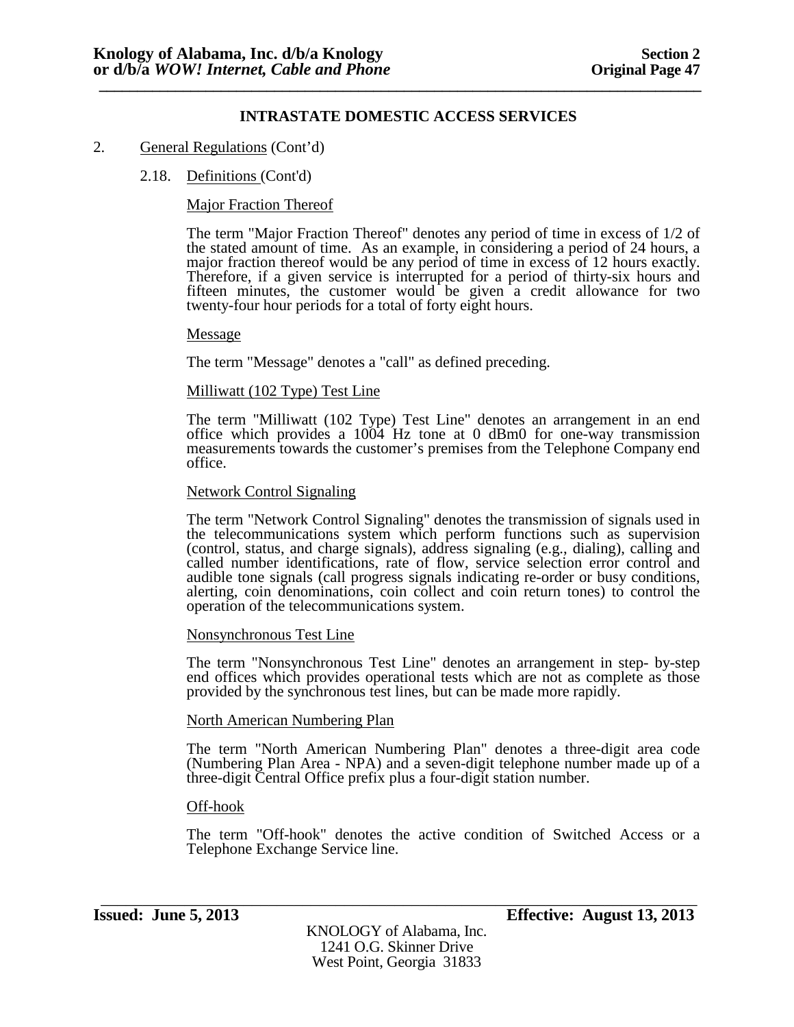## INTRASTATE DOMESTIC ACCESS SERVICES

2. General Regulations (Cont'd)

2.18. Definitions (Cont'd)

Major Fraction Thereof

The term "Major Fraction Thereof" denotes any period of time in excess of 1/2 of the stated amount of time. As an example, in considering a period of 24 hours, a major fraction thereof would be any period of time in excess of 12 hours exactly. Therefore, if a given service is interrupted for a period of thirty-six hours and fifteen minutes, the customer would be given a credit allowance for two twenty-four hour periods for a total of forty eight hours.

Message

The term "Message" denotes a "call" as defined preceding.

Milliwatt (102 Type) Test Line

The term "Milliwatt (102 Type) Test Line" denotes an arrangement in an end office which provides a 1004 Hz tone at 0 dBm0 for one-way transmission measurements towards the customer's premises from the Telephone Company end office.

Network Control Signaling

The term "Network Control Signaling" denotes the transmission of signals used in the telecommunications system which perform functions such as supervision (control, status, and charge signals), address signaling (e.g., dialing), calling and called number identifications, rate of flow, service selection error control and audible tone signals (call progress signals indicating re-order or busy conditions, alerting, coin denominations, coin collect and coin return tones) to control the operation of the telecommunications system.

Nonsynchronous Test Line

The term "Nonsynchronous Test Line" denotes an arrangement in step- by-step end offices which provides operational tests which are not as complete as those provided by the synchronous test lines, but can be made more rapidly.

North American Numbering Plan

The term "North American Numbering Plan" denotes a three-digit area code (Numbering Plan Area - NPA) and a seven-digit telephone number made up of a three-digit Central Office prefix plus a four-digit station number.

Off-hook

The term "Off-hook" denotes the active condition of Switched Access or a Telephone Exchange Service line.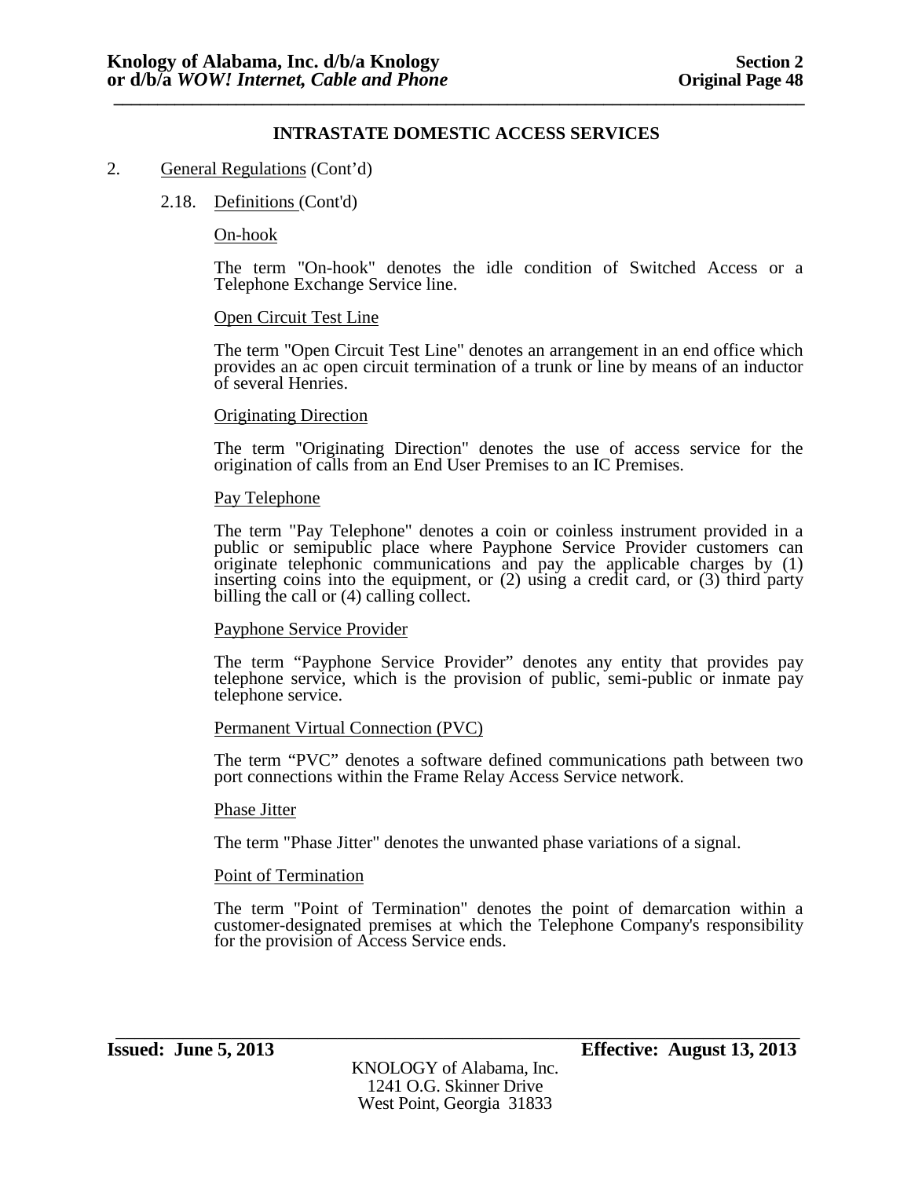## INTRASTATE DOMESTIC ACCESS SERVICES

2. General Regulations (Cont'd)

   2.18. Definitions (Cont'd)

On-hook

The term "On-hook" denotes the idle condition of Switched Access or a Telephone Exchange Service line.

Open Circuit Test Line

The term "Open Circuit Test Line" denotes an arrangement in an end office which provides an ac open circuit termination of a trunk or line by means of an inductor of several Henries.

Originating Direction

The term "Originating Direction" denotes the use of access service for the origination of calls from an End User Premises to an IC Premises.

Pay Telephone

The term "Pay Telephone" denotes a coin or coinless instrument provided in a public or semipublic place where Payphone Service Provider customers can originate telephonic communications and pay the applicable charges by (1) inserting coins into the equipment, or (2) using a credit card, or (3) third party billing the call or (4) calling collect.

Payphone Service Provider

The term "Payphone Service Provider" denotes any entity that provides pay telephone service, which is the provision of public, semi-public or inmate pay telephone service.

Permanent Virtual Connection (PVC)

The term "PVC" denotes a software defined communications path between two port connections within the Frame Relay Access Service network.

Phase Jitter

The term "Phase Jitter" denotes the unwanted phase variations of a signal.

Point of Termination

The term "Point of Termination" denotes the point of demarcation within a customer-designated premises at which the Telephone Company's responsibility for the provision of Access Service ends.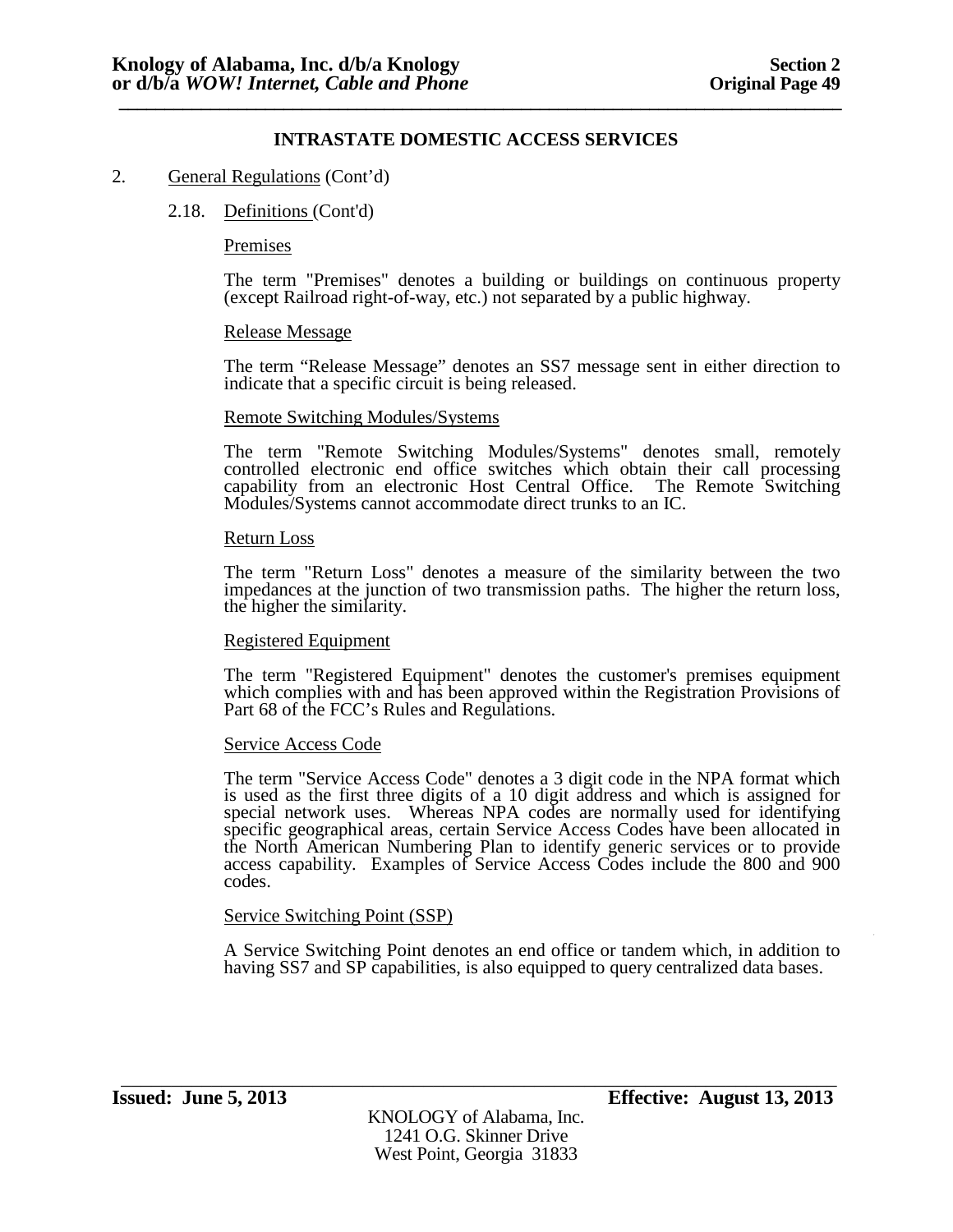## INTRASTATE DOMESTIC ACCESS SERVICES

2. General Regulations (Cont'd)

   2.18. Definitions (Cont'd)

Premises

The term "Premises" denotes a building or buildings on continuous property (except Railroad right-of-way, etc.) not separated by a public highway.

Release Message

The term "Release Message" denotes an SS7 message sent in either direction to indicate that a specific circuit is being released.

Remote Switching Modules/Systems

The term "Remote Switching Modules/Systems" denotes small, remotely controlled electronic end office switches which obtain their call processing capability from an electronic Host Central Office. The Remote Switching Modules/Systems cannot accommodate direct trunks to an IC.

Return Loss

The term "Return Loss" denotes a measure of the similarity between the two impedances at the junction of two transmission paths. The higher the return loss, the higher the similarity.

Registered Equipment

The term "Registered Equipment" denotes the customer's premises equipment which complies with and has been approved within the Registration Provisions of Part 68 of the FCC's Rules and Regulations.

Service Access Code

The term "Service Access Code" denotes a 3 digit code in the NPA format which is used as the first three digits of a 10 digit address and which is assigned for special network uses. Whereas NPA codes are normally used for identifying specific geographical areas, certain Service Access Codes have been allocated in the North American Numbering Plan to identify generic services or to provide access capability. Examples of Service Access Codes include the 800 and 900 codes.

Service Switching Point (SSP)

A Service Switching Point denotes an end office or tandem which, in addition to having SS7 and SP capabilities, is also equipped to query centralized data bases.

**Issued: June 5, 2013** **Effective: August 13, 2013**

KNOLOGY of Alabama, Inc.
1241 O.G. Skinner Drive
West Point, Georgia 31833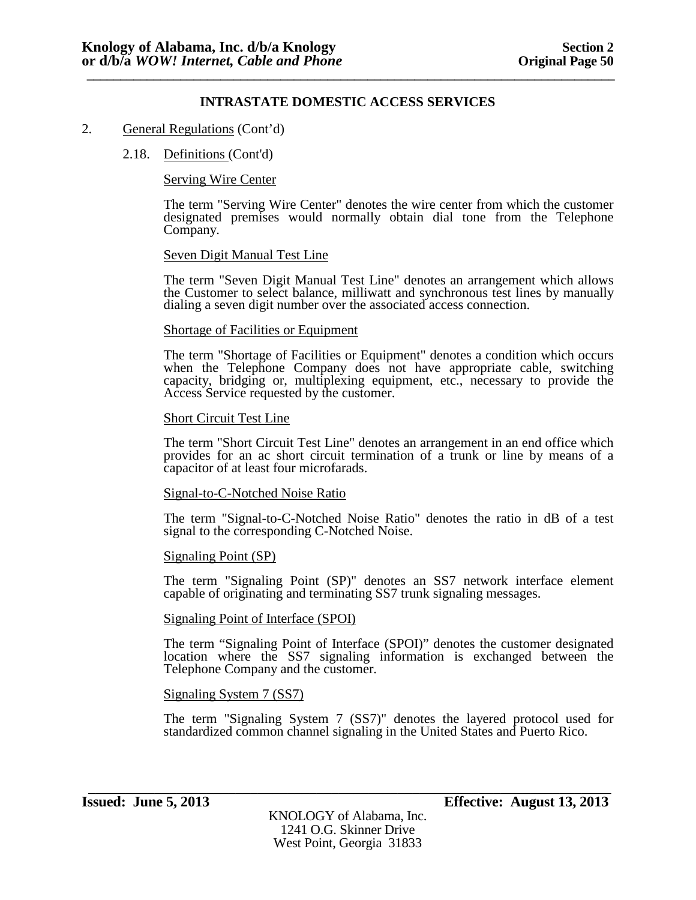## INTRASTATE DOMESTIC ACCESS SERVICES

2. General Regulations (Cont'd)

   2.18. Definitions (Cont'd)

Serving Wire Center

The term "Serving Wire Center" denotes the wire center from which the customer designated premises would normally obtain dial tone from the Telephone Company.

Seven Digit Manual Test Line

The term "Seven Digit Manual Test Line" denotes an arrangement which allows the Customer to select balance, milliwatt and synchronous test lines by manually dialing a seven digit number over the associated access connection.

Shortage of Facilities or Equipment

The term "Shortage of Facilities or Equipment" denotes a condition which occurs when the Telephone Company does not have appropriate cable, switching capacity, bridging or, multiplexing equipment, etc., necessary to provide the Access Service requested by the customer.

Short Circuit Test Line

The term "Short Circuit Test Line" denotes an arrangement in an end office which provides for an ac short circuit termination of a trunk or line by means of a capacitor of at least four microfarads.

Signal-to-C-Notched Noise Ratio

The term "Signal-to-C-Notched Noise Ratio" denotes the ratio in dB of a test signal to the corresponding C-Notched Noise.

Signaling Point (SP)

The term "Signaling Point (SP)" denotes an SS7 network interface element capable of originating and terminating SS7 trunk signaling messages.

Signaling Point of Interface (SPOI)

The term "Signaling Point of Interface (SPOI)" denotes the customer designated location where the SS7 signaling information is exchanged between the Telephone Company and the customer.

Signaling System 7 (SS7)

The term "Signaling System 7 (SS7)" denotes the layered protocol used for standardized common channel signaling in the United States and Puerto Rico.

**Issued: June 5, 2013** **Effective: August 13, 2013**

KNOLOGY of Alabama, Inc.
1241 O.G. Skinner Drive
West Point, Georgia 31833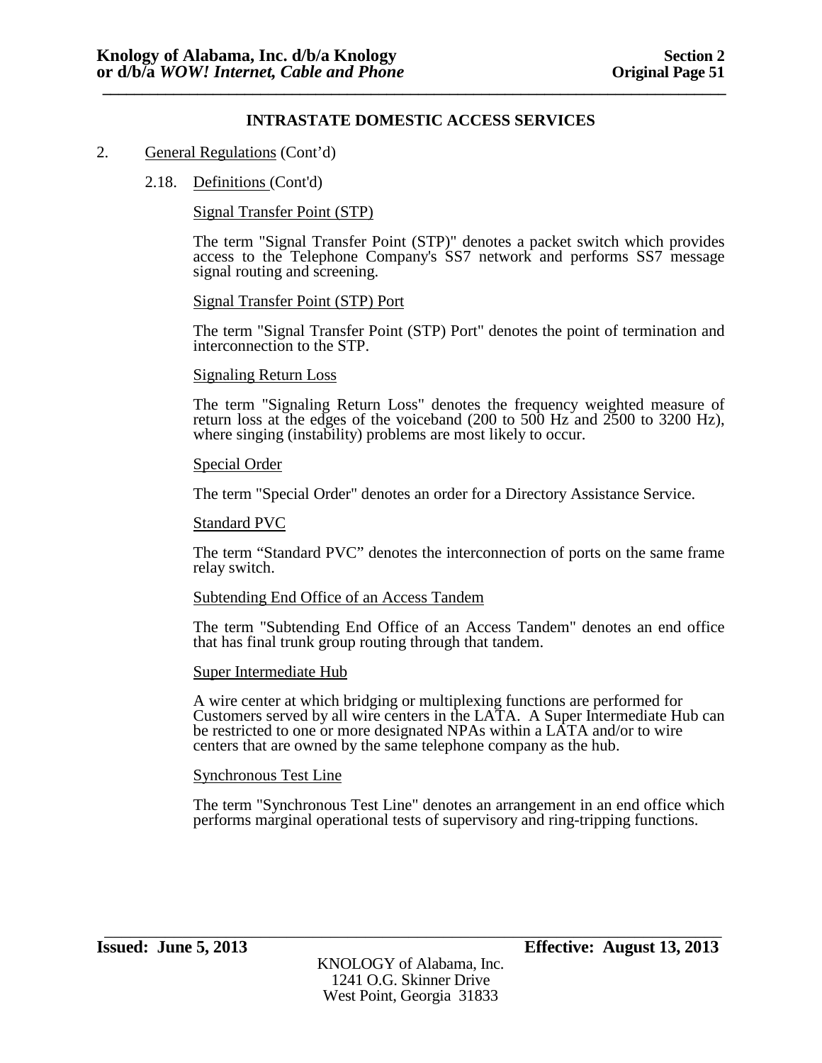## INTRASTATE DOMESTIC ACCESS SERVICES

2. General Regulations (Cont'd)

   2.18. Definitions (Cont'd)

Signal Transfer Point (STP)

The term "Signal Transfer Point (STP)" denotes a packet switch which provides access to the Telephone Company's SS7 network and performs SS7 message signal routing and screening.

Signal Transfer Point (STP) Port

The term "Signal Transfer Point (STP) Port" denotes the point of termination and interconnection to the STP.

Signaling Return Loss

The term "Signaling Return Loss" denotes the frequency weighted measure of return loss at the edges of the voiceband (200 to 500 Hz and 2500 to 3200 Hz), where singing (instability) problems are most likely to occur.

Special Order

The term "Special Order" denotes an order for a Directory Assistance Service.

Standard PVC

The term "Standard PVC" denotes the interconnection of ports on the same frame relay switch.

Subtending End Office of an Access Tandem

The term "Subtending End Office of an Access Tandem" denotes an end office that has final trunk group routing through that tandem.

Super Intermediate Hub

A wire center at which bridging or multiplexing functions are performed for Customers served by all wire centers in the LATA. A Super Intermediate Hub can be restricted to one or more designated NPAs within a LATA and/or to wire centers that are owned by the same telephone company as the hub.

Synchronous Test Line

The term "Synchronous Test Line" denotes an arrangement in an end office which performs marginal operational tests of supervisory and ring-tripping functions.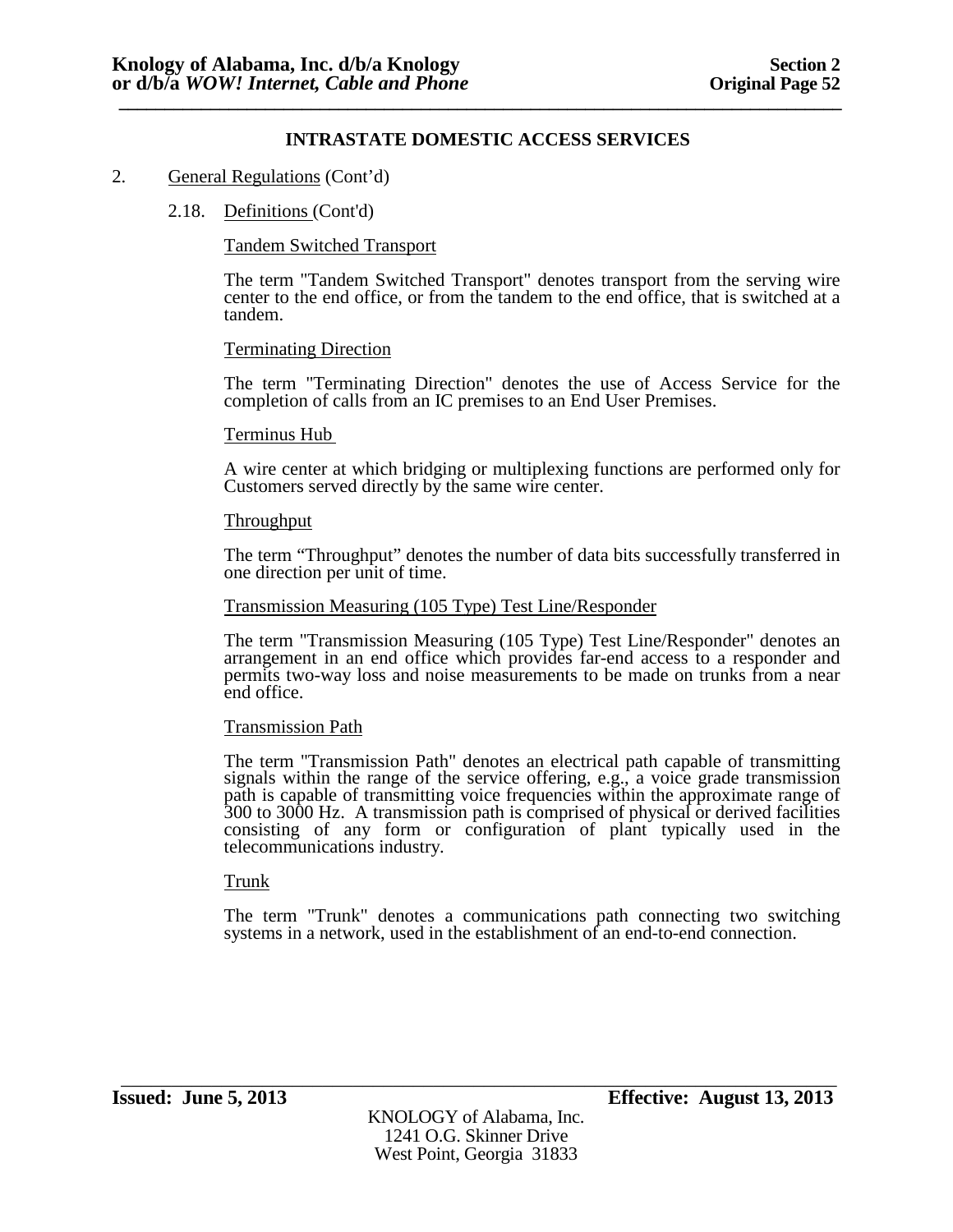## INTRASTATE DOMESTIC ACCESS SERVICES

2. General Regulations (Cont'd)

2.18. Definitions (Cont'd)

Tandem Switched Transport

The term "Tandem Switched Transport" denotes transport from the serving wire center to the end office, or from the tandem to the end office, that is switched at a tandem.

Terminating Direction

The term "Terminating Direction" denotes the use of Access Service for the completion of calls from an IC premises to an End User Premises.

Terminus Hub

A wire center at which bridging or multiplexing functions are performed only for Customers served directly by the same wire center.

Throughput

The term "Throughput" denotes the number of data bits successfully transferred in one direction per unit of time.

Transmission Measuring (105 Type) Test Line/Responder

The term "Transmission Measuring (105 Type) Test Line/Responder" denotes an arrangement in an end office which provides far-end access to a responder and permits two-way loss and noise measurements to be made on trunks from a near end office.

Transmission Path

The term "Transmission Path" denotes an electrical path capable of transmitting signals within the range of the service offering, e.g., a voice grade transmission path is capable of transmitting voice frequencies within the approximate range of 300 to 3000 Hz. A transmission path is comprised of physical or derived facilities consisting of any form or configuration of plant typically used in the telecommunications industry.

Trunk

The term "Trunk" denotes a communications path connecting two switching systems in a network, used in the establishment of an end-to-end connection.

**Issued: June 5, 2013** **Effective: August 13, 2013**

KNOLOGY of Alabama, Inc.
1241 O.G. Skinner Drive
West Point, Georgia 31833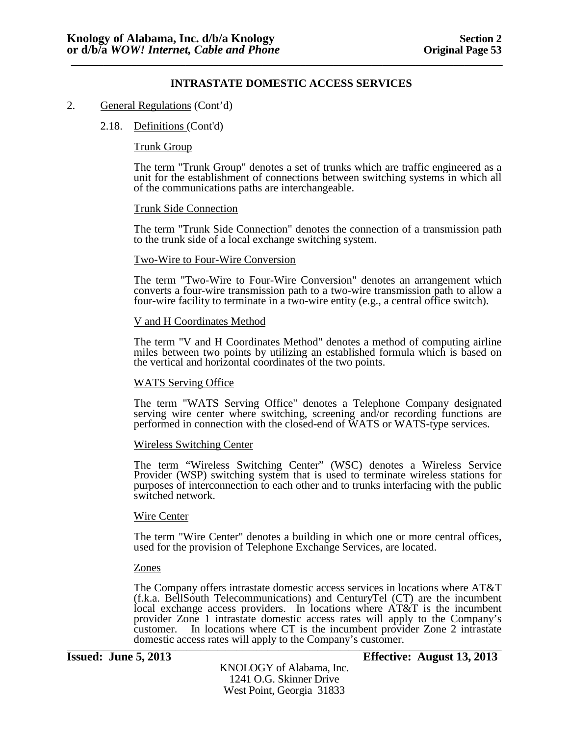## INTRASTATE DOMESTIC ACCESS SERVICES

2. General Regulations (Cont'd)

   2.18. Definitions (Cont'd)

**Trunk Group**

The term "Trunk Group" denotes a set of trunks which are traffic engineered as a unit for the establishment of connections between switching systems in which all of the communications paths are interchangeable.

**Trunk Side Connection**

The term "Trunk Side Connection" denotes the connection of a transmission path to the trunk side of a local exchange switching system.

**Two-Wire to Four-Wire Conversion**

The term "Two-Wire to Four-Wire Conversion" denotes an arrangement which converts a four-wire transmission path to a two-wire transmission path to allow a four-wire facility to terminate in a two-wire entity (e.g., a central office switch).

**V and H Coordinates Method**

The term "V and H Coordinates Method" denotes a method of computing airline miles between two points by utilizing an established formula which is based on the vertical and horizontal coordinates of the two points.

**WATS Serving Office**

The term "WATS Serving Office" denotes a Telephone Company designated serving wire center where switching, screening and/or recording functions are performed in connection with the closed-end of WATS or WATS-type services.

**Wireless Switching Center**

The term "Wireless Switching Center" (WSC) denotes a Wireless Service Provider (WSP) switching system that is used to terminate wireless stations for purposes of interconnection to each other and to trunks interfacing with the public switched network.

**Wire Center**

The term "Wire Center" denotes a building in which one or more central offices, used for the provision of Telephone Exchange Services, are located.

**Zones**

The Company offers intrastate domestic access services in locations where AT&T (f.k.a. BellSouth Telecommunications) and CenturyTel (CT) are the incumbent local exchange access providers. In locations where AT&T is the incumbent provider Zone 1 intrastate domestic access rates will apply to the Company's customer. In locations where CT is the incumbent provider Zone 2 intrastate domestic access rates will apply to the Company's customer.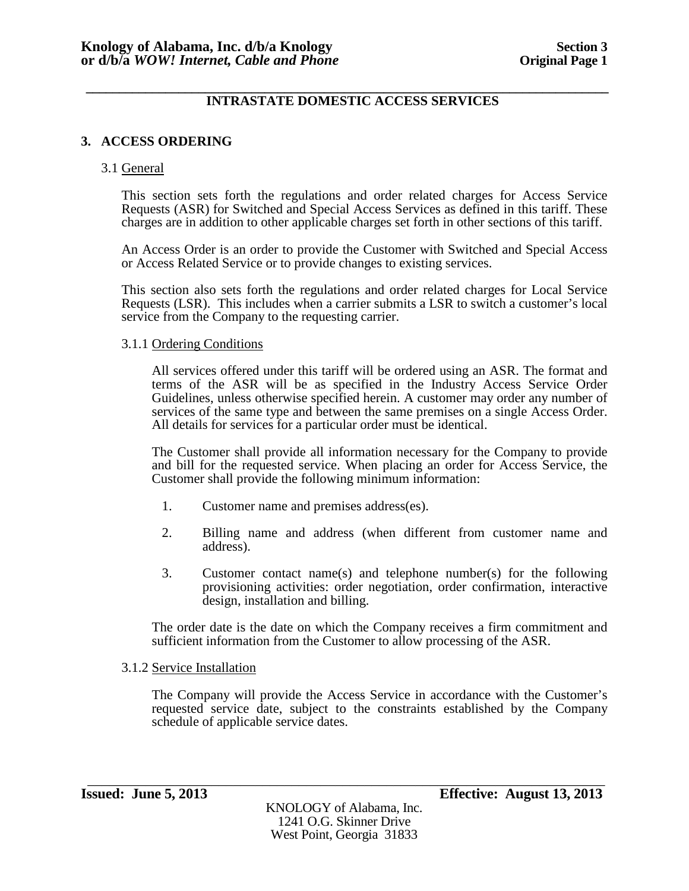# INTRASTATE DOMESTIC ACCESS SERVICES

## 3. ACCESS ORDERING

### 3.1 General

This section sets forth the regulations and order related charges for Access Service Requests (ASR) for Switched and Special Access Services as defined in this tariff. These charges are in addition to other applicable charges set forth in other sections of this tariff.

An Access Order is an order to provide the Customer with Switched and Special Access or Access Related Service or to provide changes to existing services.

This section also sets forth the regulations and order related charges for Local Service Requests (LSR). This includes when a carrier submits a LSR to switch a customer's local service from the Company to the requesting carrier.

#### 3.1.1 Ordering Conditions

All services offered under this tariff will be ordered using an ASR. The format and terms of the ASR will be as specified in the Industry Access Service Order Guidelines, unless otherwise specified herein. A customer may order any number of services of the same type and between the same premises on a single Access Order. All details for services for a particular order must be identical.

The Customer shall provide all information necessary for the Company to provide and bill for the requested service. When placing an order for Access Service, the Customer shall provide the following minimum information:

1. Customer name and premises address(es).
2. Billing name and address (when different from customer name and address).
3. Customer contact name(s) and telephone number(s) for the following provisioning activities: order negotiation, order confirmation, interactive design, installation and billing.

The order date is the date on which the Company receives a firm commitment and sufficient information from the Customer to allow processing of the ASR.

#### 3.1.2 Service Installation

The Company will provide the Access Service in accordance with the Customer's requested service date, subject to the constraints established by the Company schedule of applicable service dates.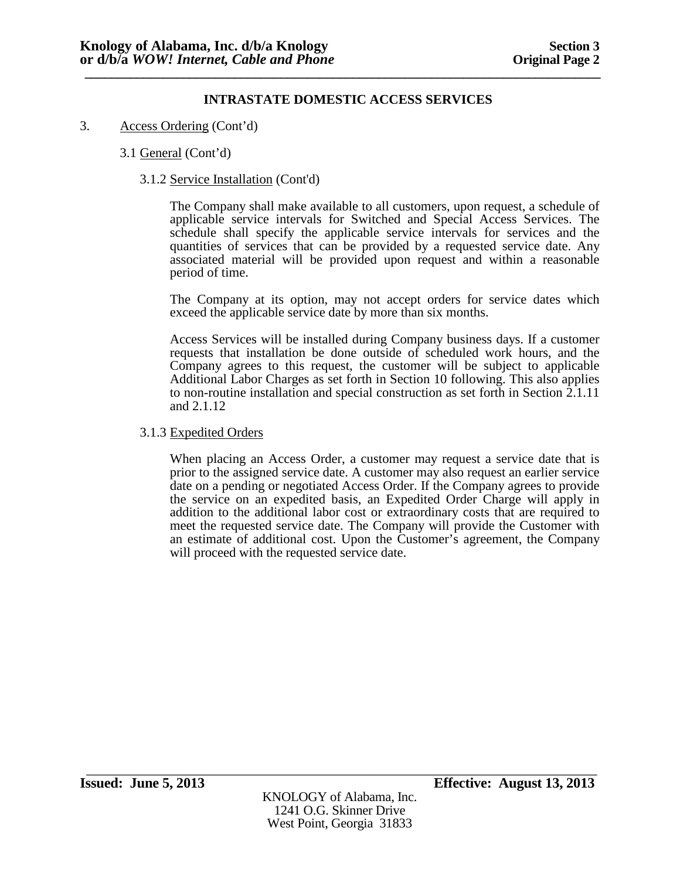## INTRASTATE DOMESTIC ACCESS SERVICES

3. Access Ordering (Cont'd)

3.1 General (Cont'd)

3.1.2 Service Installation (Cont'd)

The Company shall make available to all customers, upon request, a schedule of applicable service intervals for Switched and Special Access Services. The schedule shall specify the applicable service intervals for services and the quantities of services that can be provided by a requested service date. Any associated material will be provided upon request and within a reasonable period of time.

The Company at its option, may not accept orders for service dates which exceed the applicable service date by more than six months.

Access Services will be installed during Company business days. If a customer requests that installation be done outside of scheduled work hours, and the Company agrees to this request, the customer will be subject to applicable Additional Labor Charges as set forth in Section 10 following. This also applies to non-routine installation and special construction as set forth in Section 2.1.11 and 2.1.12

3.1.3 Expedited Orders

When placing an Access Order, a customer may request a service date that is prior to the assigned service date. A customer may also request an earlier service date on a pending or negotiated Access Order. If the Company agrees to provide the service on an expedited basis, an Expedited Order Charge will apply in addition to the additional labor cost or extraordinary costs that are required to meet the requested service date. The Company will provide the Customer with an estimate of additional cost. Upon the Customer's agreement, the Company will proceed with the requested service date.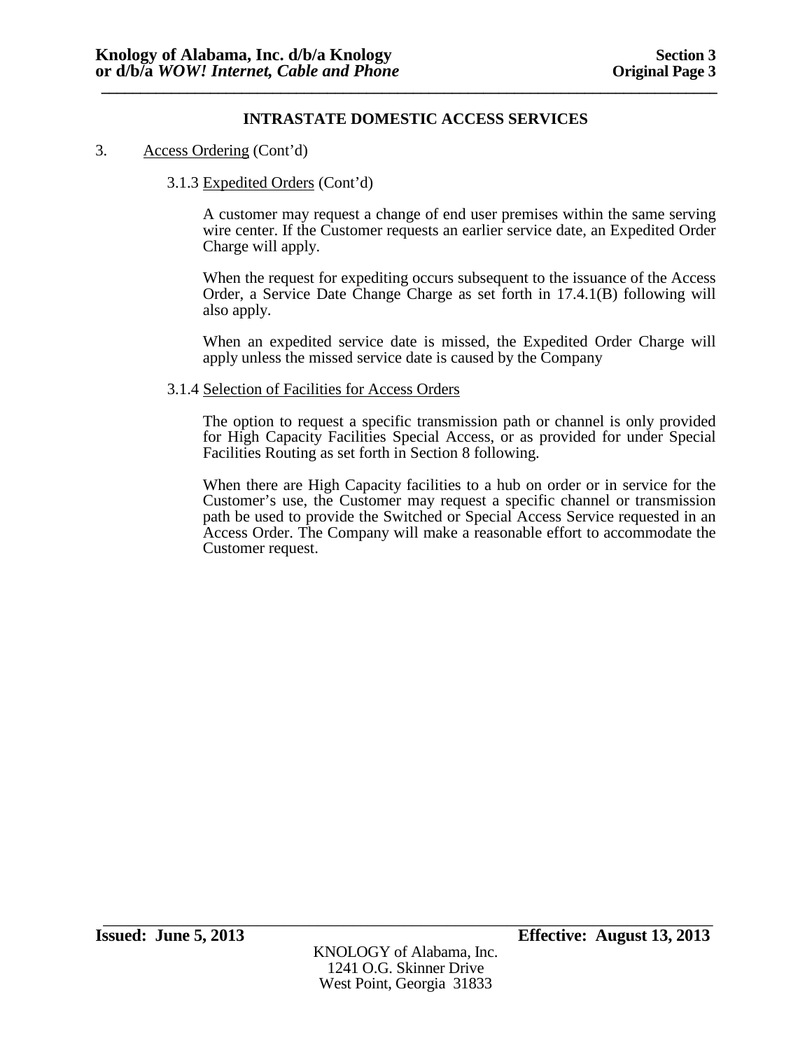## INTRASTATE DOMESTIC ACCESS SERVICES

3. Access Ordering (Cont'd)

3.1.3 Expedited Orders (Cont'd)

A customer may request a change of end user premises within the same serving wire center. If the Customer requests an earlier service date, an Expedited Order Charge will apply.

When the request for expediting occurs subsequent to the issuance of the Access Order, a Service Date Change Charge as set forth in 17.4.1(B) following will also apply.

When an expedited service date is missed, the Expedited Order Charge will apply unless the missed service date is caused by the Company

3.1.4 Selection of Facilities for Access Orders

The option to request a specific transmission path or channel is only provided for High Capacity Facilities Special Access, or as provided for under Special Facilities Routing as set forth in Section 8 following.

When there are High Capacity facilities to a hub on order or in service for the Customer's use, the Customer may request a specific channel or transmission path be used to provide the Switched or Special Access Service requested in an Access Order. The Company will make a reasonable effort to accommodate the Customer request.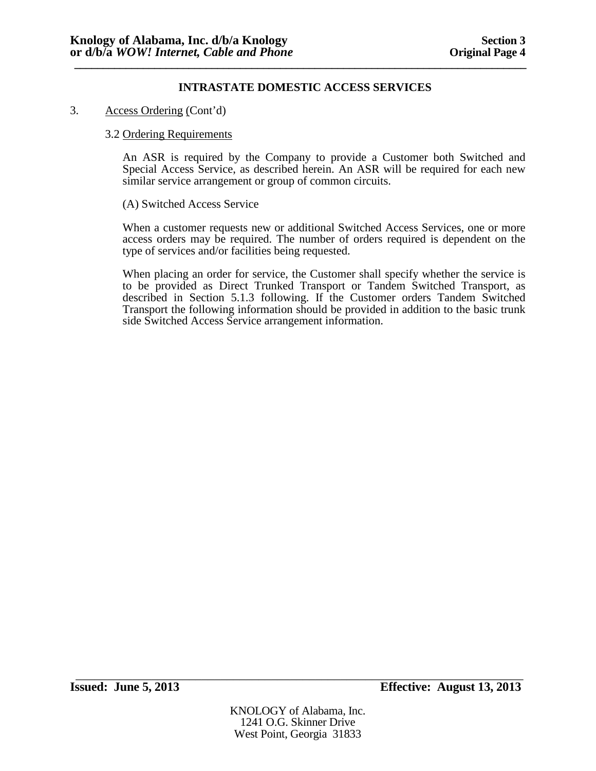**INTRASTATE DOMESTIC ACCESS SERVICES**

3. Access Ordering (Cont'd)

3.2 Ordering Requirements

An ASR is required by the Company to provide a Customer both Switched and Special Access Service, as described herein. An ASR will be required for each new similar service arrangement or group of common circuits.

(A) Switched Access Service

When a customer requests new or additional Switched Access Services, one or more access orders may be required. The number of orders required is dependent on the type of services and/or facilities being requested.

When placing an order for service, the Customer shall specify whether the service is to be provided as Direct Trunked Transport or Tandem Switched Transport, as described in Section 5.1.3 following. If the Customer orders Tandem Switched Transport the following information should be provided in addition to the basic trunk side Switched Access Service arrangement information.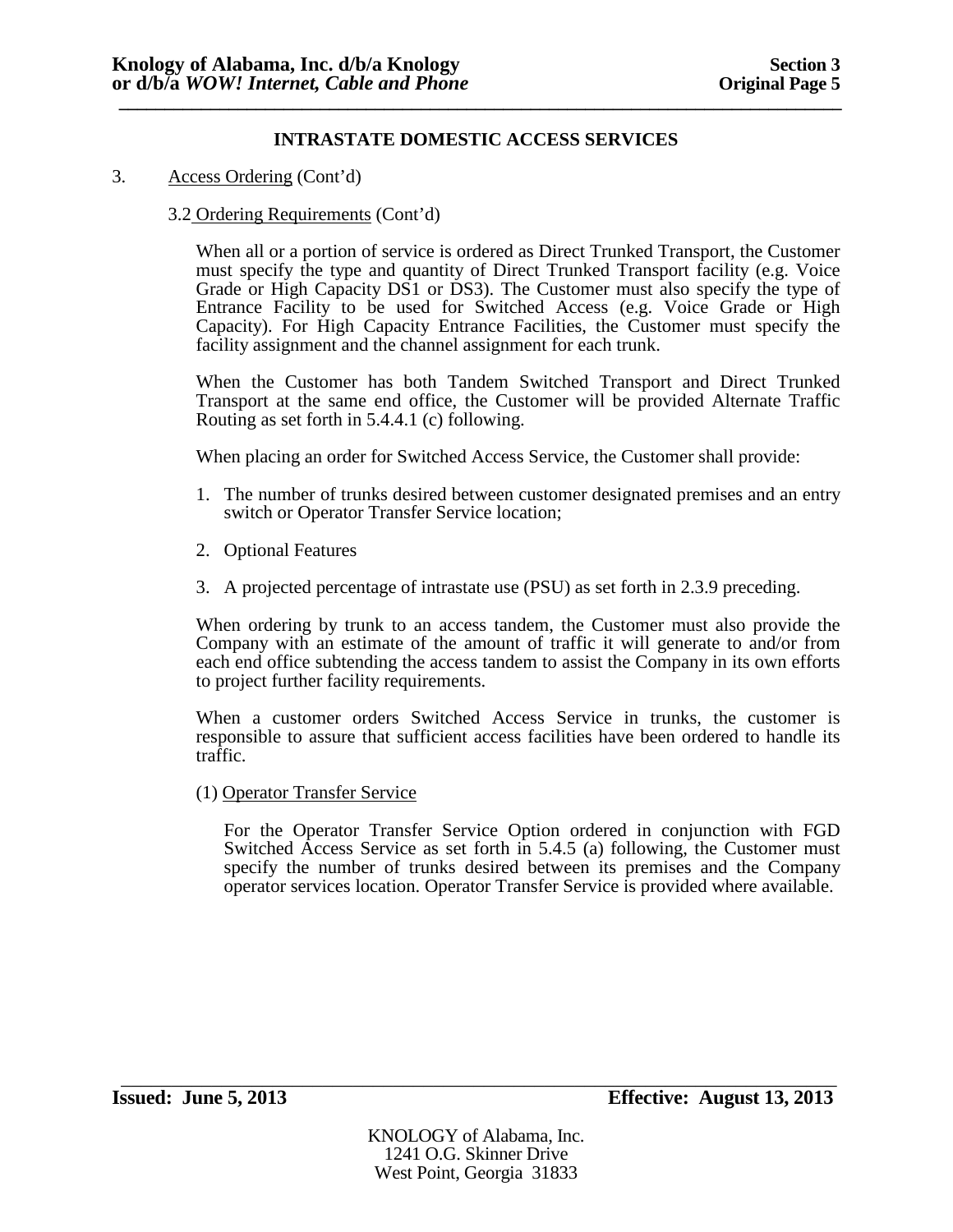## INTRASTATE DOMESTIC ACCESS SERVICES

3. Access Ordering (Cont'd)

3.2 Ordering Requirements (Cont'd)

When all or a portion of service is ordered as Direct Trunked Transport, the Customer must specify the type and quantity of Direct Trunked Transport facility (e.g. Voice Grade or High Capacity DS1 or DS3). The Customer must also specify the type of Entrance Facility to be used for Switched Access (e.g. Voice Grade or High Capacity). For High Capacity Entrance Facilities, the Customer must specify the facility assignment and the channel assignment for each trunk.

When the Customer has both Tandem Switched Transport and Direct Trunked Transport at the same end office, the Customer will be provided Alternate Traffic Routing as set forth in 5.4.4.1 (c) following.

When placing an order for Switched Access Service, the Customer shall provide:

1. The number of trunks desired between customer designated premises and an entry switch or Operator Transfer Service location;
2. Optional Features
3. A projected percentage of intrastate use (PSU) as set forth in 2.3.9 preceding.

When ordering by trunk to an access tandem, the Customer must also provide the Company with an estimate of the amount of traffic it will generate to and/or from each end office subtending the access tandem to assist the Company in its own efforts to project further facility requirements.

When a customer orders Switched Access Service in trunks, the customer is responsible to assure that sufficient access facilities have been ordered to handle its traffic.

(1) Operator Transfer Service

For the Operator Transfer Service Option ordered in conjunction with FGD Switched Access Service as set forth in 5.4.5 (a) following, the Customer must specify the number of trunks desired between its premises and the Company operator services location. Operator Transfer Service is provided where available.

**Issued: June 5, 2013** **Effective: August 13, 2013**

KNOLOGY of Alabama, Inc.
1241 O.G. Skinner Drive
West Point, Georgia 31833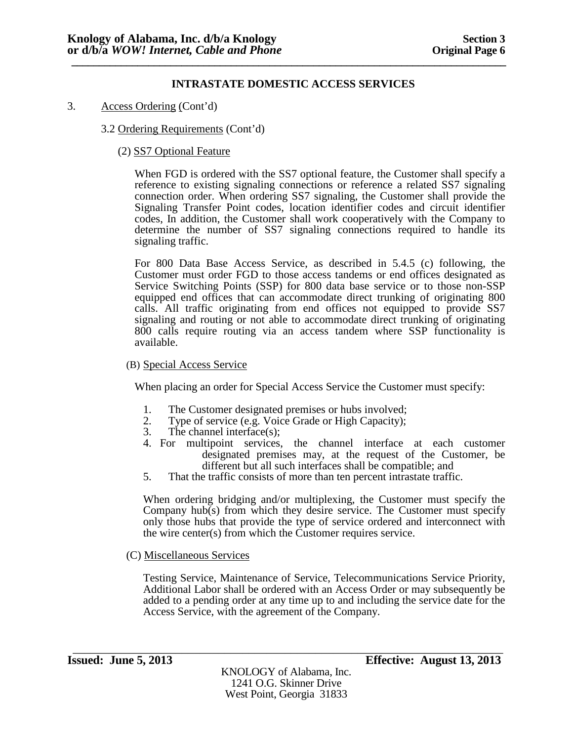**INTRASTATE DOMESTIC ACCESS SERVICES**

3. Access Ordering (Cont'd)

3.2 Ordering Requirements (Cont'd)

(2) SS7 Optional Feature

When FGD is ordered with the SS7 optional feature, the Customer shall specify a reference to existing signaling connections or reference a related SS7 signaling connection order. When ordering SS7 signaling, the Customer shall provide the Signaling Transfer Point codes, location identifier codes and circuit identifier codes, In addition, the Customer shall work cooperatively with the Company to determine the number of SS7 signaling connections required to handle its signaling traffic.

For 800 Data Base Access Service, as described in 5.4.5 (c) following, the Customer must order FGD to those access tandems or end offices designated as Service Switching Points (SSP) for 800 data base service or to those non-SSP equipped end offices that can accommodate direct trunking of originating 800 calls. All traffic originating from end offices not equipped to provide SS7 signaling and routing or not able to accommodate direct trunking of originating 800 calls require routing via an access tandem where SSP functionality is available.

(B) Special Access Service

When placing an order for Special Access Service the Customer must specify:

1. The Customer designated premises or hubs involved;
2. Type of service (e.g. Voice Grade or High Capacity);
3. The channel interface(s);
4. For multipoint services, the channel interface at each customer designated premises may, at the request of the Customer, be different but all such interfaces shall be compatible; and
5. That the traffic consists of more than ten percent intrastate traffic.

When ordering bridging and/or multiplexing, the Customer must specify the Company hub(s) from which they desire service. The Customer must specify only those hubs that provide the type of service ordered and interconnect with the wire center(s) from which the Customer requires service.

(C) Miscellaneous Services

Testing Service, Maintenance of Service, Telecommunications Service Priority, Additional Labor shall be ordered with an Access Order or may subsequently be added to a pending order at any time up to and including the service date for the Access Service, with the agreement of the Company.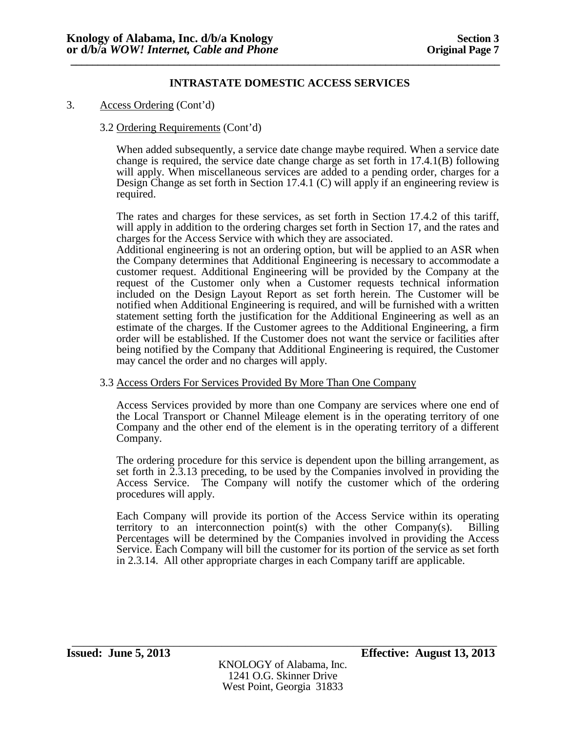## INTRASTATE DOMESTIC ACCESS SERVICES

3. Access Ordering (Cont'd)

3.2 Ordering Requirements (Cont'd)

When added subsequently, a service date change maybe required. When a service date change is required, the service date change charge as set forth in 17.4.1(B) following will apply. When miscellaneous services are added to a pending order, charges for a Design Change as set forth in Section 17.4.1 (C) will apply if an engineering review is required.

The rates and charges for these services, as set forth in Section 17.4.2 of this tariff, will apply in addition to the ordering charges set forth in Section 17, and the rates and charges for the Access Service with which they are associated.

Additional engineering is not an ordering option, but will be applied to an ASR when the Company determines that Additional Engineering is necessary to accommodate a customer request. Additional Engineering will be provided by the Company at the request of the Customer only when a Customer requests technical information included on the Design Layout Report as set forth herein. The Customer will be notified when Additional Engineering is required, and will be furnished with a written statement setting forth the justification for the Additional Engineering as well as an estimate of the charges. If the Customer agrees to the Additional Engineering, a firm order will be established. If the Customer does not want the service or facilities after being notified by the Company that Additional Engineering is required, the Customer may cancel the order and no charges will apply.

3.3 Access Orders For Services Provided By More Than One Company

Access Services provided by more than one Company are services where one end of the Local Transport or Channel Mileage element is in the operating territory of one Company and the other end of the element is in the operating territory of a different Company.

The ordering procedure for this service is dependent upon the billing arrangement, as set forth in 2.3.13 preceding, to be used by the Companies involved in providing the Access Service. The Company will notify the customer which of the ordering procedures will apply.

Each Company will provide its portion of the Access Service within its operating territory to an interconnection point(s) with the other Company(s). Billing Percentages will be determined by the Companies involved in providing the Access Service. Each Company will bill the customer for its portion of the service as set forth in 2.3.14. All other appropriate charges in each Company tariff are applicable.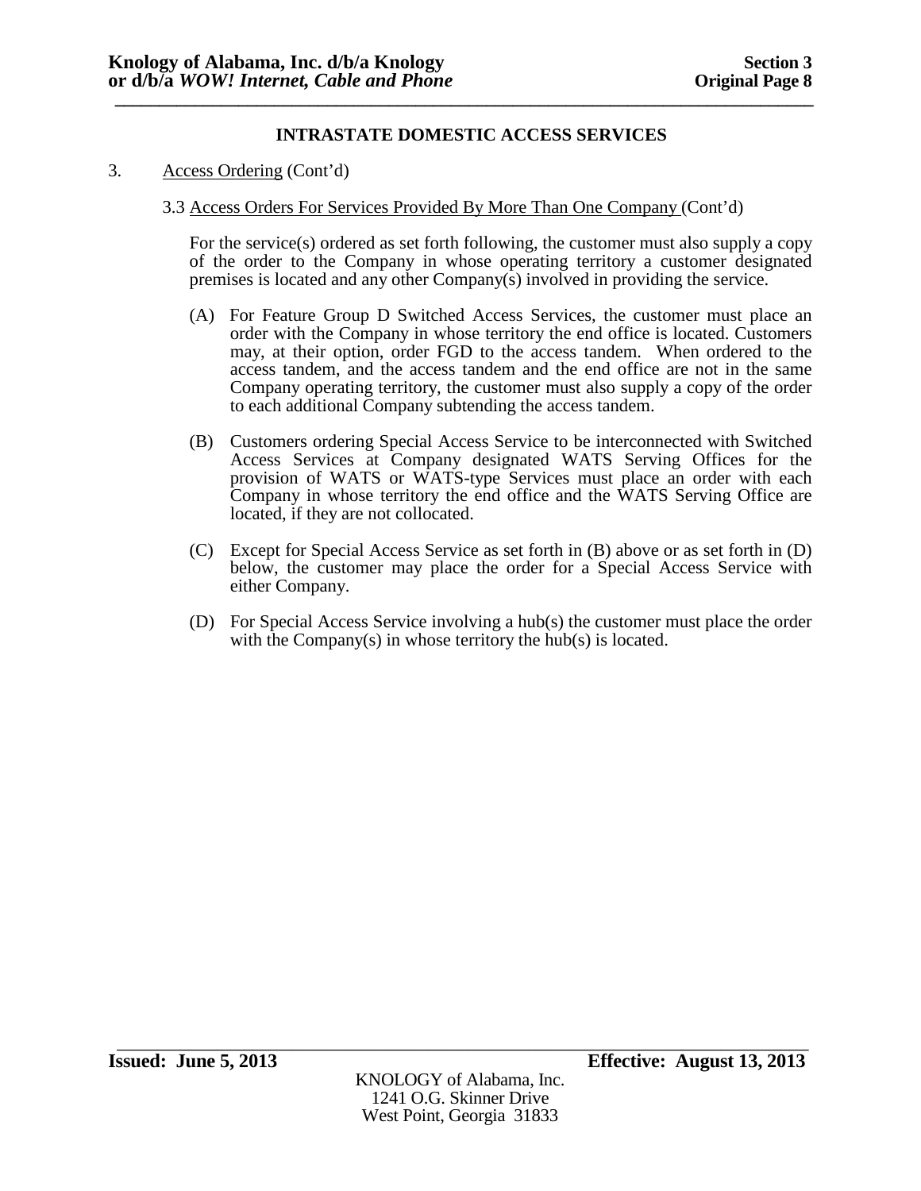## INTRASTATE DOMESTIC ACCESS SERVICES

3. Access Ordering (Cont'd)

3.3 Access Orders For Services Provided By More Than One Company (Cont'd)

For the service(s) ordered as set forth following, the customer must also supply a copy of the order to the Company in whose operating territory a customer designated premises is located and any other Company(s) involved in providing the service.

(A) For Feature Group D Switched Access Services, the customer must place an order with the Company in whose territory the end office is located. Customers may, at their option, order FGD to the access tandem. When ordered to the access tandem, and the access tandem and the end office are not in the same Company operating territory, the customer must also supply a copy of the order to each additional Company subtending the access tandem.

(B) Customers ordering Special Access Service to be interconnected with Switched Access Services at Company designated WATS Serving Offices for the provision of WATS or WATS-type Services must place an order with each Company in whose territory the end office and the WATS Serving Office are located, if they are not collocated.

(C) Except for Special Access Service as set forth in (B) above or as set forth in (D) below, the customer may place the order for a Special Access Service with either Company.

(D) For Special Access Service involving a hub(s) the customer must place the order with the Company(s) in whose territory the hub(s) is located.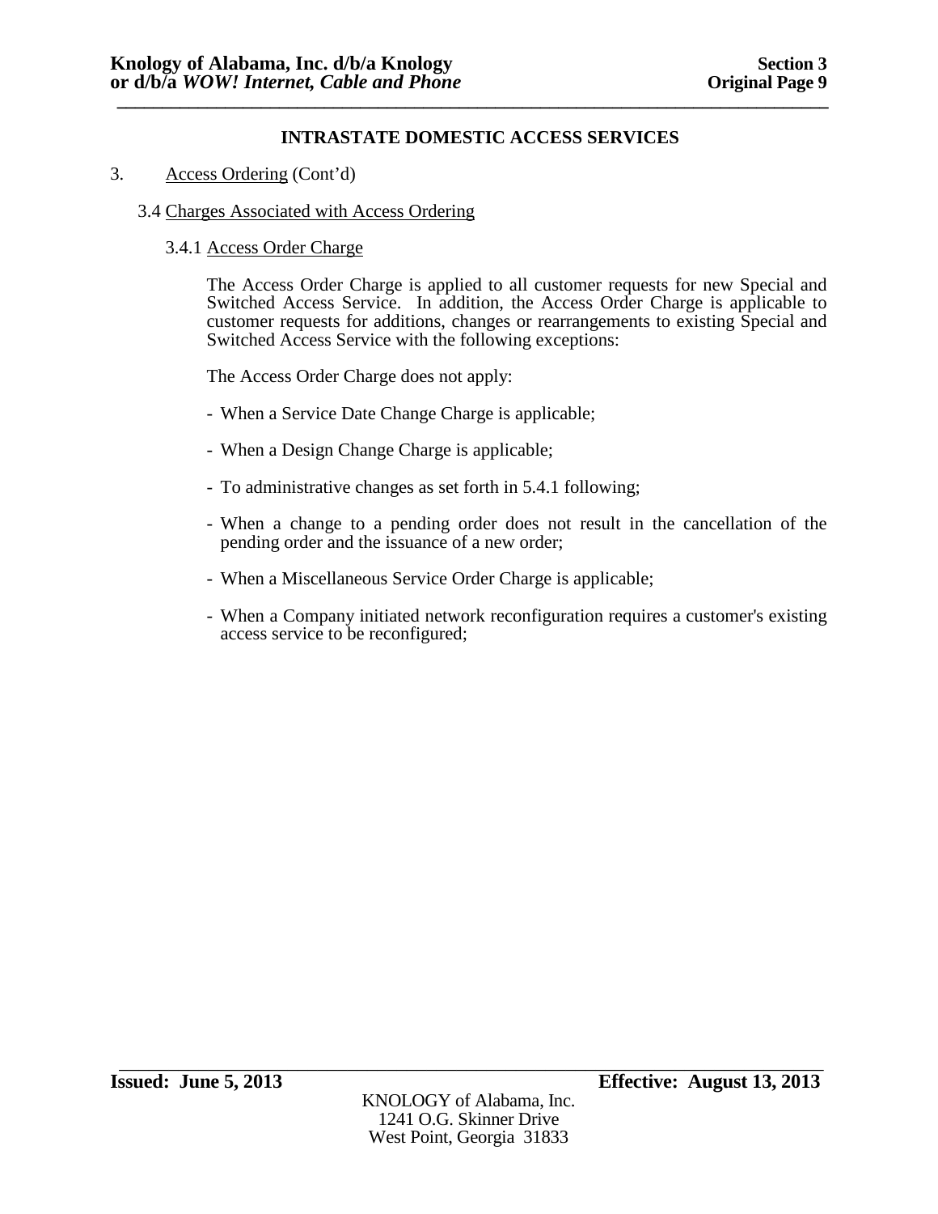**INTRASTATE DOMESTIC ACCESS SERVICES**

3. Access Ordering (Cont'd)

3.4 Charges Associated with Access Ordering

3.4.1 Access Order Charge

The Access Order Charge is applied to all customer requests for new Special and Switched Access Service. In addition, the Access Order Charge is applicable to customer requests for additions, changes or rearrangements to existing Special and Switched Access Service with the following exceptions:

The Access Order Charge does not apply:

- When a Service Date Change Charge is applicable;
- When a Design Change Charge is applicable;
- To administrative changes as set forth in 5.4.1 following;
- When a change to a pending order does not result in the cancellation of the pending order and the issuance of a new order;
- When a Miscellaneous Service Order Charge is applicable;
- When a Company initiated network reconfiguration requires a customer's existing access service to be reconfigured;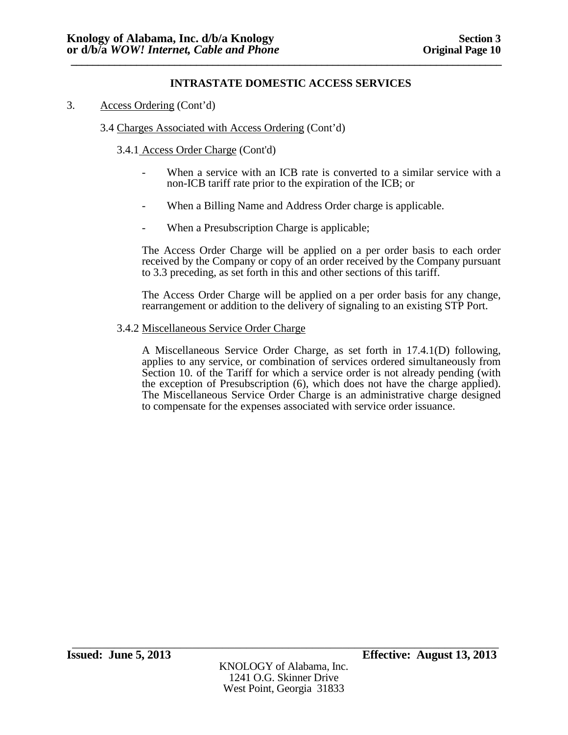## INTRASTATE DOMESTIC ACCESS SERVICES

3. Access Ordering (Cont'd)

3.4 Charges Associated with Access Ordering (Cont'd)

3.4.1 Access Order Charge (Cont'd)

- When a service with an ICB rate is converted to a similar service with a non-ICB tariff rate prior to the expiration of the ICB; or

- When a Billing Name and Address Order charge is applicable.

- When a Presubscription Charge is applicable;

The Access Order Charge will be applied on a per order basis to each order received by the Company or copy of an order received by the Company pursuant to 3.3 preceding, as set forth in this and other sections of this tariff.

The Access Order Charge will be applied on a per order basis for any change, rearrangement or addition to the delivery of signaling to an existing STP Port.

3.4.2 Miscellaneous Service Order Charge

A Miscellaneous Service Order Charge, as set forth in 17.4.1(D) following, applies to any service, or combination of services ordered simultaneously from Section 10. of the Tariff for which a service order is not already pending (with the exception of Presubscription (6), which does not have the charge applied). The Miscellaneous Service Order Charge is an administrative charge designed to compensate for the expenses associated with service order issuance.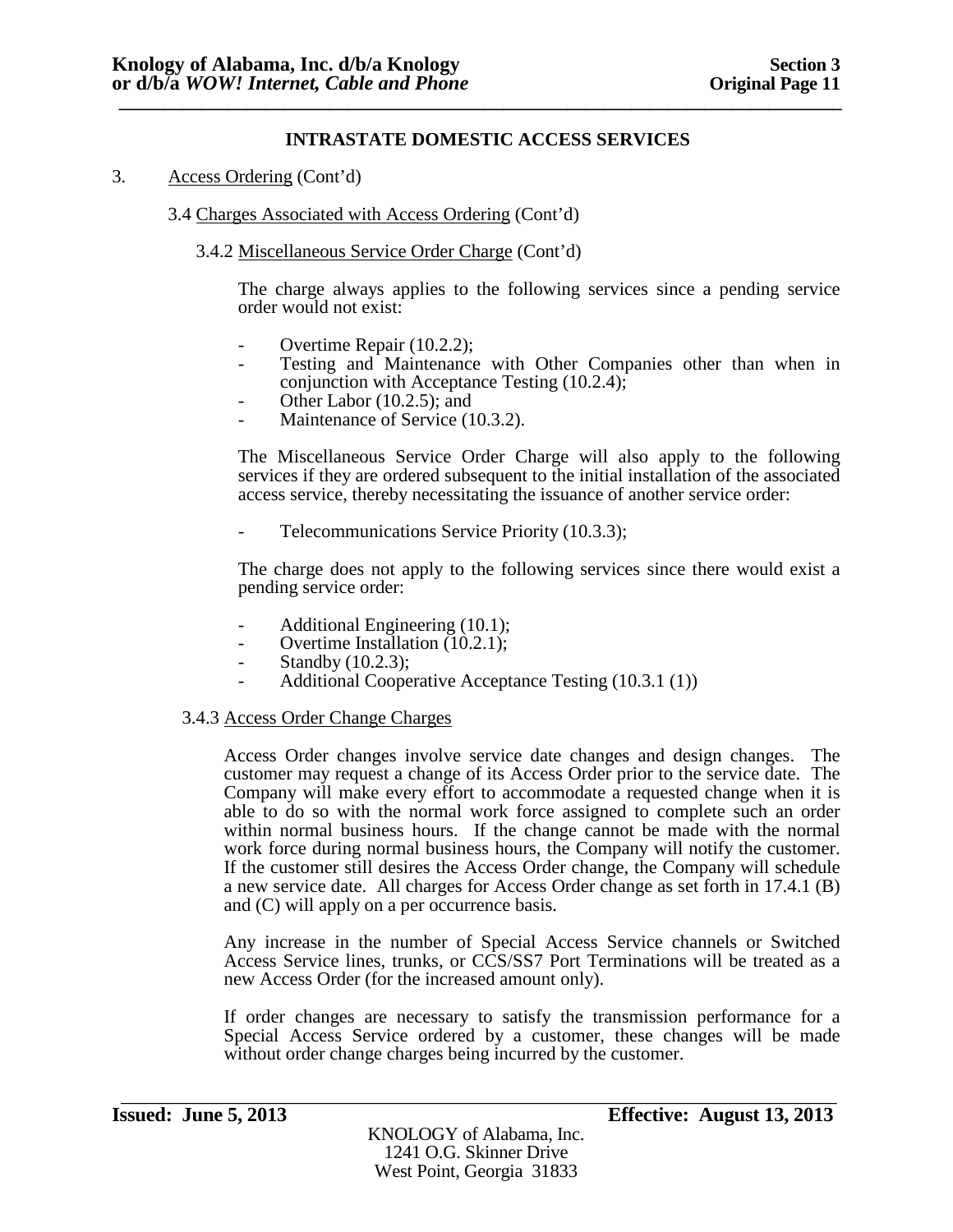**INTRASTATE DOMESTIC ACCESS SERVICES**

3. Access Ordering (Cont'd)

3.4 Charges Associated with Access Ordering (Cont'd)

3.4.2 Miscellaneous Service Order Charge (Cont'd)

The charge always applies to the following services since a pending service order would not exist:

- Overtime Repair (10.2.2);
- Testing and Maintenance with Other Companies other than when in conjunction with Acceptance Testing (10.2.4);
- Other Labor (10.2.5); and
- Maintenance of Service (10.3.2).

The Miscellaneous Service Order Charge will also apply to the following services if they are ordered subsequent to the initial installation of the associated access service, thereby necessitating the issuance of another service order:

- Telecommunications Service Priority (10.3.3);

The charge does not apply to the following services since there would exist a pending service order:

- Additional Engineering (10.1);
- Overtime Installation (10.2.1);
- Standby (10.2.3);
- Additional Cooperative Acceptance Testing (10.3.1 (1))

3.4.3 Access Order Change Charges

Access Order changes involve service date changes and design changes. The customer may request a change of its Access Order prior to the service date. The Company will make every effort to accommodate a requested change when it is able to do so with the normal work force assigned to complete such an order within normal business hours. If the change cannot be made with the normal work force during normal business hours, the Company will notify the customer. If the customer still desires the Access Order change, the Company will schedule a new service date. All charges for Access Order change as set forth in 17.4.1 (B) and (C) will apply on a per occurrence basis.

Any increase in the number of Special Access Service channels or Switched Access Service lines, trunks, or CCS/SS7 Port Terminations will be treated as a new Access Order (for the increased amount only).

If order changes are necessary to satisfy the transmission performance for a Special Access Service ordered by a customer, these changes will be made without order change charges being incurred by the customer.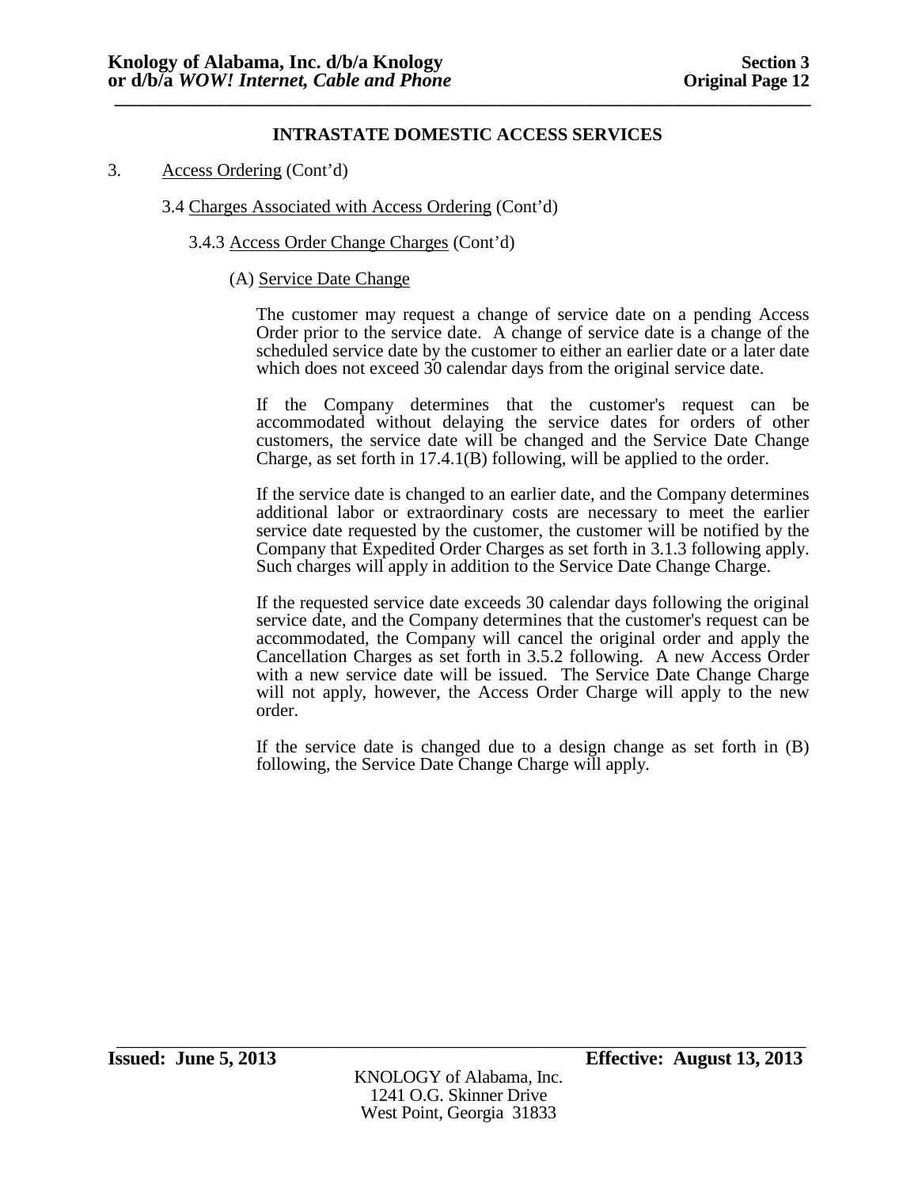**INTRASTATE DOMESTIC ACCESS SERVICES**

3. Access Ordering (Cont'd)

3.4 Charges Associated with Access Ordering (Cont'd)

3.4.3 Access Order Change Charges (Cont'd)

(A) Service Date Change

The customer may request a change of service date on a pending Access Order prior to the service date. A change of service date is a change of the scheduled service date by the customer to either an earlier date or a later date which does not exceed 30 calendar days from the original service date.

If the Company determines that the customer's request can be accommodated without delaying the service dates for orders of other customers, the service date will be changed and the Service Date Change Charge, as set forth in 17.4.1(B) following, will be applied to the order.

If the service date is changed to an earlier date, and the Company determines additional labor or extraordinary costs are necessary to meet the earlier service date requested by the customer, the customer will be notified by the Company that Expedited Order Charges as set forth in 3.1.3 following apply. Such charges will apply in addition to the Service Date Change Charge.

If the requested service date exceeds 30 calendar days following the original service date, and the Company determines that the customer's request can be accommodated, the Company will cancel the original order and apply the Cancellation Charges as set forth in 3.5.2 following. A new Access Order with a new service date will be issued. The Service Date Change Charge will not apply, however, the Access Order Charge will apply to the new order.

If the service date is changed due to a design change as set forth in (B) following, the Service Date Change Charge will apply.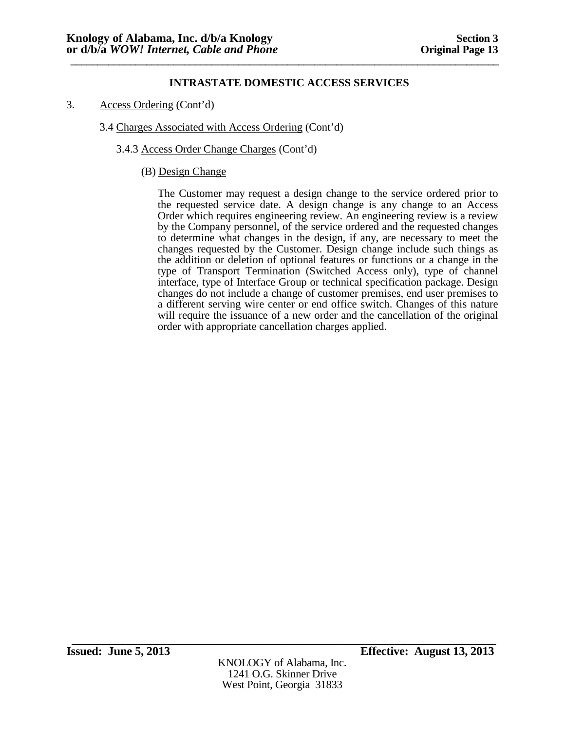## INTRASTATE DOMESTIC ACCESS SERVICES

3. Access Ordering (Cont'd)

3.4 Charges Associated with Access Ordering (Cont'd)

3.4.3 Access Order Change Charges (Cont'd)

(B) Design Change

The Customer may request a design change to the service ordered prior to the requested service date. A design change is any change to an Access Order which requires engineering review. An engineering review is a review by the Company personnel, of the service ordered and the requested changes to determine what changes in the design, if any, are necessary to meet the changes requested by the Customer. Design change include such things as the addition or deletion of optional features or functions or a change in the type of Transport Termination (Switched Access only), type of channel interface, type of Interface Group or technical specification package. Design changes do not include a change of customer premises, end user premises to a different serving wire center or end office switch. Changes of this nature will require the issuance of a new order and the cancellation of the original order with appropriate cancellation charges applied.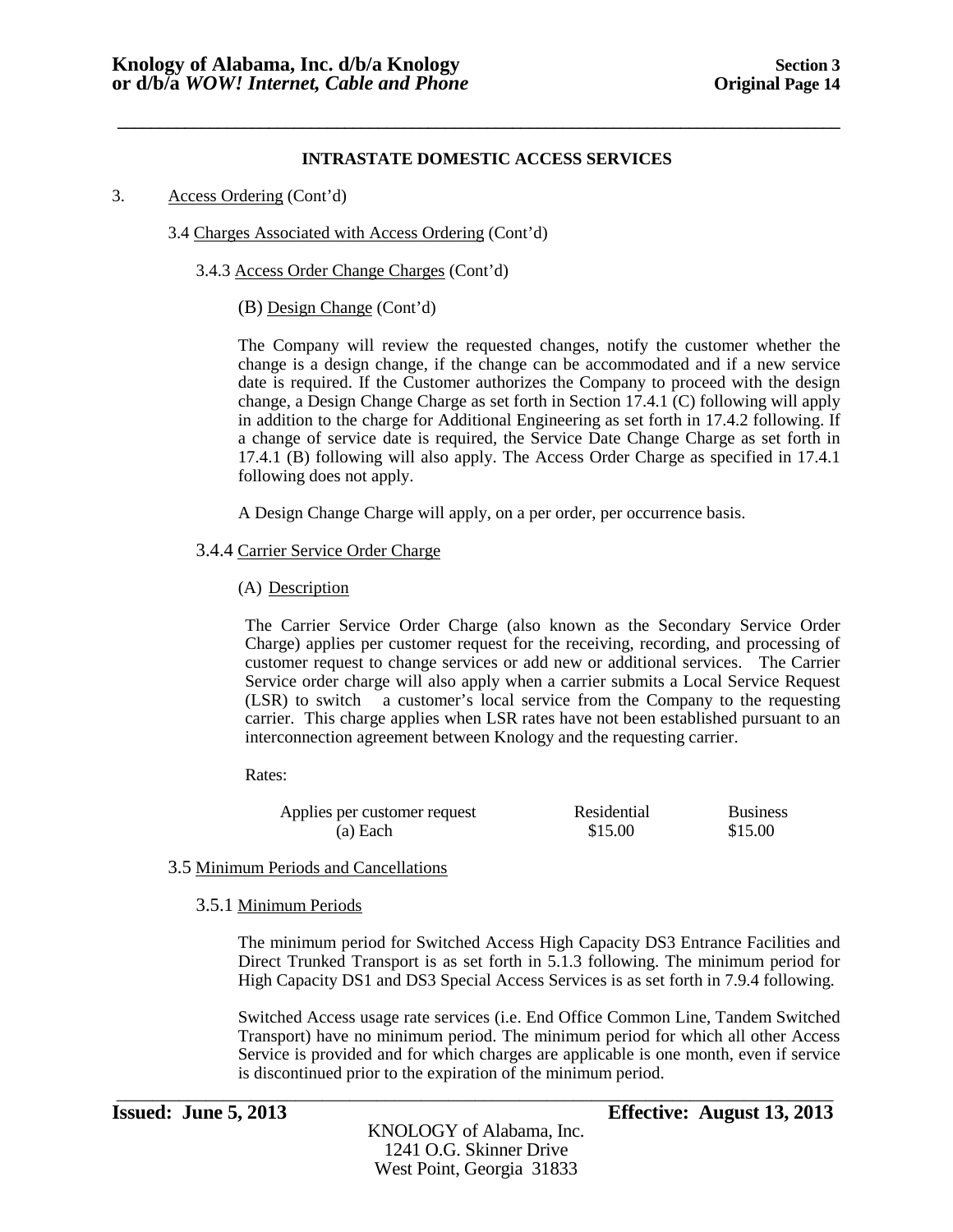**INTRASTATE DOMESTIC ACCESS SERVICES**

3. Access Ordering (Cont'd)

3.4 Charges Associated with Access Ordering (Cont'd)

3.4.3 Access Order Change Charges (Cont'd)

(B) Design Change (Cont'd)

The Company will review the requested changes, notify the customer whether the change is a design change, if the change can be accommodated and if a new service date is required. If the Customer authorizes the Company to proceed with the design change, a Design Change Charge as set forth in Section 17.4.1 (C) following will apply in addition to the charge for Additional Engineering as set forth in 17.4.2 following. If a change of service date is required, the Service Date Change Charge as set forth in 17.4.1 (B) following will also apply. The Access Order Charge as specified in 17.4.1 following does not apply.

A Design Change Charge will apply, on a per order, per occurrence basis.

3.4.4 Carrier Service Order Charge

(A) Description

The Carrier Service Order Charge (also known as the Secondary Service Order Charge) applies per customer request for the receiving, recording, and processing of customer request to change services or add new or additional services. The Carrier Service order charge will also apply when a carrier submits a Local Service Request (LSR) to switch a customer's local service from the Company to the requesting carrier. This charge applies when LSR rates have not been established pursuant to an interconnection agreement between Knology and the requesting carrier.

Rates:

| Applies per customer request | Residential | Business |
|---|---|---|
| (a) Each | $15.00 | $15.00 |

3.5 Minimum Periods and Cancellations

3.5.1 Minimum Periods

The minimum period for Switched Access High Capacity DS3 Entrance Facilities and Direct Trunked Transport is as set forth in 5.1.3 following. The minimum period for High Capacity DS1 and DS3 Special Access Services is as set forth in 7.9.4 following.

Switched Access usage rate services (i.e. End Office Common Line, Tandem Switched Transport) have no minimum period. The minimum period for which all other Access Service is provided and for which charges are applicable is one month, even if service is discontinued prior to the expiration of the minimum period.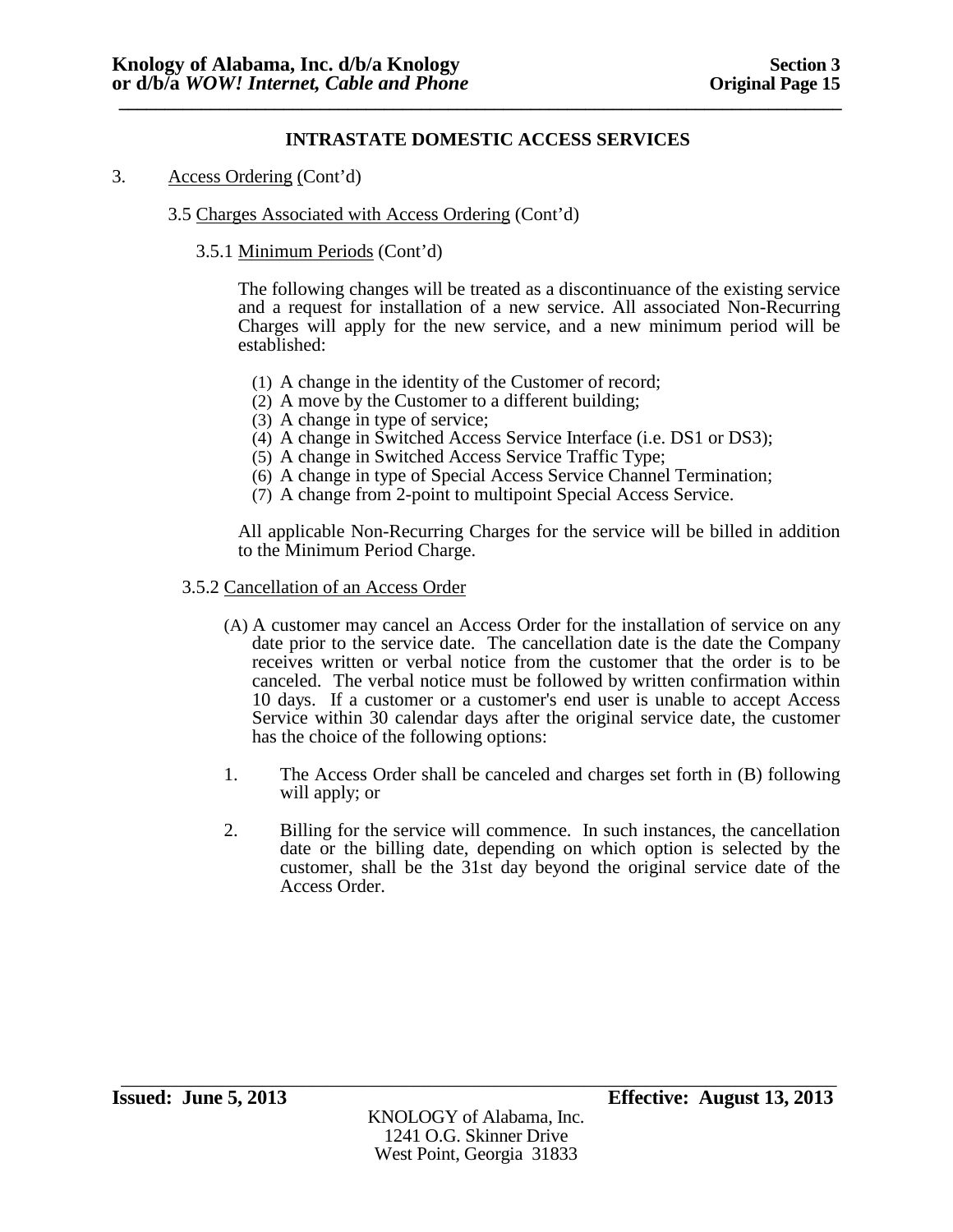## INTRASTATE DOMESTIC ACCESS SERVICES

3. Access Ordering (Cont'd)

3.5 Charges Associated with Access Ordering (Cont'd)

3.5.1 Minimum Periods (Cont'd)

The following changes will be treated as a discontinuance of the existing service and a request for installation of a new service. All associated Non-Recurring Charges will apply for the new service, and a new minimum period will be established:

(1) A change in the identity of the Customer of record;
(2) A move by the Customer to a different building;
(3) A change in type of service;
(4) A change in Switched Access Service Interface (i.e. DS1 or DS3);
(5) A change in Switched Access Service Traffic Type;
(6) A change in type of Special Access Service Channel Termination;
(7) A change from 2-point to multipoint Special Access Service.

All applicable Non-Recurring Charges for the service will be billed in addition to the Minimum Period Charge.

3.5.2 Cancellation of an Access Order

(A) A customer may cancel an Access Order for the installation of service on any date prior to the service date. The cancellation date is the date the Company receives written or verbal notice from the customer that the order is to be canceled. The verbal notice must be followed by written confirmation within 10 days. If a customer or a customer's end user is unable to accept Access Service within 30 calendar days after the original service date, the customer has the choice of the following options:

1. The Access Order shall be canceled and charges set forth in (B) following will apply; or

2. Billing for the service will commence. In such instances, the cancellation date or the billing date, depending on which option is selected by the customer, shall be the 31st day beyond the original service date of the Access Order.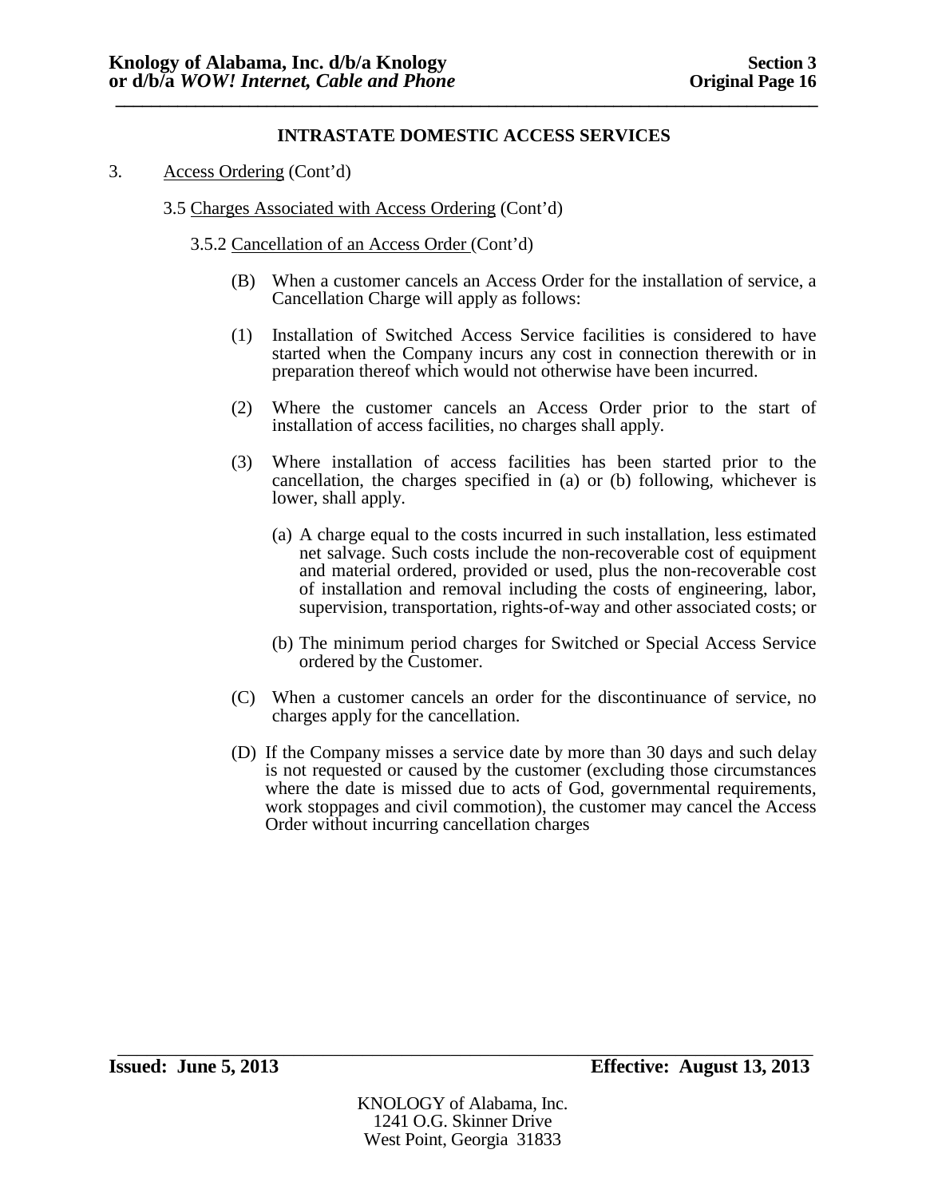## INTRASTATE DOMESTIC ACCESS SERVICES

3. Access Ordering (Cont'd)

3.5 Charges Associated with Access Ordering (Cont'd)

3.5.2 Cancellation of an Access Order (Cont'd)

(B) When a customer cancels an Access Order for the installation of service, a Cancellation Charge will apply as follows:

(1) Installation of Switched Access Service facilities is considered to have started when the Company incurs any cost in connection therewith or in preparation thereof which would not otherwise have been incurred.

(2) Where the customer cancels an Access Order prior to the start of installation of access facilities, no charges shall apply.

(3) Where installation of access facilities has been started prior to the cancellation, the charges specified in (a) or (b) following, whichever is lower, shall apply.

(a) A charge equal to the costs incurred in such installation, less estimated net salvage. Such costs include the non-recoverable cost of equipment and material ordered, provided or used, plus the non-recoverable cost of installation and removal including the costs of engineering, labor, supervision, transportation, rights-of-way and other associated costs; or

(b) The minimum period charges for Switched or Special Access Service ordered by the Customer.

(C) When a customer cancels an order for the discontinuance of service, no charges apply for the cancellation.

(D) If the Company misses a service date by more than 30 days and such delay is not requested or caused by the customer (excluding those circumstances where the date is missed due to acts of God, governmental requirements, work stoppages and civil commotion), the customer may cancel the Access Order without incurring cancellation charges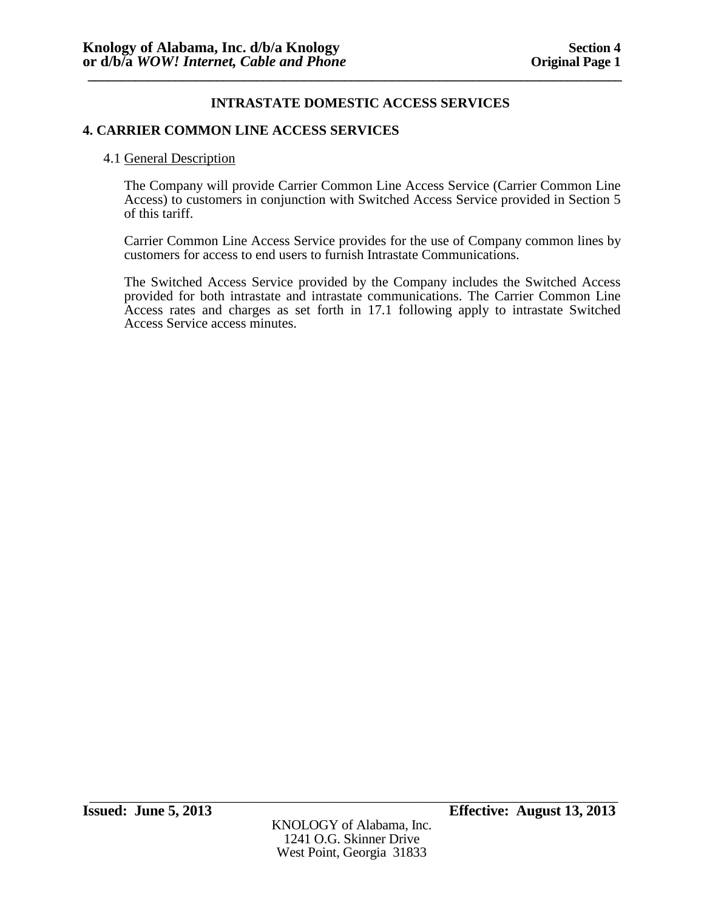## INTRASTATE DOMESTIC ACCESS SERVICES

### 4. CARRIER COMMON LINE ACCESS SERVICES

4.1 General Description

The Company will provide Carrier Common Line Access Service (Carrier Common Line Access) to customers in conjunction with Switched Access Service provided in Section 5 of this tariff.

Carrier Common Line Access Service provides for the use of Company common lines by customers for access to end users to furnish Intrastate Communications.

The Switched Access Service provided by the Company includes the Switched Access provided for both intrastate and intrastate communications. The Carrier Common Line Access rates and charges as set forth in 17.1 following apply to intrastate Switched Access Service access minutes.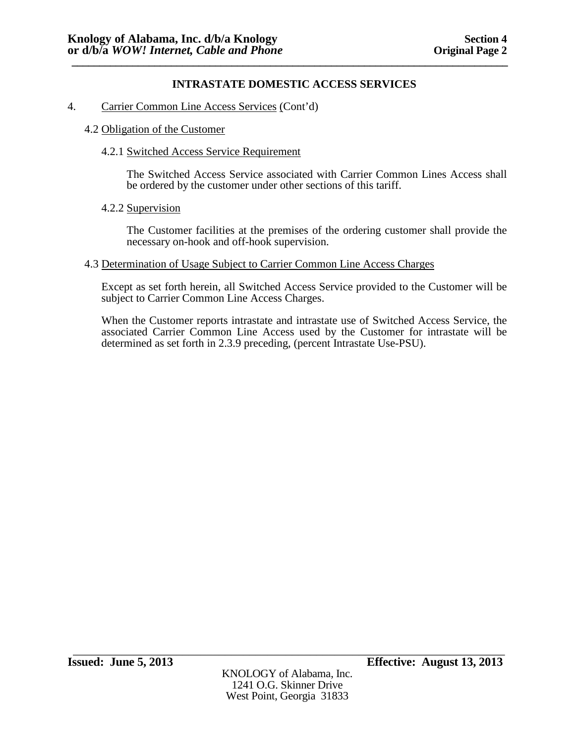## INTRASTATE DOMESTIC ACCESS SERVICES

4. Carrier Common Line Access Services (Cont'd)

4.2 Obligation of the Customer

4.2.1 Switched Access Service Requirement

The Switched Access Service associated with Carrier Common Lines Access shall be ordered by the customer under other sections of this tariff.

4.2.2 Supervision

The Customer facilities at the premises of the ordering customer shall provide the necessary on-hook and off-hook supervision.

4.3 Determination of Usage Subject to Carrier Common Line Access Charges

Except as set forth herein, all Switched Access Service provided to the Customer will be subject to Carrier Common Line Access Charges.

When the Customer reports intrastate and intrastate use of Switched Access Service, the associated Carrier Common Line Access used by the Customer for intrastate will be determined as set forth in 2.3.9 preceding, (percent Intrastate Use-PSU).

**Issued: June 5, 2013** **Effective: August 13, 2013**

KNOLOGY of Alabama, Inc.
1241 O.G. Skinner Drive
West Point, Georgia 31833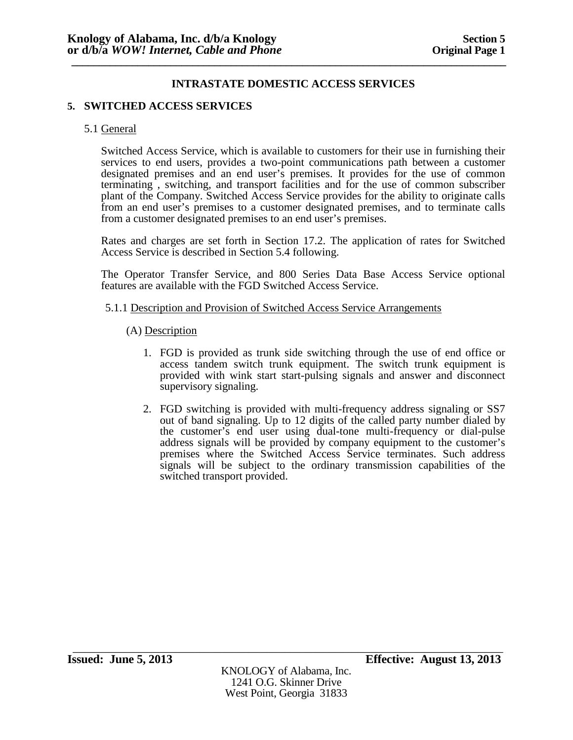## INTRASTATE DOMESTIC ACCESS SERVICES

### 5. SWITCHED ACCESS SERVICES

5.1 General

Switched Access Service, which is available to customers for their use in furnishing their services to end users, provides a two-point communications path between a customer designated premises and an end user's premises. It provides for the use of common terminating , switching, and transport facilities and for the use of common subscriber plant of the Company. Switched Access Service provides for the ability to originate calls from an end user's premises to a customer designated premises, and to terminate calls from a customer designated premises to an end user's premises.

Rates and charges are set forth in Section 17.2. The application of rates for Switched Access Service is described in Section 5.4 following.

The Operator Transfer Service, and 800 Series Data Base Access Service optional features are available with the FGD Switched Access Service.

5.1.1 Description and Provision of Switched Access Service Arrangements

(A) Description

1. FGD is provided as trunk side switching through the use of end office or access tandem switch trunk equipment. The switch trunk equipment is provided with wink start start-pulsing signals and answer and disconnect supervisory signaling.

2. FGD switching is provided with multi-frequency address signaling or SS7 out of band signaling. Up to 12 digits of the called party number dialed by the customer's end user using dual-tone multi-frequency or dial-pulse address signals will be provided by company equipment to the customer's premises where the Switched Access Service terminates. Such address signals will be subject to the ordinary transmission capabilities of the switched transport provided.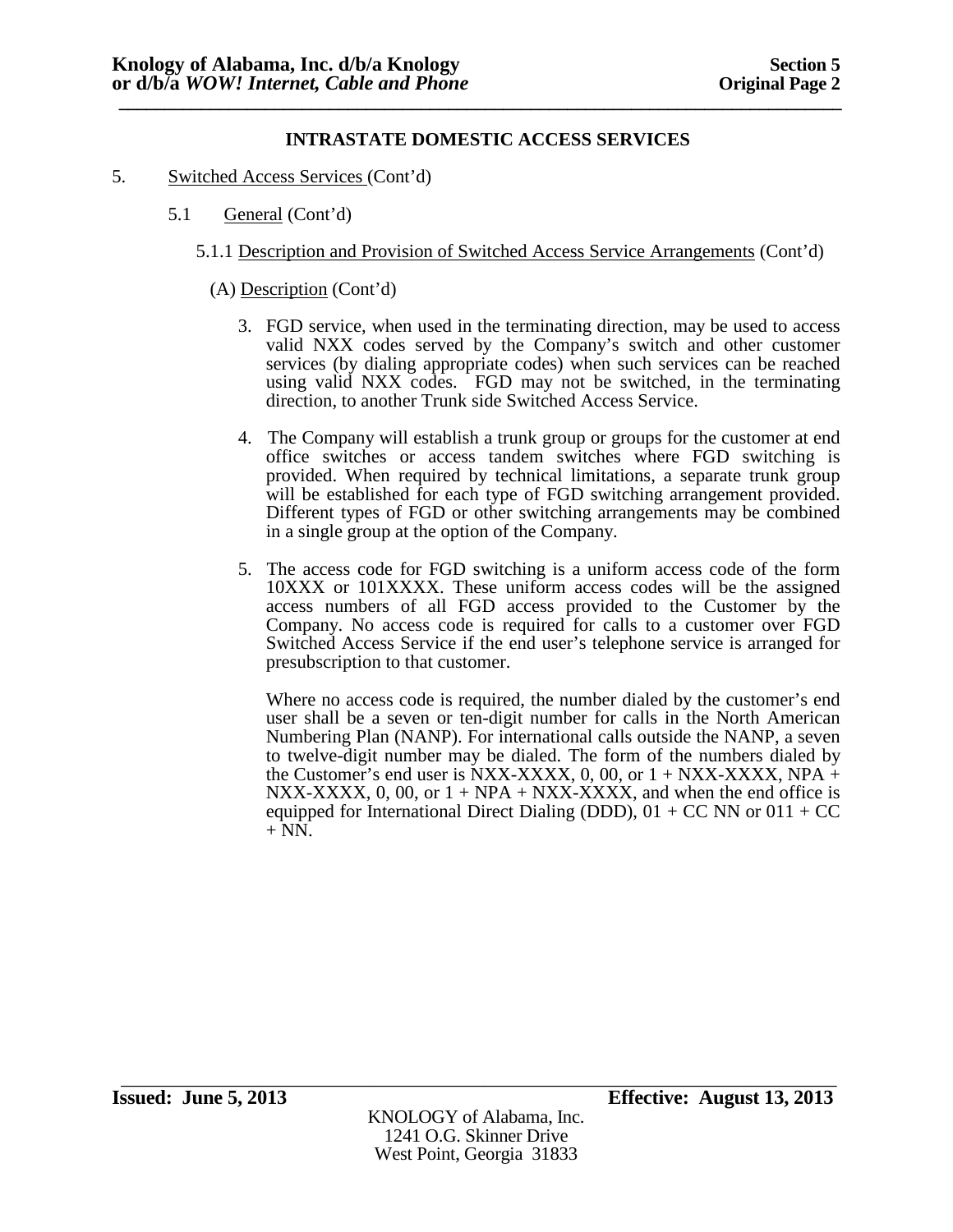**INTRASTATE DOMESTIC ACCESS SERVICES**

5. Switched Access Services (Cont'd)

5.1 General (Cont'd)

5.1.1 Description and Provision of Switched Access Service Arrangements (Cont'd)

(A) Description (Cont'd)

3. FGD service, when used in the terminating direction, may be used to access valid NXX codes served by the Company's switch and other customer services (by dialing appropriate codes) when such services can be reached using valid NXX codes. FGD may not be switched, in the terminating direction, to another Trunk side Switched Access Service.

4. The Company will establish a trunk group or groups for the customer at end office switches or access tandem switches where FGD switching is provided. When required by technical limitations, a separate trunk group will be established for each type of FGD switching arrangement provided. Different types of FGD or other switching arrangements may be combined in a single group at the option of the Company.

5. The access code for FGD switching is a uniform access code of the form 10XXX or 101XXXX. These uniform access codes will be the assigned access numbers of all FGD access provided to the Customer by the Company. No access code is required for calls to a customer over FGD Switched Access Service if the end user's telephone service is arranged for presubscription to that customer.

   Where no access code is required, the number dialed by the customer's end user shall be a seven or ten-digit number for calls in the North American Numbering Plan (NANP). For international calls outside the NANP, a seven to twelve-digit number may be dialed. The form of the numbers dialed by the Customer's end user is NXX-XXXX, 0, 00, or 1 + NXX-XXXX, NPA + NXX-XXXX, 0, 00, or 1 + NPA + NXX-XXXX, and when the end office is equipped for International Direct Dialing (DDD), 01 + CC NN or 011 + CC + NN.

**Issued: June 5, 2013** **Effective: August 13, 2013**

KNOLOGY of Alabama, Inc.
1241 O.G. Skinner Drive
West Point, Georgia 31833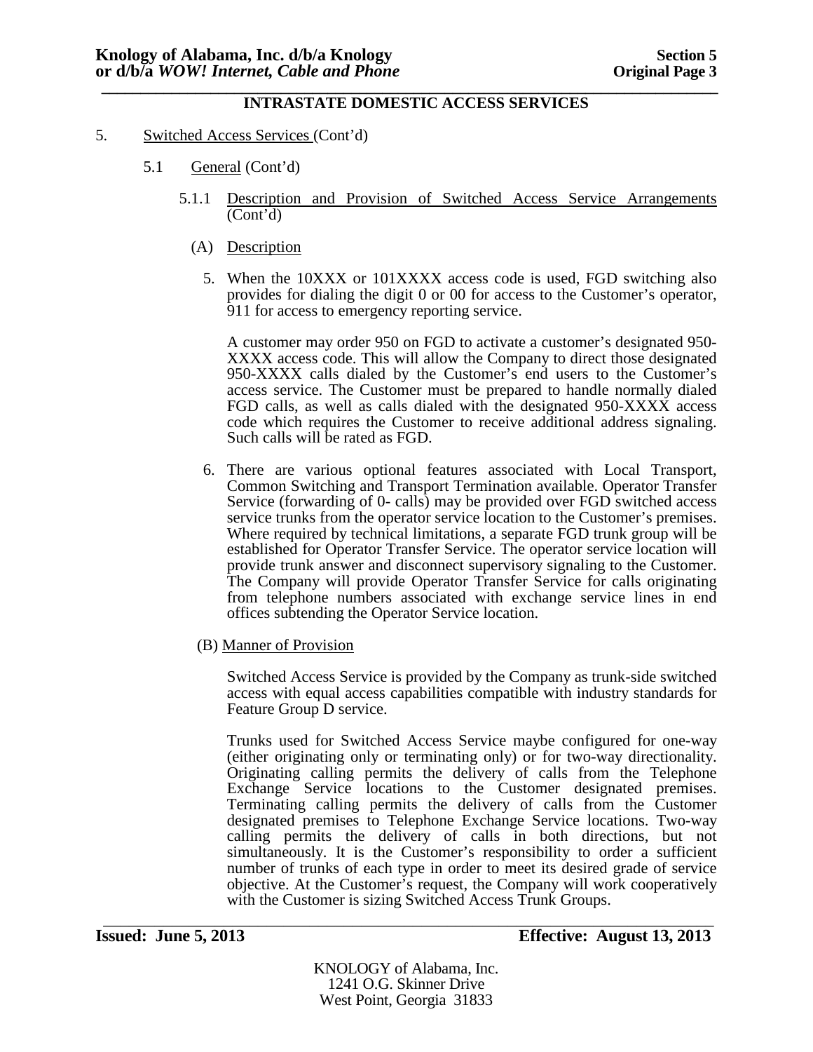## INTRASTATE DOMESTIC ACCESS SERVICES

5. Switched Access Services (Cont'd)

   5.1 General (Cont'd)

      5.1.1 Description and Provision of Switched Access Service Arrangements (Cont'd)

         (A) Description

            5. When the 10XXX or 101XXXX access code is used, FGD switching also provides for dialing the digit 0 or 00 for access to the Customer's operator, 911 for access to emergency reporting service.

               A customer may order 950 on FGD to activate a customer's designated 950-XXXX access code. This will allow the Company to direct those designated 950-XXXX calls dialed by the Customer's end users to the Customer's access service. The Customer must be prepared to handle normally dialed FGD calls, as well as calls dialed with the designated 950-XXXX access code which requires the Customer to receive additional address signaling. Such calls will be rated as FGD.

            6. There are various optional features associated with Local Transport, Common Switching and Transport Termination available. Operator Transfer Service (forwarding of 0- calls) may be provided over FGD switched access service trunks from the operator service location to the Customer's premises. Where required by technical limitations, a separate FGD trunk group will be established for Operator Transfer Service. The operator service location will provide trunk answer and disconnect supervisory signaling to the Customer. The Company will provide Operator Transfer Service for calls originating from telephone numbers associated with exchange service lines in end offices subtending the Operator Service location.

         (B) Manner of Provision

            Switched Access Service is provided by the Company as trunk-side switched access with equal access capabilities compatible with industry standards for Feature Group D service.

            Trunks used for Switched Access Service maybe configured for one-way (either originating only or terminating only) or for two-way directionality. Originating calling permits the delivery of calls from the Telephone Exchange Service locations to the Customer designated premises. Terminating calling permits the delivery of calls from the Customer designated premises to Telephone Exchange Service locations. Two-way calling permits the delivery of calls in both directions, but not simultaneously. It is the Customer's responsibility to order a sufficient number of trunks of each type in order to meet its desired grade of service objective. At the Customer's request, the Company will work cooperatively with the Customer is sizing Switched Access Trunk Groups.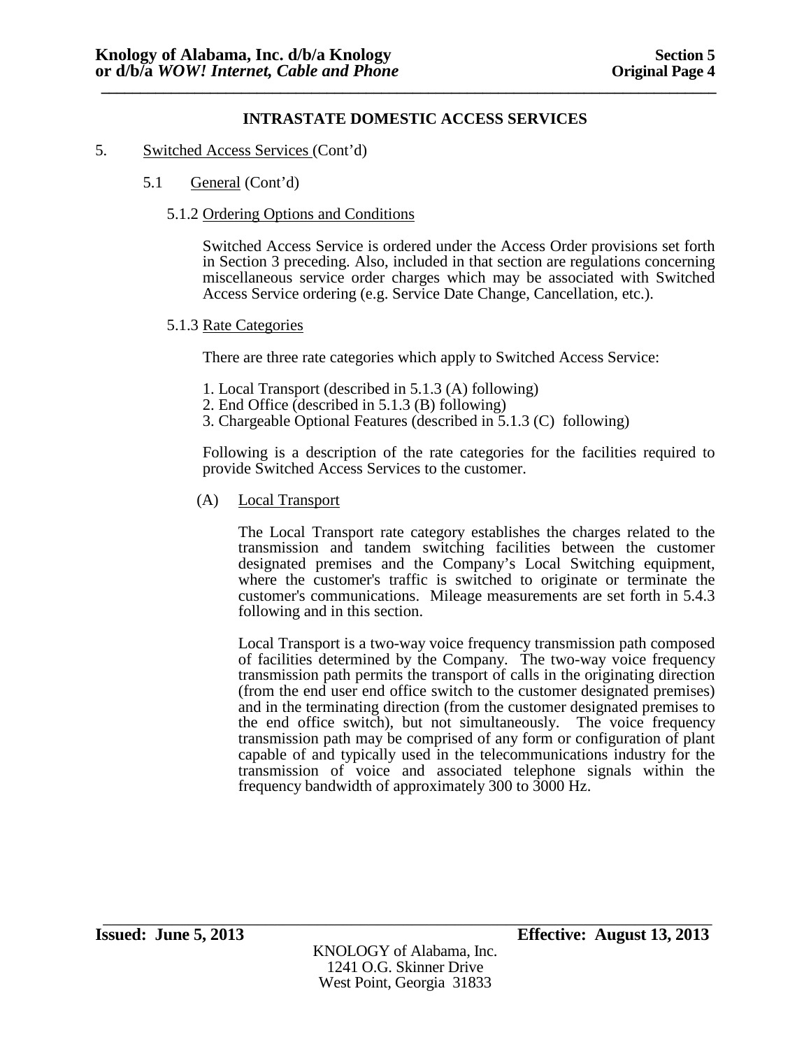## INTRASTATE DOMESTIC ACCESS SERVICES

5. Switched Access Services (Cont'd)

5.1 General (Cont'd)

5.1.2 Ordering Options and Conditions

Switched Access Service is ordered under the Access Order provisions set forth in Section 3 preceding. Also, included in that section are regulations concerning miscellaneous service order charges which may be associated with Switched Access Service ordering (e.g. Service Date Change, Cancellation, etc.).

5.1.3 Rate Categories

There are three rate categories which apply to Switched Access Service:

1. Local Transport (described in 5.1.3 (A) following)
2. End Office (described in 5.1.3 (B) following)
3. Chargeable Optional Features (described in 5.1.3 (C) following)

Following is a description of the rate categories for the facilities required to provide Switched Access Services to the customer.

(A) Local Transport

The Local Transport rate category establishes the charges related to the transmission and tandem switching facilities between the customer designated premises and the Company's Local Switching equipment, where the customer's traffic is switched to originate or terminate the customer's communications. Mileage measurements are set forth in 5.4.3 following and in this section.

Local Transport is a two-way voice frequency transmission path composed of facilities determined by the Company. The two-way voice frequency transmission path permits the transport of calls in the originating direction (from the end user end office switch to the customer designated premises) and in the terminating direction (from the customer designated premises to the end office switch), but not simultaneously. The voice frequency transmission path may be comprised of any form or configuration of plant capable of and typically used in the telecommunications industry for the transmission of voice and associated telephone signals within the frequency bandwidth of approximately 300 to 3000 Hz.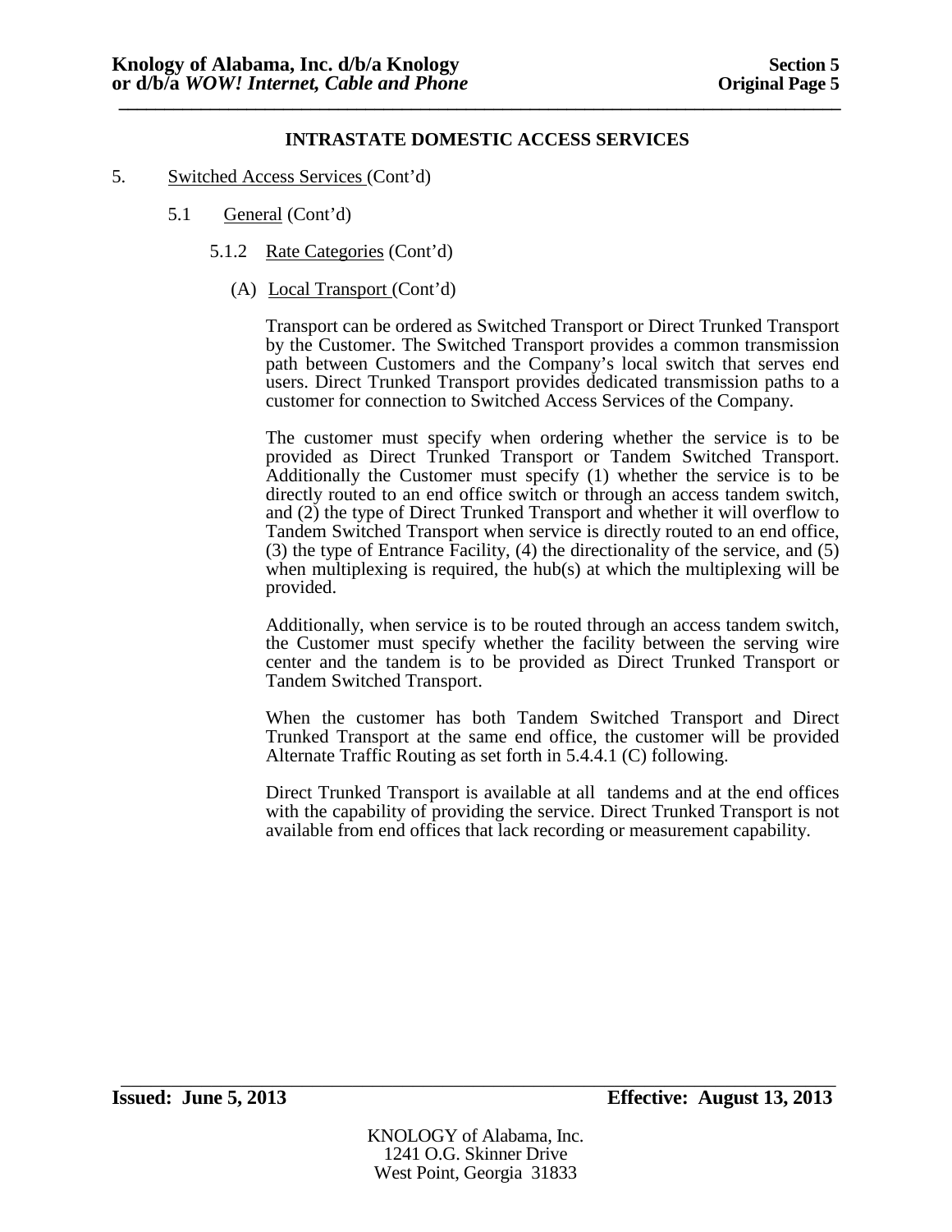**INTRASTATE DOMESTIC ACCESS SERVICES**

5. Switched Access Services (Cont'd)

5.1 General (Cont'd)

5.1.2 Rate Categories (Cont'd)

(A) Local Transport (Cont'd)

Transport can be ordered as Switched Transport or Direct Trunked Transport by the Customer. The Switched Transport provides a common transmission path between Customers and the Company's local switch that serves end users. Direct Trunked Transport provides dedicated transmission paths to a customer for connection to Switched Access Services of the Company.

The customer must specify when ordering whether the service is to be provided as Direct Trunked Transport or Tandem Switched Transport. Additionally the Customer must specify (1) whether the service is to be directly routed to an end office switch or through an access tandem switch, and (2) the type of Direct Trunked Transport and whether it will overflow to Tandem Switched Transport when service is directly routed to an end office, (3) the type of Entrance Facility, (4) the directionality of the service, and (5) when multiplexing is required, the hub(s) at which the multiplexing will be provided.

Additionally, when service is to be routed through an access tandem switch, the Customer must specify whether the facility between the serving wire center and the tandem is to be provided as Direct Trunked Transport or Tandem Switched Transport.

When the customer has both Tandem Switched Transport and Direct Trunked Transport at the same end office, the customer will be provided Alternate Traffic Routing as set forth in 5.4.4.1 (C) following.

Direct Trunked Transport is available at all tandems and at the end offices with the capability of providing the service. Direct Trunked Transport is not available from end offices that lack recording or measurement capability.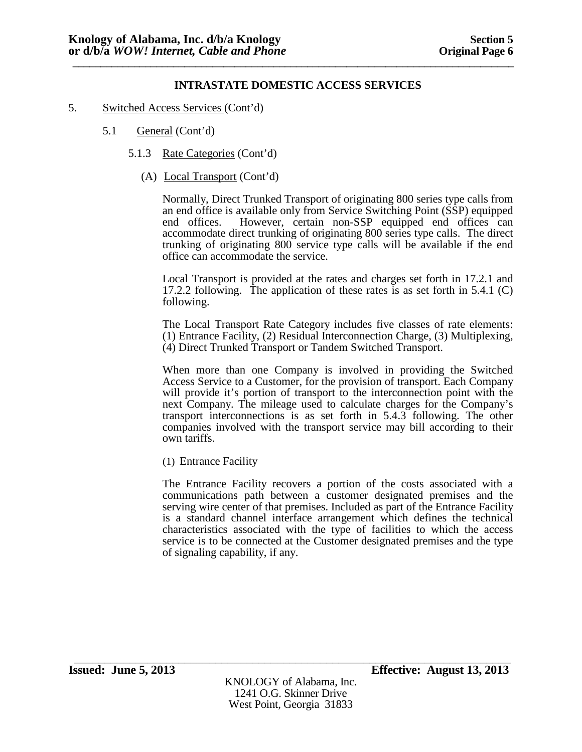## INTRASTATE DOMESTIC ACCESS SERVICES

5. Switched Access Services (Cont'd)

5.1 General (Cont'd)

5.1.3 Rate Categories (Cont'd)

(A) Local Transport (Cont'd)

Normally, Direct Trunked Transport of originating 800 series type calls from an end office is available only from Service Switching Point (SSP) equipped end offices. However, certain non-SSP equipped end offices can accommodate direct trunking of originating 800 series type calls. The direct trunking of originating 800 service type calls will be available if the end office can accommodate the service.

Local Transport is provided at the rates and charges set forth in 17.2.1 and 17.2.2 following. The application of these rates is as set forth in 5.4.1 (C) following.

The Local Transport Rate Category includes five classes of rate elements: (1) Entrance Facility, (2) Residual Interconnection Charge, (3) Multiplexing, (4) Direct Trunked Transport or Tandem Switched Transport.

When more than one Company is involved in providing the Switched Access Service to a Customer, for the provision of transport. Each Company will provide it's portion of transport to the interconnection point with the next Company. The mileage used to calculate charges for the Company's transport interconnections is as set forth in 5.4.3 following. The other companies involved with the transport service may bill according to their own tariffs.

(1) Entrance Facility

The Entrance Facility recovers a portion of the costs associated with a communications path between a customer designated premises and the serving wire center of that premises. Included as part of the Entrance Facility is a standard channel interface arrangement which defines the technical characteristics associated with the type of facilities to which the access service is to be connected at the Customer designated premises and the type of signaling capability, if any.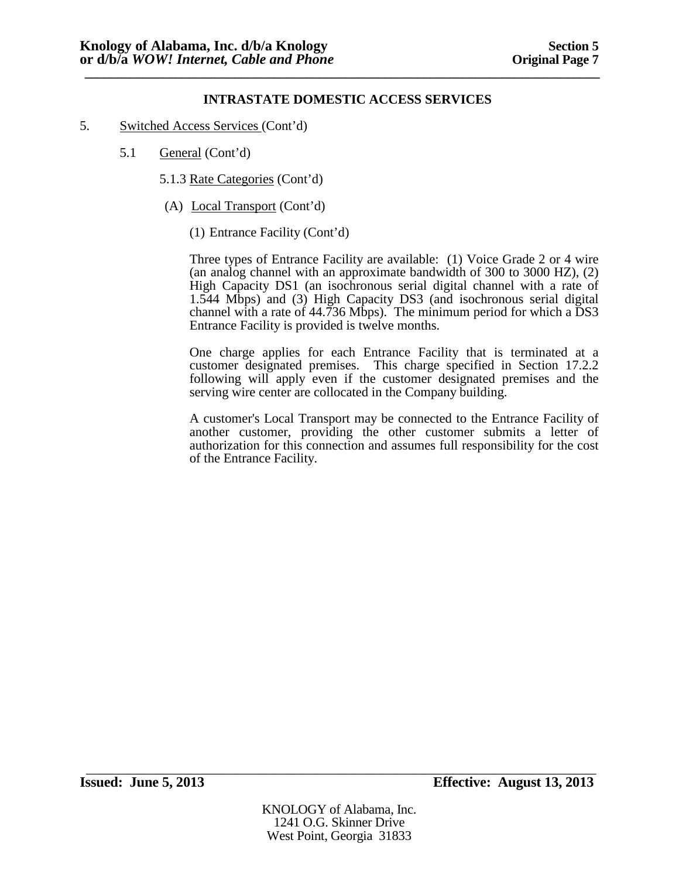**INTRASTATE DOMESTIC ACCESS SERVICES**

5. Switched Access Services (Cont'd)

5.1 General (Cont'd)

5.1.3 Rate Categories (Cont'd)

(A) Local Transport (Cont'd)

(1) Entrance Facility (Cont'd)

Three types of Entrance Facility are available: (1) Voice Grade 2 or 4 wire (an analog channel with an approximate bandwidth of 300 to 3000 HZ), (2) High Capacity DS1 (an isochronous serial digital channel with a rate of 1.544 Mbps) and (3) High Capacity DS3 (and isochronous serial digital channel with a rate of 44.736 Mbps). The minimum period for which a DS3 Entrance Facility is provided is twelve months.

One charge applies for each Entrance Facility that is terminated at a customer designated premises. This charge specified in Section 17.2.2 following will apply even if the customer designated premises and the serving wire center are collocated in the Company building.

A customer's Local Transport may be connected to the Entrance Facility of another customer, providing the other customer submits a letter of authorization for this connection and assumes full responsibility for the cost of the Entrance Facility.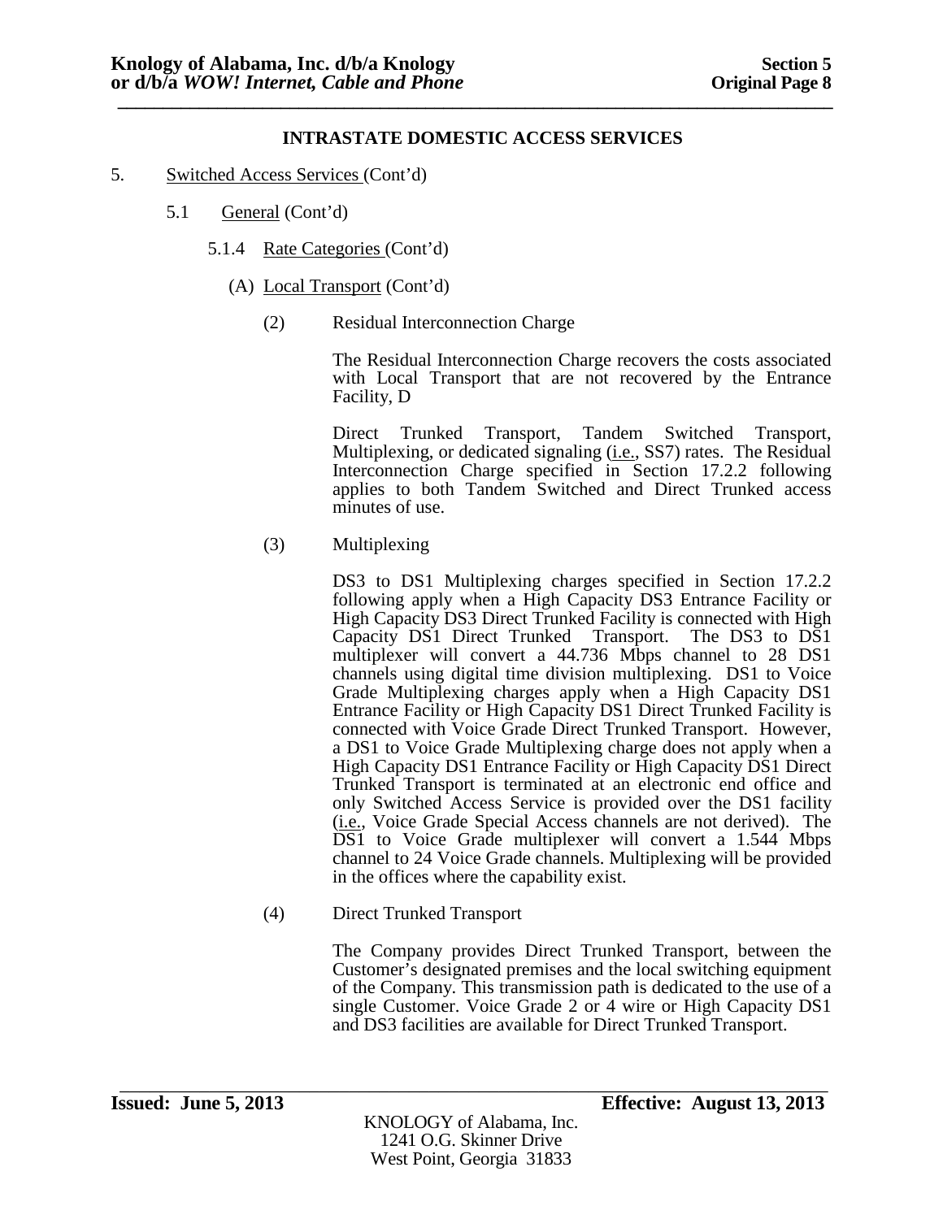**INTRASTATE DOMESTIC ACCESS SERVICES**

5. Switched Access Services (Cont'd)

5.1 General (Cont'd)

5.1.4 Rate Categories (Cont'd)

(A) Local Transport (Cont'd)

(2) Residual Interconnection Charge

The Residual Interconnection Charge recovers the costs associated with Local Transport that are not recovered by the Entrance Facility, D

Direct Trunked Transport, Tandem Switched Transport, Multiplexing, or dedicated signaling (i.e., SS7) rates. The Residual Interconnection Charge specified in Section 17.2.2 following applies to both Tandem Switched and Direct Trunked access minutes of use.

(3) Multiplexing

DS3 to DS1 Multiplexing charges specified in Section 17.2.2 following apply when a High Capacity DS3 Entrance Facility or High Capacity DS3 Direct Trunked Facility is connected with High Capacity DS1 Direct Trunked Transport. The DS3 to DS1 multiplexer will convert a 44.736 Mbps channel to 28 DS1 channels using digital time division multiplexing. DS1 to Voice Grade Multiplexing charges apply when a High Capacity DS1 Entrance Facility or High Capacity DS1 Direct Trunked Facility is connected with Voice Grade Direct Trunked Transport. However, a DS1 to Voice Grade Multiplexing charge does not apply when a High Capacity DS1 Entrance Facility or High Capacity DS1 Direct Trunked Transport is terminated at an electronic end office and only Switched Access Service is provided over the DS1 facility (i.e., Voice Grade Special Access channels are not derived). The DS1 to Voice Grade multiplexer will convert a 1.544 Mbps channel to 24 Voice Grade channels. Multiplexing will be provided in the offices where the capability exist.

(4) Direct Trunked Transport

The Company provides Direct Trunked Transport, between the Customer's designated premises and the local switching equipment of the Company. This transmission path is dedicated to the use of a single Customer. Voice Grade 2 or 4 wire or High Capacity DS1 and DS3 facilities are available for Direct Trunked Transport.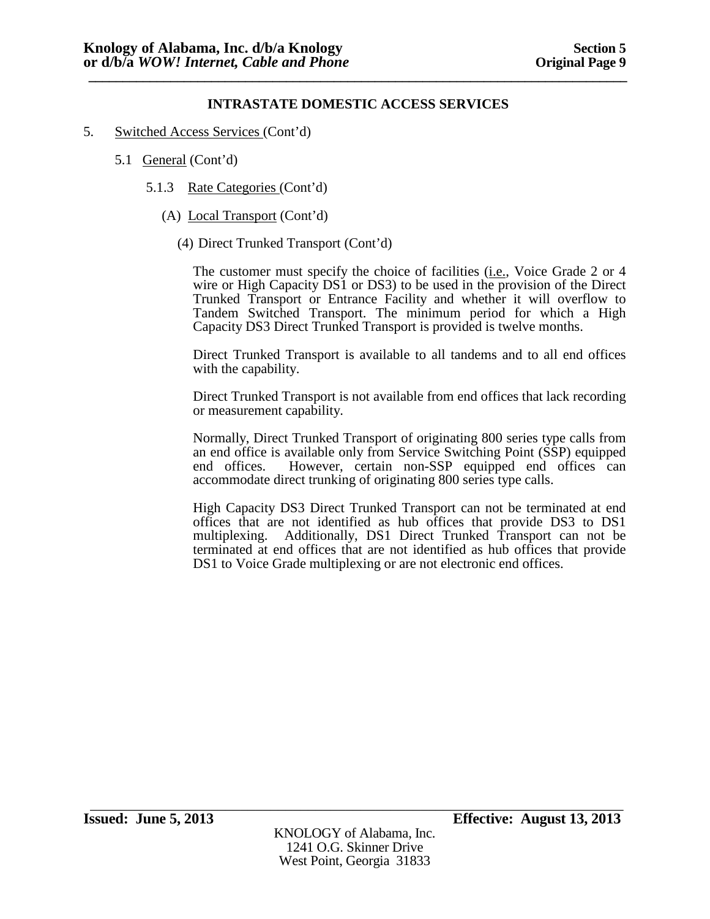## INTRASTATE DOMESTIC ACCESS SERVICES

5. Switched Access Services (Cont'd)

 5.1 General (Cont'd)

  5.1.3 Rate Categories (Cont'd)

   (A) Local Transport (Cont'd)

    (4) Direct Trunked Transport (Cont'd)

The customer must specify the choice of facilities (i.e., Voice Grade 2 or 4 wire or High Capacity DS1 or DS3) to be used in the provision of the Direct Trunked Transport or Entrance Facility and whether it will overflow to Tandem Switched Transport. The minimum period for which a High Capacity DS3 Direct Trunked Transport is provided is twelve months.

Direct Trunked Transport is available to all tandems and to all end offices with the capability.

Direct Trunked Transport is not available from end offices that lack recording or measurement capability.

Normally, Direct Trunked Transport of originating 800 series type calls from an end office is available only from Service Switching Point (SSP) equipped end offices. However, certain non-SSP equipped end offices can accommodate direct trunking of originating 800 series type calls.

High Capacity DS3 Direct Trunked Transport can not be terminated at end offices that are not identified as hub offices that provide DS3 to DS1 multiplexing. Additionally, DS1 Direct Trunked Transport can not be terminated at end offices that are not identified as hub offices that provide DS1 to Voice Grade multiplexing or are not electronic end offices.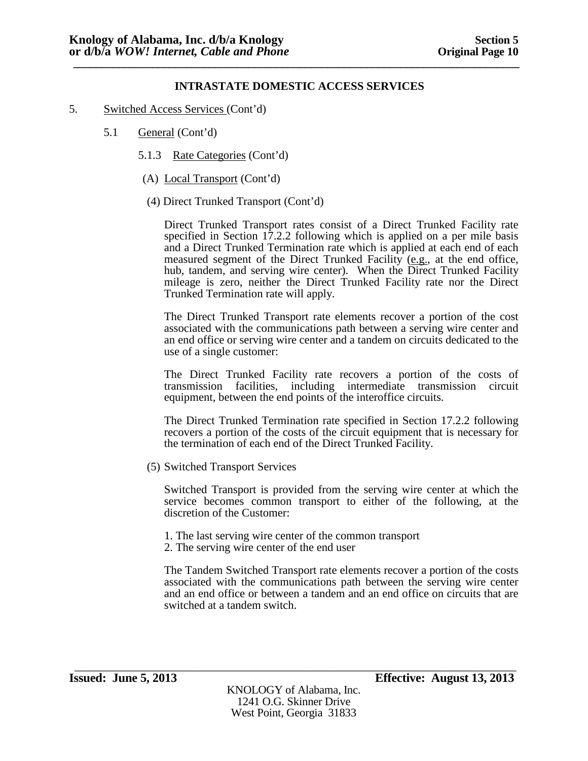## INTRASTATE DOMESTIC ACCESS SERVICES

5. Switched Access Services (Cont'd)

5.1 General (Cont'd)

5.1.3 Rate Categories (Cont'd)

(A) Local Transport (Cont'd)

(4) Direct Trunked Transport (Cont'd)

Direct Trunked Transport rates consist of a Direct Trunked Facility rate specified in Section 17.2.2 following which is applied on a per mile basis and a Direct Trunked Termination rate which is applied at each end of each measured segment of the Direct Trunked Facility (e.g., at the end office, hub, tandem, and serving wire center). When the Direct Trunked Facility mileage is zero, neither the Direct Trunked Facility rate nor the Direct Trunked Termination rate will apply.

The Direct Trunked Transport rate elements recover a portion of the cost associated with the communications path between a serving wire center and an end office or serving wire center and a tandem on circuits dedicated to the use of a single customer:

The Direct Trunked Facility rate recovers a portion of the costs of transmission facilities, including intermediate transmission circuit equipment, between the end points of the interoffice circuits.

The Direct Trunked Termination rate specified in Section 17.2.2 following recovers a portion of the costs of the circuit equipment that is necessary for the termination of each end of the Direct Trunked Facility.

(5) Switched Transport Services

Switched Transport is provided from the serving wire center at which the service becomes common transport to either of the following, at the discretion of the Customer:

1. The last serving wire center of the common transport
2. The serving wire center of the end user

The Tandem Switched Transport rate elements recover a portion of the costs associated with the communications path between the serving wire center and an end office or between a tandem and an end office on circuits that are switched at a tandem switch.

**Issued: June 5, 2013** **Effective: August 13, 2013**

KNOLOGY of Alabama, Inc.
1241 O.G. Skinner Drive
West Point, Georgia 31833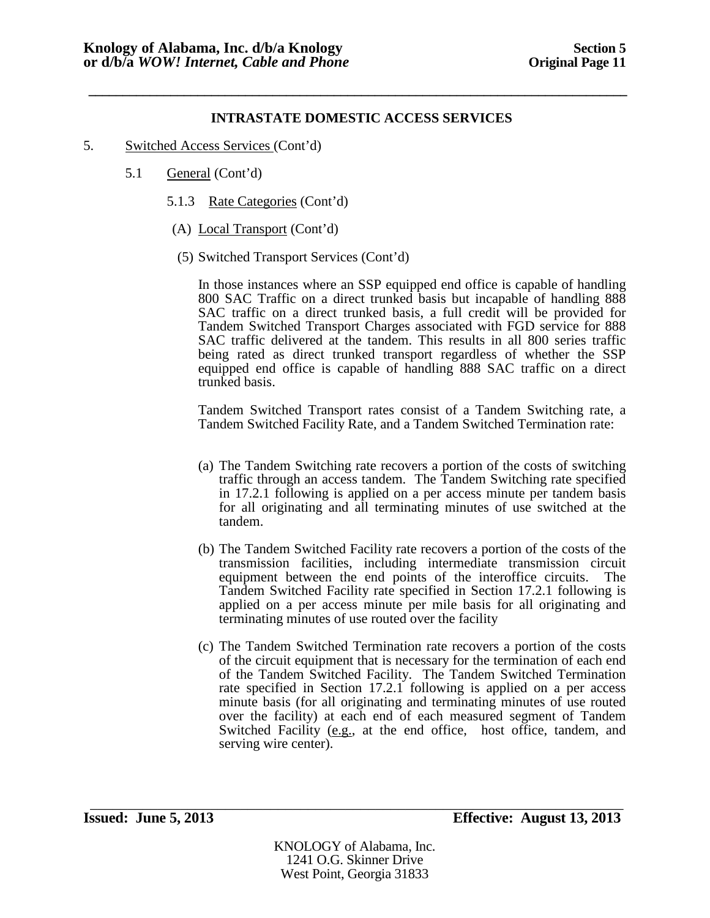**INTRASTATE DOMESTIC ACCESS SERVICES**

5. Switched Access Services (Cont'd)

5.1 General (Cont'd)

5.1.3 Rate Categories (Cont'd)

(A) Local Transport (Cont'd)

(5) Switched Transport Services (Cont'd)

In those instances where an SSP equipped end office is capable of handling 800 SAC Traffic on a direct trunked basis but incapable of handling 888 SAC traffic on a direct trunked basis, a full credit will be provided for Tandem Switched Transport Charges associated with FGD service for 888 SAC traffic delivered at the tandem. This results in all 800 series traffic being rated as direct trunked transport regardless of whether the SSP equipped end office is capable of handling 888 SAC traffic on a direct trunked basis.

Tandem Switched Transport rates consist of a Tandem Switching rate, a Tandem Switched Facility Rate, and a Tandem Switched Termination rate:

(a) The Tandem Switching rate recovers a portion of the costs of switching traffic through an access tandem. The Tandem Switching rate specified in 17.2.1 following is applied on a per access minute per tandem basis for all originating and all terminating minutes of use switched at the tandem.

(b) The Tandem Switched Facility rate recovers a portion of the costs of the transmission facilities, including intermediate transmission circuit equipment between the end points of the interoffice circuits. The Tandem Switched Facility rate specified in Section 17.2.1 following is applied on a per access minute per mile basis for all originating and terminating minutes of use routed over the facility

(c) The Tandem Switched Termination rate recovers a portion of the costs of the circuit equipment that is necessary for the termination of each end of the Tandem Switched Facility. The Tandem Switched Termination rate specified in Section 17.2.1 following is applied on a per access minute basis (for all originating and terminating minutes of use routed over the facility) at each end of each measured segment of Tandem Switched Facility (e.g., at the end office, host office, tandem, and serving wire center).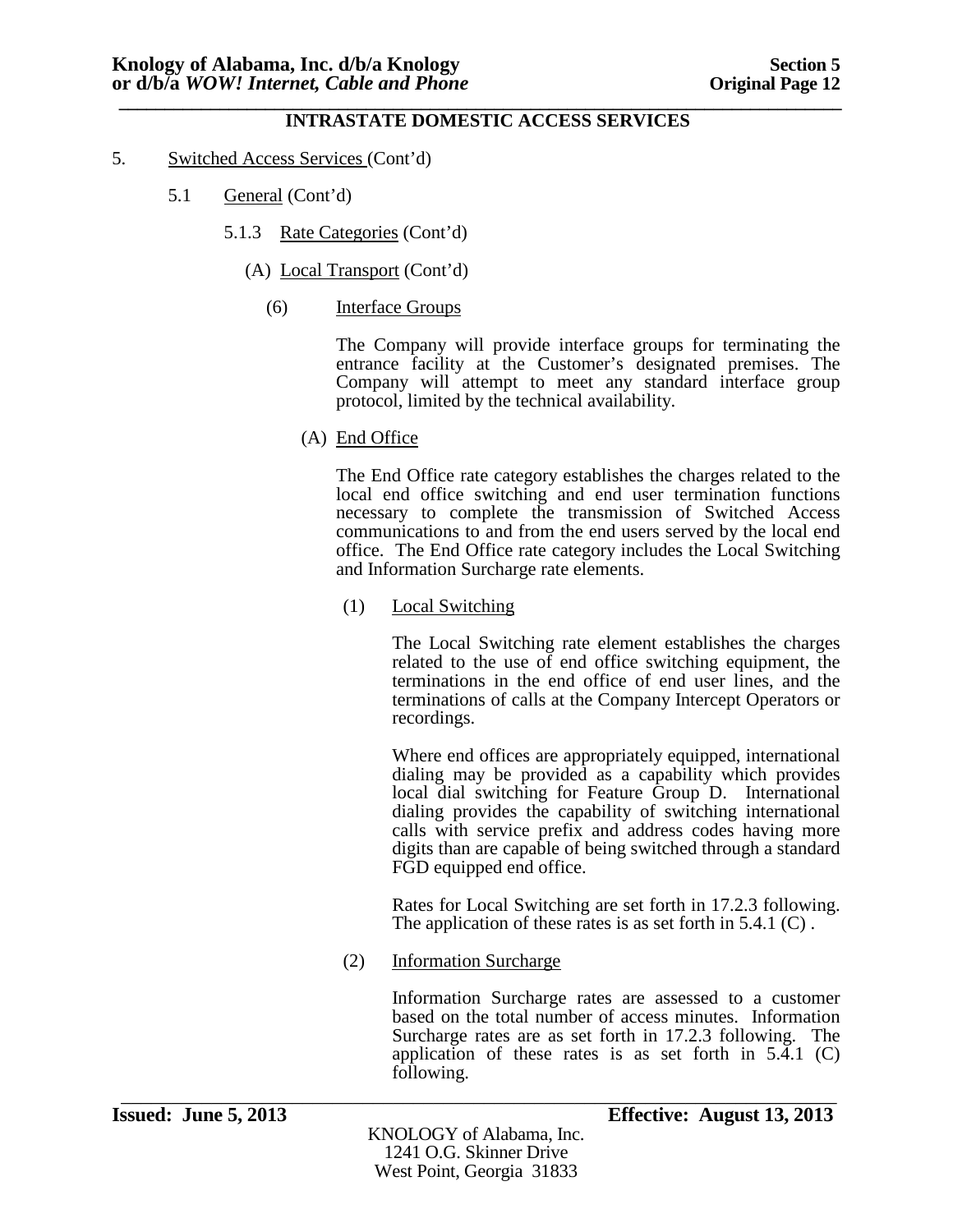## INTRASTATE DOMESTIC ACCESS SERVICES

5. Switched Access Services (Cont'd)

5.1 General (Cont'd)

5.1.3 Rate Categories (Cont'd)

(A) Local Transport (Cont'd)

(6) Interface Groups

The Company will provide interface groups for terminating the entrance facility at the Customer's designated premises. The Company will attempt to meet any standard interface group protocol, limited by the technical availability.

(A) End Office

The End Office rate category establishes the charges related to the local end office switching and end user termination functions necessary to complete the transmission of Switched Access communications to and from the end users served by the local end office. The End Office rate category includes the Local Switching and Information Surcharge rate elements.

(1) Local Switching

The Local Switching rate element establishes the charges related to the use of end office switching equipment, the terminations in the end office of end user lines, and the terminations of calls at the Company Intercept Operators or recordings.

Where end offices are appropriately equipped, international dialing may be provided as a capability which provides local dial switching for Feature Group D. International dialing provides the capability of switching international calls with service prefix and address codes having more digits than are capable of being switched through a standard FGD equipped end office.

Rates for Local Switching are set forth in 17.2.3 following. The application of these rates is as set forth in 5.4.1 (C) .

(2) Information Surcharge

Information Surcharge rates are assessed to a customer based on the total number of access minutes. Information Surcharge rates are as set forth in 17.2.3 following. The application of these rates is as set forth in 5.4.1 (C) following.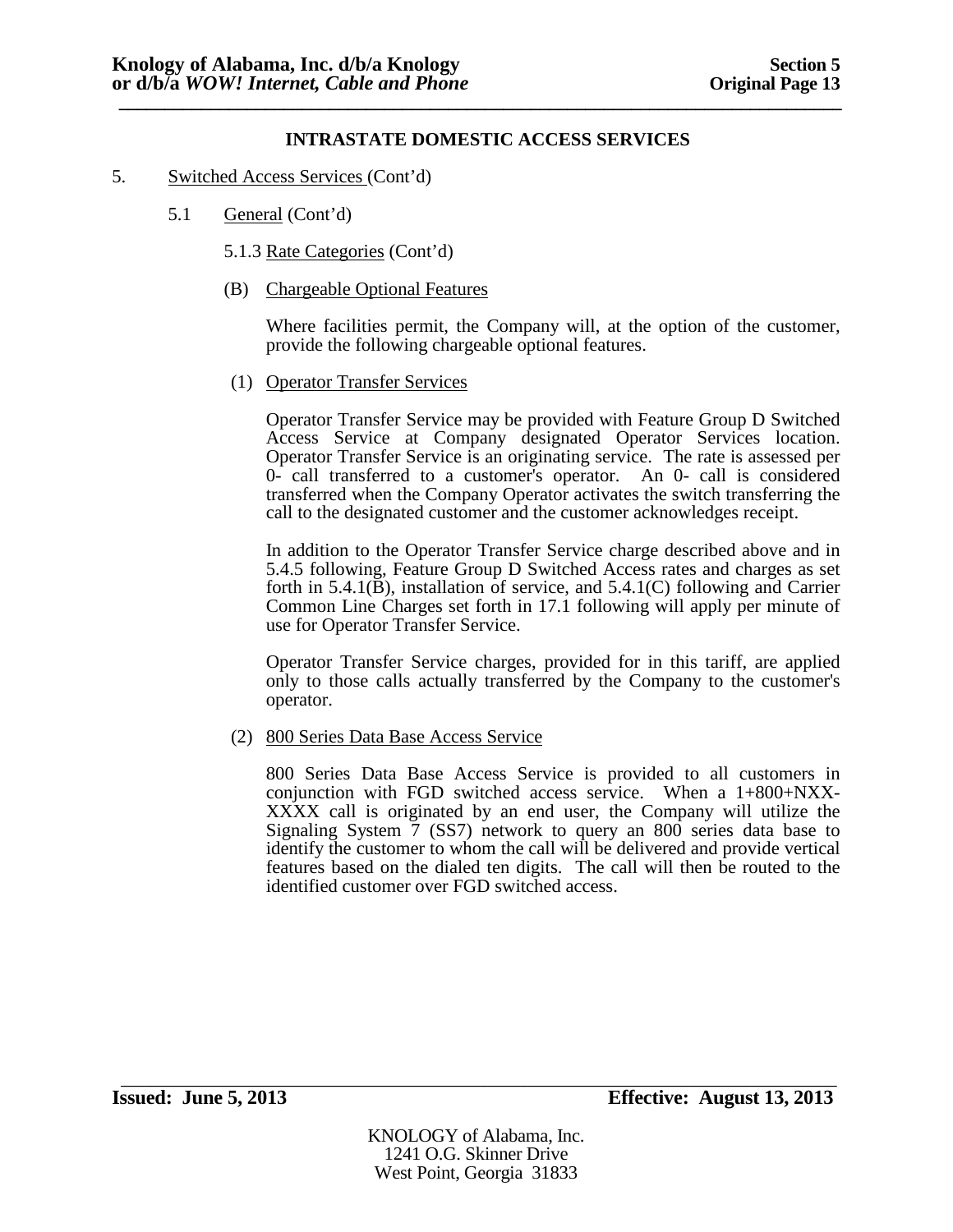**INTRASTATE DOMESTIC ACCESS SERVICES**

5. Switched Access Services (Cont'd)

5.1 General (Cont'd)

5.1.3 Rate Categories (Cont'd)

(B) Chargeable Optional Features

Where facilities permit, the Company will, at the option of the customer, provide the following chargeable optional features.

(1) Operator Transfer Services

Operator Transfer Service may be provided with Feature Group D Switched Access Service at Company designated Operator Services location. Operator Transfer Service is an originating service. The rate is assessed per 0- call transferred to a customer's operator. An 0- call is considered transferred when the Company Operator activates the switch transferring the call to the designated customer and the customer acknowledges receipt.

In addition to the Operator Transfer Service charge described above and in 5.4.5 following, Feature Group D Switched Access rates and charges as set forth in 5.4.1(B), installation of service, and 5.4.1(C) following and Carrier Common Line Charges set forth in 17.1 following will apply per minute of use for Operator Transfer Service.

Operator Transfer Service charges, provided for in this tariff, are applied only to those calls actually transferred by the Company to the customer's operator.

(2) 800 Series Data Base Access Service

800 Series Data Base Access Service is provided to all customers in conjunction with FGD switched access service. When a 1+800+NXX-XXXX call is originated by an end user, the Company will utilize the Signaling System 7 (SS7) network to query an 800 series data base to identify the customer to whom the call will be delivered and provide vertical features based on the dialed ten digits. The call will then be routed to the identified customer over FGD switched access.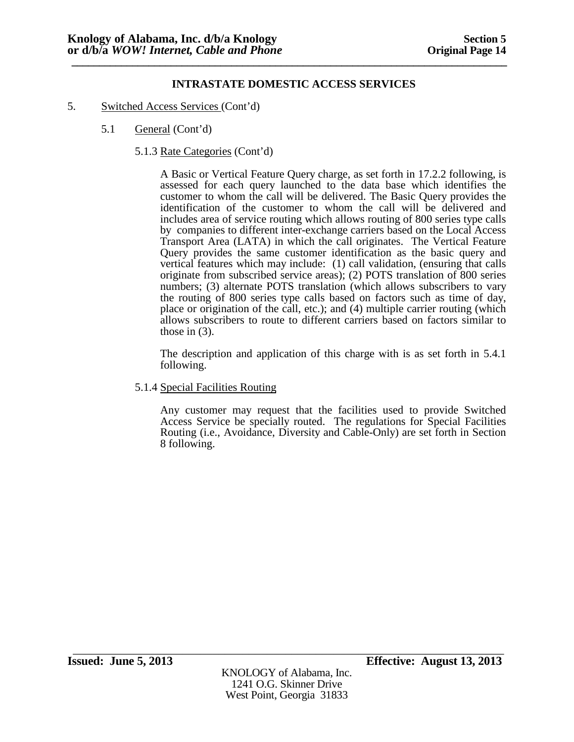## INTRASTATE DOMESTIC ACCESS SERVICES

5. Switched Access Services (Cont'd)

5.1 General (Cont'd)

5.1.3 Rate Categories (Cont'd)

A Basic or Vertical Feature Query charge, as set forth in 17.2.2 following, is assessed for each query launched to the data base which identifies the customer to whom the call will be delivered. The Basic Query provides the identification of the customer to whom the call will be delivered and includes area of service routing which allows routing of 800 series type calls by companies to different inter-exchange carriers based on the Local Access Transport Area (LATA) in which the call originates. The Vertical Feature Query provides the same customer identification as the basic query and vertical features which may include: (1) call validation, (ensuring that calls originate from subscribed service areas); (2) POTS translation of 800 series numbers; (3) alternate POTS translation (which allows subscribers to vary the routing of 800 series type calls based on factors such as time of day, place or origination of the call, etc.); and (4) multiple carrier routing (which allows subscribers to route to different carriers based on factors similar to those in (3).

The description and application of this charge with is as set forth in 5.4.1 following.

5.1.4 Special Facilities Routing

Any customer may request that the facilities used to provide Switched Access Service be specially routed. The regulations for Special Facilities Routing (i.e., Avoidance, Diversity and Cable-Only) are set forth in Section 8 following.

**Issued: June 5, 2013** **Effective: August 13, 2013**

KNOLOGY of Alabama, Inc.
1241 O.G. Skinner Drive
West Point, Georgia 31833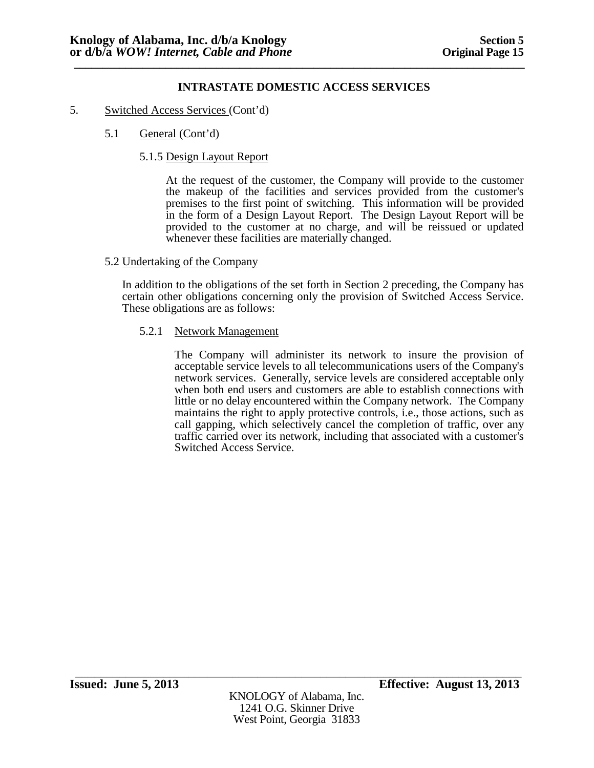## INTRASTATE DOMESTIC ACCESS SERVICES

5. Switched Access Services (Cont'd)

5.1 General (Cont'd)

5.1.5 Design Layout Report

At the request of the customer, the Company will provide to the customer the makeup of the facilities and services provided from the customer's premises to the first point of switching. This information will be provided in the form of a Design Layout Report. The Design Layout Report will be provided to the customer at no charge, and will be reissued or updated whenever these facilities are materially changed.

5.2 Undertaking of the Company

In addition to the obligations of the set forth in Section 2 preceding, the Company has certain other obligations concerning only the provision of Switched Access Service. These obligations are as follows:

5.2.1 Network Management

The Company will administer its network to insure the provision of acceptable service levels to all telecommunications users of the Company's network services. Generally, service levels are considered acceptable only when both end users and customers are able to establish connections with little or no delay encountered within the Company network. The Company maintains the right to apply protective controls, i.e., those actions, such as call gapping, which selectively cancel the completion of traffic, over any traffic carried over its network, including that associated with a customer's Switched Access Service.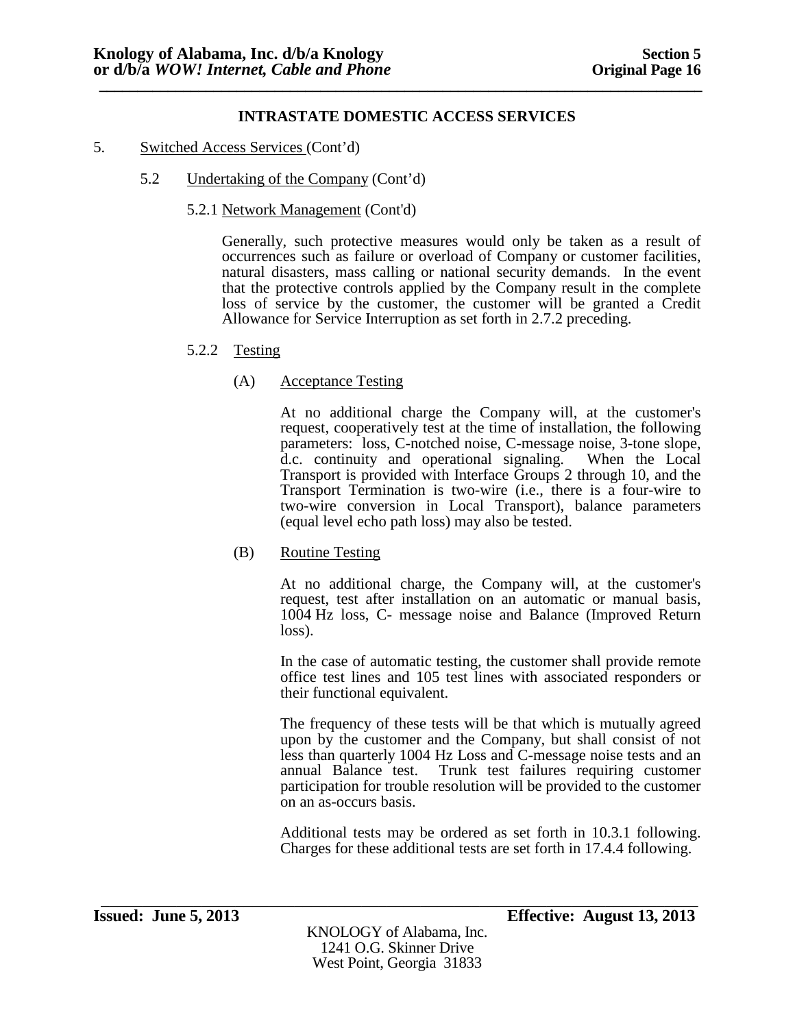**INTRASTATE DOMESTIC ACCESS SERVICES**

5. Switched Access Services (Cont'd)

5.2 Undertaking of the Company (Cont'd)

5.2.1 Network Management (Cont'd)

Generally, such protective measures would only be taken as a result of occurrences such as failure or overload of Company or customer facilities, natural disasters, mass calling or national security demands. In the event that the protective controls applied by the Company result in the complete loss of service by the customer, the customer will be granted a Credit Allowance for Service Interruption as set forth in 2.7.2 preceding.

5.2.2 Testing

(A) Acceptance Testing

At no additional charge the Company will, at the customer's request, cooperatively test at the time of installation, the following parameters: loss, C-notched noise, C-message noise, 3-tone slope, d.c. continuity and operational signaling. When the Local Transport is provided with Interface Groups 2 through 10, and the Transport Termination is two-wire (i.e., there is a four-wire to two-wire conversion in Local Transport), balance parameters (equal level echo path loss) may also be tested.

(B) Routine Testing

At no additional charge, the Company will, at the customer's request, test after installation on an automatic or manual basis, 1004 Hz loss, C- message noise and Balance (Improved Return loss).

In the case of automatic testing, the customer shall provide remote office test lines and 105 test lines with associated responders or their functional equivalent.

The frequency of these tests will be that which is mutually agreed upon by the customer and the Company, but shall consist of not less than quarterly 1004 Hz Loss and C-message noise tests and an annual Balance test. Trunk test failures requiring customer participation for trouble resolution will be provided to the customer on an as-occurs basis.

Additional tests may be ordered as set forth in 10.3.1 following. Charges for these additional tests are set forth in 17.4.4 following.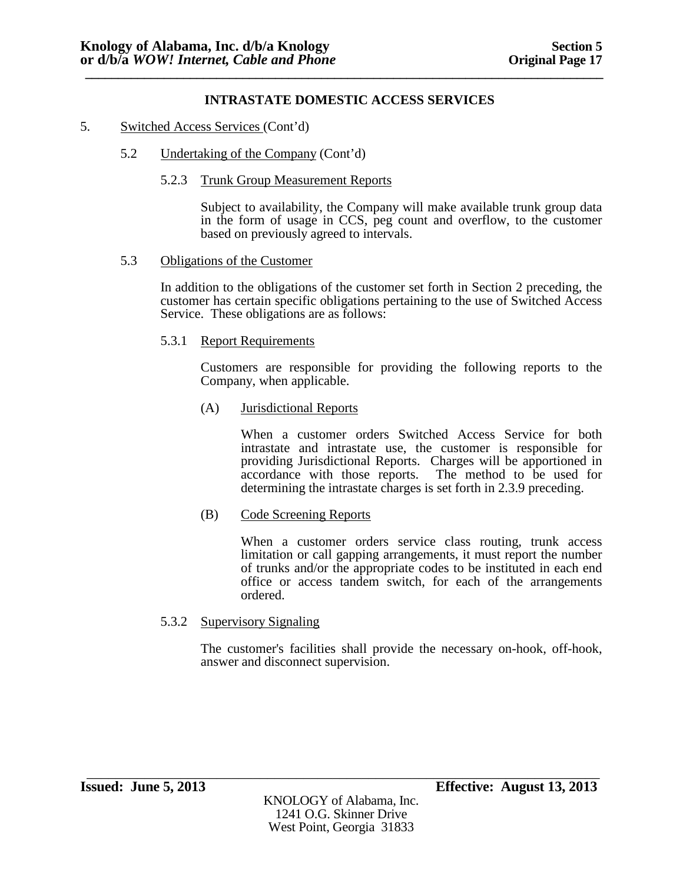### INTRASTATE DOMESTIC ACCESS SERVICES

5. Switched Access Services (Cont'd)

5.2 Undertaking of the Company (Cont'd)

5.2.3 Trunk Group Measurement Reports

Subject to availability, the Company will make available trunk group data in the form of usage in CCS, peg count and overflow, to the customer based on previously agreed to intervals.

5.3 Obligations of the Customer

In addition to the obligations of the customer set forth in Section 2 preceding, the customer has certain specific obligations pertaining to the use of Switched Access Service. These obligations are as follows:

5.3.1 Report Requirements

Customers are responsible for providing the following reports to the Company, when applicable.

(A) Jurisdictional Reports

When a customer orders Switched Access Service for both intrastate and intrastate use, the customer is responsible for providing Jurisdictional Reports. Charges will be apportioned in accordance with those reports. The method to be used for determining the intrastate charges is set forth in 2.3.9 preceding.

(B) Code Screening Reports

When a customer orders service class routing, trunk access limitation or call gapping arrangements, it must report the number of trunks and/or the appropriate codes to be instituted in each end office or access tandem switch, for each of the arrangements ordered.

5.3.2 Supervisory Signaling

The customer's facilities shall provide the necessary on-hook, off-hook, answer and disconnect supervision.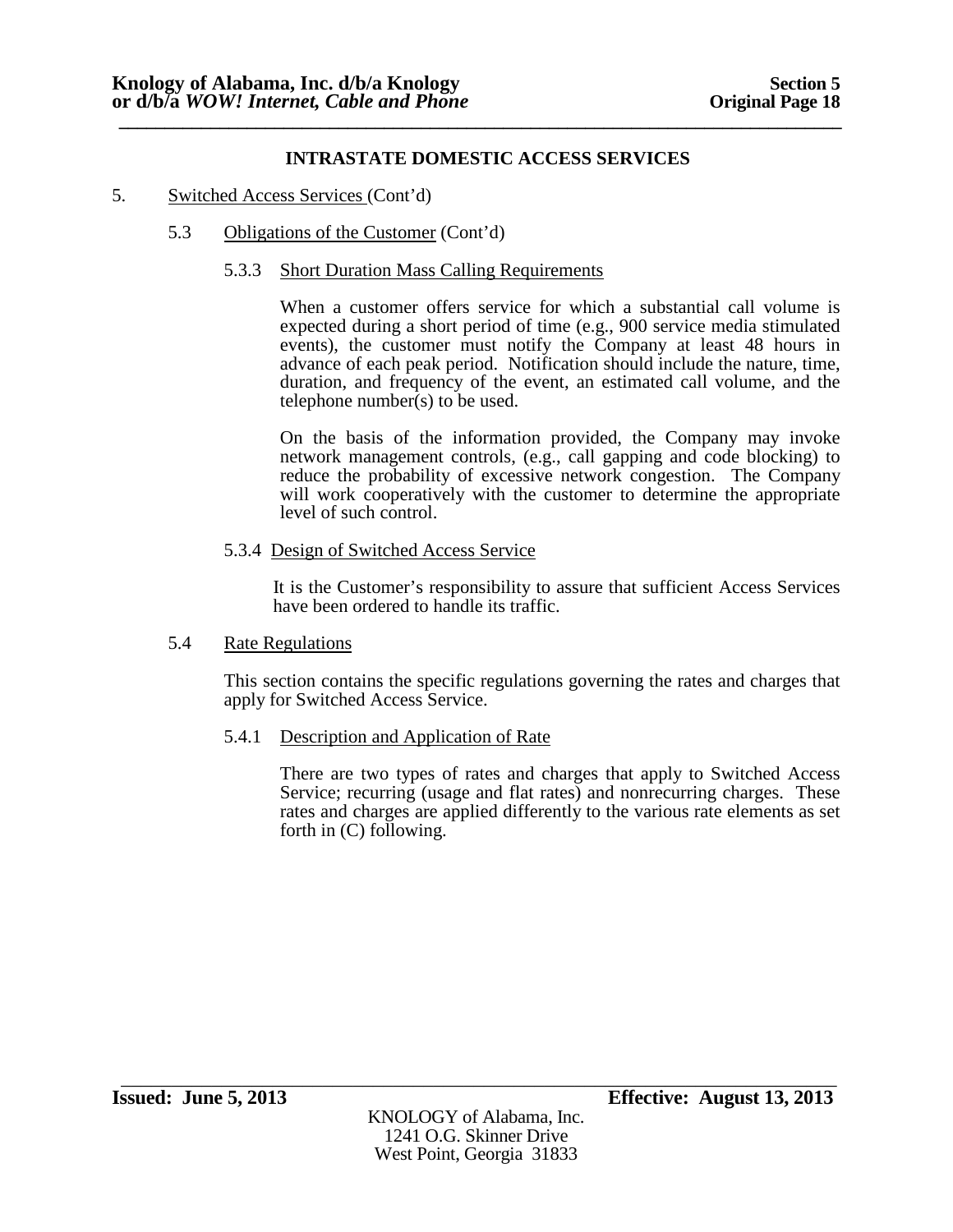## INTRASTATE DOMESTIC ACCESS SERVICES

5. Switched Access Services (Cont'd)

5.3 Obligations of the Customer (Cont'd)

5.3.3 Short Duration Mass Calling Requirements

When a customer offers service for which a substantial call volume is expected during a short period of time (e.g., 900 service media stimulated events), the customer must notify the Company at least 48 hours in advance of each peak period. Notification should include the nature, time, duration, and frequency of the event, an estimated call volume, and the telephone number(s) to be used.

On the basis of the information provided, the Company may invoke network management controls, (e.g., call gapping and code blocking) to reduce the probability of excessive network congestion. The Company will work cooperatively with the customer to determine the appropriate level of such control.

5.3.4 Design of Switched Access Service

It is the Customer's responsibility to assure that sufficient Access Services have been ordered to handle its traffic.

5.4 Rate Regulations

This section contains the specific regulations governing the rates and charges that apply for Switched Access Service.

5.4.1 Description and Application of Rate

There are two types of rates and charges that apply to Switched Access Service; recurring (usage and flat rates) and nonrecurring charges. These rates and charges are applied differently to the various rate elements as set forth in (C) following.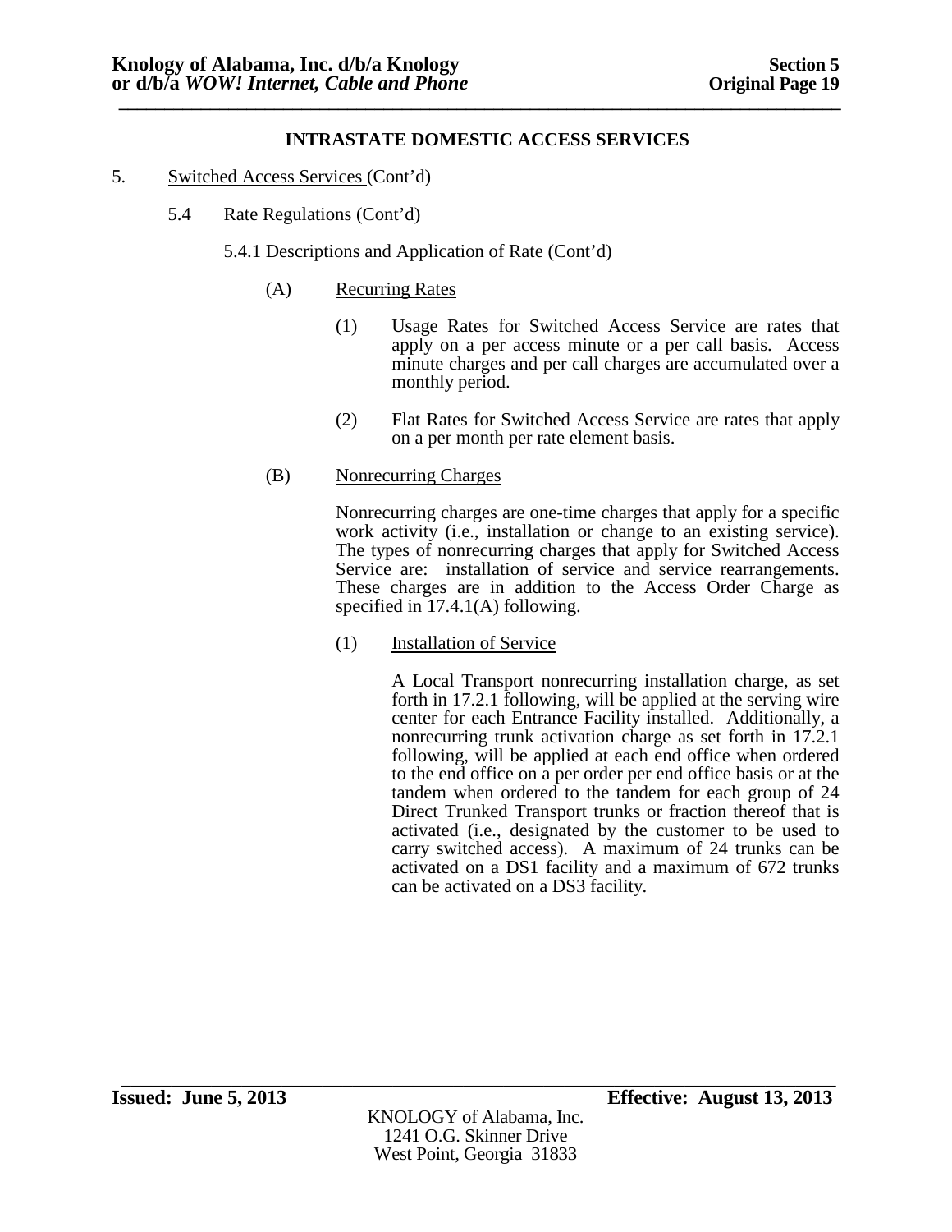## INTRASTATE DOMESTIC ACCESS SERVICES

5. Switched Access Services (Cont'd)

5.4 Rate Regulations (Cont'd)

5.4.1 Descriptions and Application of Rate (Cont'd)

(A) Recurring Rates

(1) Usage Rates for Switched Access Service are rates that apply on a per access minute or a per call basis. Access minute charges and per call charges are accumulated over a monthly period.

(2) Flat Rates for Switched Access Service are rates that apply on a per month per rate element basis.

(B) Nonrecurring Charges

Nonrecurring charges are one-time charges that apply for a specific work activity (i.e., installation or change to an existing service). The types of nonrecurring charges that apply for Switched Access Service are: installation of service and service rearrangements. These charges are in addition to the Access Order Charge as specified in 17.4.1(A) following.

(1) Installation of Service

A Local Transport nonrecurring installation charge, as set forth in 17.2.1 following, will be applied at the serving wire center for each Entrance Facility installed. Additionally, a nonrecurring trunk activation charge as set forth in 17.2.1 following, will be applied at each end office when ordered to the end office on a per order per end office basis or at the tandem when ordered to the tandem for each group of 24 Direct Trunked Transport trunks or fraction thereof that is activated (i.e., designated by the customer to be used to carry switched access). A maximum of 24 trunks can be activated on a DS1 facility and a maximum of 672 trunks can be activated on a DS3 facility.

**Issued: June 5, 2013** **Effective: August 13, 2013**

KNOLOGY of Alabama, Inc.
1241 O.G. Skinner Drive
West Point, Georgia 31833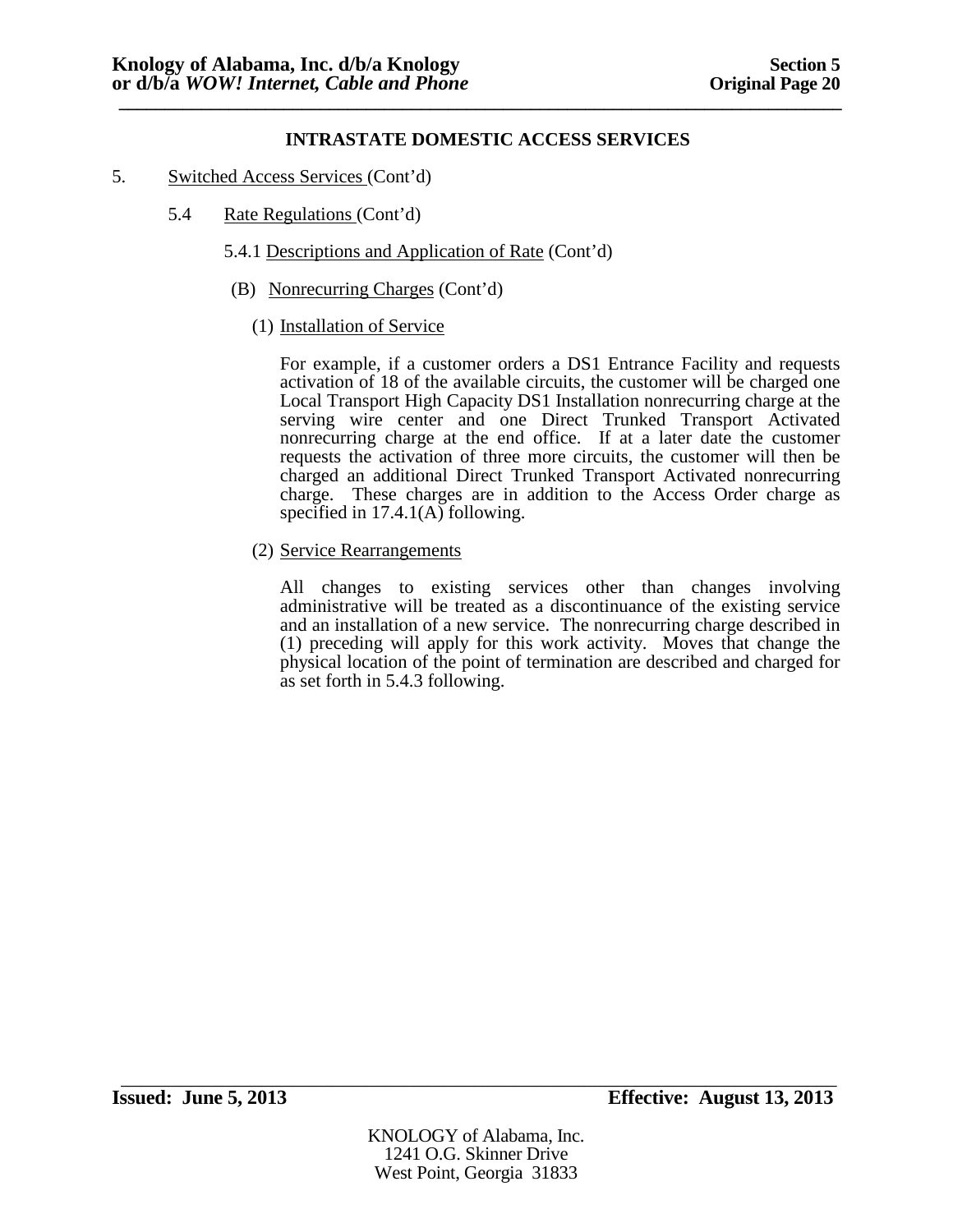### INTRASTATE DOMESTIC ACCESS SERVICES

5. Switched Access Services (Cont'd)

5.4 Rate Regulations (Cont'd)

5.4.1 Descriptions and Application of Rate (Cont'd)

(B) Nonrecurring Charges (Cont'd)

(1) Installation of Service

For example, if a customer orders a DS1 Entrance Facility and requests activation of 18 of the available circuits, the customer will be charged one Local Transport High Capacity DS1 Installation nonrecurring charge at the serving wire center and one Direct Trunked Transport Activated nonrecurring charge at the end office. If at a later date the customer requests the activation of three more circuits, the customer will then be charged an additional Direct Trunked Transport Activated nonrecurring charge. These charges are in addition to the Access Order charge as specified in 17.4.1(A) following.

(2) Service Rearrangements

All changes to existing services other than changes involving administrative will be treated as a discontinuance of the existing service and an installation of a new service. The nonrecurring charge described in (1) preceding will apply for this work activity. Moves that change the physical location of the point of termination are described and charged for as set forth in 5.4.3 following.

**Issued: June 5, 2013** **Effective: August 13, 2013**

KNOLOGY of Alabama, Inc.
1241 O.G. Skinner Drive
West Point, Georgia 31833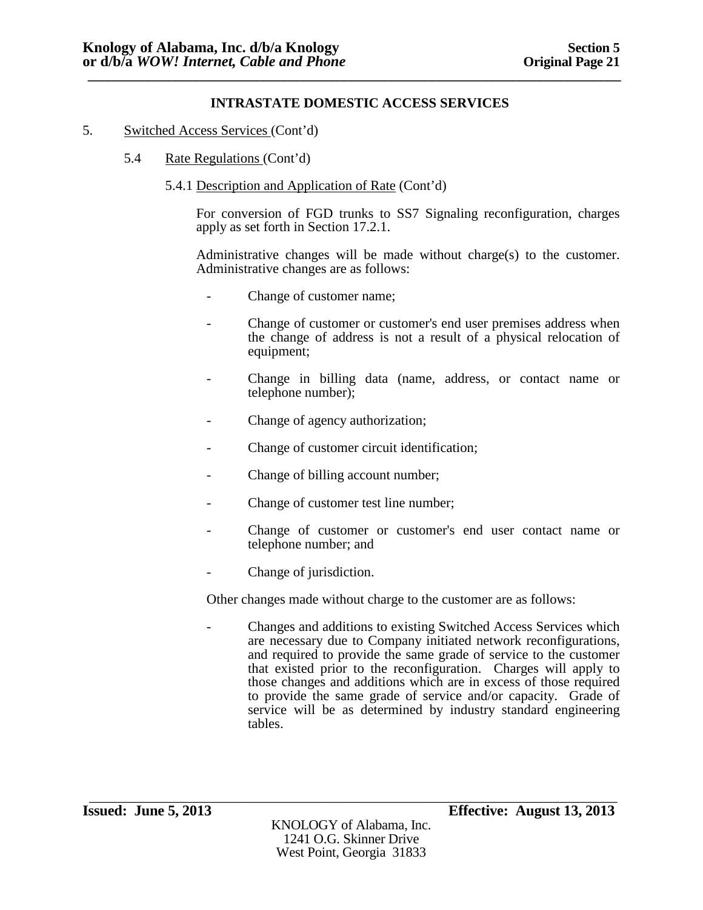**INTRASTATE DOMESTIC ACCESS SERVICES**

5. Switched Access Services (Cont'd)

5.4 Rate Regulations (Cont'd)

5.4.1 Description and Application of Rate (Cont'd)

For conversion of FGD trunks to SS7 Signaling reconfiguration, charges apply as set forth in Section 17.2.1.

Administrative changes will be made without charge(s) to the customer. Administrative changes are as follows:

- Change of customer name;
- Change of customer or customer's end user premises address when the change of address is not a result of a physical relocation of equipment;
- Change in billing data (name, address, or contact name or telephone number);
- Change of agency authorization;
- Change of customer circuit identification;
- Change of billing account number;
- Change of customer test line number;
- Change of customer or customer's end user contact name or telephone number; and
- Change of jurisdiction.

Other changes made without charge to the customer are as follows:

- Changes and additions to existing Switched Access Services which are necessary due to Company initiated network reconfigurations, and required to provide the same grade of service to the customer that existed prior to the reconfiguration. Charges will apply to those changes and additions which are in excess of those required to provide the same grade of service and/or capacity. Grade of service will be as determined by industry standard engineering tables.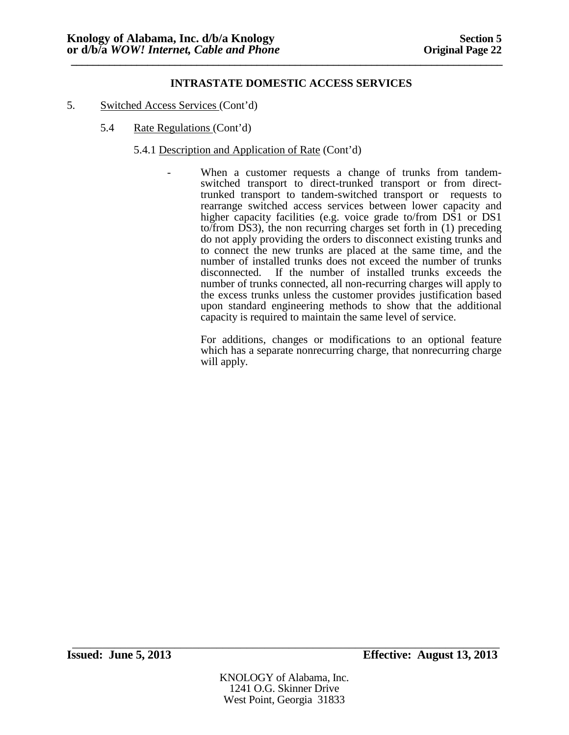**INTRASTATE DOMESTIC ACCESS SERVICES**

5. Switched Access Services (Cont'd)

5.4 Rate Regulations (Cont'd)

5.4.1 Description and Application of Rate (Cont'd)

- When a customer requests a change of trunks from tandem-switched transport to direct-trunked transport or from direct-trunked transport to tandem-switched transport or requests to rearrange switched access services between lower capacity and higher capacity facilities (e.g. voice grade to/from DS1 or DS1 to/from DS3), the non recurring charges set forth in (1) preceding do not apply providing the orders to disconnect existing trunks and to connect the new trunks are placed at the same time, and the number of installed trunks does not exceed the number of trunks disconnected. If the number of installed trunks exceeds the number of trunks connected, all non-recurring charges will apply to the excess trunks unless the customer provides justification based upon standard engineering methods to show that the additional capacity is required to maintain the same level of service.

  For additions, changes or modifications to an optional feature which has a separate nonrecurring charge, that nonrecurring charge will apply.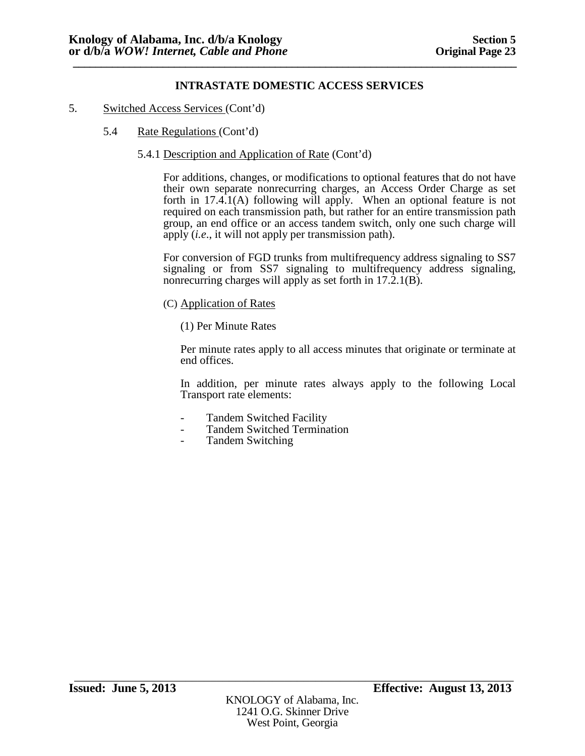**INTRASTATE DOMESTIC ACCESS SERVICES**

5. Switched Access Services (Cont'd)

5.4 Rate Regulations (Cont'd)

5.4.1 Description and Application of Rate (Cont'd)

For additions, changes, or modifications to optional features that do not have their own separate nonrecurring charges, an Access Order Charge as set forth in 17.4.1(A) following will apply. When an optional feature is not required on each transmission path, but rather for an entire transmission path group, an end office or an access tandem switch, only one such charge will apply (*i.e*., it will not apply per transmission path).

For conversion of FGD trunks from multifrequency address signaling to SS7 signaling or from SS7 signaling to multifrequency address signaling, nonrecurring charges will apply as set forth in 17.2.1(B).

(C) Application of Rates

(1) Per Minute Rates

Per minute rates apply to all access minutes that originate or terminate at end offices.

In addition, per minute rates always apply to the following Local Transport rate elements:

- Tandem Switched Facility
- Tandem Switched Termination
- Tandem Switching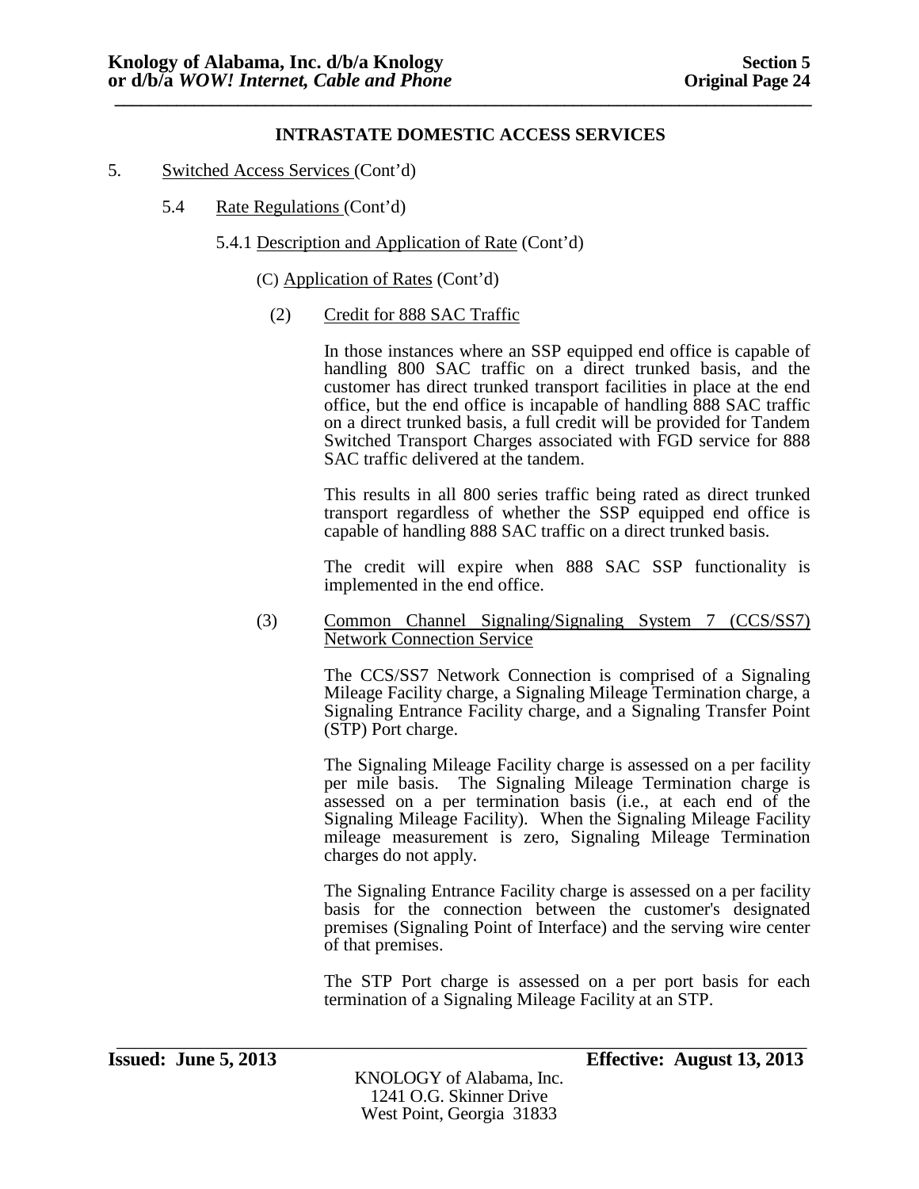## INTRASTATE DOMESTIC ACCESS SERVICES

5. Switched Access Services (Cont'd)

   5.4 Rate Regulations (Cont'd)

   5.4.1 Description and Application of Rate (Cont'd)

   (C) Application of Rates (Cont'd)

   (2) Credit for 888 SAC Traffic

   In those instances where an SSP equipped end office is capable of handling 800 SAC traffic on a direct trunked basis, and the customer has direct trunked transport facilities in place at the end office, but the end office is incapable of handling 888 SAC traffic on a direct trunked basis, a full credit will be provided for Tandem Switched Transport Charges associated with FGD service for 888 SAC traffic delivered at the tandem.

   This results in all 800 series traffic being rated as direct trunked transport regardless of whether the SSP equipped end office is capable of handling 888 SAC traffic on a direct trunked basis.

   The credit will expire when 888 SAC SSP functionality is implemented in the end office.

   (3) Common Channel Signaling/Signaling System 7 (CCS/SS7) Network Connection Service

   The CCS/SS7 Network Connection is comprised of a Signaling Mileage Facility charge, a Signaling Mileage Termination charge, a Signaling Entrance Facility charge, and a Signaling Transfer Point (STP) Port charge.

   The Signaling Mileage Facility charge is assessed on a per facility per mile basis. The Signaling Mileage Termination charge is assessed on a per termination basis (i.e., at each end of the Signaling Mileage Facility). When the Signaling Mileage Facility mileage measurement is zero, Signaling Mileage Termination charges do not apply.

   The Signaling Entrance Facility charge is assessed on a per facility basis for the connection between the customer's designated premises (Signaling Point of Interface) and the serving wire center of that premises.

   The STP Port charge is assessed on a per port basis for each termination of a Signaling Mileage Facility at an STP.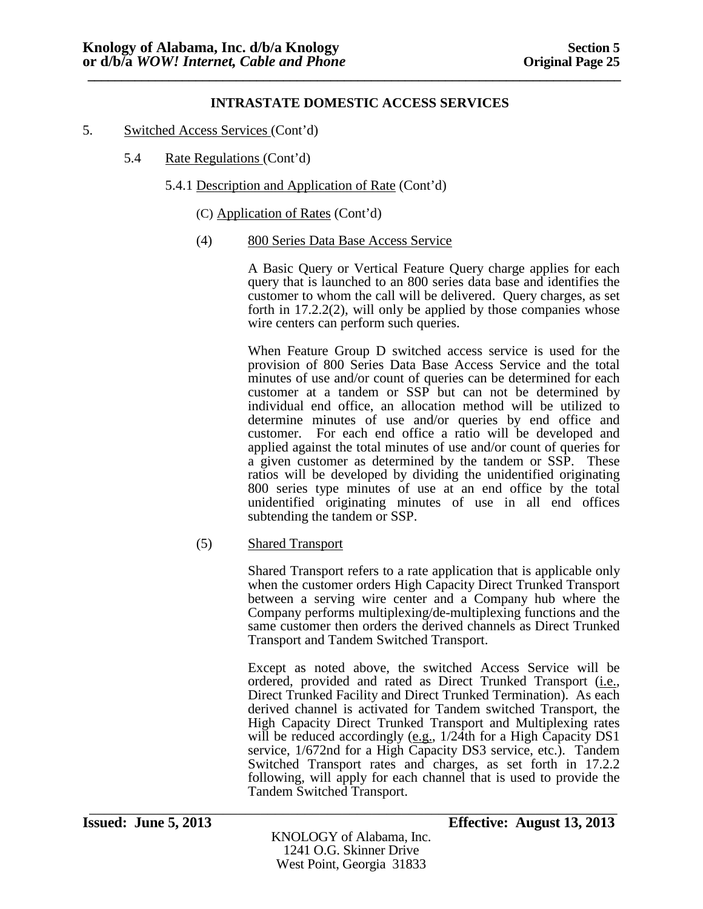## INTRASTATE DOMESTIC ACCESS SERVICES

5. Switched Access Services (Cont'd)

5.4 Rate Regulations (Cont'd)

5.4.1 Description and Application of Rate (Cont'd)

(C) Application of Rates (Cont'd)

(4) 800 Series Data Base Access Service

A Basic Query or Vertical Feature Query charge applies for each query that is launched to an 800 series data base and identifies the customer to whom the call will be delivered. Query charges, as set forth in 17.2.2(2), will only be applied by those companies whose wire centers can perform such queries.

When Feature Group D switched access service is used for the provision of 800 Series Data Base Access Service and the total minutes of use and/or count of queries can be determined for each customer at a tandem or SSP but can not be determined by individual end office, an allocation method will be utilized to determine minutes of use and/or queries by end office and customer. For each end office a ratio will be developed and applied against the total minutes of use and/or count of queries for a given customer as determined by the tandem or SSP. These ratios will be developed by dividing the unidentified originating 800 series type minutes of use at an end office by the total unidentified originating minutes of use in all end offices subtending the tandem or SSP.

(5) Shared Transport

Shared Transport refers to a rate application that is applicable only when the customer orders High Capacity Direct Trunked Transport between a serving wire center and a Company hub where the Company performs multiplexing/de-multiplexing functions and the same customer then orders the derived channels as Direct Trunked Transport and Tandem Switched Transport.

Except as noted above, the switched Access Service will be ordered, provided and rated as Direct Trunked Transport (i.e., Direct Trunked Facility and Direct Trunked Termination). As each derived channel is activated for Tandem switched Transport, the High Capacity Direct Trunked Transport and Multiplexing rates will be reduced accordingly (e.g., 1/24th for a High Capacity DS1 service, 1/672nd for a High Capacity DS3 service, etc.). Tandem Switched Transport rates and charges, as set forth in 17.2.2 following, will apply for each channel that is used to provide the Tandem Switched Transport.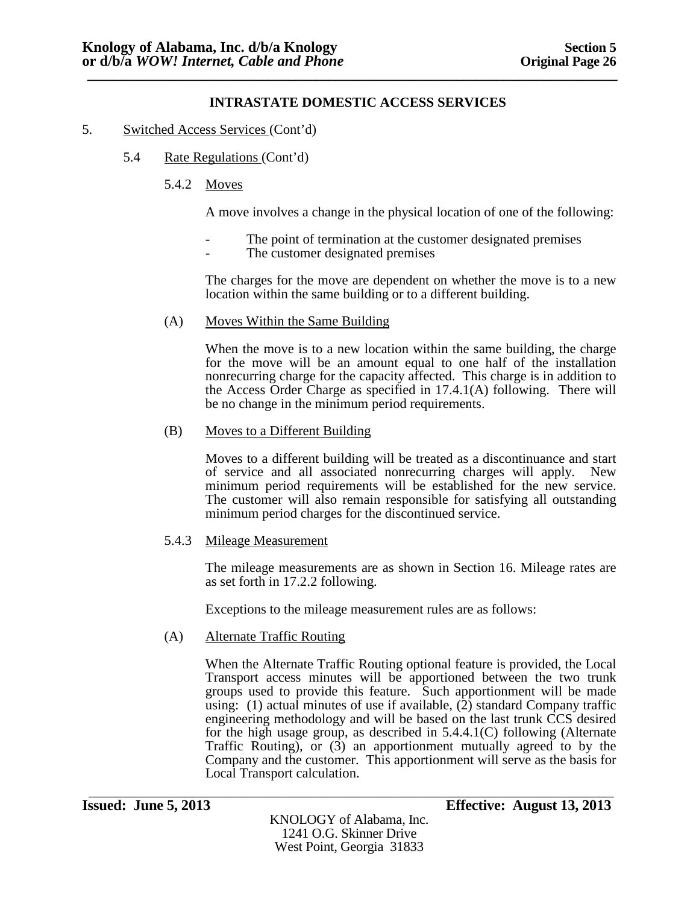## INTRASTATE DOMESTIC ACCESS SERVICES

5. Switched Access Services (Cont'd)

### 5.4 Rate Regulations (Cont'd)

#### 5.4.2 Moves

A move involves a change in the physical location of one of the following:

- The point of termination at the customer designated premises
- The customer designated premises

The charges for the move are dependent on whether the move is to a new location within the same building or to a different building.

(A) Moves Within the Same Building

When the move is to a new location within the same building, the charge for the move will be an amount equal to one half of the installation nonrecurring charge for the capacity affected. This charge is in addition to the Access Order Charge as specified in 17.4.1(A) following. There will be no change in the minimum period requirements.

(B) Moves to a Different Building

Moves to a different building will be treated as a discontinuance and start of service and all associated nonrecurring charges will apply. New minimum period requirements will be established for the new service. The customer will also remain responsible for satisfying all outstanding minimum period charges for the discontinued service.

#### 5.4.3 Mileage Measurement

The mileage measurements are as shown in Section 16. Mileage rates are as set forth in 17.2.2 following.

Exceptions to the mileage measurement rules are as follows:

(A) Alternate Traffic Routing

When the Alternate Traffic Routing optional feature is provided, the Local Transport access minutes will be apportioned between the two trunk groups used to provide this feature. Such apportionment will be made using: (1) actual minutes of use if available, (2) standard Company traffic engineering methodology and will be based on the last trunk CCS desired for the high usage group, as described in 5.4.4.1(C) following (Alternate Traffic Routing), or (3) an apportionment mutually agreed to by the Company and the customer. This apportionment will serve as the basis for Local Transport calculation.

**Issued: June 5, 2013** **Effective: August 13, 2013**

KNOLOGY of Alabama, Inc.
1241 O.G. Skinner Drive
West Point, Georgia 31833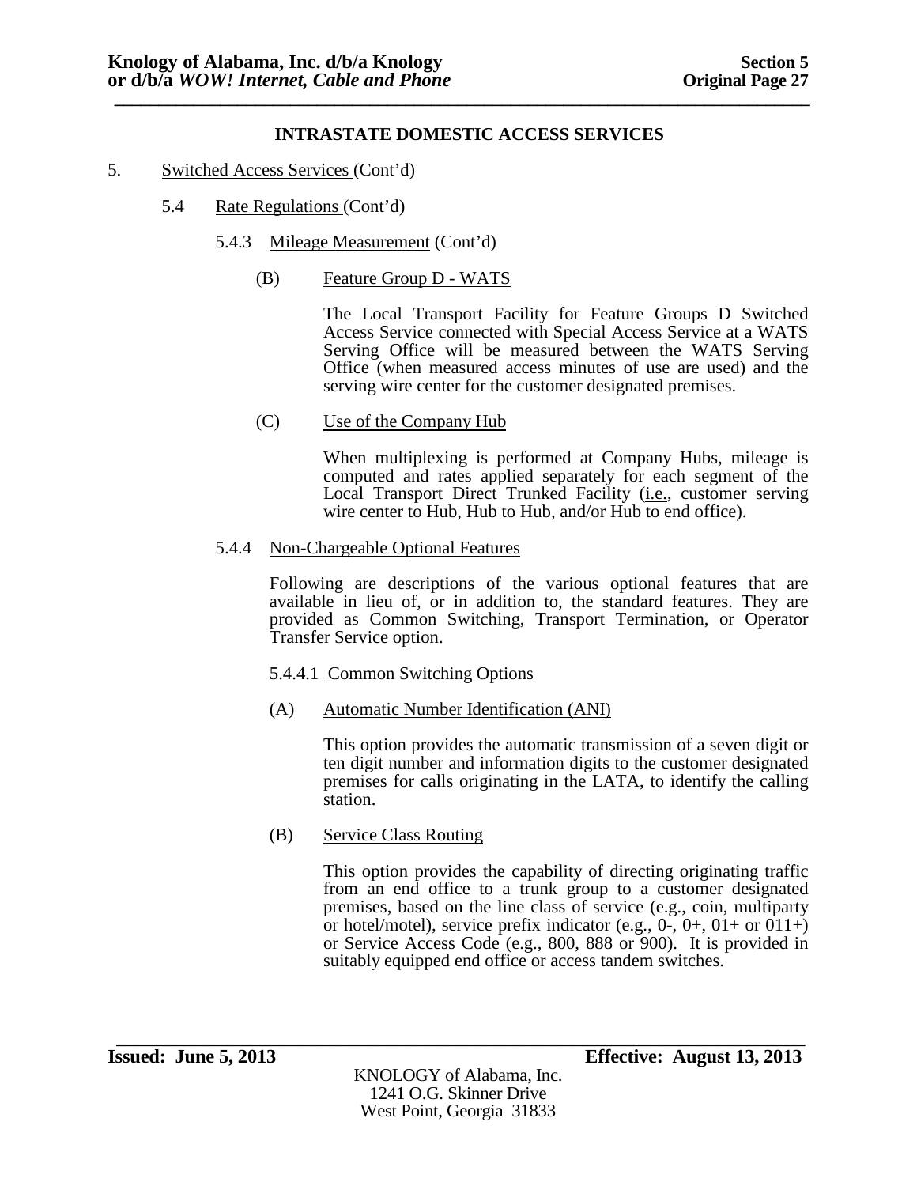## INTRASTATE DOMESTIC ACCESS SERVICES

5. Switched Access Services (Cont'd)

5.4 Rate Regulations (Cont'd)

5.4.3 Mileage Measurement (Cont'd)

(B) Feature Group D - WATS

The Local Transport Facility for Feature Groups D Switched Access Service connected with Special Access Service at a WATS Serving Office will be measured between the WATS Serving Office (when measured access minutes of use are used) and the serving wire center for the customer designated premises.

(C) Use of the Company Hub

When multiplexing is performed at Company Hubs, mileage is computed and rates applied separately for each segment of the Local Transport Direct Trunked Facility (i.e., customer serving wire center to Hub, Hub to Hub, and/or Hub to end office).

5.4.4 Non-Chargeable Optional Features

Following are descriptions of the various optional features that are available in lieu of, or in addition to, the standard features. They are provided as Common Switching, Transport Termination, or Operator Transfer Service option.

5.4.4.1 Common Switching Options

(A) Automatic Number Identification (ANI)

This option provides the automatic transmission of a seven digit or ten digit number and information digits to the customer designated premises for calls originating in the LATA, to identify the calling station.

(B) Service Class Routing

This option provides the capability of directing originating traffic from an end office to a trunk group to a customer designated premises, based on the line class of service (e.g., coin, multiparty or hotel/motel), service prefix indicator (e.g., 0-, 0+, 01+ or 011+) or Service Access Code (e.g., 800, 888 or 900). It is provided in suitably equipped end office or access tandem switches.

**Issued: June 5, 2013** **Effective: August 13, 2013**

KNOLOGY of Alabama, Inc.
1241 O.G. Skinner Drive
West Point, Georgia 31833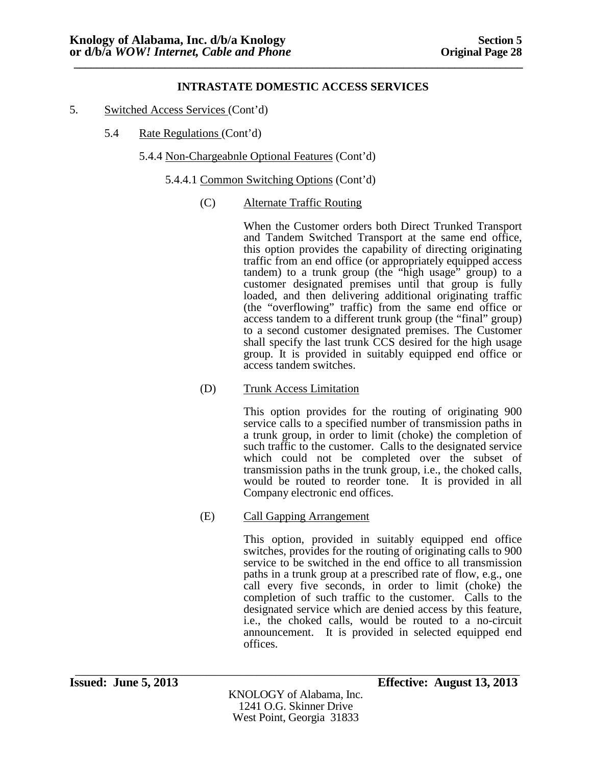## INTRASTATE DOMESTIC ACCESS SERVICES

5. Switched Access Services (Cont'd)

5.4 Rate Regulations (Cont'd)

5.4.4 Non-Chargeabnle Optional Features (Cont'd)

5.4.4.1 Common Switching Options (Cont'd)

(C) Alternate Traffic Routing

When the Customer orders both Direct Trunked Transport and Tandem Switched Transport at the same end office, this option provides the capability of directing originating traffic from an end office (or appropriately equipped access tandem) to a trunk group (the "high usage" group) to a customer designated premises until that group is fully loaded, and then delivering additional originating traffic (the "overflowing" traffic) from the same end office or access tandem to a different trunk group (the "final" group) to a second customer designated premises. The Customer shall specify the last trunk CCS desired for the high usage group. It is provided in suitably equipped end office or access tandem switches.

(D) Trunk Access Limitation

This option provides for the routing of originating 900 service calls to a specified number of transmission paths in a trunk group, in order to limit (choke) the completion of such traffic to the customer. Calls to the designated service which could not be completed over the subset of transmission paths in the trunk group, i.e., the choked calls, would be routed to reorder tone. It is provided in all Company electronic end offices.

(E) Call Gapping Arrangement

This option, provided in suitably equipped end office switches, provides for the routing of originating calls to 900 service to be switched in the end office to all transmission paths in a trunk group at a prescribed rate of flow, e.g., one call every five seconds, in order to limit (choke) the completion of such traffic to the customer. Calls to the designated service which are denied access by this feature, i.e., the choked calls, would be routed to a no-circuit announcement. It is provided in selected equipped end offices.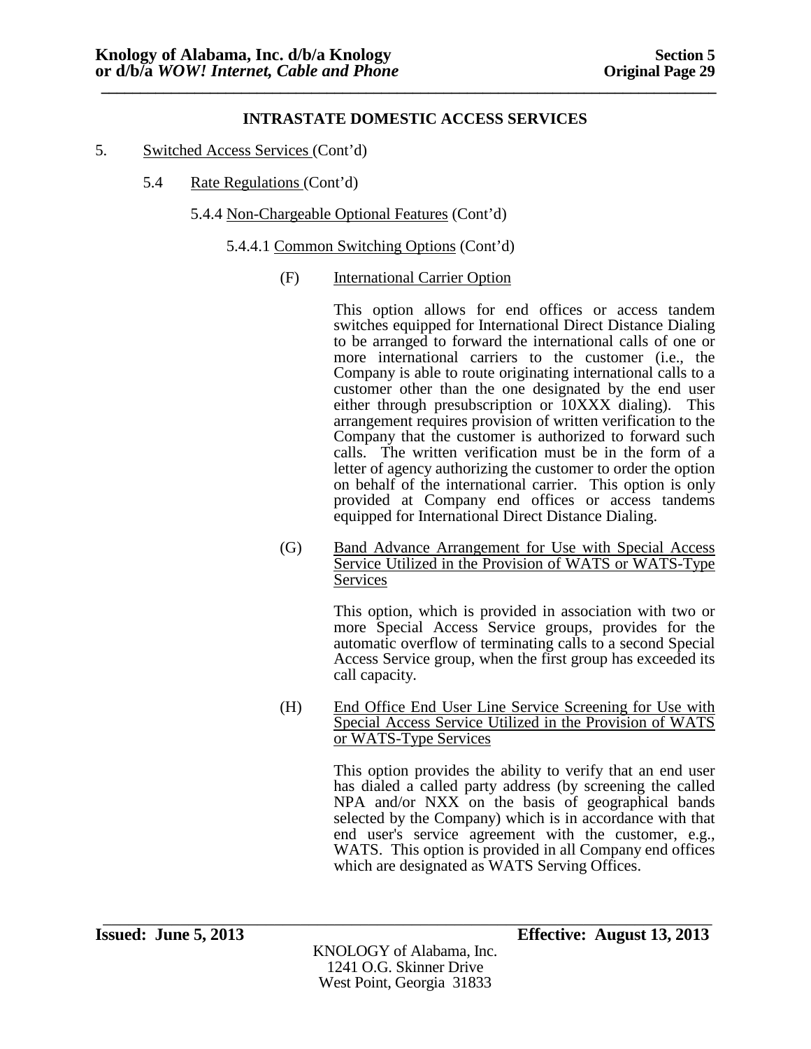**INTRASTATE DOMESTIC ACCESS SERVICES**

5. Switched Access Services (Cont'd)

5.4 Rate Regulations (Cont'd)

5.4.4 Non-Chargeable Optional Features (Cont'd)

5.4.4.1 Common Switching Options (Cont'd)

(F) International Carrier Option

This option allows for end offices or access tandem switches equipped for International Direct Distance Dialing to be arranged to forward the international calls of one or more international carriers to the customer (i.e., the Company is able to route originating international calls to a customer other than the one designated by the end user either through presubscription or 10XXX dialing). This arrangement requires provision of written verification to the Company that the customer is authorized to forward such calls. The written verification must be in the form of a letter of agency authorizing the customer to order the option on behalf of the international carrier. This option is only provided at Company end offices or access tandems equipped for International Direct Distance Dialing.

(G) Band Advance Arrangement for Use with Special Access Service Utilized in the Provision of WATS or WATS-Type Services

This option, which is provided in association with two or more Special Access Service groups, provides for the automatic overflow of terminating calls to a second Special Access Service group, when the first group has exceeded its call capacity.

(H) End Office End User Line Service Screening for Use with Special Access Service Utilized in the Provision of WATS or WATS-Type Services

This option provides the ability to verify that an end user has dialed a called party address (by screening the called NPA and/or NXX on the basis of geographical bands selected by the Company) which is in accordance with that end user's service agreement with the customer, e.g., WATS. This option is provided in all Company end offices which are designated as WATS Serving Offices.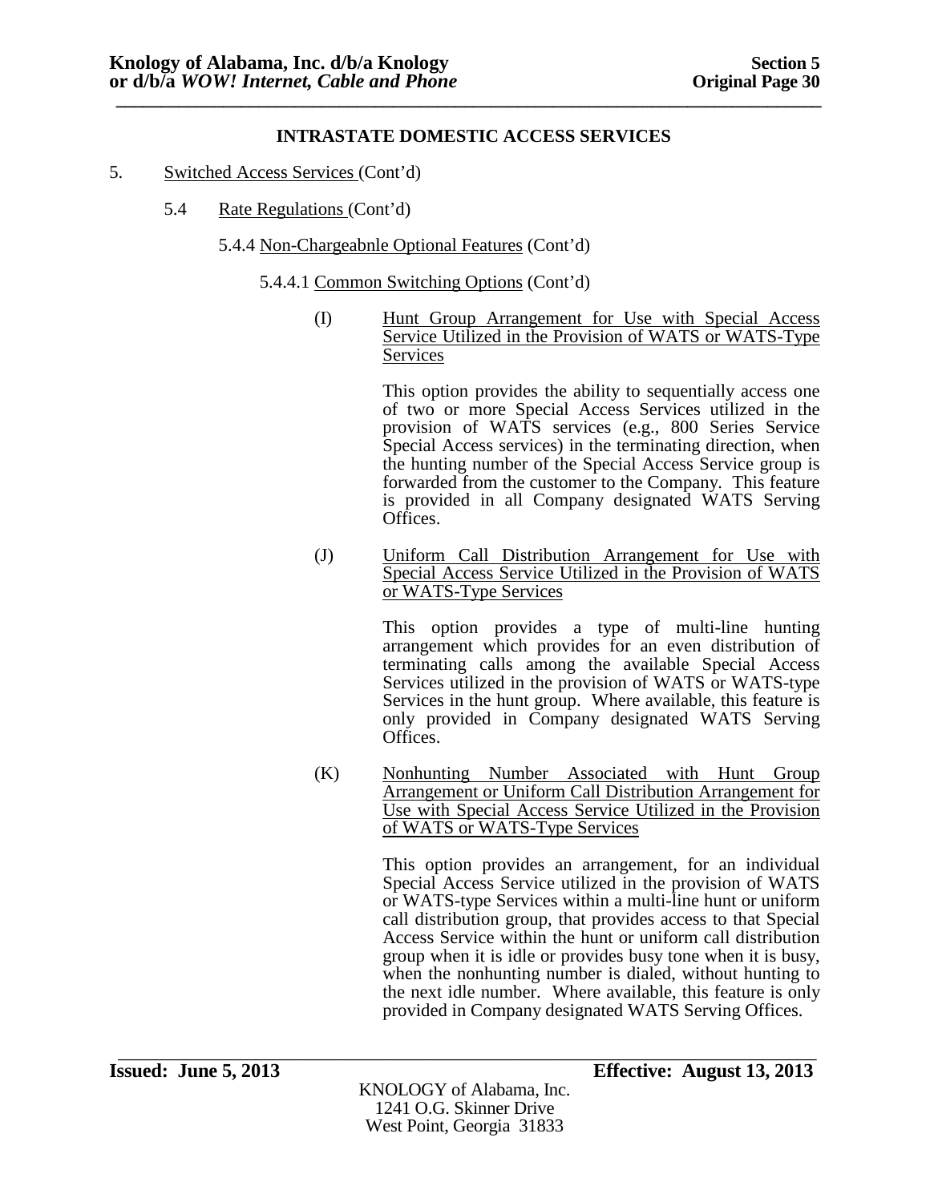## INTRASTATE DOMESTIC ACCESS SERVICES

5. Switched Access Services (Cont'd)

5.4 Rate Regulations (Cont'd)

5.4.4 Non-Chargeabnle Optional Features (Cont'd)

5.4.4.1 Common Switching Options (Cont'd)

(I) Hunt Group Arrangement for Use with Special Access Service Utilized in the Provision of WATS or WATS-Type Services

This option provides the ability to sequentially access one of two or more Special Access Services utilized in the provision of WATS services (e.g., 800 Series Service Special Access services) in the terminating direction, when the hunting number of the Special Access Service group is forwarded from the customer to the Company. This feature is provided in all Company designated WATS Serving Offices.

(J) Uniform Call Distribution Arrangement for Use with Special Access Service Utilized in the Provision of WATS or WATS-Type Services

This option provides a type of multi-line hunting arrangement which provides for an even distribution of terminating calls among the available Special Access Services utilized in the provision of WATS or WATS-type Services in the hunt group. Where available, this feature is only provided in Company designated WATS Serving Offices.

(K) Nonhunting Number Associated with Hunt Group Arrangement or Uniform Call Distribution Arrangement for Use with Special Access Service Utilized in the Provision of WATS or WATS-Type Services

This option provides an arrangement, for an individual Special Access Service utilized in the provision of WATS or WATS-type Services within a multi-line hunt or uniform call distribution group, that provides access to that Special Access Service within the hunt or uniform call distribution group when it is idle or provides busy tone when it is busy, when the nonhunting number is dialed, without hunting to the next idle number. Where available, this feature is only provided in Company designated WATS Serving Offices.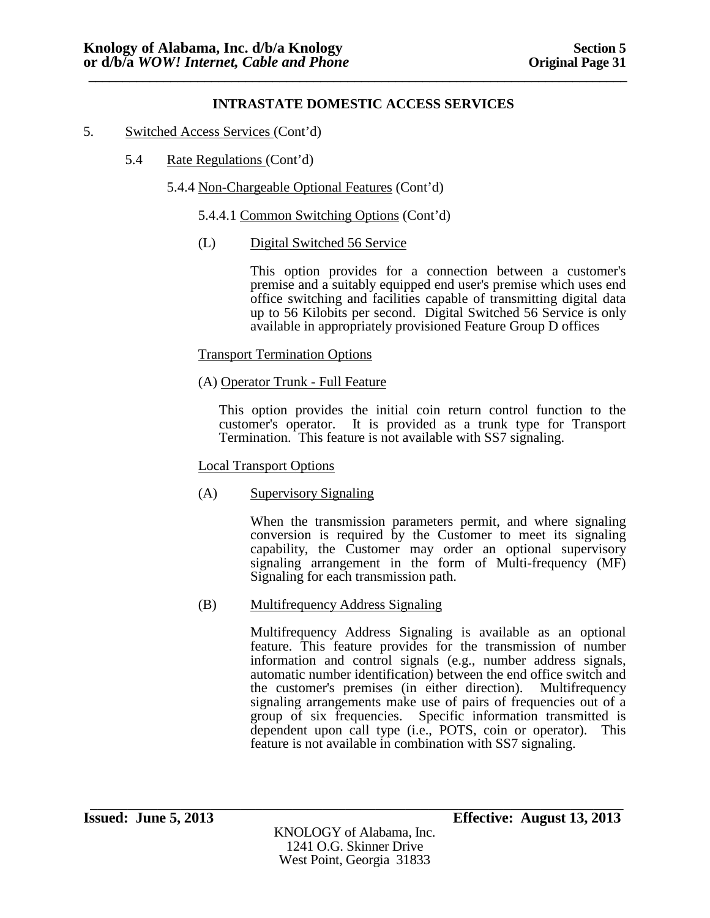## INTRASTATE DOMESTIC ACCESS SERVICES

5. Switched Access Services (Cont'd)

5.4 Rate Regulations (Cont'd)

5.4.4 Non-Chargeable Optional Features (Cont'd)

5.4.4.1 Common Switching Options (Cont'd)

(L) Digital Switched 56 Service

This option provides for a connection between a customer's premise and a suitably equipped end user's premise which uses end office switching and facilities capable of transmitting digital data up to 56 Kilobits per second. Digital Switched 56 Service is only available in appropriately provisioned Feature Group D offices

Transport Termination Options

(A) Operator Trunk - Full Feature

This option provides the initial coin return control function to the customer's operator. It is provided as a trunk type for Transport Termination. This feature is not available with SS7 signaling.

Local Transport Options

(A) Supervisory Signaling

When the transmission parameters permit, and where signaling conversion is required by the Customer to meet its signaling capability, the Customer may order an optional supervisory signaling arrangement in the form of Multi-frequency (MF) Signaling for each transmission path.

(B) Multifrequency Address Signaling

Multifrequency Address Signaling is available as an optional feature. This feature provides for the transmission of number information and control signals (e.g., number address signals, automatic number identification) between the end office switch and the customer's premises (in either direction). Multifrequency signaling arrangements make use of pairs of frequencies out of a group of six frequencies. Specific information transmitted is dependent upon call type (i.e., POTS, coin or operator). This feature is not available in combination with SS7 signaling.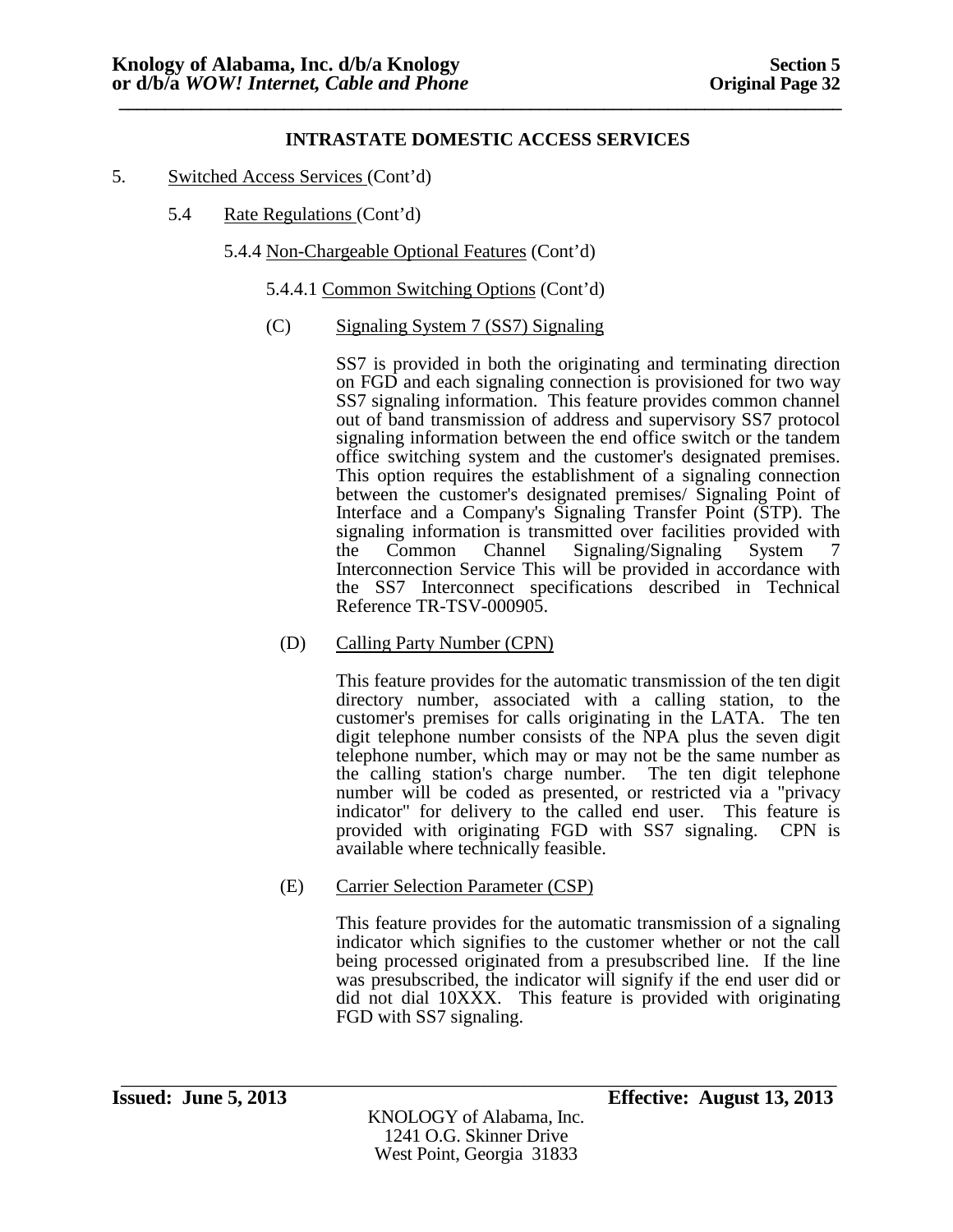## INTRASTATE DOMESTIC ACCESS SERVICES

5. Switched Access Services (Cont'd)

5.4 Rate Regulations (Cont'd)

5.4.4 Non-Chargeable Optional Features (Cont'd)

5.4.4.1 Common Switching Options (Cont'd)

(C) Signaling System 7 (SS7) Signaling

SS7 is provided in both the originating and terminating direction on FGD and each signaling connection is provisioned for two way SS7 signaling information. This feature provides common channel out of band transmission of address and supervisory SS7 protocol signaling information between the end office switch or the tandem office switching system and the customer's designated premises. This option requires the establishment of a signaling connection between the customer's designated premises/ Signaling Point of Interface and a Company's Signaling Transfer Point (STP). The signaling information is transmitted over facilities provided with the Common Channel Signaling/Signaling System 7 Interconnection Service This will be provided in accordance with the SS7 Interconnect specifications described in Technical Reference TR-TSV-000905.

(D) Calling Party Number (CPN)

This feature provides for the automatic transmission of the ten digit directory number, associated with a calling station, to the customer's premises for calls originating in the LATA. The ten digit telephone number consists of the NPA plus the seven digit telephone number, which may or may not be the same number as the calling station's charge number. The ten digit telephone number will be coded as presented, or restricted via a "privacy indicator" for delivery to the called end user. This feature is provided with originating FGD with SS7 signaling. CPN is available where technically feasible.

(E) Carrier Selection Parameter (CSP)

This feature provides for the automatic transmission of a signaling indicator which signifies to the customer whether or not the call being processed originated from a presubscribed line. If the line was presubscribed, the indicator will signify if the end user did or did not dial 10XXX. This feature is provided with originating FGD with SS7 signaling.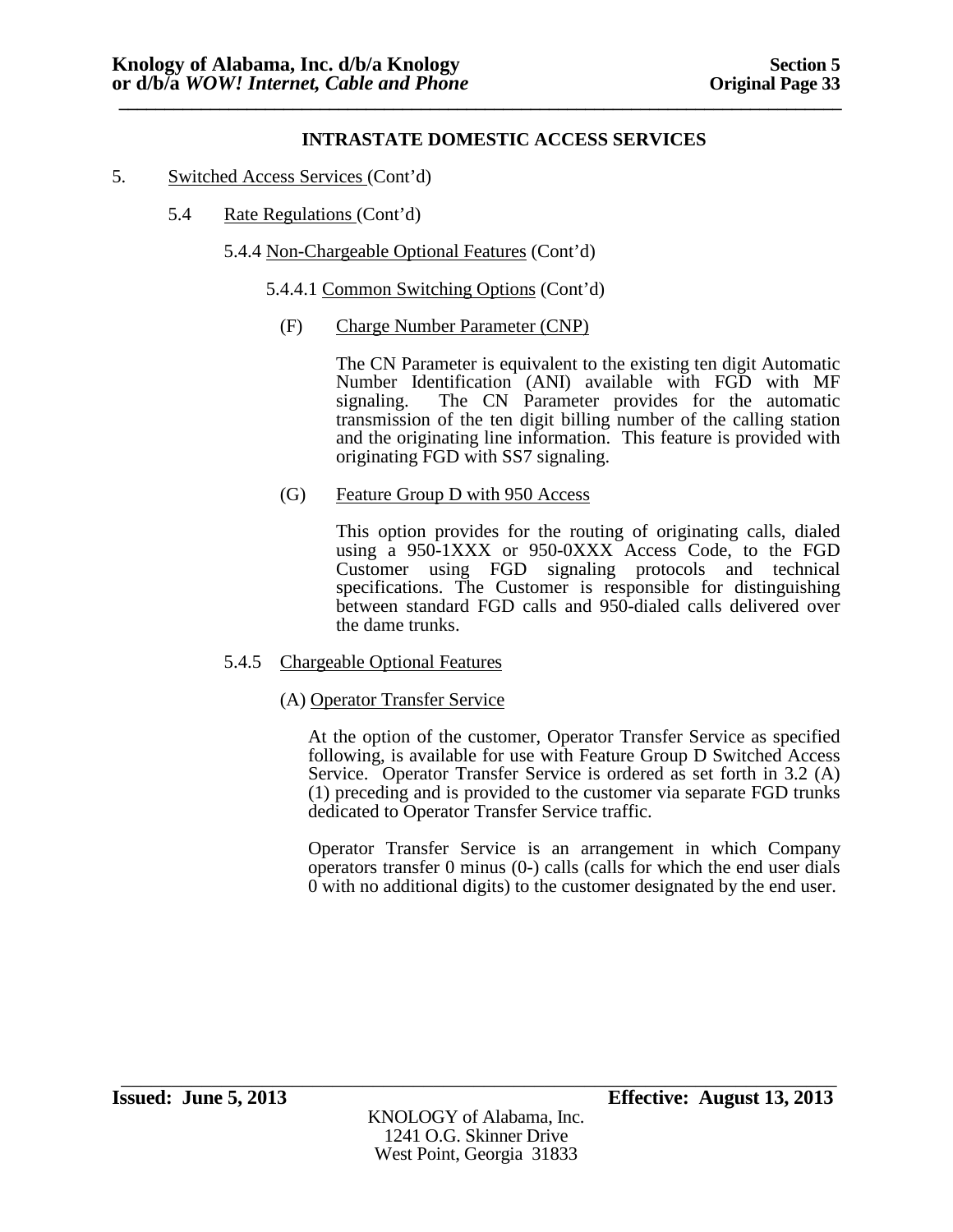## INTRASTATE DOMESTIC ACCESS SERVICES

5. Switched Access Services (Cont'd)

5.4 Rate Regulations (Cont'd)

5.4.4 Non-Chargeable Optional Features (Cont'd)

5.4.4.1 Common Switching Options (Cont'd)

(F) Charge Number Parameter (CNP)

The CN Parameter is equivalent to the existing ten digit Automatic Number Identification (ANI) available with FGD with MF signaling. The CN Parameter provides for the automatic transmission of the ten digit billing number of the calling station and the originating line information. This feature is provided with originating FGD with SS7 signaling.

(G) Feature Group D with 950 Access

This option provides for the routing of originating calls, dialed using a 950-1XXX or 950-0XXX Access Code, to the FGD Customer using FGD signaling protocols and technical specifications. The Customer is responsible for distinguishing between standard FGD calls and 950-dialed calls delivered over the dame trunks.

5.4.5 Chargeable Optional Features

(A) Operator Transfer Service

At the option of the customer, Operator Transfer Service as specified following, is available for use with Feature Group D Switched Access Service. Operator Transfer Service is ordered as set forth in 3.2 (A) (1) preceding and is provided to the customer via separate FGD trunks dedicated to Operator Transfer Service traffic.

Operator Transfer Service is an arrangement in which Company operators transfer 0 minus (0-) calls (calls for which the end user dials 0 with no additional digits) to the customer designated by the end user.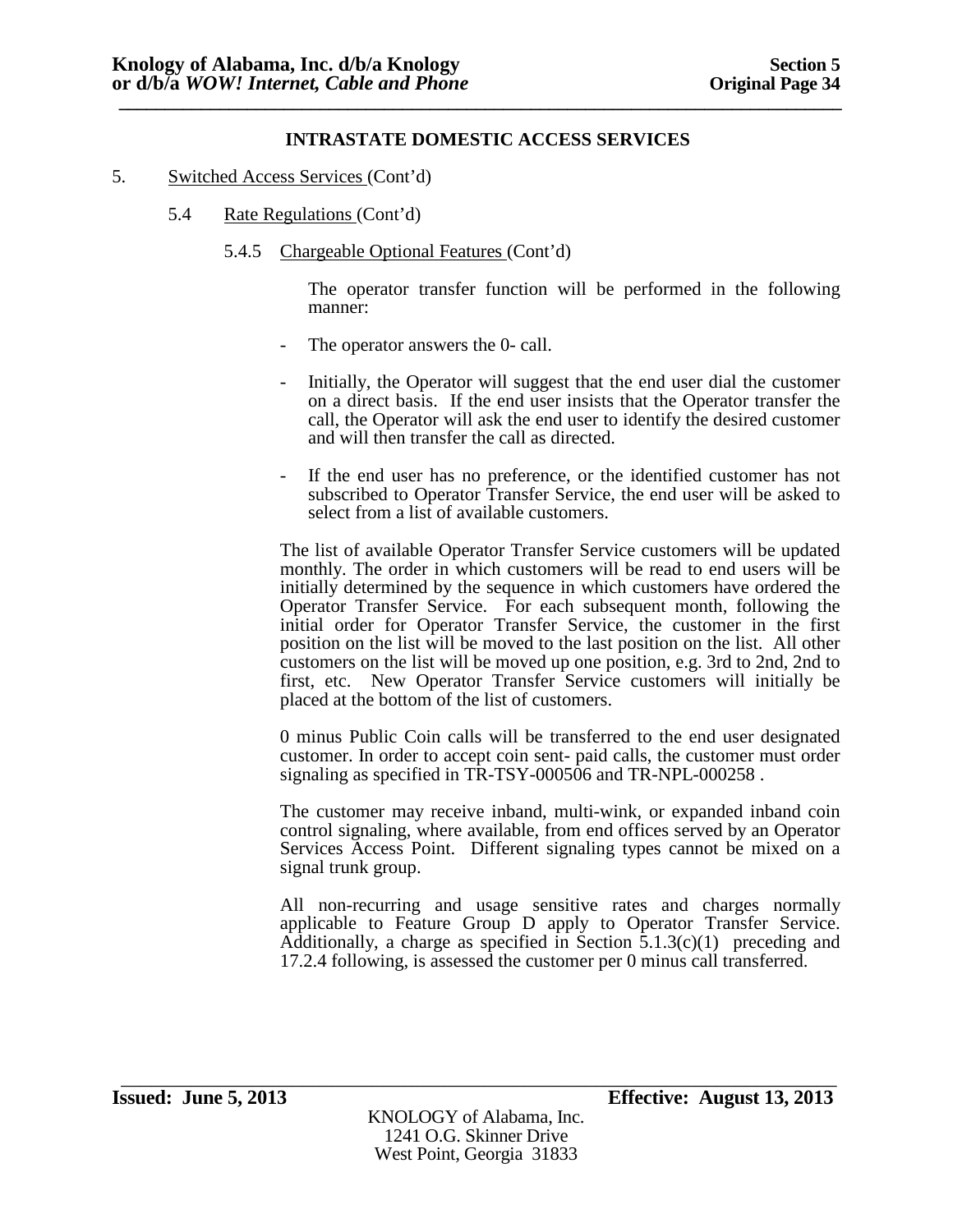## INTRASTATE DOMESTIC ACCESS SERVICES

5. Switched Access Services (Cont'd)

5.4 Rate Regulations (Cont'd)

5.4.5 Chargeable Optional Features (Cont'd)

The operator transfer function will be performed in the following manner:

- The operator answers the 0- call.

- Initially, the Operator will suggest that the end user dial the customer on a direct basis. If the end user insists that the Operator transfer the call, the Operator will ask the end user to identify the desired customer and will then transfer the call as directed.

- If the end user has no preference, or the identified customer has not subscribed to Operator Transfer Service, the end user will be asked to select from a list of available customers.

The list of available Operator Transfer Service customers will be updated monthly. The order in which customers will be read to end users will be initially determined by the sequence in which customers have ordered the Operator Transfer Service. For each subsequent month, following the initial order for Operator Transfer Service, the customer in the first position on the list will be moved to the last position on the list. All other customers on the list will be moved up one position, e.g. 3rd to 2nd, 2nd to first, etc. New Operator Transfer Service customers will initially be placed at the bottom of the list of customers.

0 minus Public Coin calls will be transferred to the end user designated customer. In order to accept coin sent- paid calls, the customer must order signaling as specified in TR-TSY-000506 and TR-NPL-000258 .

The customer may receive inband, multi-wink, or expanded inband coin control signaling, where available, from end offices served by an Operator Services Access Point. Different signaling types cannot be mixed on a signal trunk group.

All non-recurring and usage sensitive rates and charges normally applicable to Feature Group D apply to Operator Transfer Service. Additionally, a charge as specified in Section 5.1.3(c)(1) preceding and 17.2.4 following, is assessed the customer per 0 minus call transferred.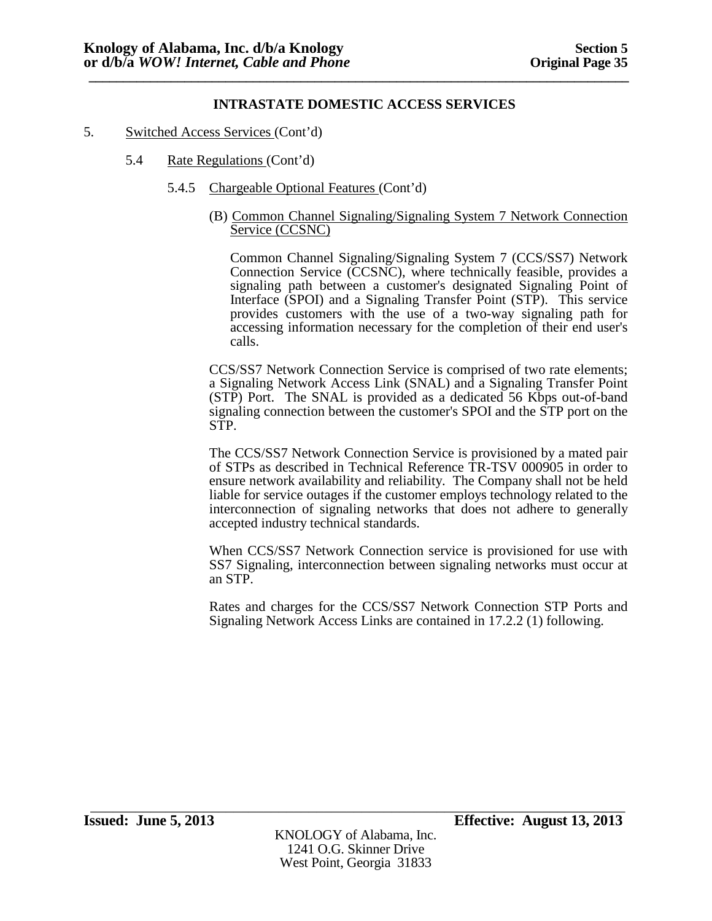## INTRASTATE DOMESTIC ACCESS SERVICES

5. Switched Access Services (Cont'd)

5.4 Rate Regulations (Cont'd)

5.4.5 Chargeable Optional Features (Cont'd)

(B) Common Channel Signaling/Signaling System 7 Network Connection Service (CCSNC)

Common Channel Signaling/Signaling System 7 (CCS/SS7) Network Connection Service (CCSNC), where technically feasible, provides a signaling path between a customer's designated Signaling Point of Interface (SPOI) and a Signaling Transfer Point (STP). This service provides customers with the use of a two-way signaling path for accessing information necessary for the completion of their end user's calls.

CCS/SS7 Network Connection Service is comprised of two rate elements; a Signaling Network Access Link (SNAL) and a Signaling Transfer Point (STP) Port. The SNAL is provided as a dedicated 56 Kbps out-of-band signaling connection between the customer's SPOI and the STP port on the STP.

The CCS/SS7 Network Connection Service is provisioned by a mated pair of STPs as described in Technical Reference TR-TSV 000905 in order to ensure network availability and reliability. The Company shall not be held liable for service outages if the customer employs technology related to the interconnection of signaling networks that does not adhere to generally accepted industry technical standards.

When CCS/SS7 Network Connection service is provisioned for use with SS7 Signaling, interconnection between signaling networks must occur at an STP.

Rates and charges for the CCS/SS7 Network Connection STP Ports and Signaling Network Access Links are contained in 17.2.2 (1) following.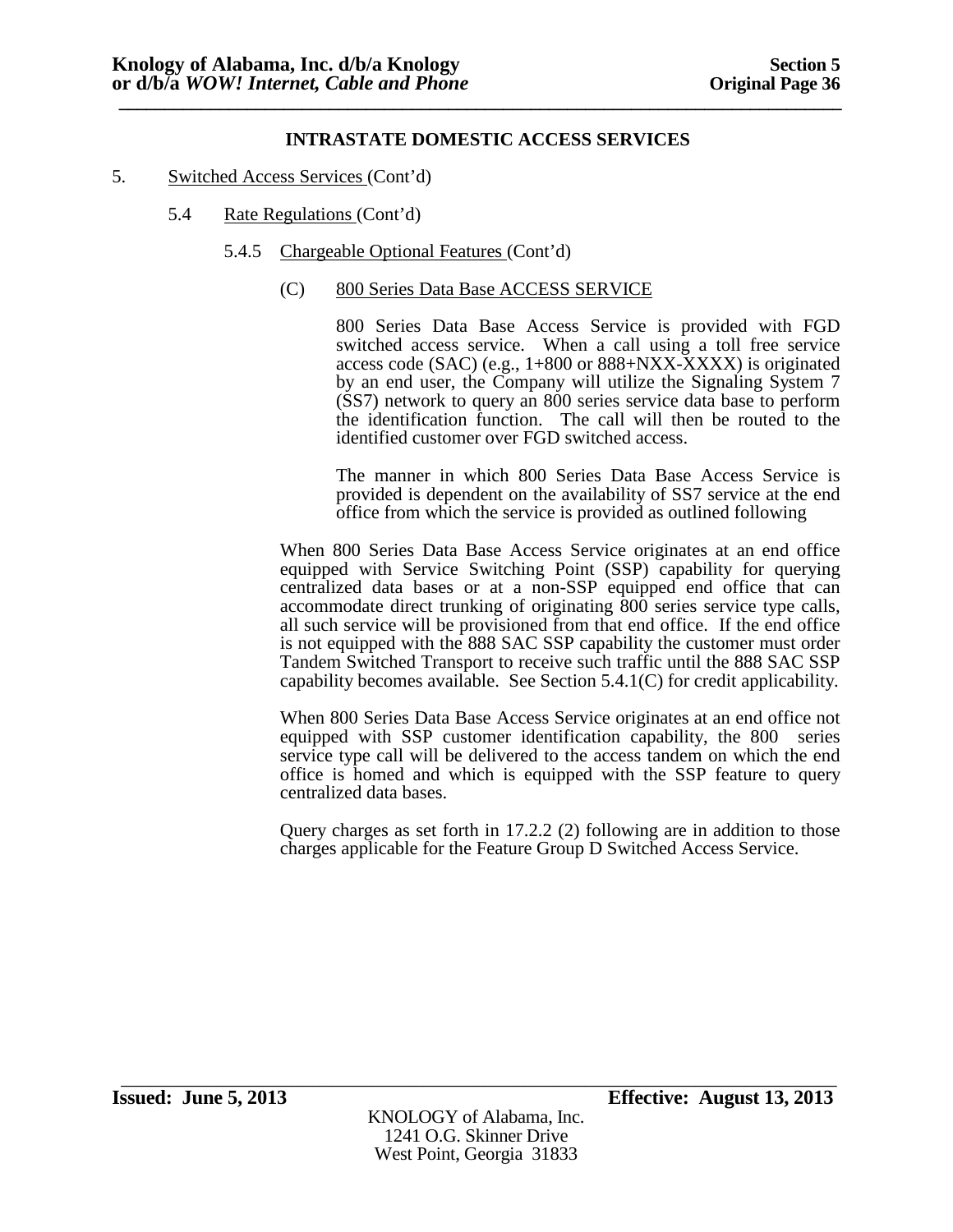## INTRASTATE DOMESTIC ACCESS SERVICES

5. Switched Access Services (Cont'd)

5.4 Rate Regulations (Cont'd)

5.4.5 Chargeable Optional Features (Cont'd)

(C) 800 Series Data Base ACCESS SERVICE

800 Series Data Base Access Service is provided with FGD switched access service. When a call using a toll free service access code (SAC) (e.g., 1+800 or 888+NXX-XXXX) is originated by an end user, the Company will utilize the Signaling System 7 (SS7) network to query an 800 series service data base to perform the identification function. The call will then be routed to the identified customer over FGD switched access.

The manner in which 800 Series Data Base Access Service is provided is dependent on the availability of SS7 service at the end office from which the service is provided as outlined following

When 800 Series Data Base Access Service originates at an end office equipped with Service Switching Point (SSP) capability for querying centralized data bases or at a non-SSP equipped end office that can accommodate direct trunking of originating 800 series service type calls, all such service will be provisioned from that end office. If the end office is not equipped with the 888 SAC SSP capability the customer must order Tandem Switched Transport to receive such traffic until the 888 SAC SSP capability becomes available. See Section 5.4.1(C) for credit applicability.

When 800 Series Data Base Access Service originates at an end office not equipped with SSP customer identification capability, the 800 series service type call will be delivered to the access tandem on which the end office is homed and which is equipped with the SSP feature to query centralized data bases.

Query charges as set forth in 17.2.2 (2) following are in addition to those charges applicable for the Feature Group D Switched Access Service.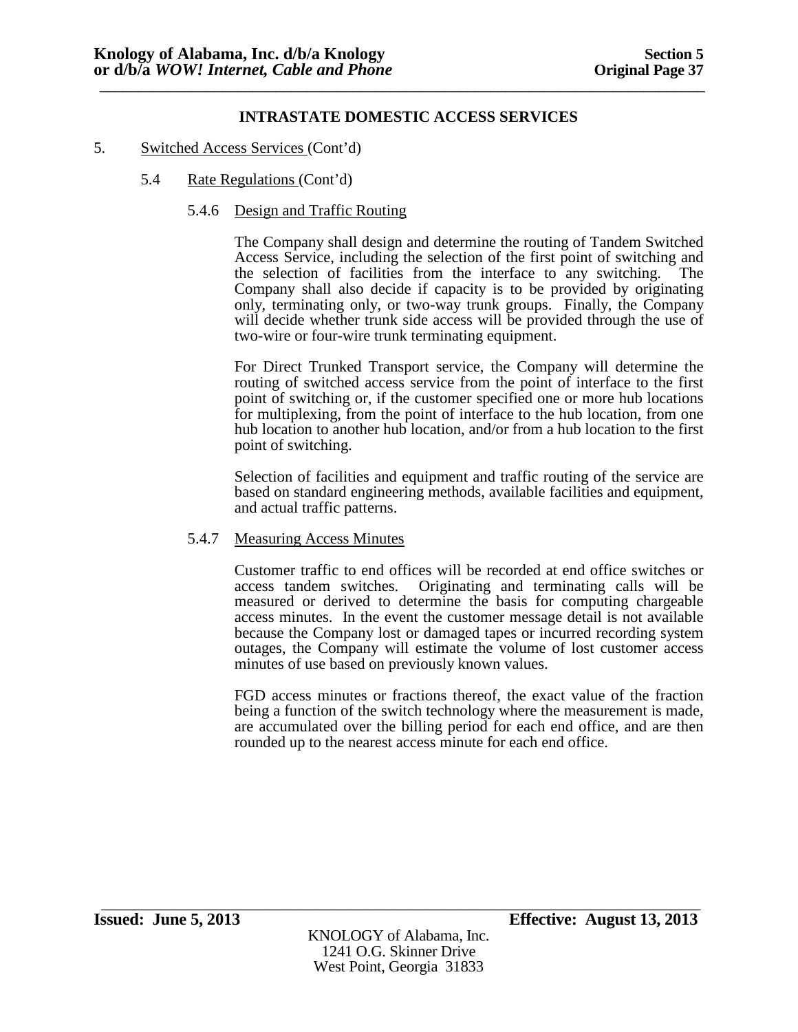## INTRASTATE DOMESTIC ACCESS SERVICES

5. Switched Access Services (Cont'd)

### 5.4 Rate Regulations (Cont'd)

#### 5.4.6 Design and Traffic Routing

The Company shall design and determine the routing of Tandem Switched Access Service, including the selection of the first point of switching and the selection of facilities from the interface to any switching. The Company shall also decide if capacity is to be provided by originating only, terminating only, or two-way trunk groups. Finally, the Company will decide whether trunk side access will be provided through the use of two-wire or four-wire trunk terminating equipment.

For Direct Trunked Transport service, the Company will determine the routing of switched access service from the point of interface to the first point of switching or, if the customer specified one or more hub locations for multiplexing, from the point of interface to the hub location, from one hub location to another hub location, and/or from a hub location to the first point of switching.

Selection of facilities and equipment and traffic routing of the service are based on standard engineering methods, available facilities and equipment, and actual traffic patterns.

#### 5.4.7 Measuring Access Minutes

Customer traffic to end offices will be recorded at end office switches or access tandem switches. Originating and terminating calls will be measured or derived to determine the basis for computing chargeable access minutes. In the event the customer message detail is not available because the Company lost or damaged tapes or incurred recording system outages, the Company will estimate the volume of lost customer access minutes of use based on previously known values.

FGD access minutes or fractions thereof, the exact value of the fraction being a function of the switch technology where the measurement is made, are accumulated over the billing period for each end office, and are then rounded up to the nearest access minute for each end office.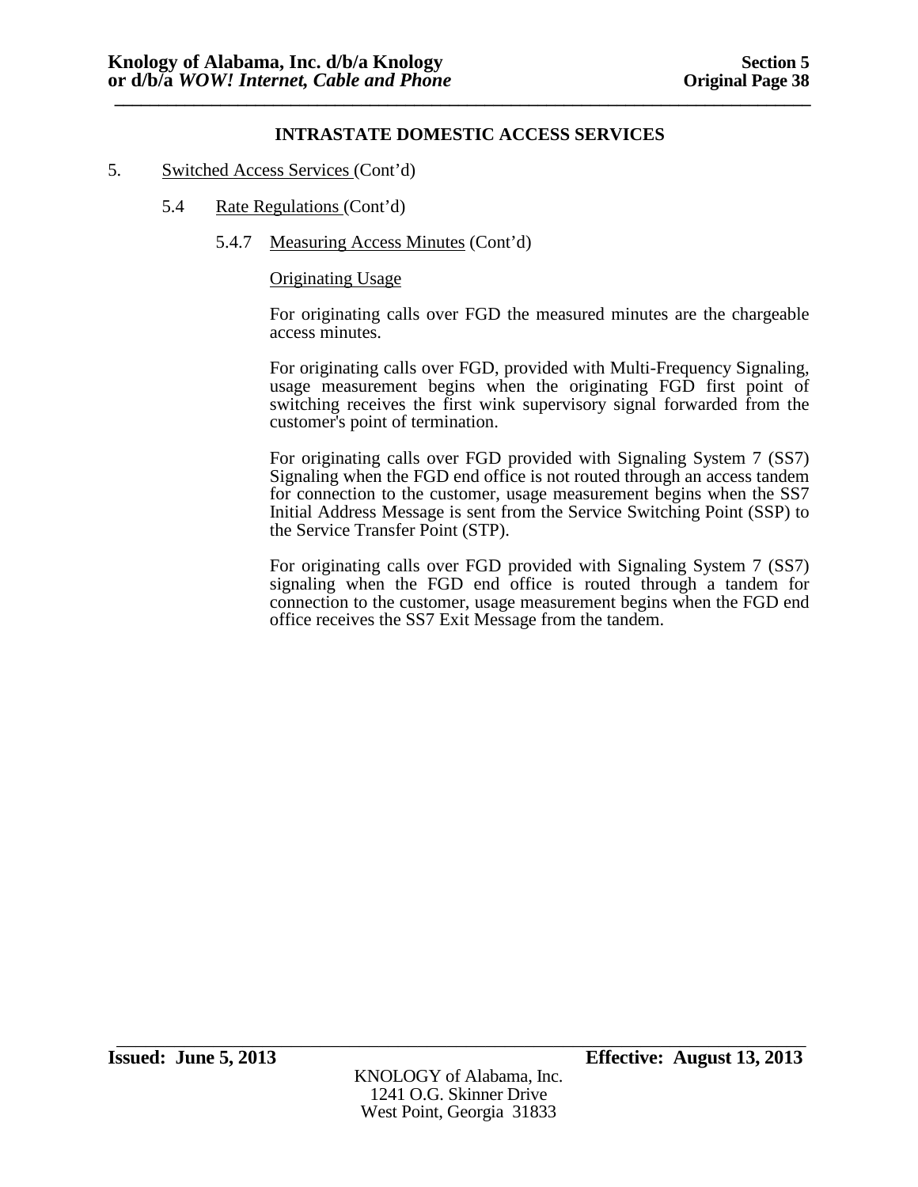## INTRASTATE DOMESTIC ACCESS SERVICES

5. Switched Access Services (Cont'd)

   5.4 Rate Regulations (Cont'd)

      5.4.7 Measuring Access Minutes (Cont'd)

         Originating Usage

         For originating calls over FGD the measured minutes are the chargeable access minutes.

         For originating calls over FGD, provided with Multi-Frequency Signaling, usage measurement begins when the originating FGD first point of switching receives the first wink supervisory signal forwarded from the customer's point of termination.

         For originating calls over FGD provided with Signaling System 7 (SS7) Signaling when the FGD end office is not routed through an access tandem for connection to the customer, usage measurement begins when the SS7 Initial Address Message is sent from the Service Switching Point (SSP) to the Service Transfer Point (STP).

         For originating calls over FGD provided with Signaling System 7 (SS7) signaling when the FGD end office is routed through a tandem for connection to the customer, usage measurement begins when the FGD end office receives the SS7 Exit Message from the tandem.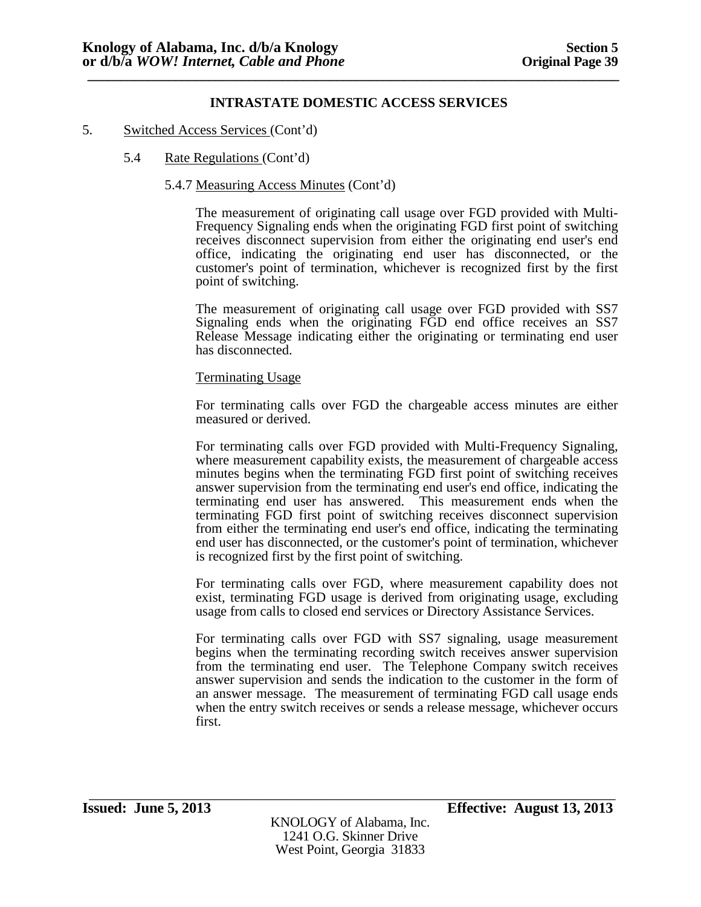**INTRASTATE DOMESTIC ACCESS SERVICES**

5. Switched Access Services (Cont'd)

5.4 Rate Regulations (Cont'd)

5.4.7 Measuring Access Minutes (Cont'd)

The measurement of originating call usage over FGD provided with Multi-Frequency Signaling ends when the originating FGD first point of switching receives disconnect supervision from either the originating end user's end office, indicating the originating end user has disconnected, or the customer's point of termination, whichever is recognized first by the first point of switching.

The measurement of originating call usage over FGD provided with SS7 Signaling ends when the originating FGD end office receives an SS7 Release Message indicating either the originating or terminating end user has disconnected.

Terminating Usage

For terminating calls over FGD the chargeable access minutes are either measured or derived.

For terminating calls over FGD provided with Multi-Frequency Signaling, where measurement capability exists, the measurement of chargeable access minutes begins when the terminating FGD first point of switching receives answer supervision from the terminating end user's end office, indicating the terminating end user has answered. This measurement ends when the terminating FGD first point of switching receives disconnect supervision from either the terminating end user's end office, indicating the terminating end user has disconnected, or the customer's point of termination, whichever is recognized first by the first point of switching.

For terminating calls over FGD, where measurement capability does not exist, terminating FGD usage is derived from originating usage, excluding usage from calls to closed end services or Directory Assistance Services.

For terminating calls over FGD with SS7 signaling, usage measurement begins when the terminating recording switch receives answer supervision from the terminating end user. The Telephone Company switch receives answer supervision and sends the indication to the customer in the form of an answer message. The measurement of terminating FGD call usage ends when the entry switch receives or sends a release message, whichever occurs first.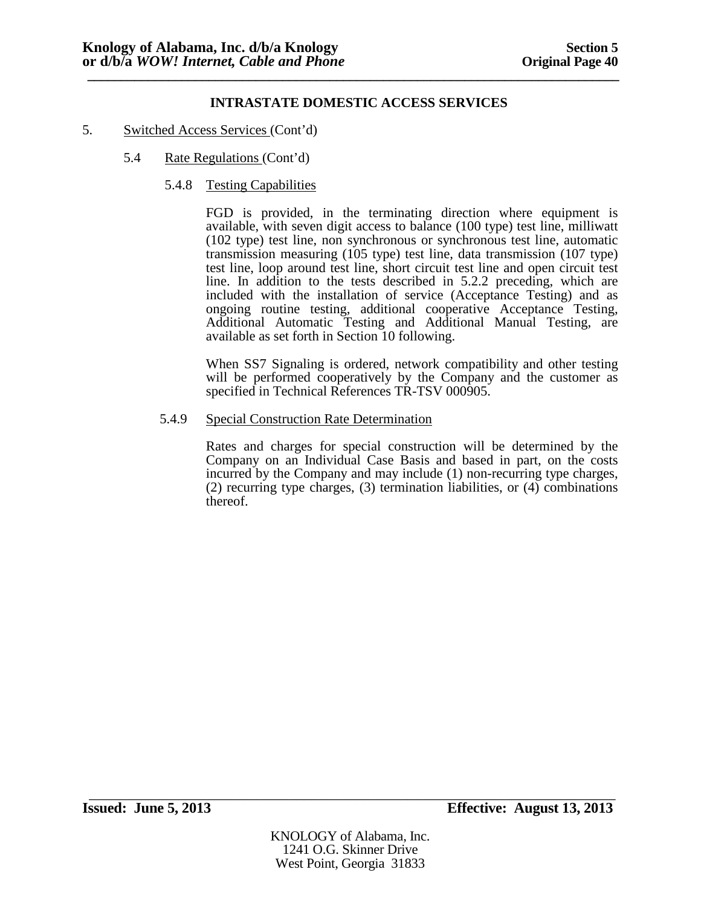## INTRASTATE DOMESTIC ACCESS SERVICES

5. Switched Access Services (Cont'd)

   5.4 Rate Regulations (Cont'd)

   5.4.8 Testing Capabilities

   FGD is provided, in the terminating direction where equipment is available, with seven digit access to balance (100 type) test line, milliwatt (102 type) test line, non synchronous or synchronous test line, automatic transmission measuring (105 type) test line, data transmission (107 type) test line, loop around test line, short circuit test line and open circuit test line. In addition to the tests described in 5.2.2 preceding, which are included with the installation of service (Acceptance Testing) and as ongoing routine testing, additional cooperative Acceptance Testing, Additional Automatic Testing and Additional Manual Testing, are available as set forth in Section 10 following.

   When SS7 Signaling is ordered, network compatibility and other testing will be performed cooperatively by the Company and the customer as specified in Technical References TR-TSV 000905.

   5.4.9 Special Construction Rate Determination

   Rates and charges for special construction will be determined by the Company on an Individual Case Basis and based in part, on the costs incurred by the Company and may include (1) non-recurring type charges, (2) recurring type charges, (3) termination liabilities, or (4) combinations thereof.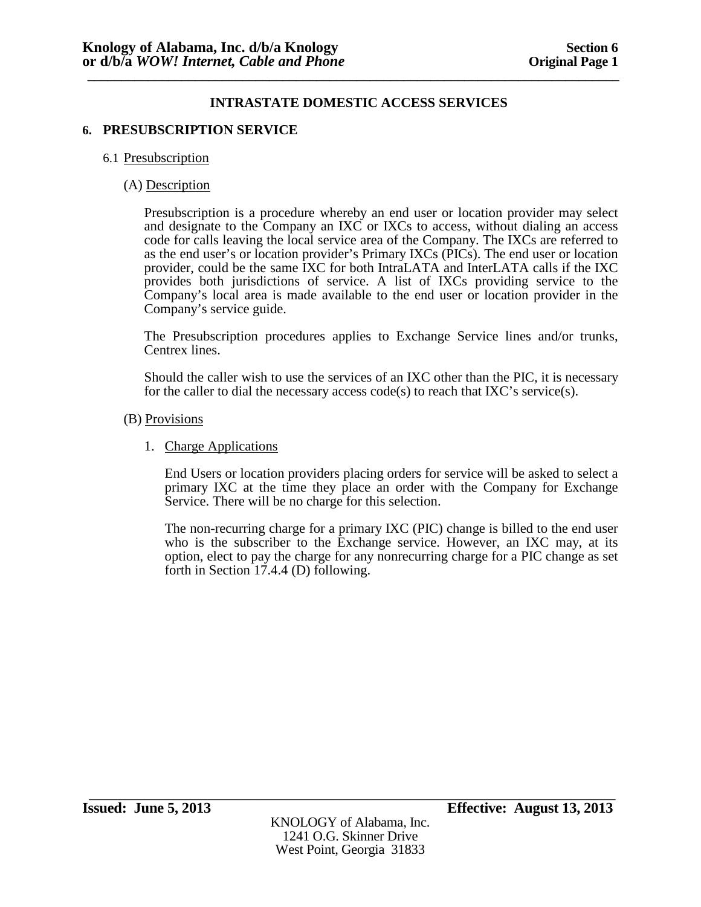## INTRASTATE DOMESTIC ACCESS SERVICES

### 6. PRESUBSCRIPTION SERVICE

#### 6.1 Presubscription

(A) Description

Presubscription is a procedure whereby an end user or location provider may select and designate to the Company an IXC or IXCs to access, without dialing an access code for calls leaving the local service area of the Company. The IXCs are referred to as the end user's or location provider's Primary IXCs (PICs). The end user or location provider, could be the same IXC for both IntraLATA and InterLATA calls if the IXC provides both jurisdictions of service. A list of IXCs providing service to the Company's local area is made available to the end user or location provider in the Company's service guide.

The Presubscription procedures applies to Exchange Service lines and/or trunks, Centrex lines.

Should the caller wish to use the services of an IXC other than the PIC, it is necessary for the caller to dial the necessary access code(s) to reach that IXC's service(s).

(B) Provisions

1. Charge Applications

   End Users or location providers placing orders for service will be asked to select a primary IXC at the time they place an order with the Company for Exchange Service. There will be no charge for this selection.

   The non-recurring charge for a primary IXC (PIC) change is billed to the end user who is the subscriber to the Exchange service. However, an IXC may, at its option, elect to pay the charge for any nonrecurring charge for a PIC change as set forth in Section 17.4.4 (D) following.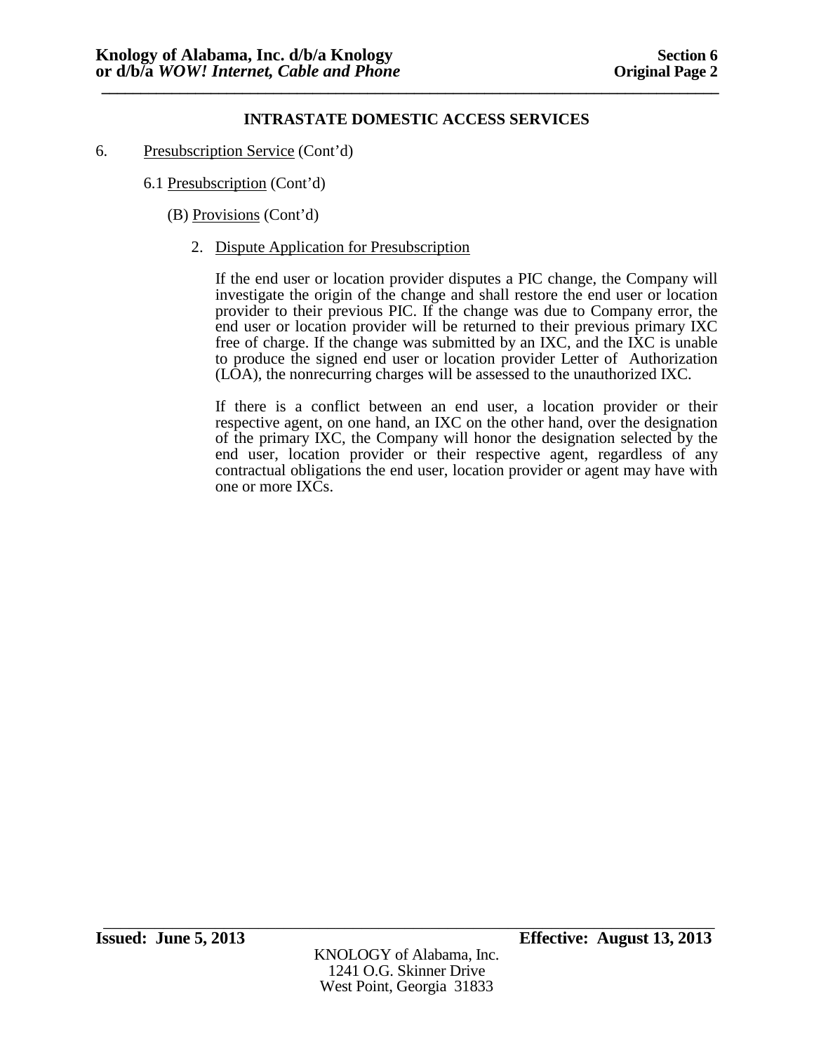## INTRASTATE DOMESTIC ACCESS SERVICES

6. Presubscription Service (Cont'd)

6.1 Presubscription (Cont'd)

(B) Provisions (Cont'd)

2. Dispute Application for Presubscription

If the end user or location provider disputes a PIC change, the Company will investigate the origin of the change and shall restore the end user or location provider to their previous PIC. If the change was due to Company error, the end user or location provider will be returned to their previous primary IXC free of charge. If the change was submitted by an IXC, and the IXC is unable to produce the signed end user or location provider Letter of Authorization (LOA), the nonrecurring charges will be assessed to the unauthorized IXC.

If there is a conflict between an end user, a location provider or their respective agent, on one hand, an IXC on the other hand, over the designation of the primary IXC, the Company will honor the designation selected by the end user, location provider or their respective agent, regardless of any contractual obligations the end user, location provider or agent may have with one or more IXCs.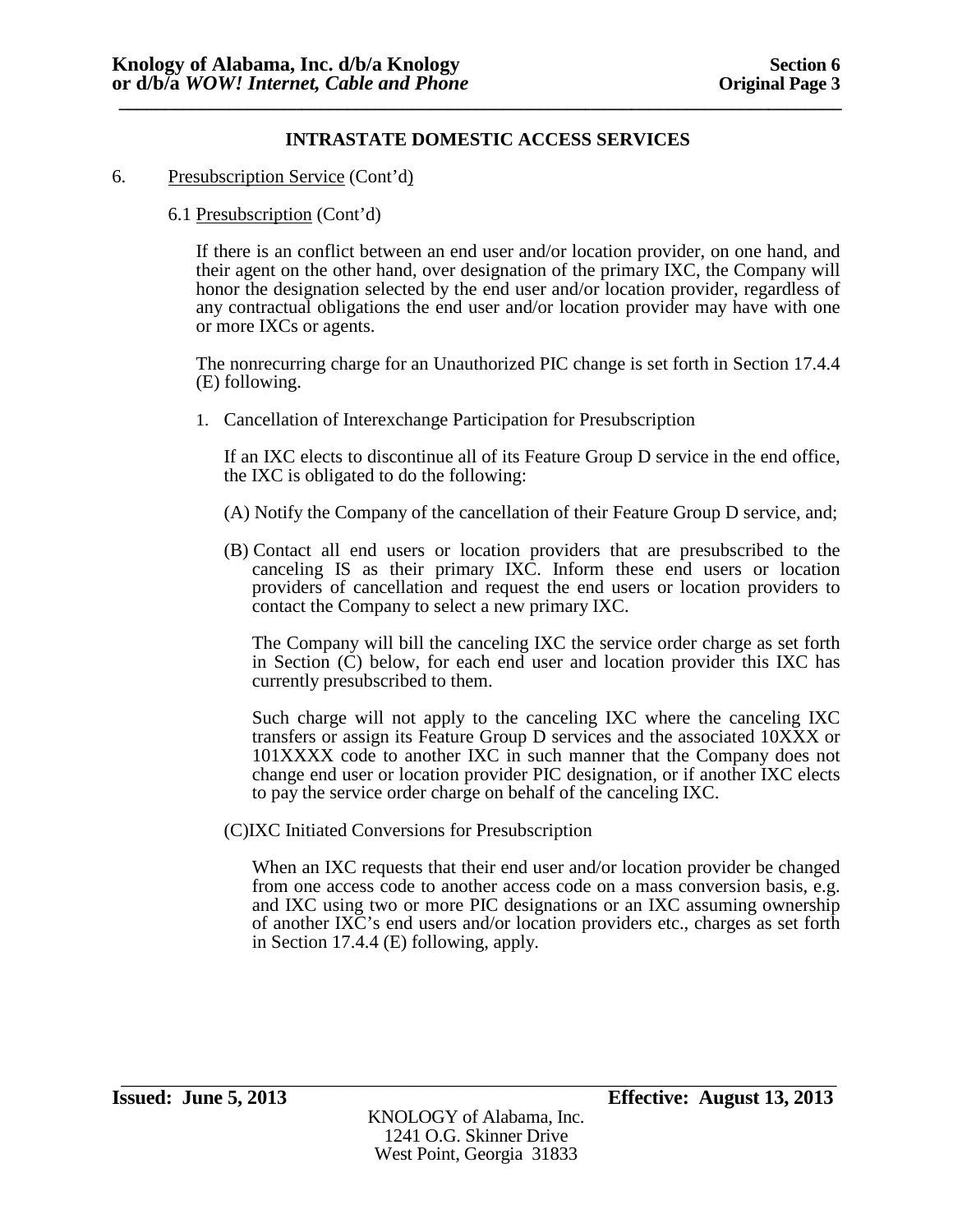## INTRASTATE DOMESTIC ACCESS SERVICES

6. Presubscription Service (Cont'd)

6.1 Presubscription (Cont'd)

If there is an conflict between an end user and/or location provider, on one hand, and their agent on the other hand, over designation of the primary IXC, the Company will honor the designation selected by the end user and/or location provider, regardless of any contractual obligations the end user and/or location provider may have with one or more IXCs or agents.

The nonrecurring charge for an Unauthorized PIC change is set forth in Section 17.4.4 (E) following.

1. Cancellation of Interexchange Participation for Presubscription

   If an IXC elects to discontinue all of its Feature Group D service in the end office, the IXC is obligated to do the following:

   (A) Notify the Company of the cancellation of their Feature Group D service, and;

   (B) Contact all end users or location providers that are presubscribed to the canceling IS as their primary IXC. Inform these end users or location providers of cancellation and request the end users or location providers to contact the Company to select a new primary IXC.

   The Company will bill the canceling IXC the service order charge as set forth in Section (C) below, for each end user and location provider this IXC has currently presubscribed to them.

   Such charge will not apply to the canceling IXC where the canceling IXC transfers or assign its Feature Group D services and the associated 10XXX or 101XXXX code to another IXC in such manner that the Company does not change end user or location provider PIC designation, or if another IXC elects to pay the service order charge on behalf of the canceling IXC.

   (C)IXC Initiated Conversions for Presubscription

   When an IXC requests that their end user and/or location provider be changed from one access code to another access code on a mass conversion basis, e.g. and IXC using two or more PIC designations or an IXC assuming ownership of another IXC's end users and/or location providers etc., charges as set forth in Section 17.4.4 (E) following, apply.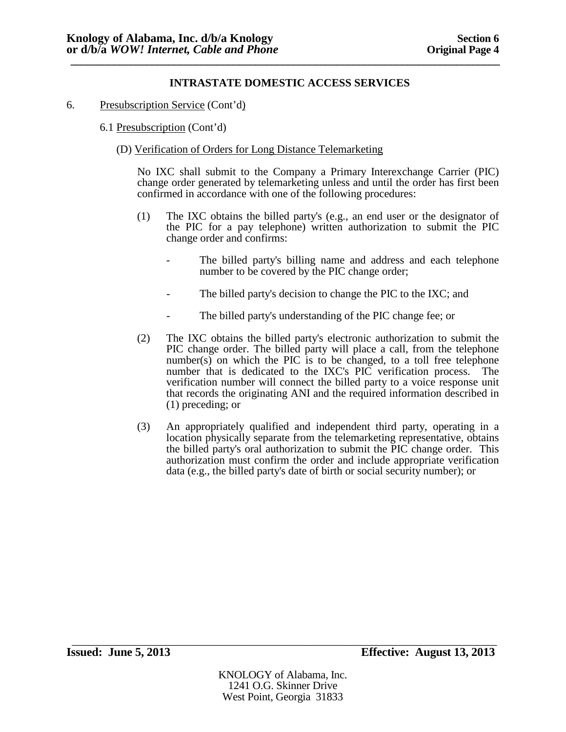## INTRASTATE DOMESTIC ACCESS SERVICES

6. Presubscription Service (Cont'd)

6.1 Presubscription (Cont'd)

(D) Verification of Orders for Long Distance Telemarketing

No IXC shall submit to the Company a Primary Interexchange Carrier (PIC) change order generated by telemarketing unless and until the order has first been confirmed in accordance with one of the following procedures:

(1) The IXC obtains the billed party's (e.g., an end user or the designator of the PIC for a pay telephone) written authorization to submit the PIC change order and confirms:

- The billed party's billing name and address and each telephone number to be covered by the PIC change order;
- The billed party's decision to change the PIC to the IXC; and
- The billed party's understanding of the PIC change fee; or

(2) The IXC obtains the billed party's electronic authorization to submit the PIC change order. The billed party will place a call, from the telephone number(s) on which the PIC is to be changed, to a toll free telephone number that is dedicated to the IXC's PIC verification process. The verification number will connect the billed party to a voice response unit that records the originating ANI and the required information described in (1) preceding; or

(3) An appropriately qualified and independent third party, operating in a location physically separate from the telemarketing representative, obtains the billed party's oral authorization to submit the PIC change order. This authorization must confirm the order and include appropriate verification data (e.g., the billed party's date of birth or social security number); or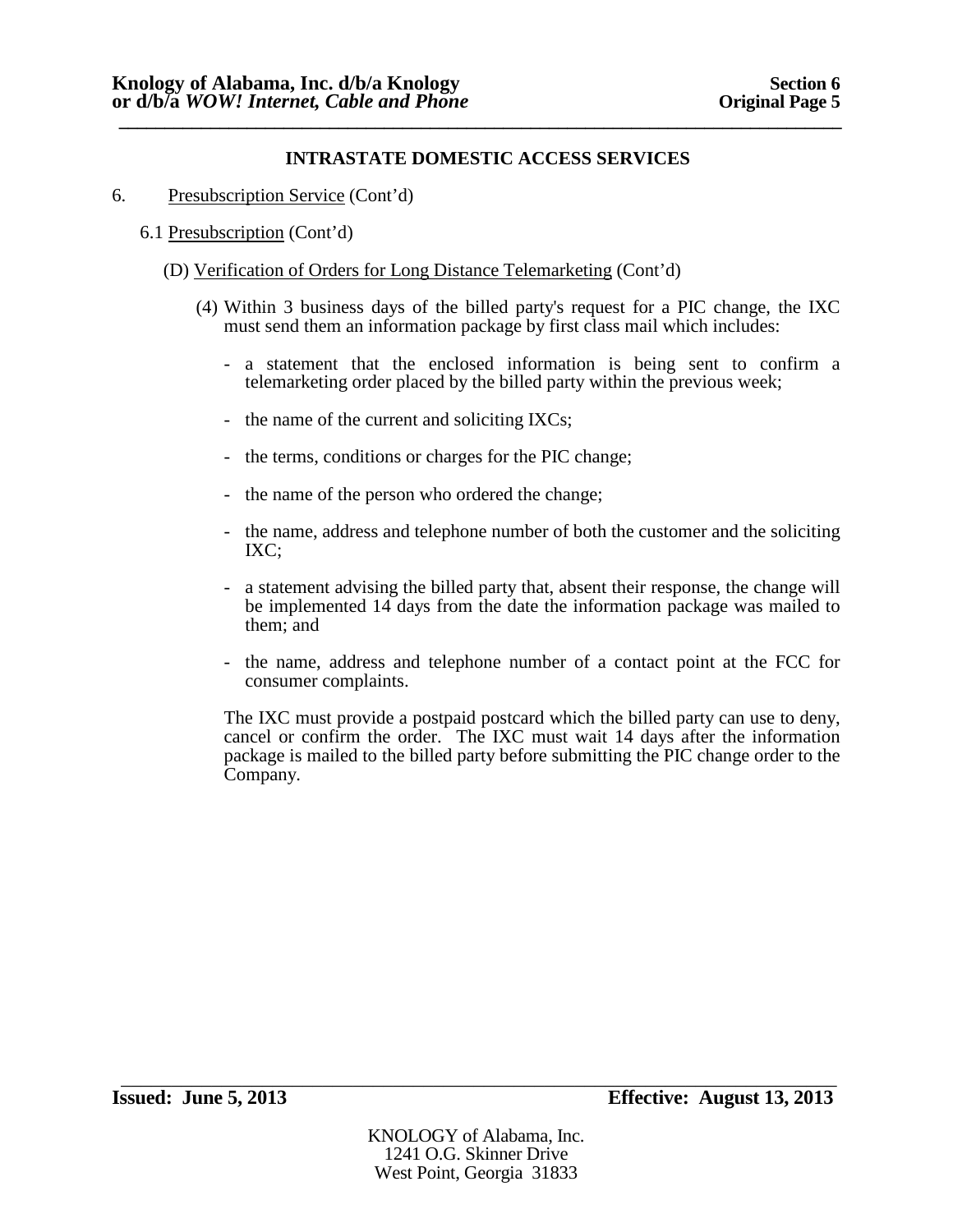## INTRASTATE DOMESTIC ACCESS SERVICES

6. Presubscription Service (Cont'd)

6.1 Presubscription (Cont'd)

(D) Verification of Orders for Long Distance Telemarketing (Cont'd)

(4) Within 3 business days of the billed party's request for a PIC change, the IXC must send them an information package by first class mail which includes:

- a statement that the enclosed information is being sent to confirm a telemarketing order placed by the billed party within the previous week;
- the name of the current and soliciting IXCs;
- the terms, conditions or charges for the PIC change;
- the name of the person who ordered the change;
- the name, address and telephone number of both the customer and the soliciting IXC;
- a statement advising the billed party that, absent their response, the change will be implemented 14 days from the date the information package was mailed to them; and
- the name, address and telephone number of a contact point at the FCC for consumer complaints.

The IXC must provide a postpaid postcard which the billed party can use to deny, cancel or confirm the order. The IXC must wait 14 days after the information package is mailed to the billed party before submitting the PIC change order to the Company.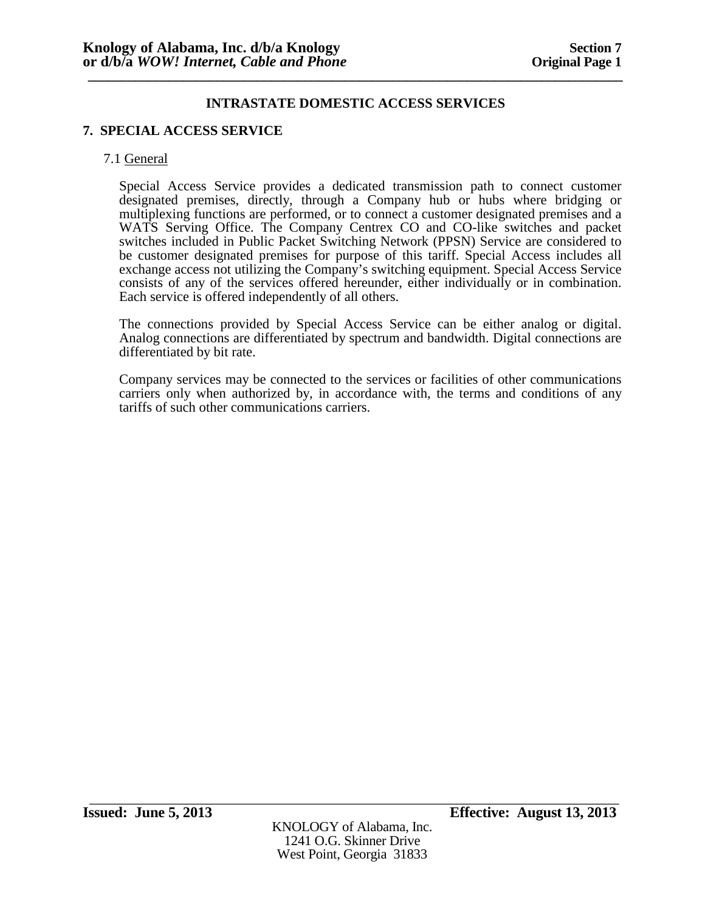## INTRASTATE DOMESTIC ACCESS SERVICES

### 7. SPECIAL ACCESS SERVICE

7.1 General

Special Access Service provides a dedicated transmission path to connect customer designated premises, directly, through a Company hub or hubs where bridging or multiplexing functions are performed, or to connect a customer designated premises and a WATS Serving Office. The Company Centrex CO and CO-like switches and packet switches included in Public Packet Switching Network (PPSN) Service are considered to be customer designated premises for purpose of this tariff. Special Access includes all exchange access not utilizing the Company's switching equipment. Special Access Service consists of any of the services offered hereunder, either individually or in combination. Each service is offered independently of all others.

The connections provided by Special Access Service can be either analog or digital. Analog connections are differentiated by spectrum and bandwidth. Digital connections are differentiated by bit rate.

Company services may be connected to the services or facilities of other communications carriers only when authorized by, in accordance with, the terms and conditions of any tariffs of such other communications carriers.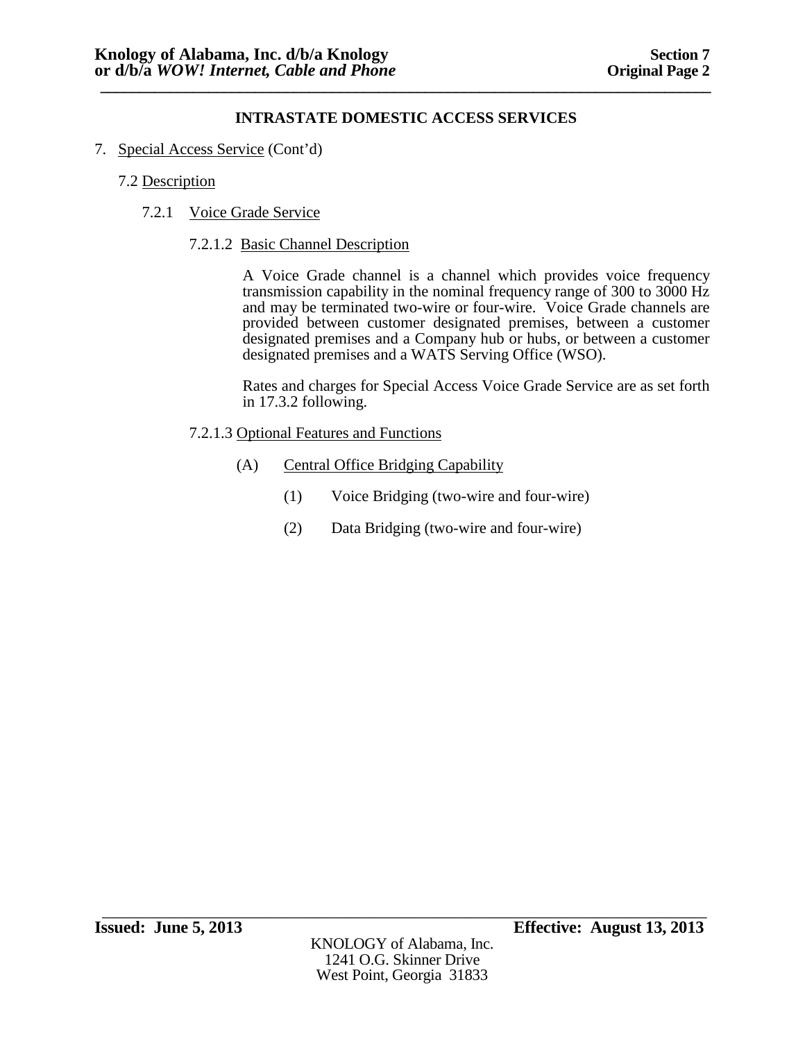## INTRASTATE DOMESTIC ACCESS SERVICES

7. Special Access Service (Cont'd)

7.2 Description

7.2.1 Voice Grade Service

7.2.1.2 Basic Channel Description

A Voice Grade channel is a channel which provides voice frequency transmission capability in the nominal frequency range of 300 to 3000 Hz and may be terminated two-wire or four-wire. Voice Grade channels are provided between customer designated premises, between a customer designated premises and a Company hub or hubs, or between a customer designated premises and a WATS Serving Office (WSO).

Rates and charges for Special Access Voice Grade Service are as set forth in 17.3.2 following.

7.2.1.3 Optional Features and Functions

(A) Central Office Bridging Capability

(1) Voice Bridging (two-wire and four-wire)

(2) Data Bridging (two-wire and four-wire)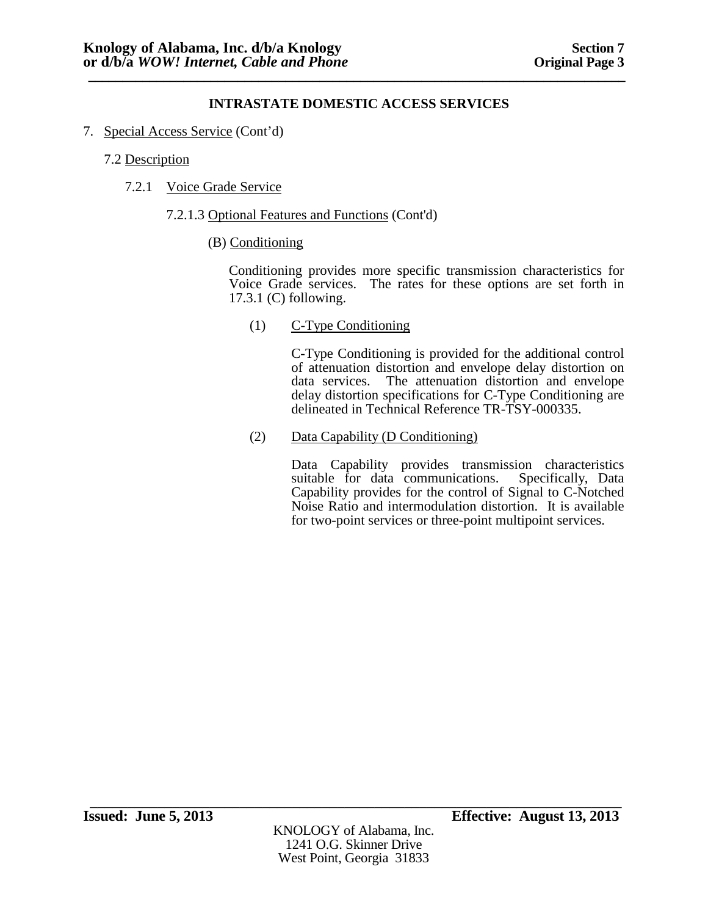## INTRASTATE DOMESTIC ACCESS SERVICES

7. Special Access Service (Cont'd)

7.2 Description

7.2.1 Voice Grade Service

7.2.1.3 Optional Features and Functions (Cont'd)

(B) Conditioning

Conditioning provides more specific transmission characteristics for Voice Grade services. The rates for these options are set forth in 17.3.1 (C) following.

(1) C-Type Conditioning

C-Type Conditioning is provided for the additional control of attenuation distortion and envelope delay distortion on data services. The attenuation distortion and envelope delay distortion specifications for C-Type Conditioning are delineated in Technical Reference TR-TSY-000335.

(2) Data Capability (D Conditioning)

Data Capability provides transmission characteristics suitable for data communications. Specifically, Data Capability provides for the control of Signal to C-Notched Noise Ratio and intermodulation distortion. It is available for two-point services or three-point multipoint services.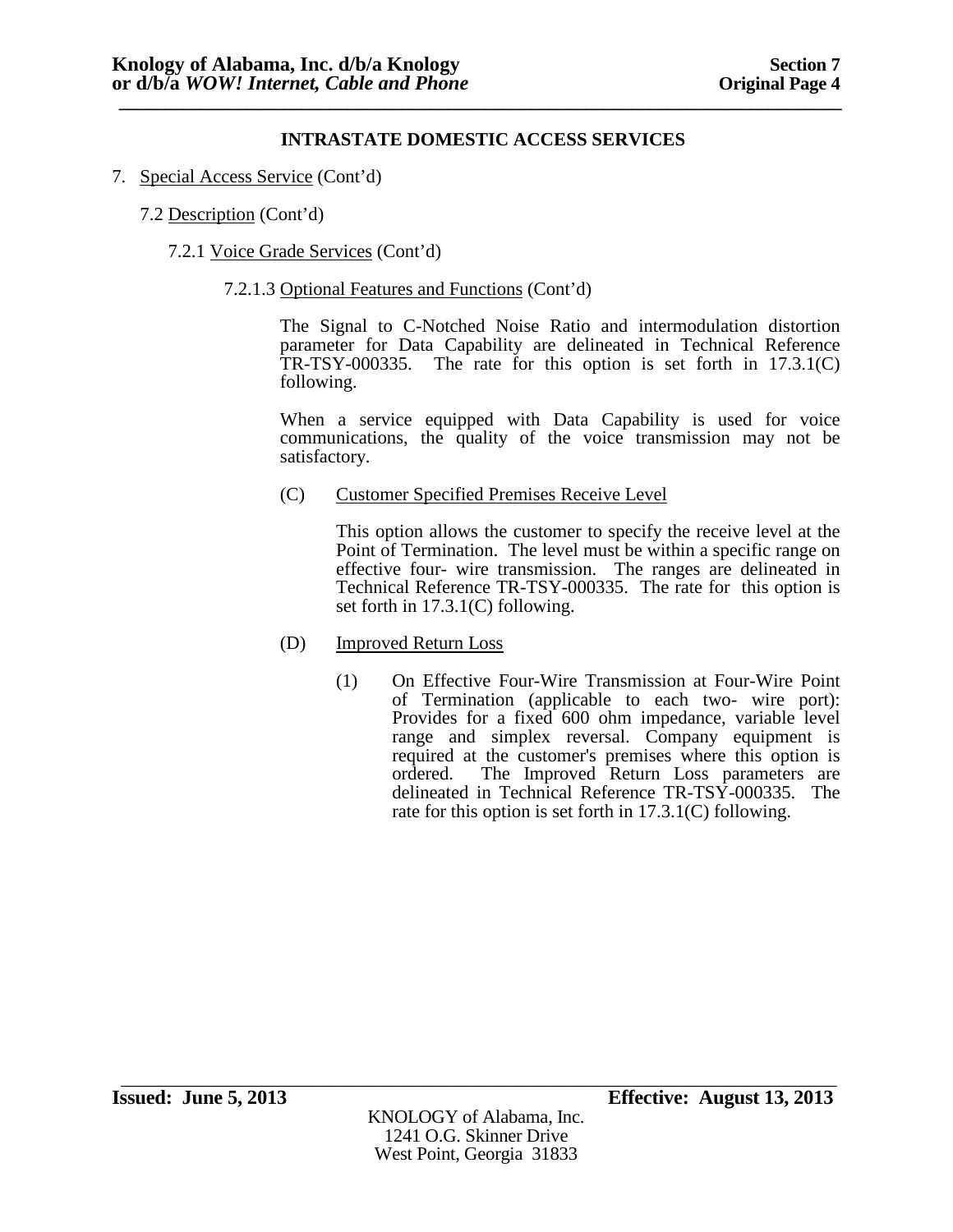## INTRASTATE DOMESTIC ACCESS SERVICES

7. Special Access Service (Cont'd)

7.2 Description (Cont'd)

7.2.1 Voice Grade Services (Cont'd)

7.2.1.3 Optional Features and Functions (Cont'd)

The Signal to C-Notched Noise Ratio and intermodulation distortion parameter for Data Capability are delineated in Technical Reference TR-TSY-000335. The rate for this option is set forth in 17.3.1(C) following.

When a service equipped with Data Capability is used for voice communications, the quality of the voice transmission may not be satisfactory.

(C) Customer Specified Premises Receive Level

This option allows the customer to specify the receive level at the Point of Termination. The level must be within a specific range on effective four- wire transmission. The ranges are delineated in Technical Reference TR-TSY-000335. The rate for this option is set forth in 17.3.1(C) following.

(D) Improved Return Loss

(1) On Effective Four-Wire Transmission at Four-Wire Point of Termination (applicable to each two- wire port): Provides for a fixed 600 ohm impedance, variable level range and simplex reversal. Company equipment is required at the customer's premises where this option is ordered. The Improved Return Loss parameters are delineated in Technical Reference TR-TSY-000335. The rate for this option is set forth in 17.3.1(C) following.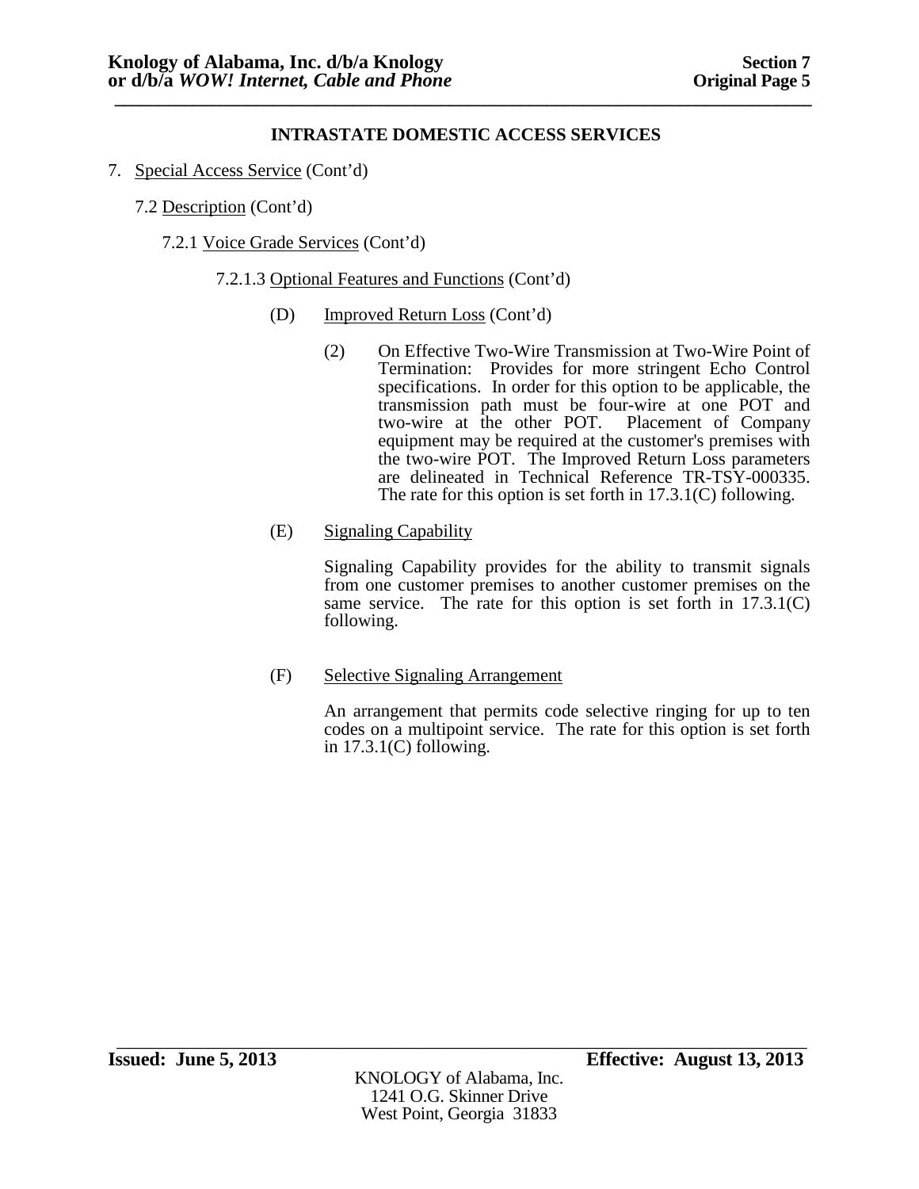**INTRASTATE DOMESTIC ACCESS SERVICES**

7. Special Access Service (Cont'd)

7.2 Description (Cont'd)

7.2.1 Voice Grade Services (Cont'd)

7.2.1.3 Optional Features and Functions (Cont'd)

(D) Improved Return Loss (Cont'd)

(2) On Effective Two-Wire Transmission at Two-Wire Point of Termination: Provides for more stringent Echo Control specifications. In order for this option to be applicable, the transmission path must be four-wire at one POT and two-wire at the other POT. Placement of Company equipment may be required at the customer's premises with the two-wire POT. The Improved Return Loss parameters are delineated in Technical Reference TR-TSY-000335. The rate for this option is set forth in 17.3.1(C) following.

(E) Signaling Capability

Signaling Capability provides for the ability to transmit signals from one customer premises to another customer premises on the same service. The rate for this option is set forth in 17.3.1(C) following.

(F) Selective Signaling Arrangement

An arrangement that permits code selective ringing for up to ten codes on a multipoint service. The rate for this option is set forth in 17.3.1(C) following.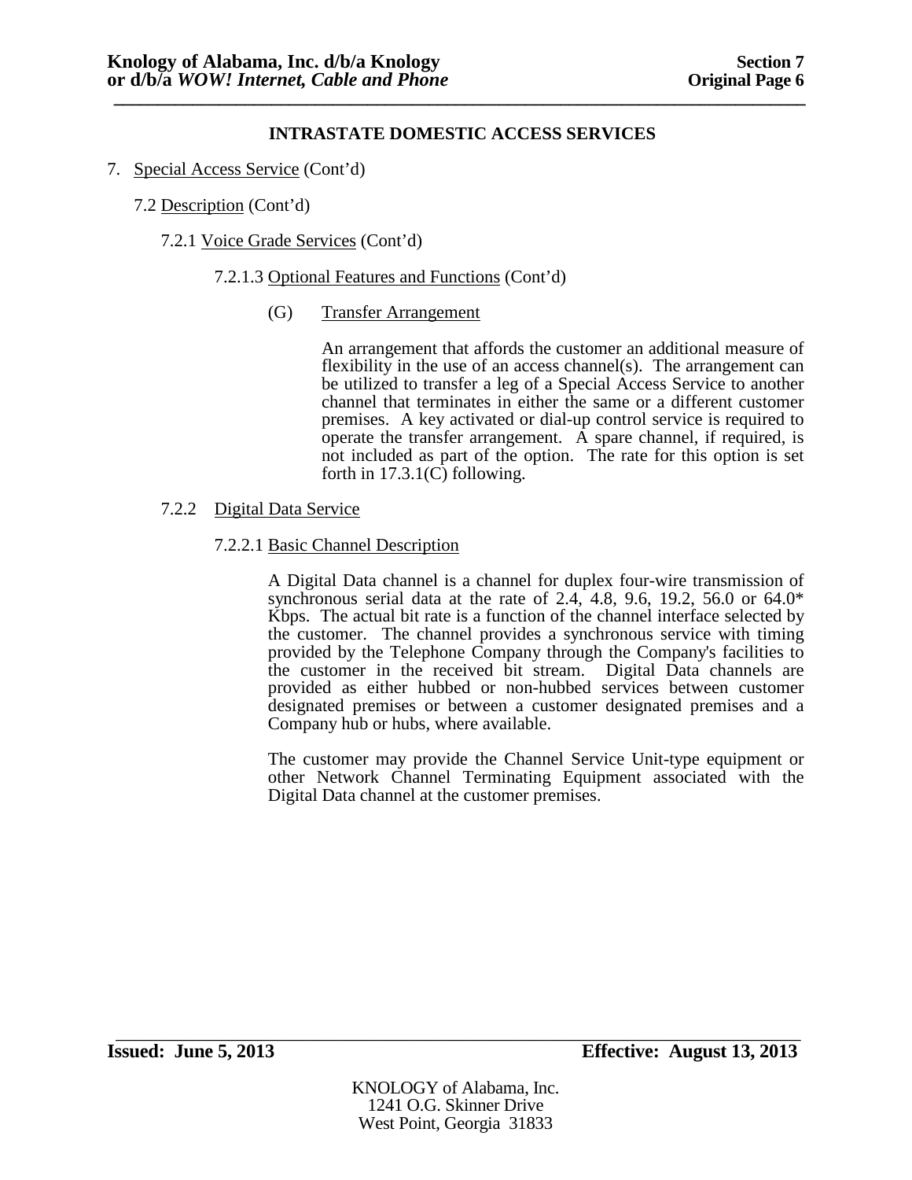## INTRASTATE DOMESTIC ACCESS SERVICES

7. Special Access Service (Cont'd)

7.2 Description (Cont'd)

7.2.1 Voice Grade Services (Cont'd)

7.2.1.3 Optional Features and Functions (Cont'd)

(G) Transfer Arrangement

An arrangement that affords the customer an additional measure of flexibility in the use of an access channel(s). The arrangement can be utilized to transfer a leg of a Special Access Service to another channel that terminates in either the same or a different customer premises. A key activated or dial-up control service is required to operate the transfer arrangement. A spare channel, if required, is not included as part of the option. The rate for this option is set forth in 17.3.1(C) following.

7.2.2 Digital Data Service

7.2.2.1 Basic Channel Description

A Digital Data channel is a channel for duplex four-wire transmission of synchronous serial data at the rate of 2.4, 4.8, 9.6, 19.2, 56.0 or 64.0* Kbps. The actual bit rate is a function of the channel interface selected by the customer. The channel provides a synchronous service with timing provided by the Telephone Company through the Company's facilities to the customer in the received bit stream. Digital Data channels are provided as either hubbed or non-hubbed services between customer designated premises or between a customer designated premises and a Company hub or hubs, where available.

The customer may provide the Channel Service Unit-type equipment or other Network Channel Terminating Equipment associated with the Digital Data channel at the customer premises.

**Issued: June 5, 2013** **Effective: August 13, 2013**

KNOLOGY of Alabama, Inc.
1241 O.G. Skinner Drive
West Point, Georgia 31833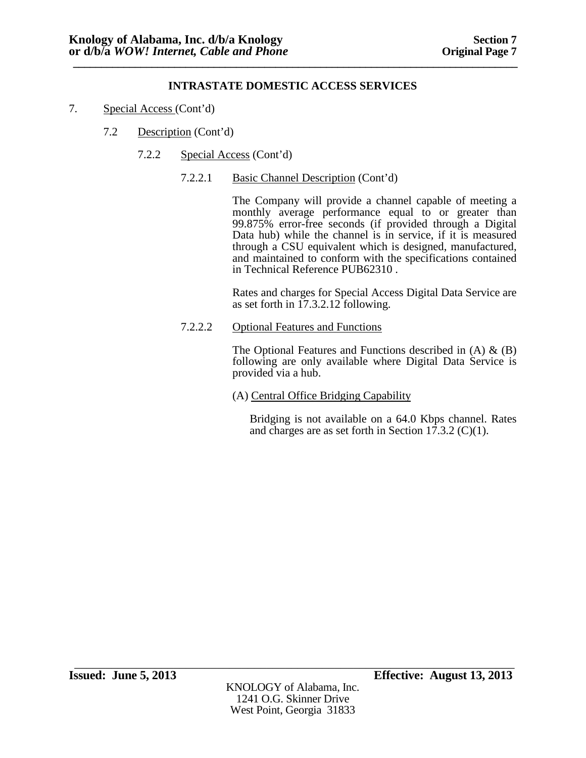## INTRASTATE DOMESTIC ACCESS SERVICES

7. Special Access (Cont'd)

7.2 Description (Cont'd)

7.2.2 Special Access (Cont'd)

7.2.2.1 Basic Channel Description (Cont'd)

The Company will provide a channel capable of meeting a monthly average performance equal to or greater than 99.875% error-free seconds (if provided through a Digital Data hub) while the channel is in service, if it is measured through a CSU equivalent which is designed, manufactured, and maintained to conform with the specifications contained in Technical Reference PUB62310 .

Rates and charges for Special Access Digital Data Service are as set forth in 17.3.2.12 following.

7.2.2.2 Optional Features and Functions

The Optional Features and Functions described in (A) & (B) following are only available where Digital Data Service is provided via a hub.

(A) Central Office Bridging Capability

Bridging is not available on a 64.0 Kbps channel. Rates and charges are as set forth in Section 17.3.2 (C)(1).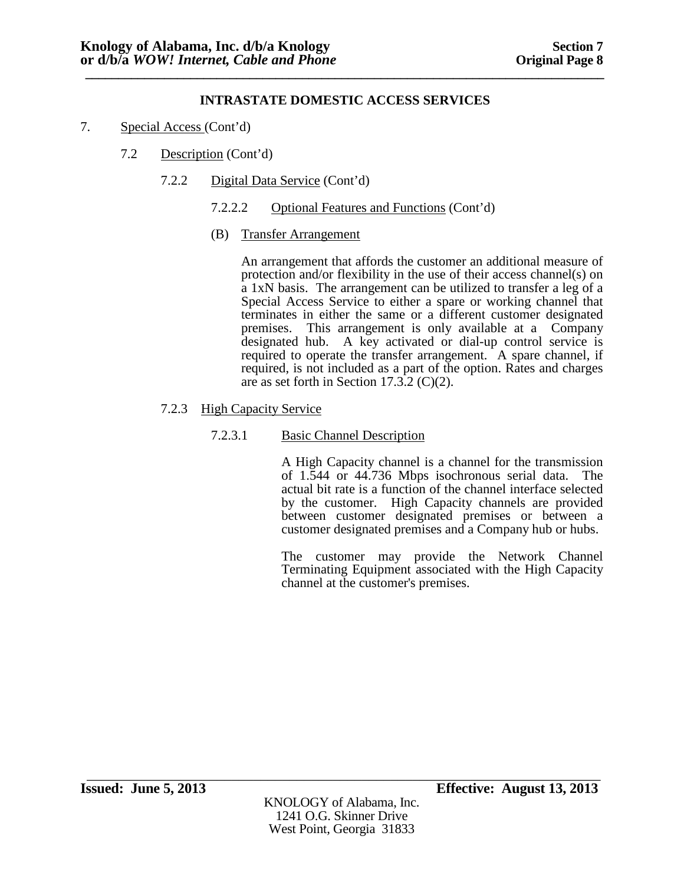## INTRASTATE DOMESTIC ACCESS SERVICES

7. Special Access (Cont'd)

7.2 Description (Cont'd)

7.2.2 Digital Data Service (Cont'd)

7.2.2.2 Optional Features and Functions (Cont'd)

(B) Transfer Arrangement

An arrangement that affords the customer an additional measure of protection and/or flexibility in the use of their access channel(s) on a 1xN basis. The arrangement can be utilized to transfer a leg of a Special Access Service to either a spare or working channel that terminates in either the same or a different customer designated premises. This arrangement is only available at a Company designated hub. A key activated or dial-up control service is required to operate the transfer arrangement. A spare channel, if required, is not included as a part of the option. Rates and charges are as set forth in Section 17.3.2 (C)(2).

7.2.3 High Capacity Service

7.2.3.1 Basic Channel Description

A High Capacity channel is a channel for the transmission of 1.544 or 44.736 Mbps isochronous serial data. The actual bit rate is a function of the channel interface selected by the customer. High Capacity channels are provided between customer designated premises or between a customer designated premises and a Company hub or hubs.

The customer may provide the Network Channel Terminating Equipment associated with the High Capacity channel at the customer's premises.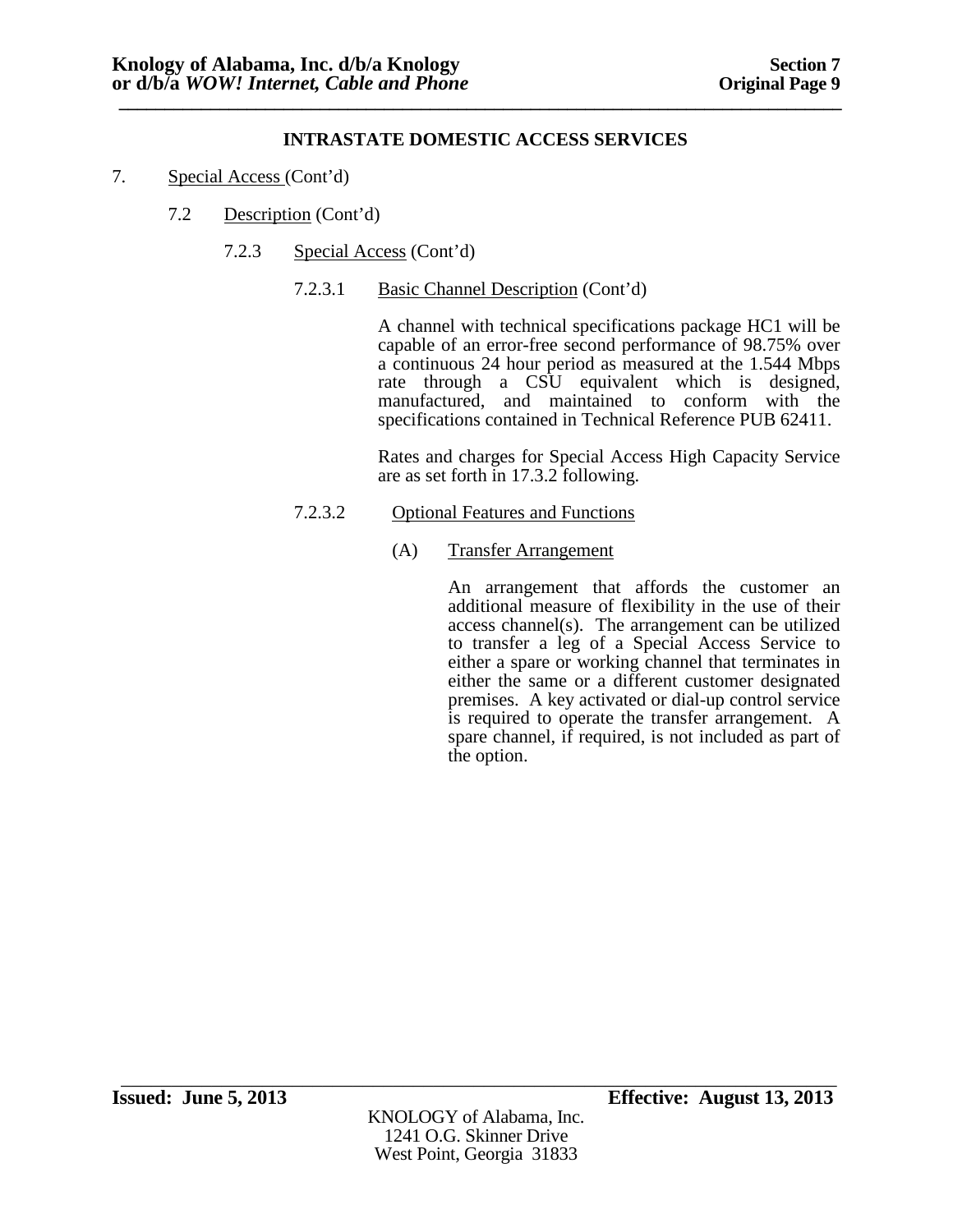**INTRASTATE DOMESTIC ACCESS SERVICES**

7. Special Access (Cont'd)

7.2 Description (Cont'd)

7.2.3 Special Access (Cont'd)

7.2.3.1 Basic Channel Description (Cont'd)

A channel with technical specifications package HC1 will be capable of an error-free second performance of 98.75% over a continuous 24 hour period as measured at the 1.544 Mbps rate through a CSU equivalent which is designed, manufactured, and maintained to conform with the specifications contained in Technical Reference PUB 62411.

Rates and charges for Special Access High Capacity Service are as set forth in 17.3.2 following.

7.2.3.2 Optional Features and Functions

(A) Transfer Arrangement

An arrangement that affords the customer an additional measure of flexibility in the use of their access channel(s). The arrangement can be utilized to transfer a leg of a Special Access Service to either a spare or working channel that terminates in either the same or a different customer designated premises. A key activated or dial-up control service is required to operate the transfer arrangement. A spare channel, if required, is not included as part of the option.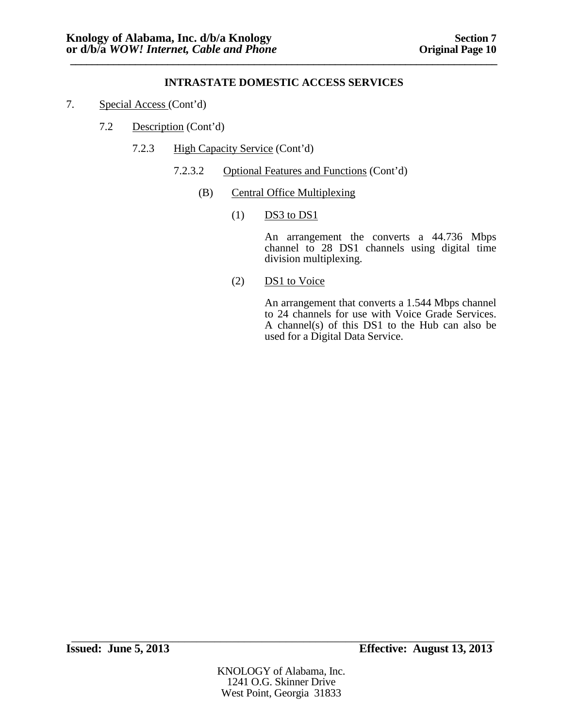## INTRASTATE DOMESTIC ACCESS SERVICES

7. Special Access (Cont'd)

7.2 Description (Cont'd)

7.2.3 High Capacity Service (Cont'd)

7.2.3.2 Optional Features and Functions (Cont'd)

(B) Central Office Multiplexing

(1) DS3 to DS1

An arrangement the converts a 44.736 Mbps channel to 28 DS1 channels using digital time division multiplexing.

(2) DS1 to Voice

An arrangement that converts a 1.544 Mbps channel to 24 channels for use with Voice Grade Services. A channel(s) of this DS1 to the Hub can also be used for a Digital Data Service.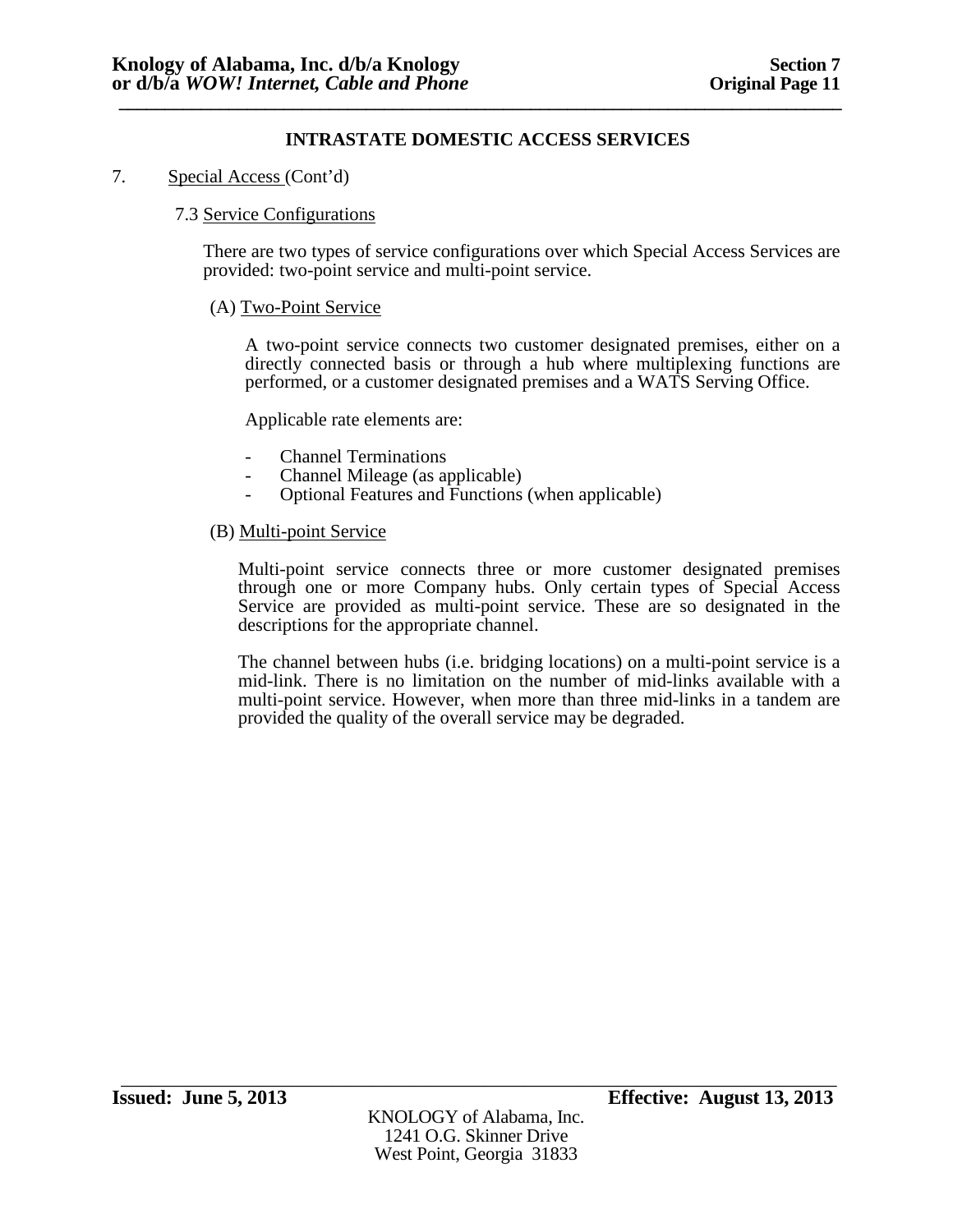## INTRASTATE DOMESTIC ACCESS SERVICES

7. Special Access (Cont'd)

### 7.3 Service Configurations

There are two types of service configurations over which Special Access Services are provided: two-point service and multi-point service.

(A) Two-Point Service

A two-point service connects two customer designated premises, either on a directly connected basis or through a hub where multiplexing functions are performed, or a customer designated premises and a WATS Serving Office.

Applicable rate elements are:

- Channel Terminations
- Channel Mileage (as applicable)
- Optional Features and Functions (when applicable)

(B) Multi-point Service

Multi-point service connects three or more customer designated premises through one or more Company hubs. Only certain types of Special Access Service are provided as multi-point service. These are so designated in the descriptions for the appropriate channel.

The channel between hubs (i.e. bridging locations) on a multi-point service is a mid-link. There is no limitation on the number of mid-links available with a multi-point service. However, when more than three mid-links in a tandem are provided the quality of the overall service may be degraded.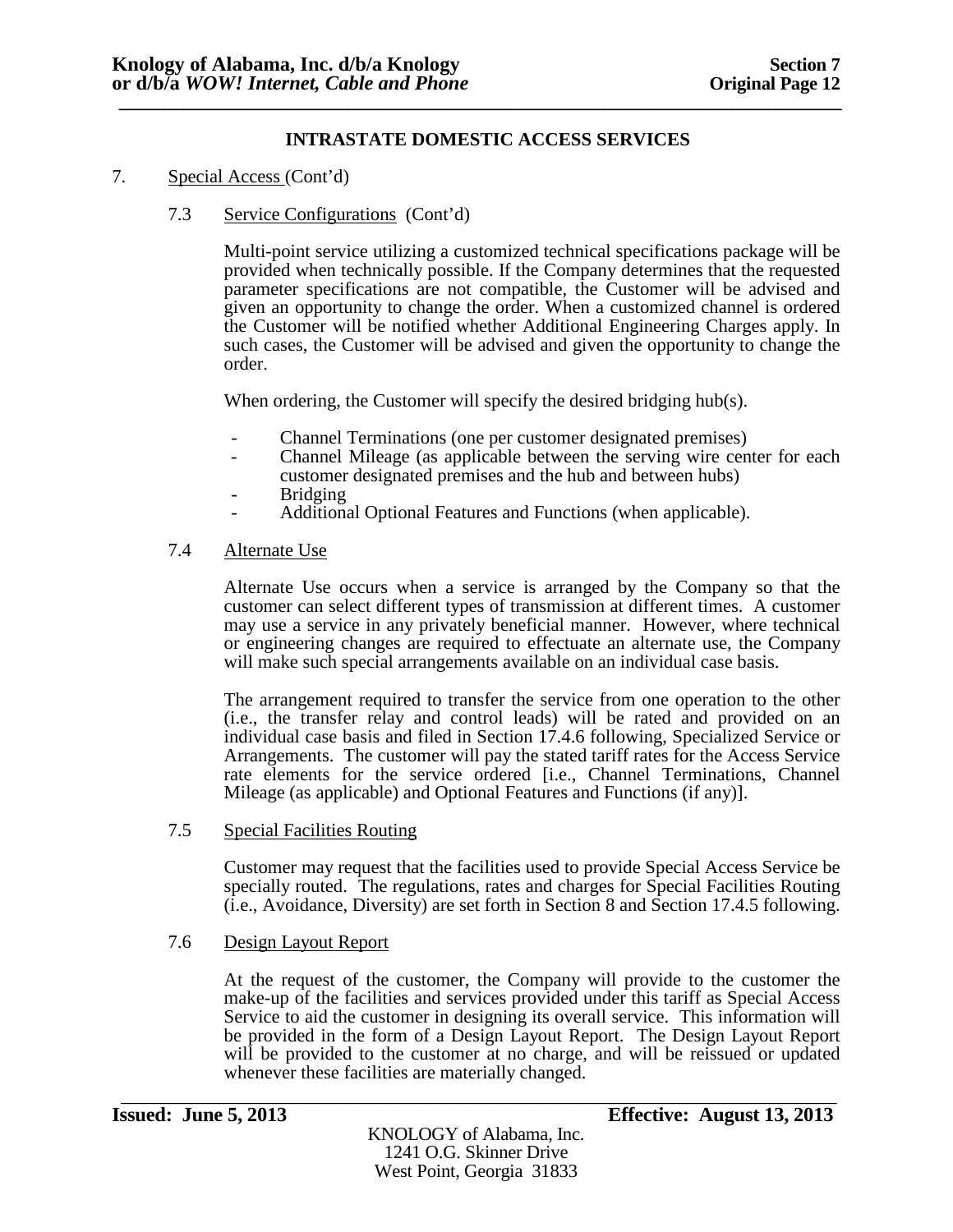## INTRASTATE DOMESTIC ACCESS SERVICES

7. Special Access (Cont'd)

### 7.3 Service Configurations (Cont'd)

Multi-point service utilizing a customized technical specifications package will be provided when technically possible. If the Company determines that the requested parameter specifications are not compatible, the Customer will be advised and given an opportunity to change the order. When a customized channel is ordered the Customer will be notified whether Additional Engineering Charges apply. In such cases, the Customer will be advised and given the opportunity to change the order.

When ordering, the Customer will specify the desired bridging hub(s).

- Channel Terminations (one per customer designated premises)
- Channel Mileage (as applicable between the serving wire center for each customer designated premises and the hub and between hubs)
- Bridging
- Additional Optional Features and Functions (when applicable).

### 7.4 Alternate Use

Alternate Use occurs when a service is arranged by the Company so that the customer can select different types of transmission at different times. A customer may use a service in any privately beneficial manner. However, where technical or engineering changes are required to effectuate an alternate use, the Company will make such special arrangements available on an individual case basis.

The arrangement required to transfer the service from one operation to the other (i.e., the transfer relay and control leads) will be rated and provided on an individual case basis and filed in Section 17.4.6 following, Specialized Service or Arrangements. The customer will pay the stated tariff rates for the Access Service rate elements for the service ordered [i.e., Channel Terminations, Channel Mileage (as applicable) and Optional Features and Functions (if any)].

### 7.5 Special Facilities Routing

Customer may request that the facilities used to provide Special Access Service be specially routed. The regulations, rates and charges for Special Facilities Routing (i.e., Avoidance, Diversity) are set forth in Section 8 and Section 17.4.5 following.

### 7.6 Design Layout Report

At the request of the customer, the Company will provide to the customer the make-up of the facilities and services provided under this tariff as Special Access Service to aid the customer in designing its overall service. This information will be provided in the form of a Design Layout Report. The Design Layout Report will be provided to the customer at no charge, and will be reissued or updated whenever these facilities are materially changed.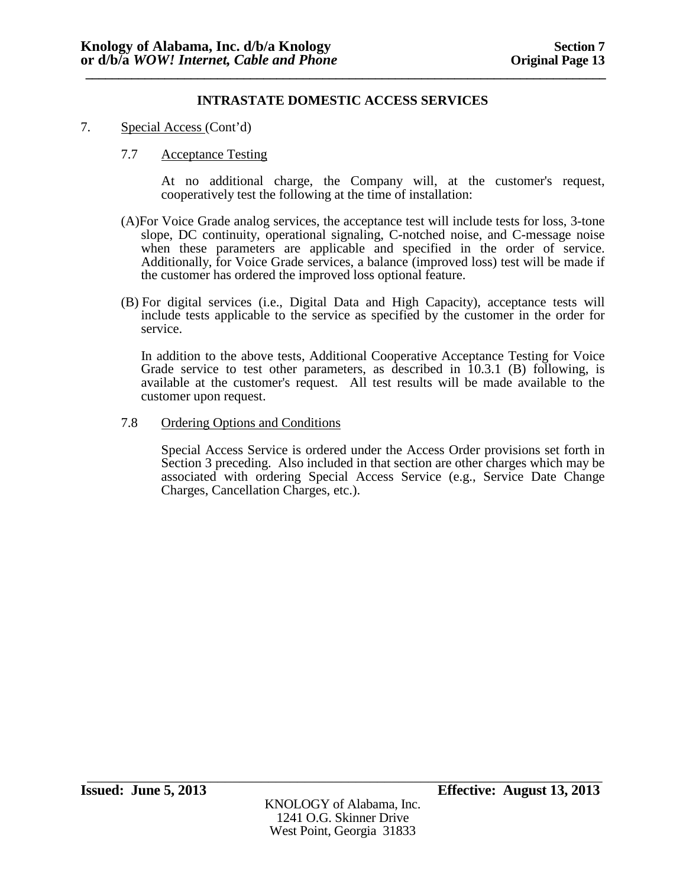## INTRASTATE DOMESTIC ACCESS SERVICES

7. Special Access (Cont'd)

### 7.7 Acceptance Testing

At no additional charge, the Company will, at the customer's request, cooperatively test the following at the time of installation:

(A) For Voice Grade analog services, the acceptance test will include tests for loss, 3-tone slope, DC continuity, operational signaling, C-notched noise, and C-message noise when these parameters are applicable and specified in the order of service. Additionally, for Voice Grade services, a balance (improved loss) test will be made if the customer has ordered the improved loss optional feature.

(B) For digital services (i.e., Digital Data and High Capacity), acceptance tests will include tests applicable to the service as specified by the customer in the order for service.

In addition to the above tests, Additional Cooperative Acceptance Testing for Voice Grade service to test other parameters, as described in 10.3.1 (B) following, is available at the customer's request. All test results will be made available to the customer upon request.

### 7.8 Ordering Options and Conditions

Special Access Service is ordered under the Access Order provisions set forth in Section 3 preceding. Also included in that section are other charges which may be associated with ordering Special Access Service (e.g., Service Date Change Charges, Cancellation Charges, etc.).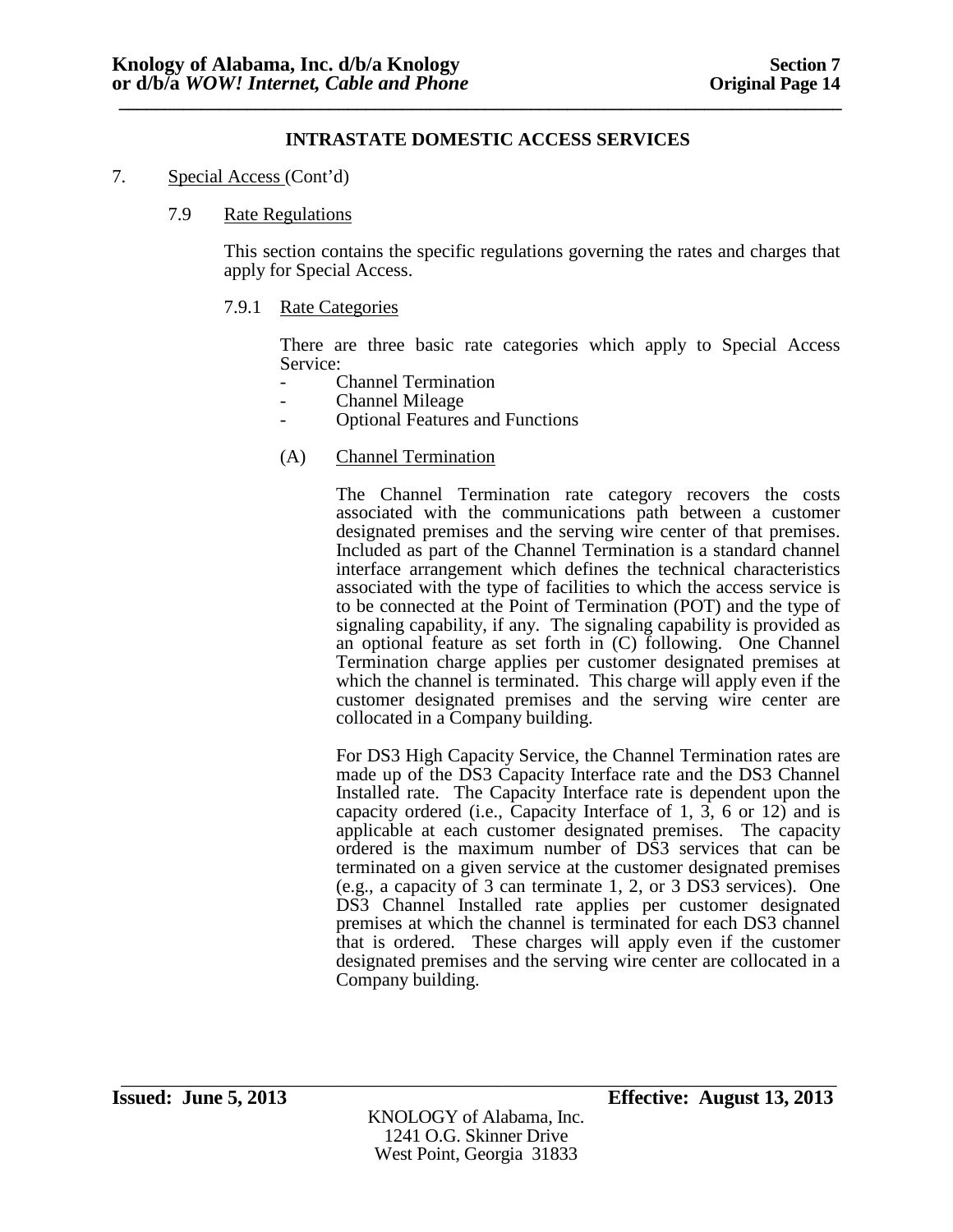**INTRASTATE DOMESTIC ACCESS SERVICES**

7. Special Access (Cont'd)

7.9 Rate Regulations

This section contains the specific regulations governing the rates and charges that apply for Special Access.

7.9.1 Rate Categories

There are three basic rate categories which apply to Special Access Service:

- Channel Termination
- Channel Mileage
- Optional Features and Functions

(A) Channel Termination

The Channel Termination rate category recovers the costs associated with the communications path between a customer designated premises and the serving wire center of that premises. Included as part of the Channel Termination is a standard channel interface arrangement which defines the technical characteristics associated with the type of facilities to which the access service is to be connected at the Point of Termination (POT) and the type of signaling capability, if any. The signaling capability is provided as an optional feature as set forth in (C) following. One Channel Termination charge applies per customer designated premises at which the channel is terminated. This charge will apply even if the customer designated premises and the serving wire center are collocated in a Company building.

For DS3 High Capacity Service, the Channel Termination rates are made up of the DS3 Capacity Interface rate and the DS3 Channel Installed rate. The Capacity Interface rate is dependent upon the capacity ordered (i.e., Capacity Interface of 1, 3, 6 or 12) and is applicable at each customer designated premises. The capacity ordered is the maximum number of DS3 services that can be terminated on a given service at the customer designated premises (e.g., a capacity of 3 can terminate 1, 2, or 3 DS3 services). One DS3 Channel Installed rate applies per customer designated premises at which the channel is terminated for each DS3 channel that is ordered. These charges will apply even if the customer designated premises and the serving wire center are collocated in a Company building.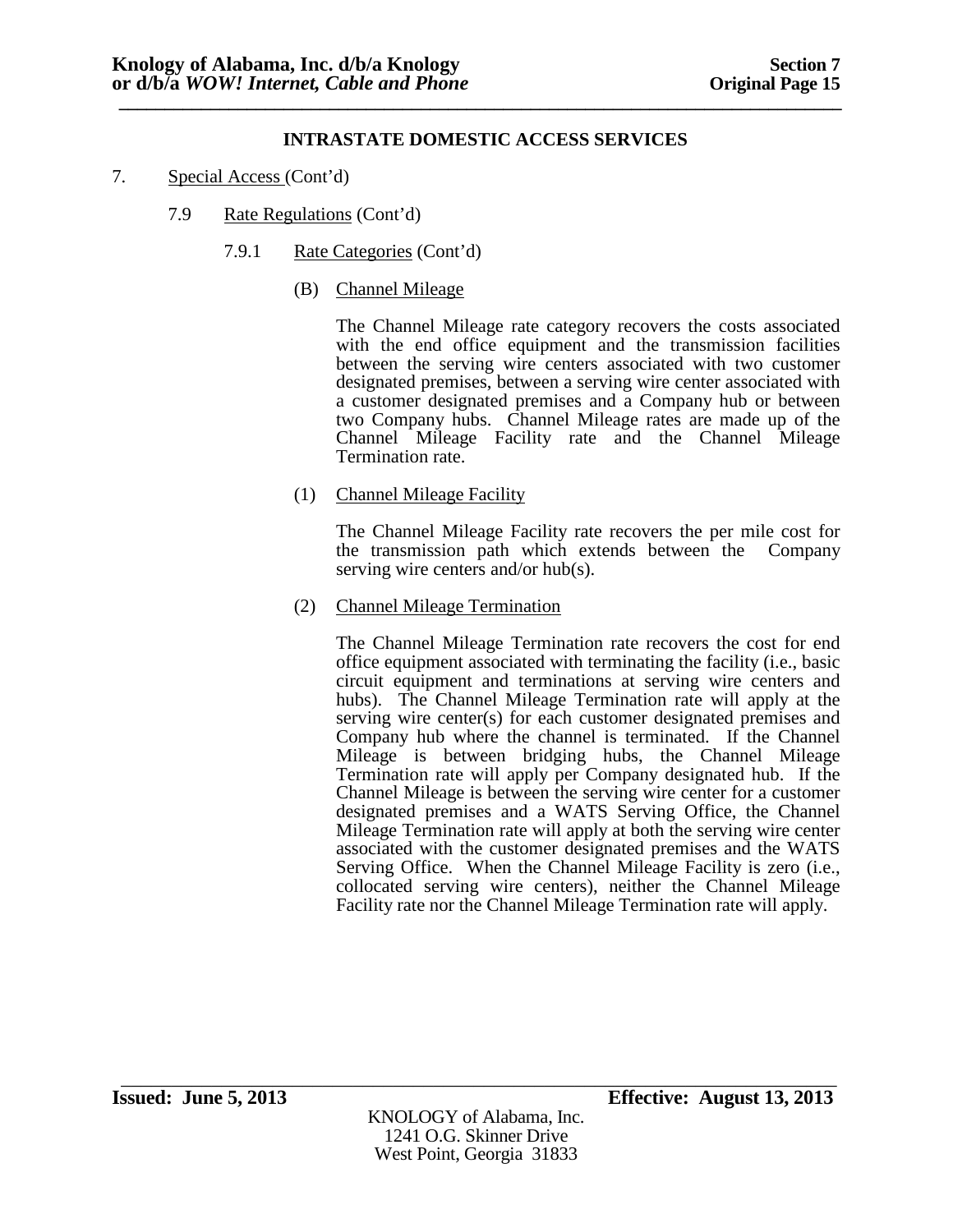## INTRASTATE DOMESTIC ACCESS SERVICES

7. Special Access (Cont'd)

   7.9 Rate Regulations (Cont'd)

      7.9.1 Rate Categories (Cont'd)

         (B) Channel Mileage

         The Channel Mileage rate category recovers the costs associated with the end office equipment and the transmission facilities between the serving wire centers associated with two customer designated premises, between a serving wire center associated with a customer designated premises and a Company hub or between two Company hubs. Channel Mileage rates are made up of the Channel Mileage Facility rate and the Channel Mileage Termination rate.

         (1) Channel Mileage Facility

         The Channel Mileage Facility rate recovers the per mile cost for the transmission path which extends between the Company serving wire centers and/or hub(s).

         (2) Channel Mileage Termination

         The Channel Mileage Termination rate recovers the cost for end office equipment associated with terminating the facility (i.e., basic circuit equipment and terminations at serving wire centers and hubs). The Channel Mileage Termination rate will apply at the serving wire center(s) for each customer designated premises and Company hub where the channel is terminated. If the Channel Mileage is between bridging hubs, the Channel Mileage Termination rate will apply per Company designated hub. If the Channel Mileage is between the serving wire center for a customer designated premises and a WATS Serving Office, the Channel Mileage Termination rate will apply at both the serving wire center associated with the customer designated premises and the WATS Serving Office. When the Channel Mileage Facility is zero (i.e., collocated serving wire centers), neither the Channel Mileage Facility rate nor the Channel Mileage Termination rate will apply.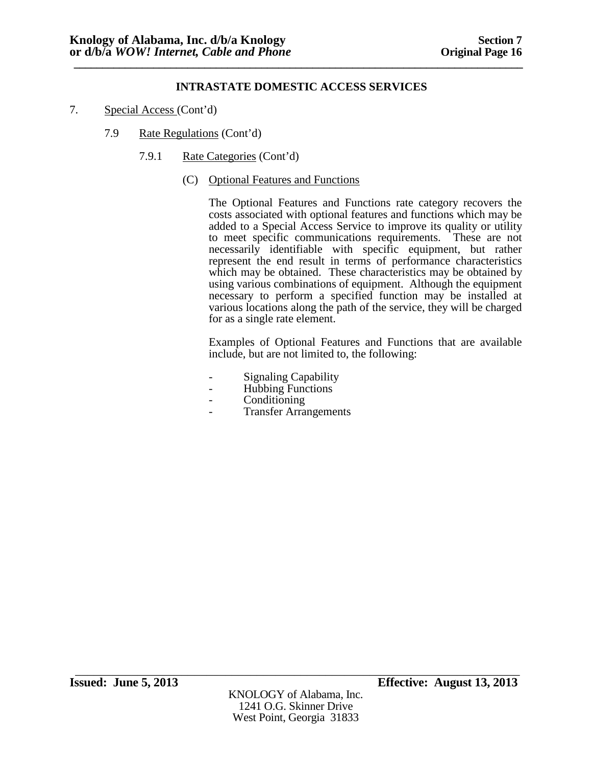## INTRASTATE DOMESTIC ACCESS SERVICES

7. Special Access (Cont'd)

7.9 Rate Regulations (Cont'd)

7.9.1 Rate Categories (Cont'd)

(C) Optional Features and Functions

The Optional Features and Functions rate category recovers the costs associated with optional features and functions which may be added to a Special Access Service to improve its quality or utility to meet specific communications requirements. These are not necessarily identifiable with specific equipment, but rather represent the end result in terms of performance characteristics which may be obtained. These characteristics may be obtained by using various combinations of equipment. Although the equipment necessary to perform a specified function may be installed at various locations along the path of the service, they will be charged for as a single rate element.

Examples of Optional Features and Functions that are available include, but are not limited to, the following:

- Signaling Capability
- Hubbing Functions
- Conditioning
- Transfer Arrangements

**Issued: June 5, 2013** **Effective: August 13, 2013**

KNOLOGY of Alabama, Inc.
1241 O.G. Skinner Drive
West Point, Georgia 31833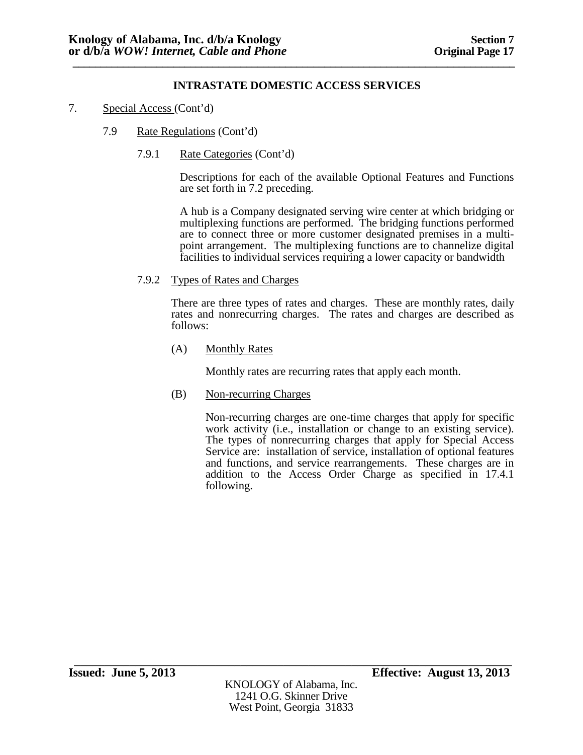**INTRASTATE DOMESTIC ACCESS SERVICES**

7. Special Access (Cont'd)

7.9 Rate Regulations (Cont'd)

7.9.1 Rate Categories (Cont'd)

Descriptions for each of the available Optional Features and Functions are set forth in 7.2 preceding.

A hub is a Company designated serving wire center at which bridging or multiplexing functions are performed. The bridging functions performed are to connect three or more customer designated premises in a multi-point arrangement. The multiplexing functions are to channelize digital facilities to individual services requiring a lower capacity or bandwidth

7.9.2 Types of Rates and Charges

There are three types of rates and charges. These are monthly rates, daily rates and nonrecurring charges. The rates and charges are described as follows:

(A) Monthly Rates

Monthly rates are recurring rates that apply each month.

(B) Non-recurring Charges

Non-recurring charges are one-time charges that apply for specific work activity (i.e., installation or change to an existing service). The types of nonrecurring charges that apply for Special Access Service are: installation of service, installation of optional features and functions, and service rearrangements. These charges are in addition to the Access Order Charge as specified in 17.4.1 following.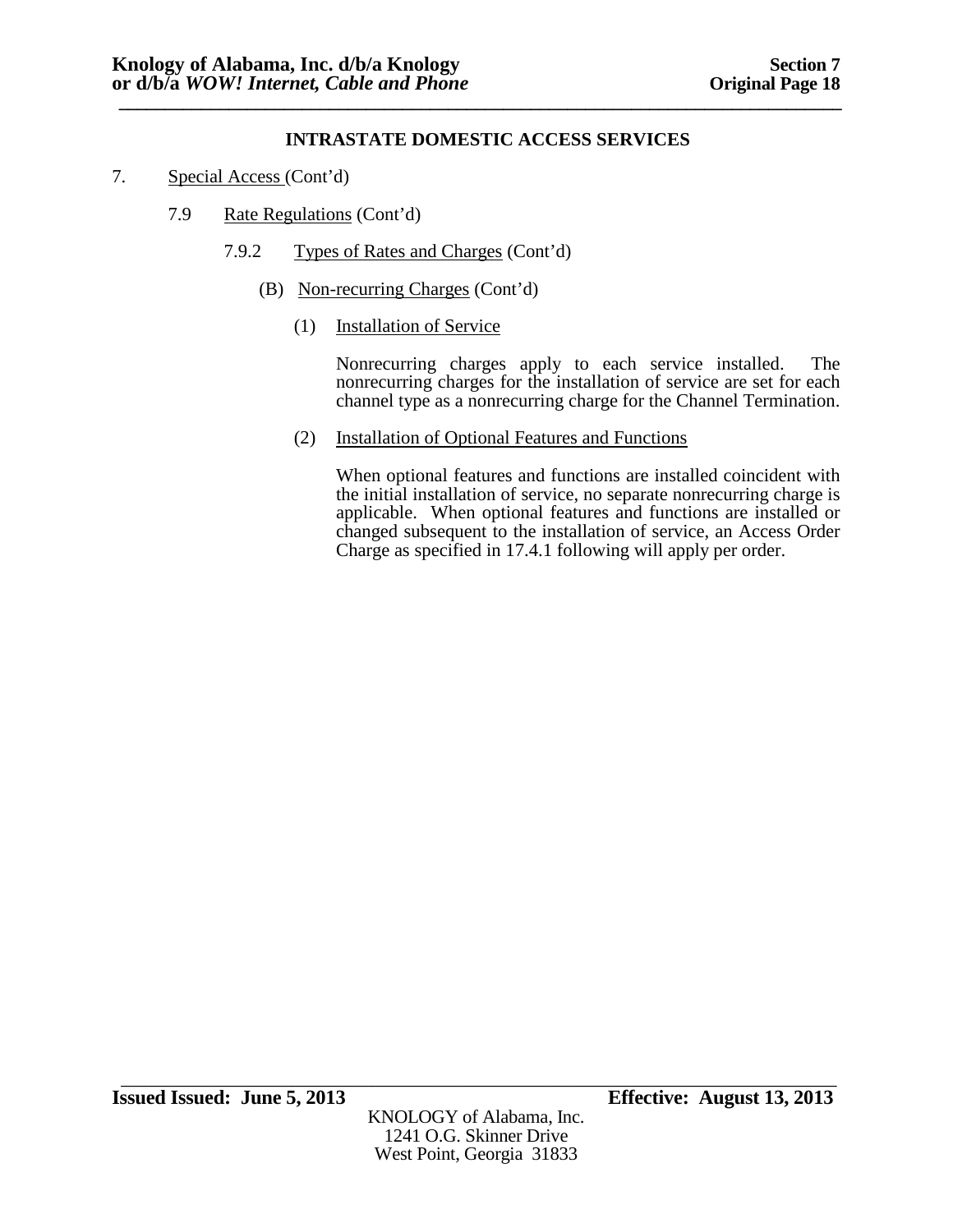**INTRASTATE DOMESTIC ACCESS SERVICES**

7. Special Access (Cont'd)

7.9 Rate Regulations (Cont'd)

7.9.2 Types of Rates and Charges (Cont'd)

(B) Non-recurring Charges (Cont'd)

(1) Installation of Service

Nonrecurring charges apply to each service installed. The nonrecurring charges for the installation of service are set for each channel type as a nonrecurring charge for the Channel Termination.

(2) Installation of Optional Features and Functions

When optional features and functions are installed coincident with the initial installation of service, no separate nonrecurring charge is applicable. When optional features and functions are installed or changed subsequent to the installation of service, an Access Order Charge as specified in 17.4.1 following will apply per order.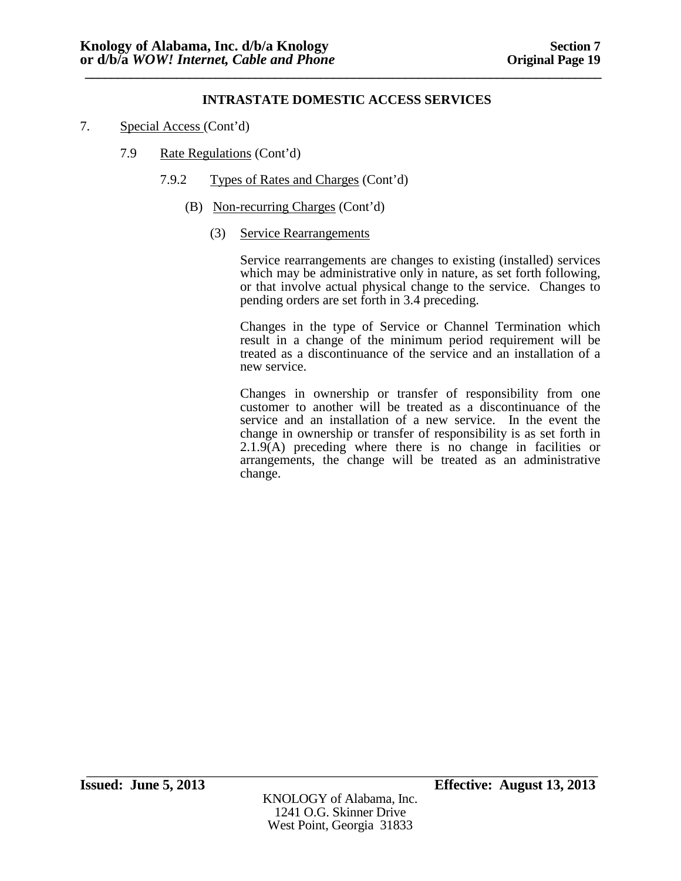## INTRASTATE DOMESTIC ACCESS SERVICES

7. Special Access (Cont'd)

   7.9 Rate Regulations (Cont'd)

      7.9.2 Types of Rates and Charges (Cont'd)

         (B) Non-recurring Charges (Cont'd)

            (3) Service Rearrangements

Service rearrangements are changes to existing (installed) services which may be administrative only in nature, as set forth following, or that involve actual physical change to the service. Changes to pending orders are set forth in 3.4 preceding.

Changes in the type of Service or Channel Termination which result in a change of the minimum period requirement will be treated as a discontinuance of the service and an installation of a new service.

Changes in ownership or transfer of responsibility from one customer to another will be treated as a discontinuance of the service and an installation of a new service. In the event the change in ownership or transfer of responsibility is as set forth in 2.1.9(A) preceding where there is no change in facilities or arrangements, the change will be treated as an administrative change.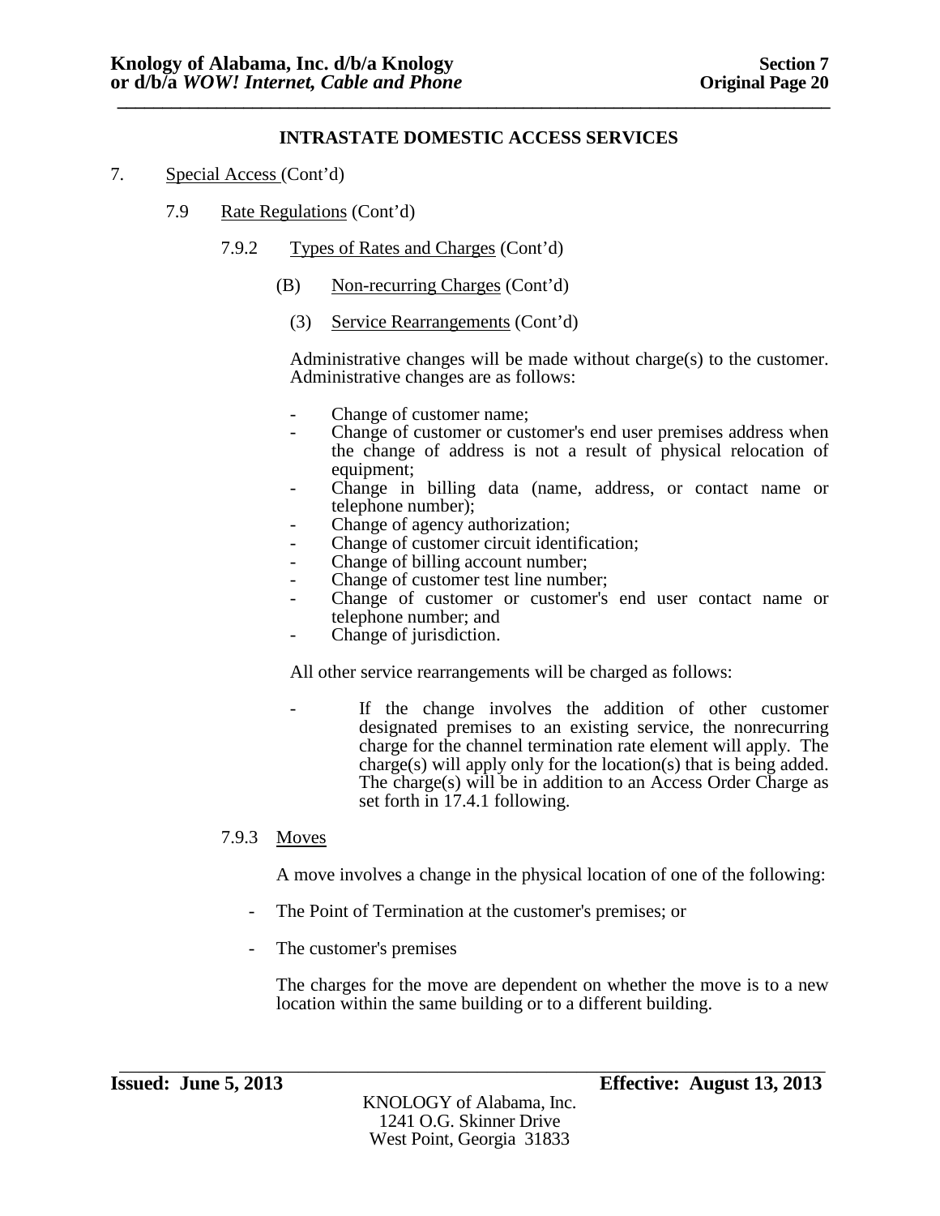## INTRASTATE DOMESTIC ACCESS SERVICES

7. Special Access (Cont'd)

7.9 Rate Regulations (Cont'd)

7.9.2 Types of Rates and Charges (Cont'd)

(B) Non-recurring Charges (Cont'd)

(3) Service Rearrangements (Cont'd)

Administrative changes will be made without charge(s) to the customer. Administrative changes are as follows:

- Change of customer name;
- Change of customer or customer's end user premises address when the change of address is not a result of physical relocation of equipment;
- Change in billing data (name, address, or contact name or telephone number);
- Change of agency authorization;
- Change of customer circuit identification;
- Change of billing account number;
- Change of customer test line number;
- Change of customer or customer's end user contact name or telephone number; and
- Change of jurisdiction.

All other service rearrangements will be charged as follows:

- If the change involves the addition of other customer designated premises to an existing service, the nonrecurring charge for the channel termination rate element will apply. The charge(s) will apply only for the location(s) that is being added. The charge(s) will be in addition to an Access Order Charge as set forth in 17.4.1 following.

7.9.3 Moves

A move involves a change in the physical location of one of the following:

- The Point of Termination at the customer's premises; or
- The customer's premises

The charges for the move are dependent on whether the move is to a new location within the same building or to a different building.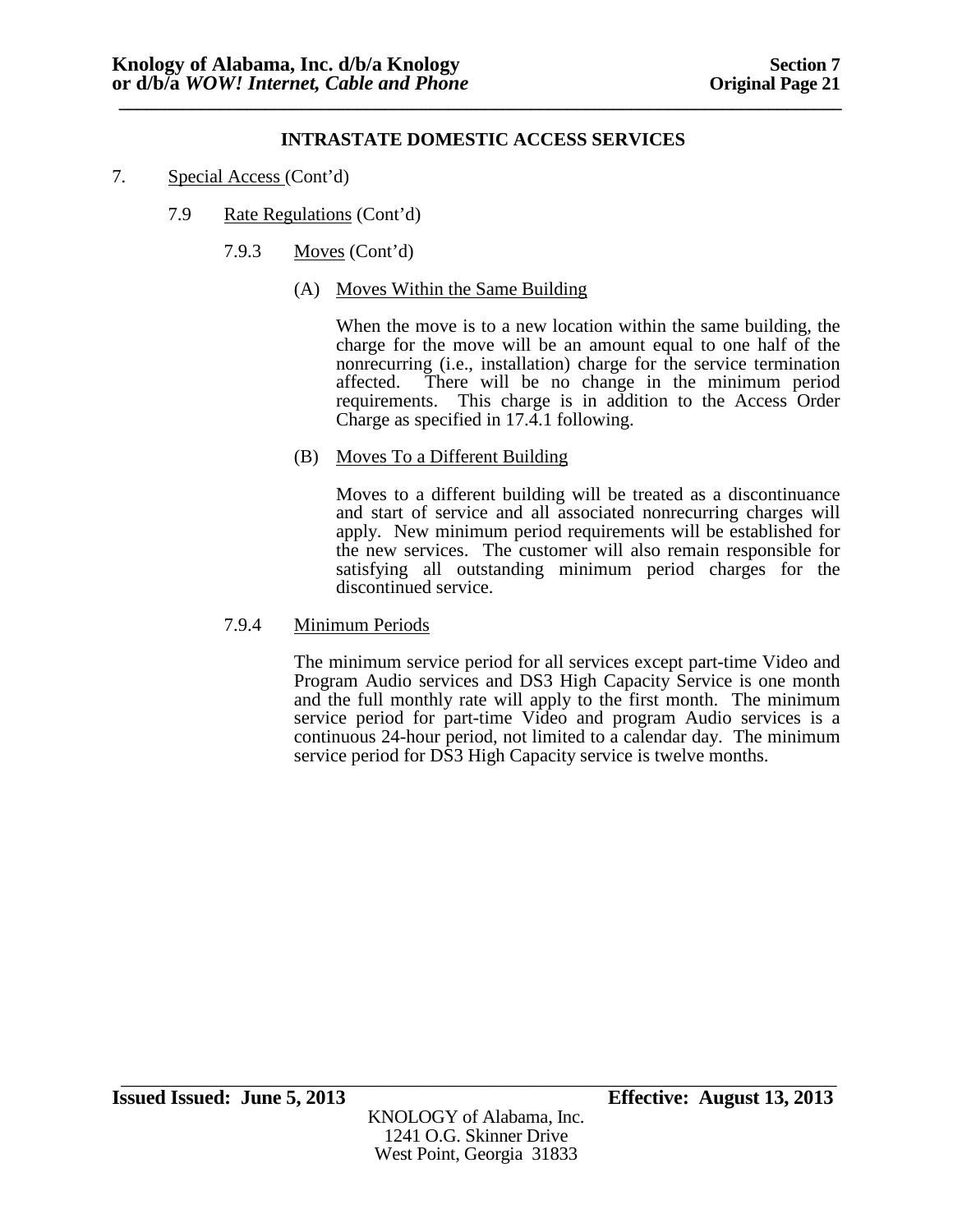## INTRASTATE DOMESTIC ACCESS SERVICES

7. Special Access (Cont'd)

7.9 Rate Regulations (Cont'd)

7.9.3 Moves (Cont'd)

(A) Moves Within the Same Building

When the move is to a new location within the same building, the charge for the move will be an amount equal to one half of the nonrecurring (i.e., installation) charge for the service termination affected. There will be no change in the minimum period requirements. This charge is in addition to the Access Order Charge as specified in 17.4.1 following.

(B) Moves To a Different Building

Moves to a different building will be treated as a discontinuance and start of service and all associated nonrecurring charges will apply. New minimum period requirements will be established for the new services. The customer will also remain responsible for satisfying all outstanding minimum period charges for the discontinued service.

7.9.4 Minimum Periods

The minimum service period for all services except part-time Video and Program Audio services and DS3 High Capacity Service is one month and the full monthly rate will apply to the first month. The minimum service period for part-time Video and program Audio services is a continuous 24-hour period, not limited to a calendar day. The minimum service period for DS3 High Capacity service is twelve months.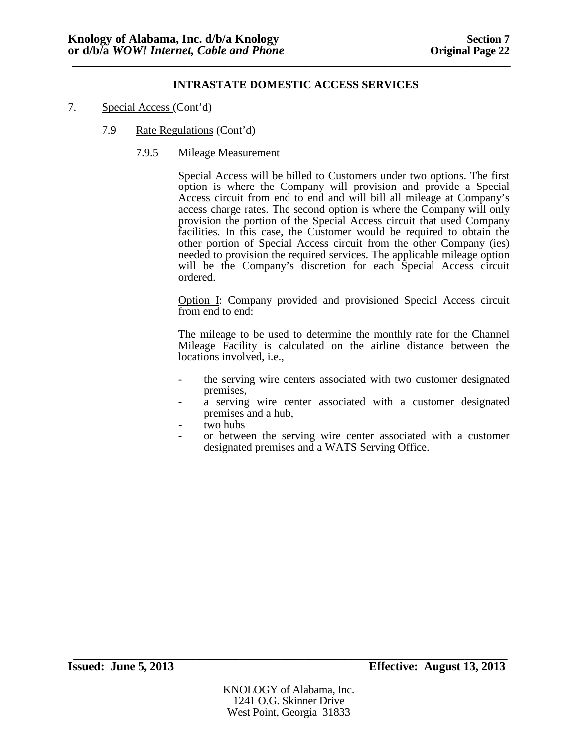## INTRASTATE DOMESTIC ACCESS SERVICES

7. Special Access (Cont'd)

   7.9 Rate Regulations (Cont'd)

   7.9.5 Mileage Measurement

   Special Access will be billed to Customers under two options. The first option is where the Company will provision and provide a Special Access circuit from end to end and will bill all mileage at Company's access charge rates. The second option is where the Company will only provision the portion of the Special Access circuit that used Company facilities. In this case, the Customer would be required to obtain the other portion of Special Access circuit from the other Company (ies) needed to provision the required services. The applicable mileage option will be the Company's discretion for each Special Access circuit ordered.

   Option I: Company provided and provisioned Special Access circuit from end to end:

   The mileage to be used to determine the monthly rate for the Channel Mileage Facility is calculated on the airline distance between the locations involved, i.e.,

   - the serving wire centers associated with two customer designated premises,
   - a serving wire center associated with a customer designated premises and a hub,
   - two hubs
   - or between the serving wire center associated with a customer designated premises and a WATS Serving Office.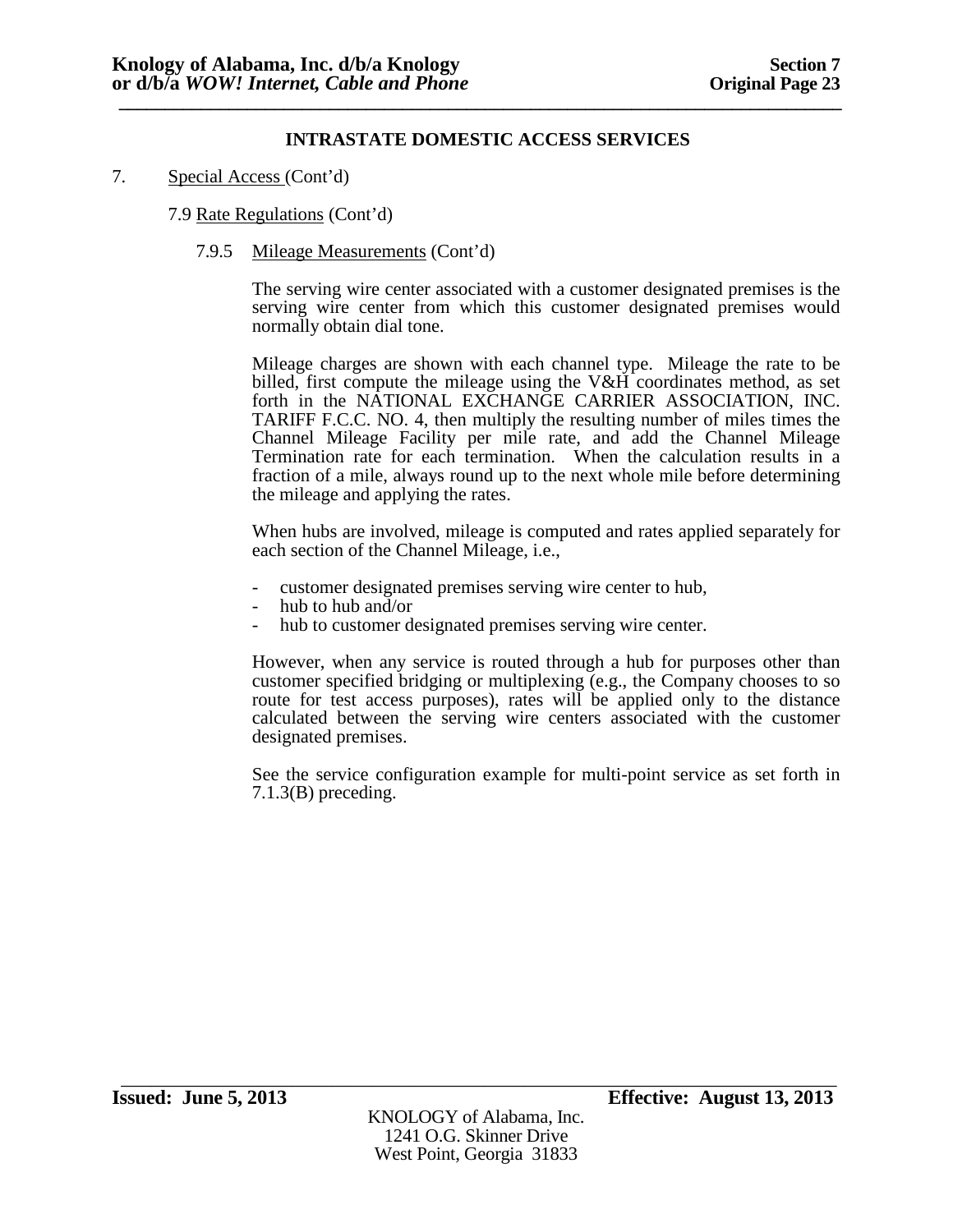## INTRASTATE DOMESTIC ACCESS SERVICES

7. Special Access (Cont'd)

7.9 Rate Regulations (Cont'd)

7.9.5 Mileage Measurements (Cont'd)

The serving wire center associated with a customer designated premises is the serving wire center from which this customer designated premises would normally obtain dial tone.

Mileage charges are shown with each channel type. Mileage the rate to be billed, first compute the mileage using the V&H coordinates method, as set forth in the NATIONAL EXCHANGE CARRIER ASSOCIATION, INC. TARIFF F.C.C. NO. 4, then multiply the resulting number of miles times the Channel Mileage Facility per mile rate, and add the Channel Mileage Termination rate for each termination. When the calculation results in a fraction of a mile, always round up to the next whole mile before determining the mileage and applying the rates.

When hubs are involved, mileage is computed and rates applied separately for each section of the Channel Mileage, i.e.,

- customer designated premises serving wire center to hub,
- hub to hub and/or
- hub to customer designated premises serving wire center.

However, when any service is routed through a hub for purposes other than customer specified bridging or multiplexing (e.g., the Company chooses to so route for test access purposes), rates will be applied only to the distance calculated between the serving wire centers associated with the customer designated premises.

See the service configuration example for multi-point service as set forth in 7.1.3(B) preceding.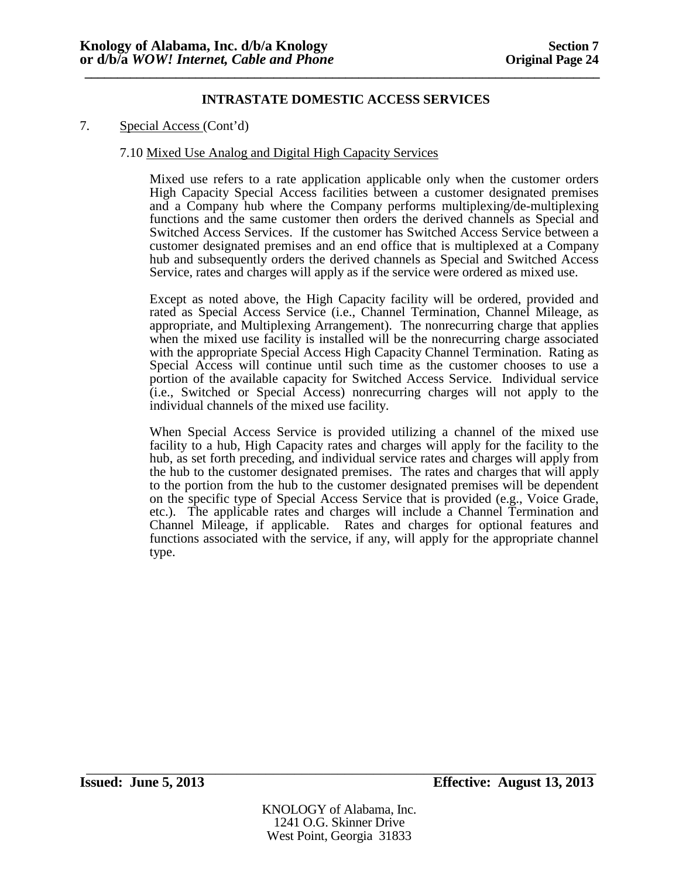## INTRASTATE DOMESTIC ACCESS SERVICES

7. Special Access (Cont'd)

### 7.10 Mixed Use Analog and Digital High Capacity Services

Mixed use refers to a rate application applicable only when the customer orders High Capacity Special Access facilities between a customer designated premises and a Company hub where the Company performs multiplexing/de-multiplexing functions and the same customer then orders the derived channels as Special and Switched Access Services. If the customer has Switched Access Service between a customer designated premises and an end office that is multiplexed at a Company hub and subsequently orders the derived channels as Special and Switched Access Service, rates and charges will apply as if the service were ordered as mixed use.

Except as noted above, the High Capacity facility will be ordered, provided and rated as Special Access Service (i.e., Channel Termination, Channel Mileage, as appropriate, and Multiplexing Arrangement). The nonrecurring charge that applies when the mixed use facility is installed will be the nonrecurring charge associated with the appropriate Special Access High Capacity Channel Termination. Rating as Special Access will continue until such time as the customer chooses to use a portion of the available capacity for Switched Access Service. Individual service (i.e., Switched or Special Access) nonrecurring charges will not apply to the individual channels of the mixed use facility.

When Special Access Service is provided utilizing a channel of the mixed use facility to a hub, High Capacity rates and charges will apply for the facility to the hub, as set forth preceding, and individual service rates and charges will apply from the hub to the customer designated premises. The rates and charges that will apply to the portion from the hub to the customer designated premises will be dependent on the specific type of Special Access Service that is provided (e.g., Voice Grade, etc.). The applicable rates and charges will include a Channel Termination and Channel Mileage, if applicable. Rates and charges for optional features and functions associated with the service, if any, will apply for the appropriate channel type.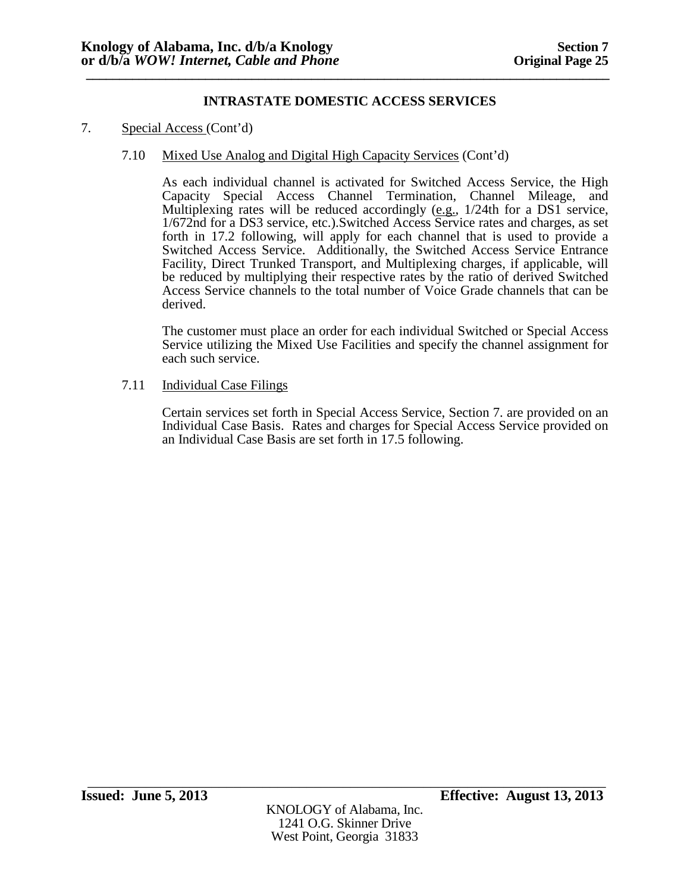## INTRASTATE DOMESTIC ACCESS SERVICES

7. Special Access (Cont'd)

   7.10 Mixed Use Analog and Digital High Capacity Services (Cont'd)

   As each individual channel is activated for Switched Access Service, the High Capacity Special Access Channel Termination, Channel Mileage, and Multiplexing rates will be reduced accordingly (e.g., 1/24th for a DS1 service, 1/672nd for a DS3 service, etc.).Switched Access Service rates and charges, as set forth in 17.2 following, will apply for each channel that is used to provide a Switched Access Service. Additionally, the Switched Access Service Entrance Facility, Direct Trunked Transport, and Multiplexing charges, if applicable, will be reduced by multiplying their respective rates by the ratio of derived Switched Access Service channels to the total number of Voice Grade channels that can be derived.

   The customer must place an order for each individual Switched or Special Access Service utilizing the Mixed Use Facilities and specify the channel assignment for each such service.

   7.11 Individual Case Filings

   Certain services set forth in Special Access Service, Section 7. are provided on an Individual Case Basis. Rates and charges for Special Access Service provided on an Individual Case Basis are set forth in 17.5 following.

**Issued: June 5, 2013** **Effective: August 13, 2013**

KNOLOGY of Alabama, Inc.
1241 O.G. Skinner Drive
West Point, Georgia 31833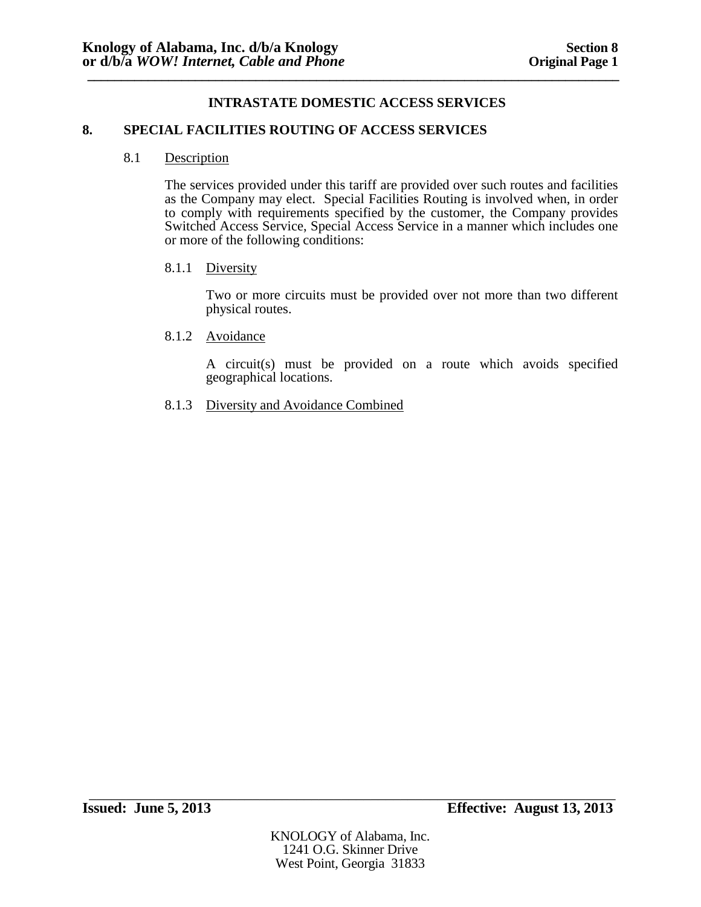## INTRASTATE DOMESTIC ACCESS SERVICES

### 8. SPECIAL FACILITIES ROUTING OF ACCESS SERVICES

#### 8.1 Description

The services provided under this tariff are provided over such routes and facilities as the Company may elect. Special Facilities Routing is involved when, in order to comply with requirements specified by the customer, the Company provides Switched Access Service, Special Access Service in a manner which includes one or more of the following conditions:

##### 8.1.1 Diversity

Two or more circuits must be provided over not more than two different physical routes.

##### 8.1.2 Avoidance

A circuit(s) must be provided on a route which avoids specified geographical locations.

##### 8.1.3 Diversity and Avoidance Combined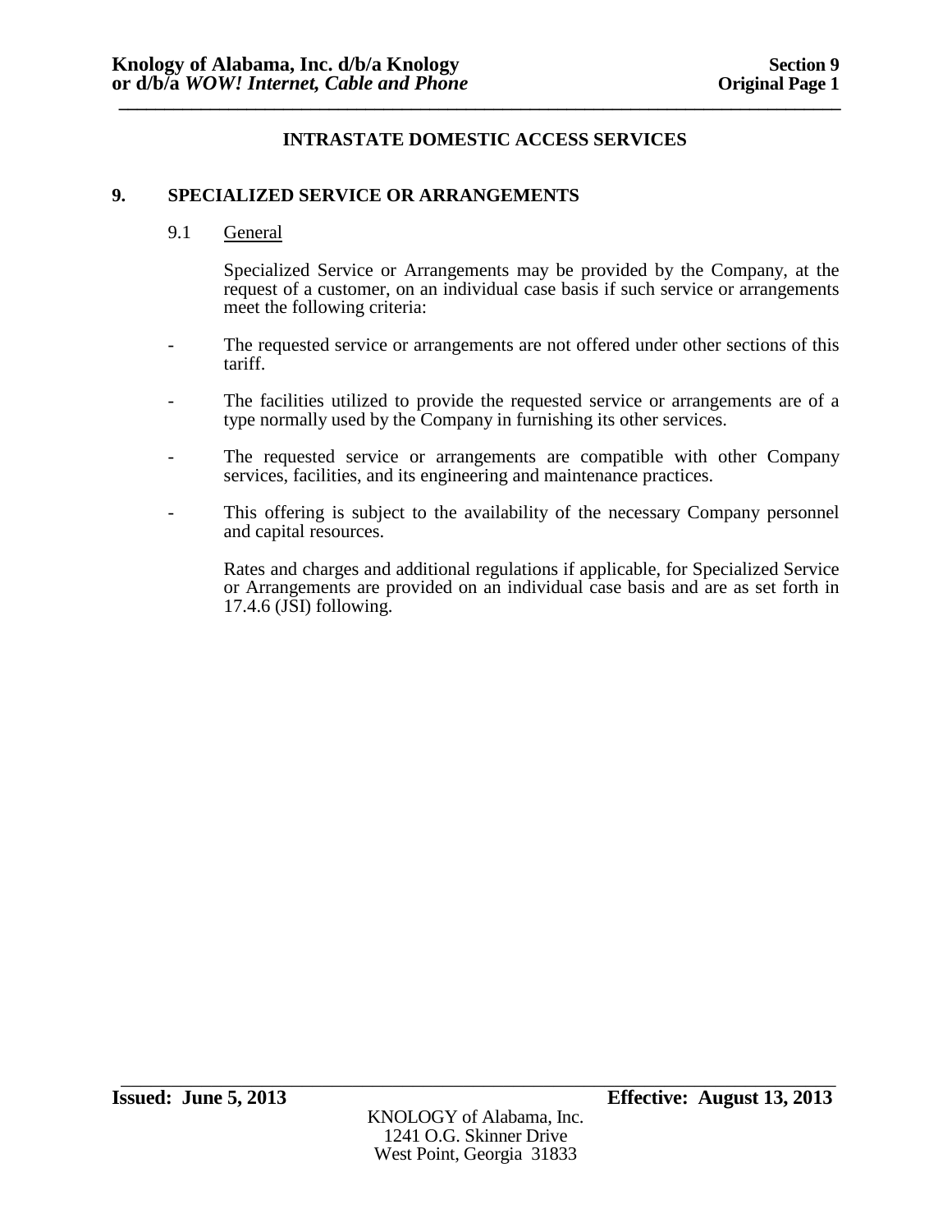# INTRASTATE DOMESTIC ACCESS SERVICES

## 9. SPECIALIZED SERVICE OR ARRANGEMENTS

### 9.1 General

Specialized Service or Arrangements may be provided by the Company, at the request of a customer, on an individual case basis if such service or arrangements meet the following criteria:

- The requested service or arrangements are not offered under other sections of this tariff.
- The facilities utilized to provide the requested service or arrangements are of a type normally used by the Company in furnishing its other services.
- The requested service or arrangements are compatible with other Company services, facilities, and its engineering and maintenance practices.
- This offering is subject to the availability of the necessary Company personnel and capital resources.

Rates and charges and additional regulations if applicable, for Specialized Service or Arrangements are provided on an individual case basis and are as set forth in 17.4.6 (JSI) following.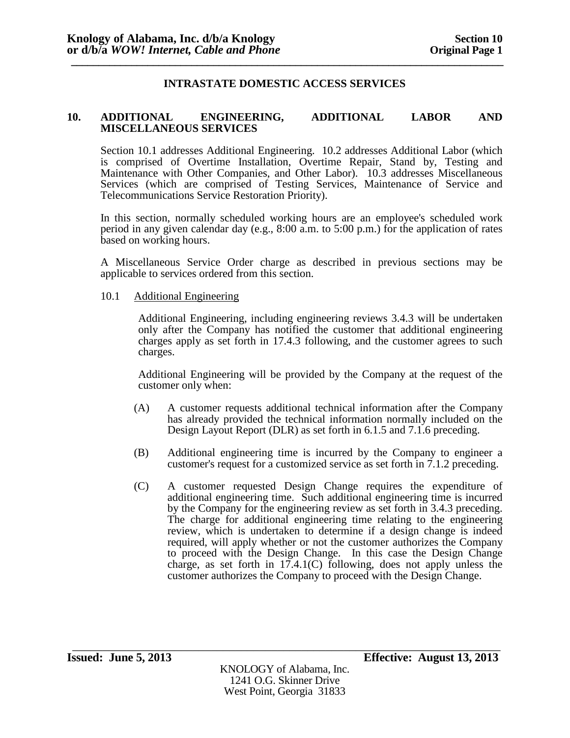## INTRASTATE DOMESTIC ACCESS SERVICES

## 10. ADDITIONAL ENGINEERING, ADDITIONAL LABOR AND MISCELLANEOUS SERVICES

Section 10.1 addresses Additional Engineering. 10.2 addresses Additional Labor (which is comprised of Overtime Installation, Overtime Repair, Stand by, Testing and Maintenance with Other Companies, and Other Labor). 10.3 addresses Miscellaneous Services (which are comprised of Testing Services, Maintenance of Service and Telecommunications Service Restoration Priority).

In this section, normally scheduled working hours are an employee's scheduled work period in any given calendar day (e.g., 8:00 a.m. to 5:00 p.m.) for the application of rates based on working hours.

A Miscellaneous Service Order charge as described in previous sections may be applicable to services ordered from this section.

### 10.1 Additional Engineering

Additional Engineering, including engineering reviews 3.4.3 will be undertaken only after the Company has notified the customer that additional engineering charges apply as set forth in 17.4.3 following, and the customer agrees to such charges.

Additional Engineering will be provided by the Company at the request of the customer only when:

(A) A customer requests additional technical information after the Company has already provided the technical information normally included on the Design Layout Report (DLR) as set forth in 6.1.5 and 7.1.6 preceding.

(B) Additional engineering time is incurred by the Company to engineer a customer's request for a customized service as set forth in 7.1.2 preceding.

(C) A customer requested Design Change requires the expenditure of additional engineering time. Such additional engineering time is incurred by the Company for the engineering review as set forth in 3.4.3 preceding. The charge for additional engineering time relating to the engineering review, which is undertaken to determine if a design change is indeed required, will apply whether or not the customer authorizes the Company to proceed with the Design Change. In this case the Design Change charge, as set forth in 17.4.1(C) following, does not apply unless the customer authorizes the Company to proceed with the Design Change.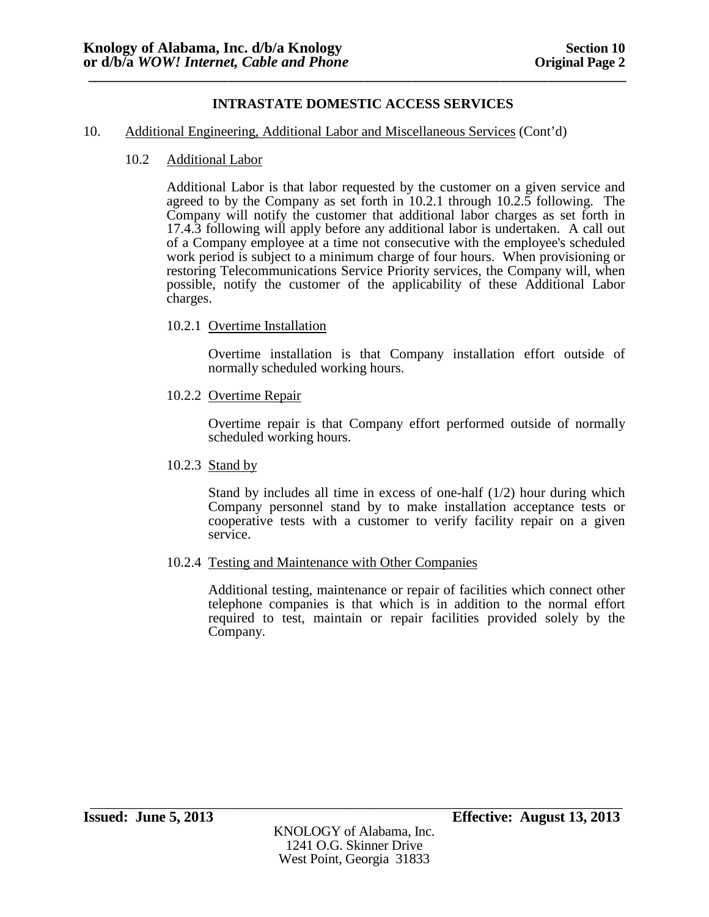## INTRASTATE DOMESTIC ACCESS SERVICES

10. Additional Engineering, Additional Labor and Miscellaneous Services (Cont'd)

### 10.2 Additional Labor

Additional Labor is that labor requested by the customer on a given service and agreed to by the Company as set forth in 10.2.1 through 10.2.5 following. The Company will notify the customer that additional labor charges as set forth in 17.4.3 following will apply before any additional labor is undertaken. A call out of a Company employee at a time not consecutive with the employee's scheduled work period is subject to a minimum charge of four hours. When provisioning or restoring Telecommunications Service Priority services, the Company will, when possible, notify the customer of the applicability of these Additional Labor charges.

#### 10.2.1 Overtime Installation

Overtime installation is that Company installation effort outside of normally scheduled working hours.

#### 10.2.2 Overtime Repair

Overtime repair is that Company effort performed outside of normally scheduled working hours.

#### 10.2.3 Stand by

Stand by includes all time in excess of one-half (1/2) hour during which Company personnel stand by to make installation acceptance tests or cooperative tests with a customer to verify facility repair on a given service.

#### 10.2.4 Testing and Maintenance with Other Companies

Additional testing, maintenance or repair of facilities which connect other telephone companies is that which is in addition to the normal effort required to test, maintain or repair facilities provided solely by the Company.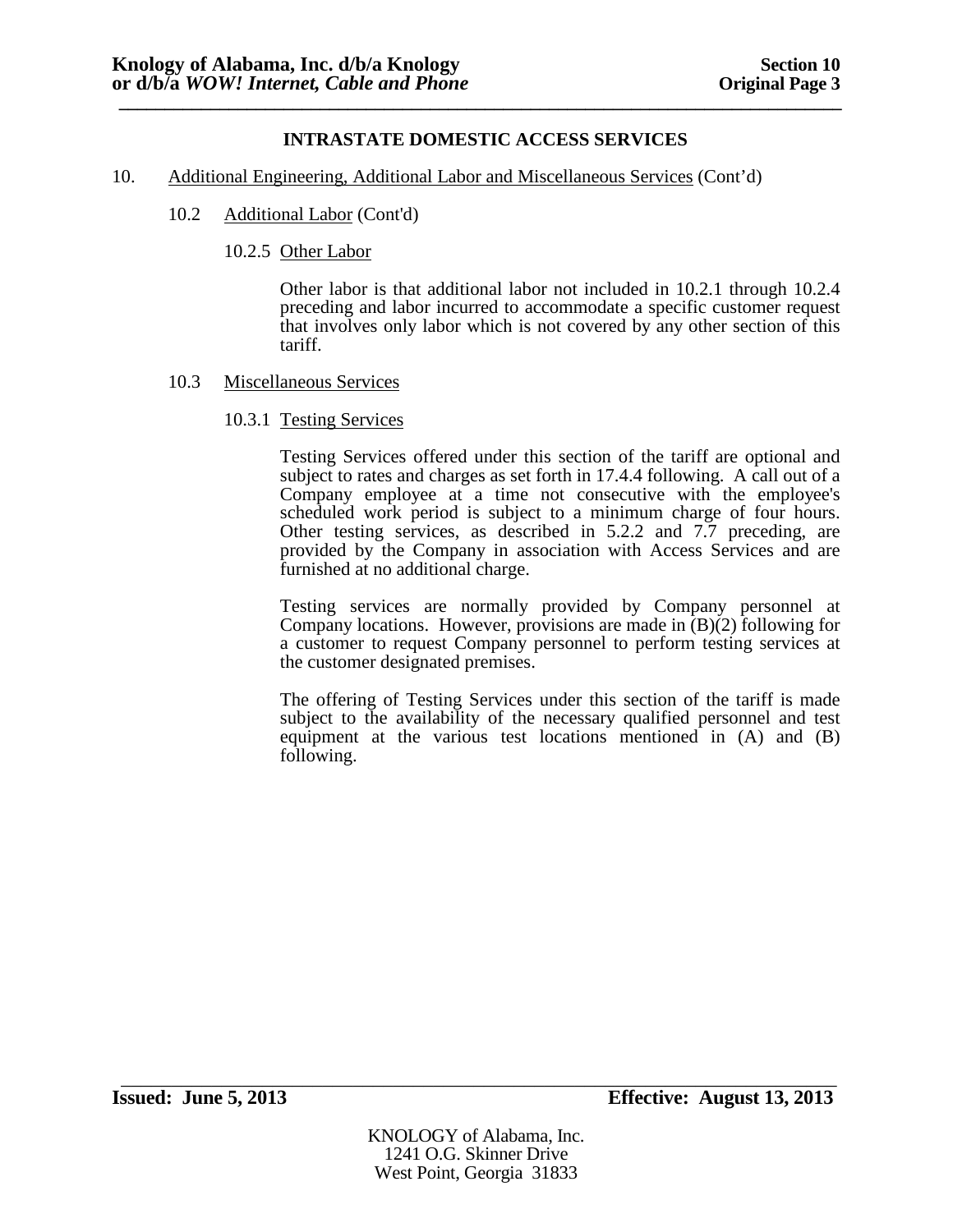## INTRASTATE DOMESTIC ACCESS SERVICES

10. Additional Engineering, Additional Labor and Miscellaneous Services (Cont'd)

10.2 Additional Labor (Cont'd)

10.2.5 Other Labor

Other labor is that additional labor not included in 10.2.1 through 10.2.4 preceding and labor incurred to accommodate a specific customer request that involves only labor which is not covered by any other section of this tariff.

10.3 Miscellaneous Services

10.3.1 Testing Services

Testing Services offered under this section of the tariff are optional and subject to rates and charges as set forth in 17.4.4 following. A call out of a Company employee at a time not consecutive with the employee's scheduled work period is subject to a minimum charge of four hours. Other testing services, as described in 5.2.2 and 7.7 preceding, are provided by the Company in association with Access Services and are furnished at no additional charge.

Testing services are normally provided by Company personnel at Company locations. However, provisions are made in (B)(2) following for a customer to request Company personnel to perform testing services at the customer designated premises.

The offering of Testing Services under this section of the tariff is made subject to the availability of the necessary qualified personnel and test equipment at the various test locations mentioned in (A) and (B) following.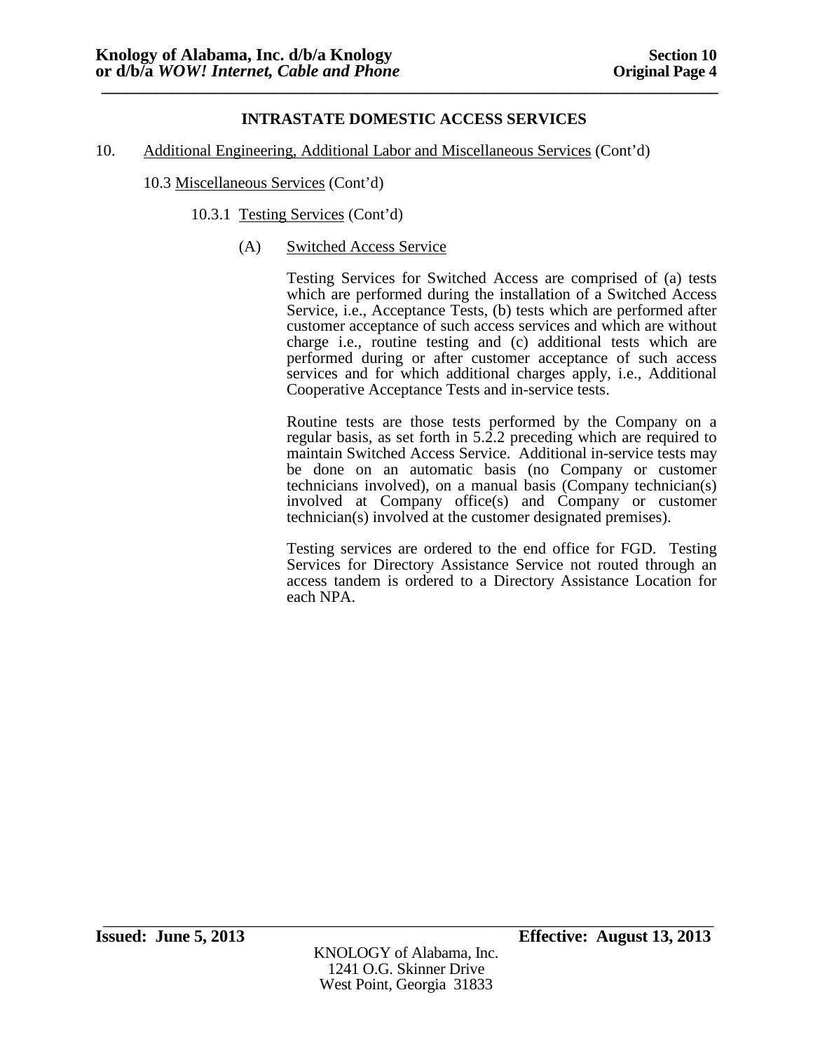**INTRASTATE DOMESTIC ACCESS SERVICES**

10. Additional Engineering, Additional Labor and Miscellaneous Services (Cont'd)

10.3 Miscellaneous Services (Cont'd)

10.3.1 Testing Services (Cont'd)

(A) Switched Access Service

Testing Services for Switched Access are comprised of (a) tests which are performed during the installation of a Switched Access Service, i.e., Acceptance Tests, (b) tests which are performed after customer acceptance of such access services and which are without charge i.e., routine testing and (c) additional tests which are performed during or after customer acceptance of such access services and for which additional charges apply, i.e., Additional Cooperative Acceptance Tests and in-service tests.

Routine tests are those tests performed by the Company on a regular basis, as set forth in 5.2.2 preceding which are required to maintain Switched Access Service. Additional in-service tests may be done on an automatic basis (no Company or customer technicians involved), on a manual basis (Company technician(s) involved at Company office(s) and Company or customer technician(s) involved at the customer designated premises).

Testing services are ordered to the end office for FGD. Testing Services for Directory Assistance Service not routed through an access tandem is ordered to a Directory Assistance Location for each NPA.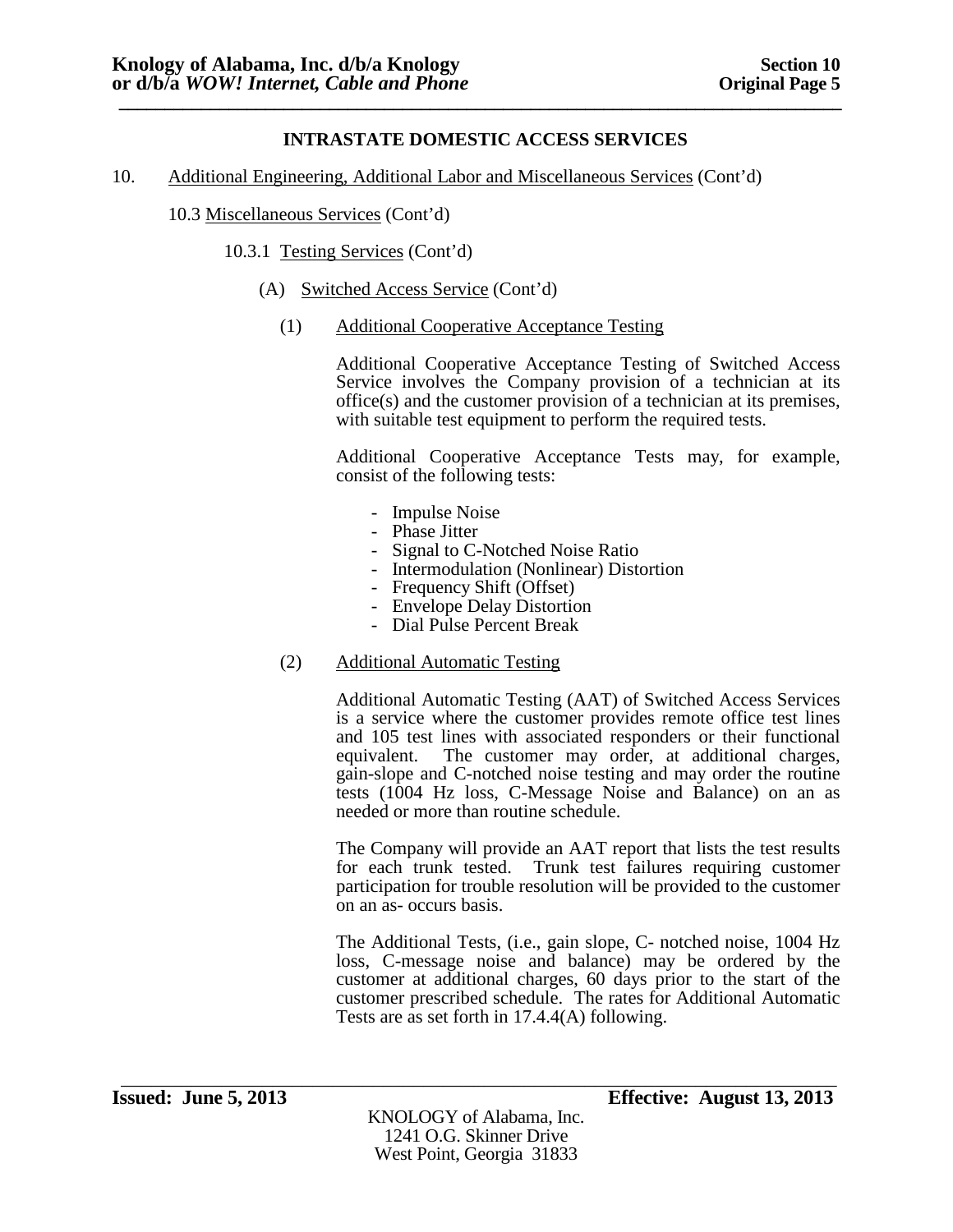**INTRASTATE DOMESTIC ACCESS SERVICES**

10. Additional Engineering, Additional Labor and Miscellaneous Services (Cont'd)

10.3 Miscellaneous Services (Cont'd)

10.3.1 Testing Services (Cont'd)

(A) Switched Access Service (Cont'd)

(1) Additional Cooperative Acceptance Testing

Additional Cooperative Acceptance Testing of Switched Access Service involves the Company provision of a technician at its office(s) and the customer provision of a technician at its premises, with suitable test equipment to perform the required tests.

Additional Cooperative Acceptance Tests may, for example, consist of the following tests:

- Impulse Noise
- Phase Jitter
- Signal to C-Notched Noise Ratio
- Intermodulation (Nonlinear) Distortion
- Frequency Shift (Offset)
- Envelope Delay Distortion
- Dial Pulse Percent Break

(2) Additional Automatic Testing

Additional Automatic Testing (AAT) of Switched Access Services is a service where the customer provides remote office test lines and 105 test lines with associated responders or their functional equivalent. The customer may order, at additional charges, gain-slope and C-notched noise testing and may order the routine tests (1004 Hz loss, C-Message Noise and Balance) on an as needed or more than routine schedule.

The Company will provide an AAT report that lists the test results for each trunk tested. Trunk test failures requiring customer participation for trouble resolution will be provided to the customer on an as- occurs basis.

The Additional Tests, (i.e., gain slope, C- notched noise, 1004 Hz loss, C-message noise and balance) may be ordered by the customer at additional charges, 60 days prior to the start of the customer prescribed schedule. The rates for Additional Automatic Tests are as set forth in 17.4.4(A) following.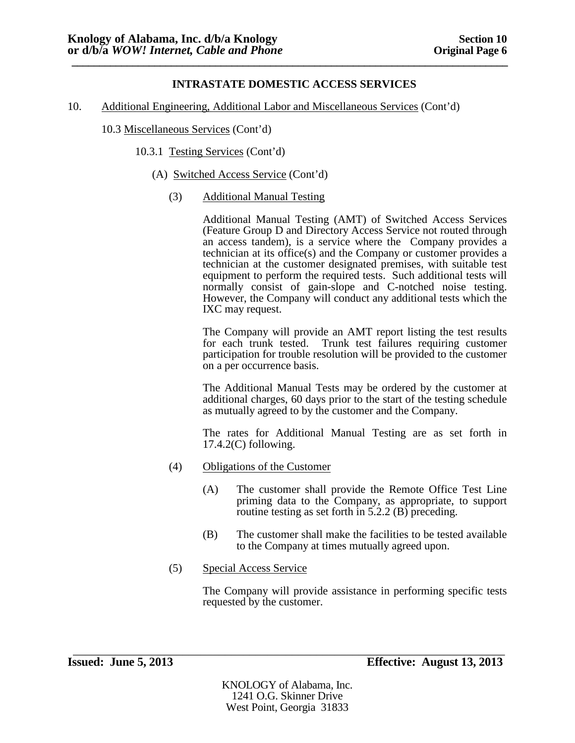## INTRASTATE DOMESTIC ACCESS SERVICES

10. Additional Engineering, Additional Labor and Miscellaneous Services (Cont'd)

10.3 Miscellaneous Services (Cont'd)

10.3.1 Testing Services (Cont'd)

(A) Switched Access Service (Cont'd)

(3) Additional Manual Testing

Additional Manual Testing (AMT) of Switched Access Services (Feature Group D and Directory Access Service not routed through an access tandem), is a service where the Company provides a technician at its office(s) and the Company or customer provides a technician at the customer designated premises, with suitable test equipment to perform the required tests. Such additional tests will normally consist of gain-slope and C-notched noise testing. However, the Company will conduct any additional tests which the IXC may request.

The Company will provide an AMT report listing the test results for each trunk tested. Trunk test failures requiring customer participation for trouble resolution will be provided to the customer on a per occurrence basis.

The Additional Manual Tests may be ordered by the customer at additional charges, 60 days prior to the start of the testing schedule as mutually agreed to by the customer and the Company.

The rates for Additional Manual Testing are as set forth in 17.4.2(C) following.

(4) Obligations of the Customer

(A) The customer shall provide the Remote Office Test Line priming data to the Company, as appropriate, to support routine testing as set forth in 5.2.2 (B) preceding.

(B) The customer shall make the facilities to be tested available to the Company at times mutually agreed upon.

(5) Special Access Service

The Company will provide assistance in performing specific tests requested by the customer.

**Issued: June 5, 2013** **Effective: August 13, 2013**

KNOLOGY of Alabama, Inc.
1241 O.G. Skinner Drive
West Point, Georgia 31833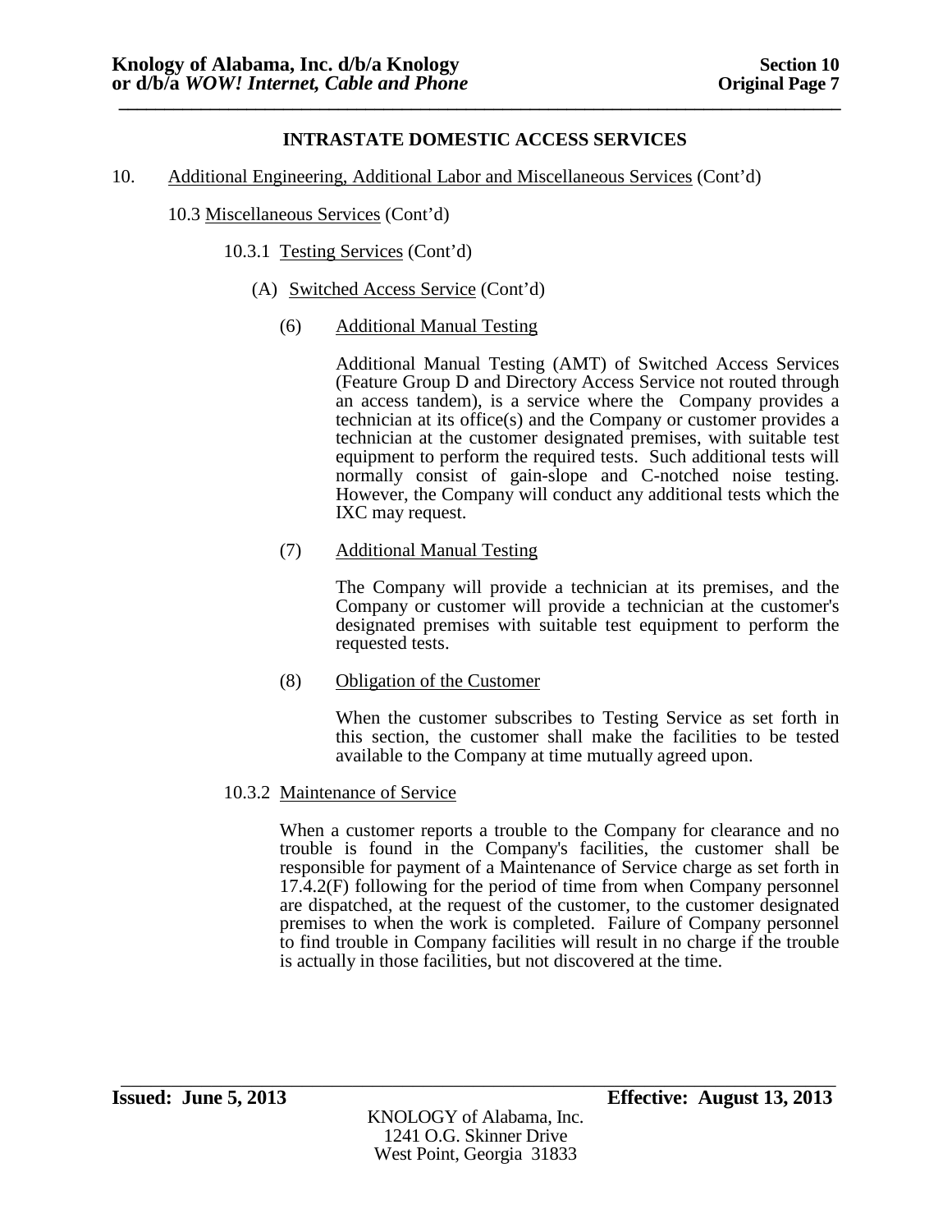## INTRASTATE DOMESTIC ACCESS SERVICES

10. Additional Engineering, Additional Labor and Miscellaneous Services (Cont'd)

10.3 Miscellaneous Services (Cont'd)

10.3.1 Testing Services (Cont'd)

(A) Switched Access Service (Cont'd)

(6) Additional Manual Testing

Additional Manual Testing (AMT) of Switched Access Services (Feature Group D and Directory Access Service not routed through an access tandem), is a service where the Company provides a technician at its office(s) and the Company or customer provides a technician at the customer designated premises, with suitable test equipment to perform the required tests. Such additional tests will normally consist of gain-slope and C-notched noise testing. However, the Company will conduct any additional tests which the IXC may request.

(7) Additional Manual Testing

The Company will provide a technician at its premises, and the Company or customer will provide a technician at the customer's designated premises with suitable test equipment to perform the requested tests.

(8) Obligation of the Customer

When the customer subscribes to Testing Service as set forth in this section, the customer shall make the facilities to be tested available to the Company at time mutually agreed upon.

10.3.2 Maintenance of Service

When a customer reports a trouble to the Company for clearance and no trouble is found in the Company's facilities, the customer shall be responsible for payment of a Maintenance of Service charge as set forth in 17.4.2(F) following for the period of time from when Company personnel are dispatched, at the request of the customer, to the customer designated premises to when the work is completed. Failure of Company personnel to find trouble in Company facilities will result in no charge if the trouble is actually in those facilities, but not discovered at the time.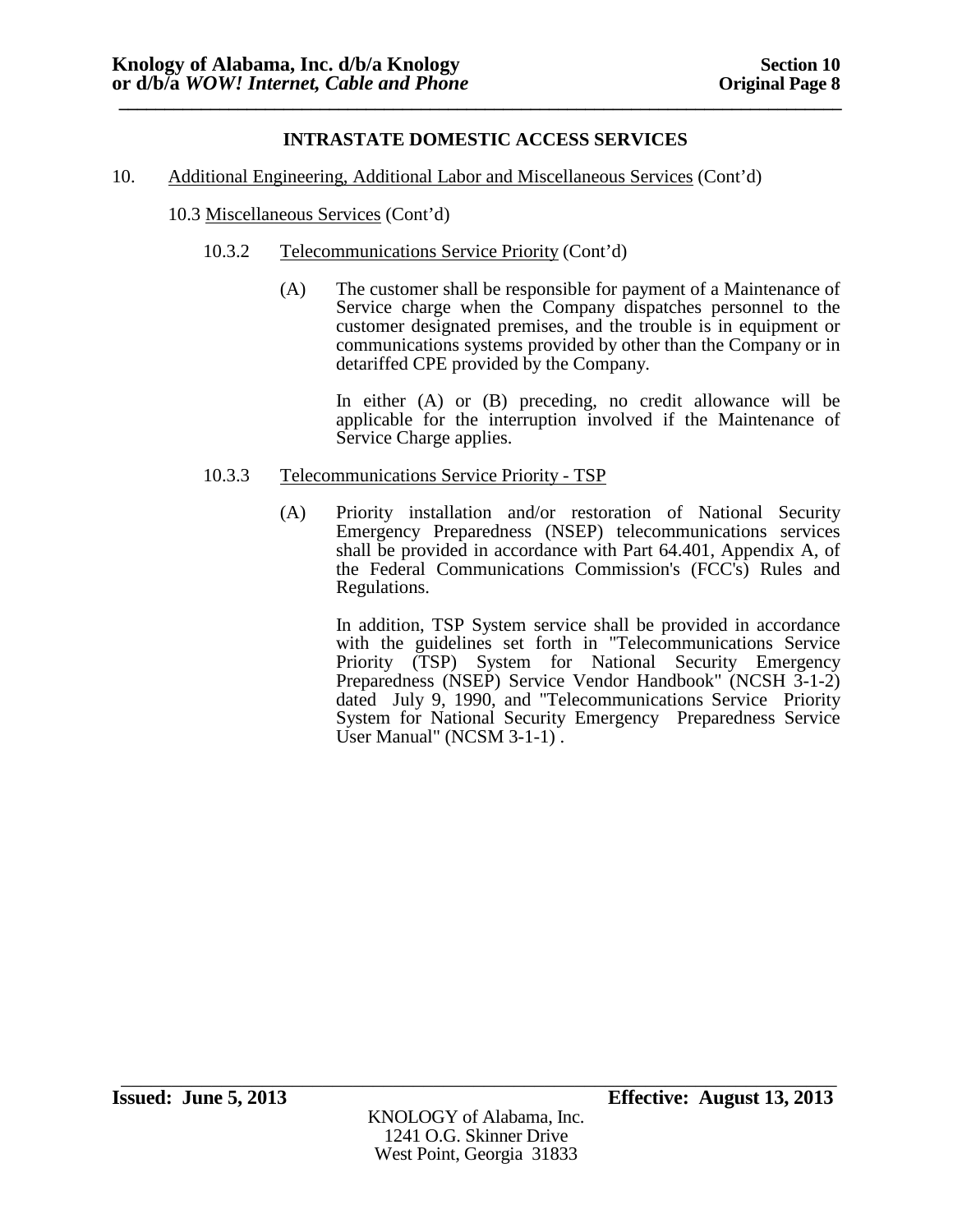## INTRASTATE DOMESTIC ACCESS SERVICES

10. Additional Engineering, Additional Labor and Miscellaneous Services (Cont'd)

10.3 Miscellaneous Services (Cont'd)

10.3.2 Telecommunications Service Priority (Cont'd)

(A) The customer shall be responsible for payment of a Maintenance of Service charge when the Company dispatches personnel to the customer designated premises, and the trouble is in equipment or communications systems provided by other than the Company or in detariffed CPE provided by the Company.

In either (A) or (B) preceding, no credit allowance will be applicable for the interruption involved if the Maintenance of Service Charge applies.

10.3.3 Telecommunications Service Priority - TSP

(A) Priority installation and/or restoration of National Security Emergency Preparedness (NSEP) telecommunications services shall be provided in accordance with Part 64.401, Appendix A, of the Federal Communications Commission's (FCC's) Rules and Regulations.

In addition, TSP System service shall be provided in accordance with the guidelines set forth in "Telecommunications Service Priority (TSP) System for National Security Emergency Preparedness (NSEP) Service Vendor Handbook" (NCSH 3-1-2) dated July 9, 1990, and "Telecommunications Service Priority System for National Security Emergency Preparedness Service User Manual" (NCSM 3-1-1) .

**Issued: June 5, 2013** **Effective: August 13, 2013**

KNOLOGY of Alabama, Inc.
1241 O.G. Skinner Drive
West Point, Georgia 31833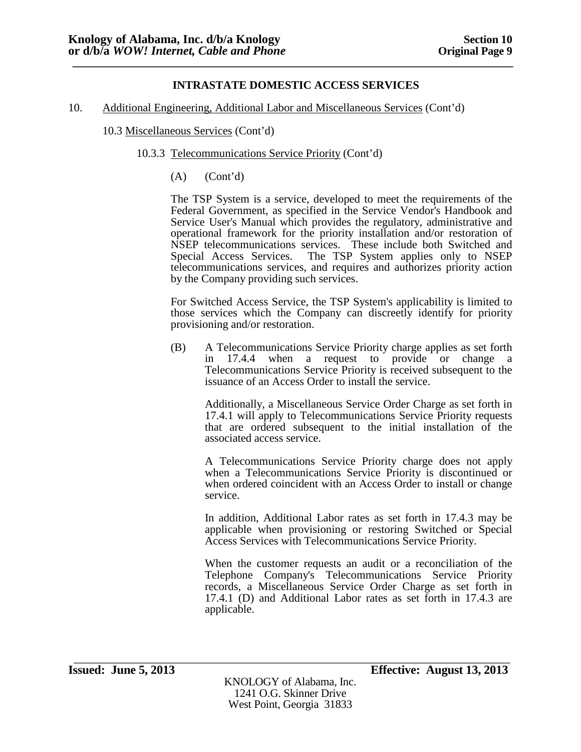## INTRASTATE DOMESTIC ACCESS SERVICES

10. Additional Engineering, Additional Labor and Miscellaneous Services (Cont'd)

10.3 Miscellaneous Services (Cont'd)

10.3.3 Telecommunications Service Priority (Cont'd)

(A) (Cont'd)

The TSP System is a service, developed to meet the requirements of the Federal Government, as specified in the Service Vendor's Handbook and Service User's Manual which provides the regulatory, administrative and operational framework for the priority installation and/or restoration of NSEP telecommunications services. These include both Switched and Special Access Services. The TSP System applies only to NSEP telecommunications services, and requires and authorizes priority action by the Company providing such services.

For Switched Access Service, the TSP System's applicability is limited to those services which the Company can discreetly identify for priority provisioning and/or restoration.

(B) A Telecommunications Service Priority charge applies as set forth in 17.4.4 when a request to provide or change a Telecommunications Service Priority is received subsequent to the issuance of an Access Order to install the service.

Additionally, a Miscellaneous Service Order Charge as set forth in 17.4.1 will apply to Telecommunications Service Priority requests that are ordered subsequent to the initial installation of the associated access service.

A Telecommunications Service Priority charge does not apply when a Telecommunications Service Priority is discontinued or when ordered coincident with an Access Order to install or change service.

In addition, Additional Labor rates as set forth in 17.4.3 may be applicable when provisioning or restoring Switched or Special Access Services with Telecommunications Service Priority.

When the customer requests an audit or a reconciliation of the Telephone Company's Telecommunications Service Priority records, a Miscellaneous Service Order Charge as set forth in 17.4.1 (D) and Additional Labor rates as set forth in 17.4.3 are applicable.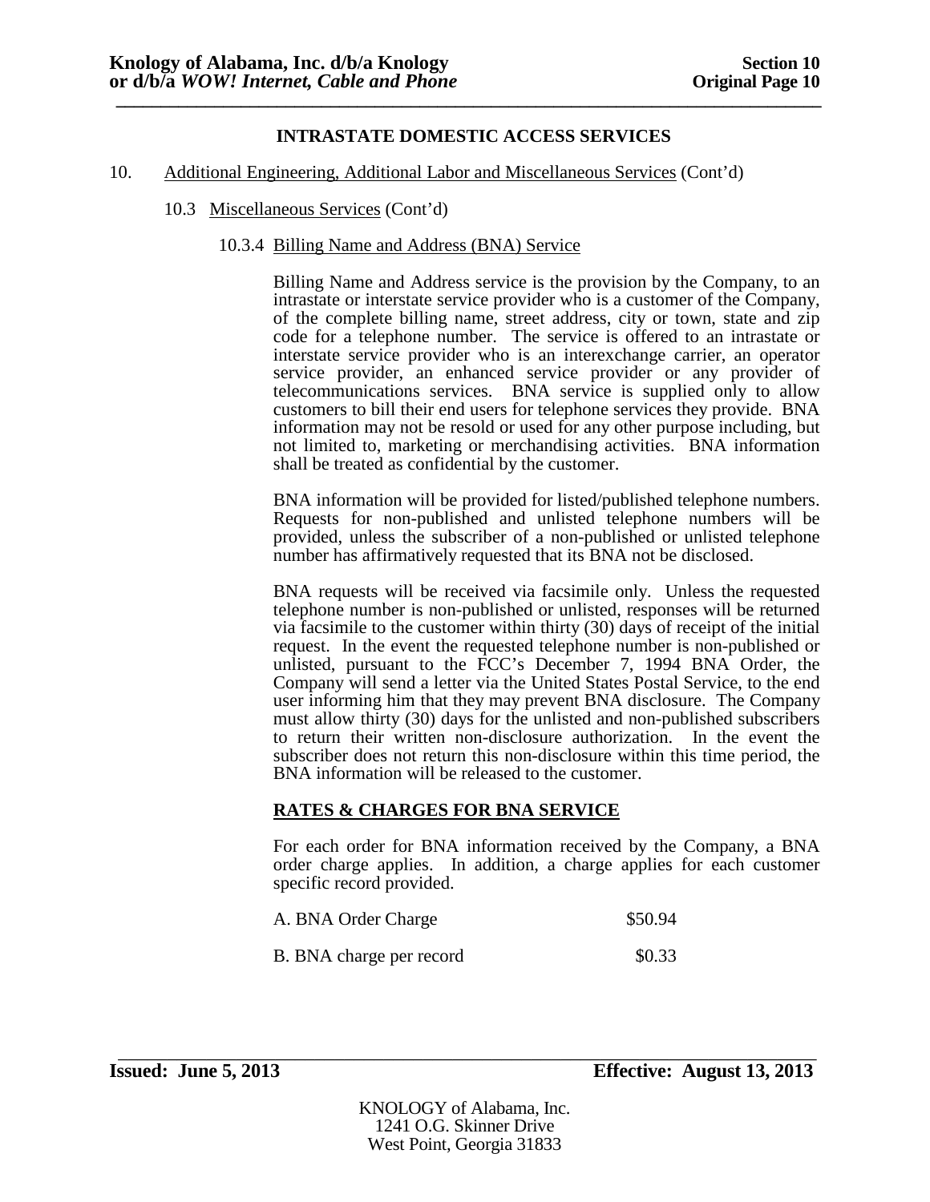## INTRASTATE DOMESTIC ACCESS SERVICES

10. Additional Engineering, Additional Labor and Miscellaneous Services (Cont'd)

### 10.3 Miscellaneous Services (Cont'd)

#### 10.3.4 Billing Name and Address (BNA) Service

Billing Name and Address service is the provision by the Company, to an intrastate or interstate service provider who is a customer of the Company, of the complete billing name, street address, city or town, state and zip code for a telephone number. The service is offered to an intrastate or interstate service provider who is an interexchange carrier, an operator service provider, an enhanced service provider or any provider of telecommunications services. BNA service is supplied only to allow customers to bill their end users for telephone services they provide. BNA information may not be resold or used for any other purpose including, but not limited to, marketing or merchandising activities. BNA information shall be treated as confidential by the customer.

BNA information will be provided for listed/published telephone numbers. Requests for non-published and unlisted telephone numbers will be provided, unless the subscriber of a non-published or unlisted telephone number has affirmatively requested that its BNA not be disclosed.

BNA requests will be received via facsimile only. Unless the requested telephone number is non-published or unlisted, responses will be returned via facsimile to the customer within thirty (30) days of receipt of the initial request. In the event the requested telephone number is non-published or unlisted, pursuant to the FCC's December 7, 1994 BNA Order, the Company will send a letter via the United States Postal Service, to the end user informing him that they may prevent BNA disclosure. The Company must allow thirty (30) days for the unlisted and non-published subscribers to return their written non-disclosure authorization. In the event the subscriber does not return this non-disclosure within this time period, the BNA information will be released to the customer.

**RATES & CHARGES FOR BNA SERVICE**

For each order for BNA information received by the Company, a BNA order charge applies. In addition, a charge applies for each customer specific record provided.

| | |
|---|---|
| A. BNA Order Charge | $50.94 |
| B. BNA charge per record | $0.33 |

**Issued: June 5, 2013** **Effective: August 13, 2013**

KNOLOGY of Alabama, Inc.
1241 O.G. Skinner Drive
West Point, Georgia 31833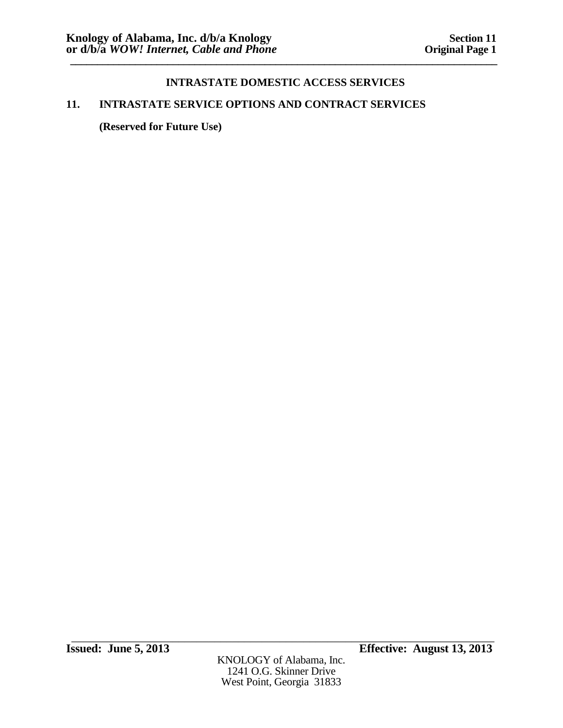**INTRASTATE DOMESTIC ACCESS SERVICES**

## 11. INTRASTATE SERVICE OPTIONS AND CONTRACT SERVICES

**(Reserved for Future Use)**

**Issued: June 5, 2013** **Effective: August 13, 2013**

KNOLOGY of Alabama, Inc.
1241 O.G. Skinner Drive
West Point, Georgia 31833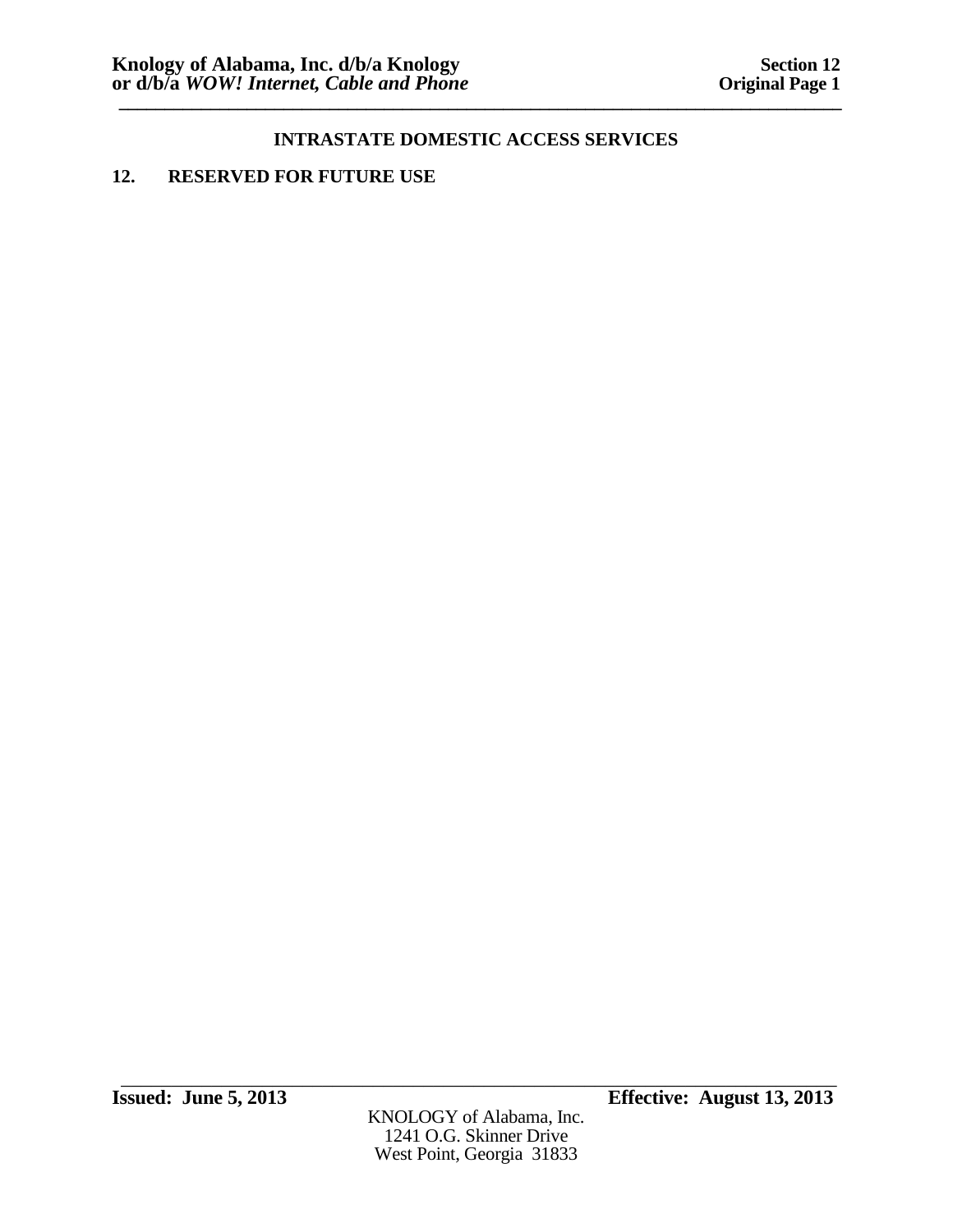## INTRASTATE DOMESTIC ACCESS SERVICES

### 12. RESERVED FOR FUTURE USE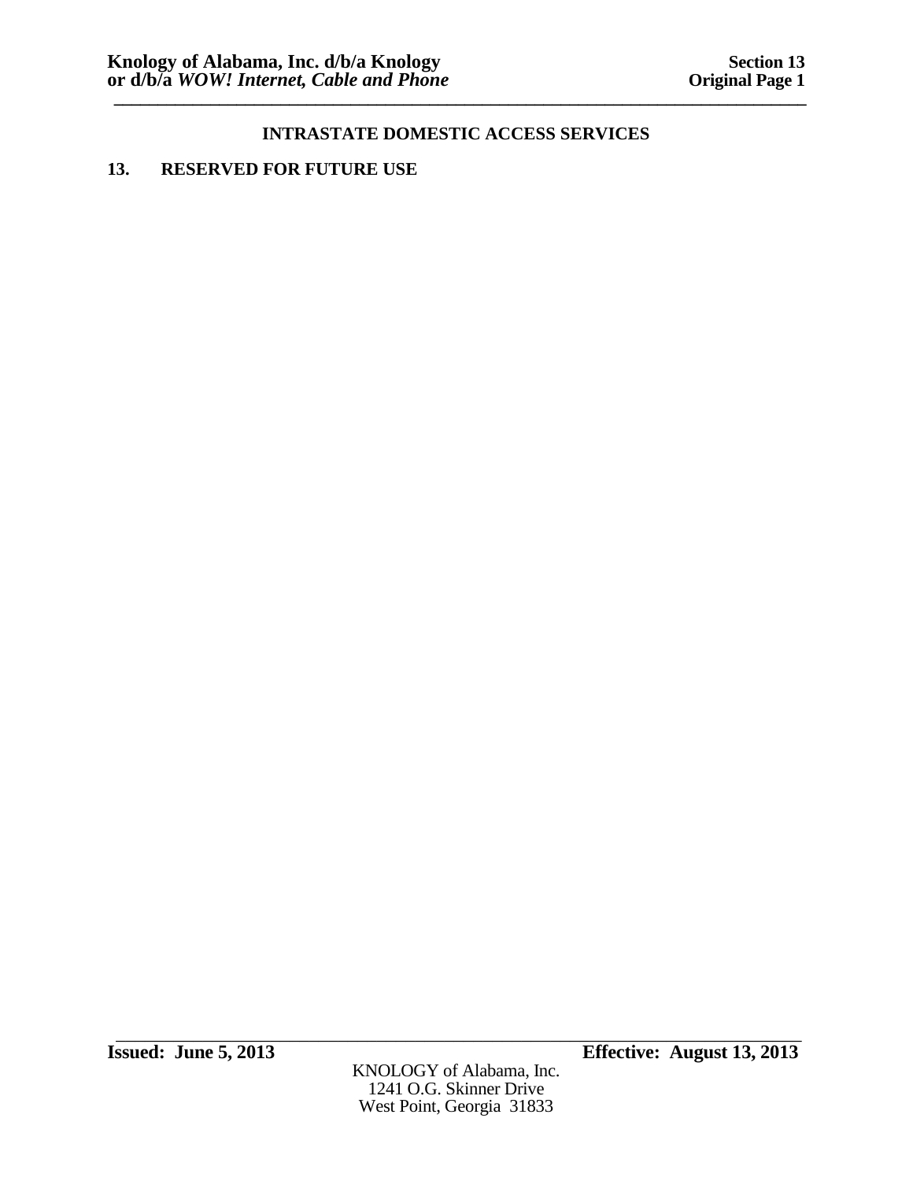## INTRASTATE DOMESTIC ACCESS SERVICES

### 13. RESERVED FOR FUTURE USE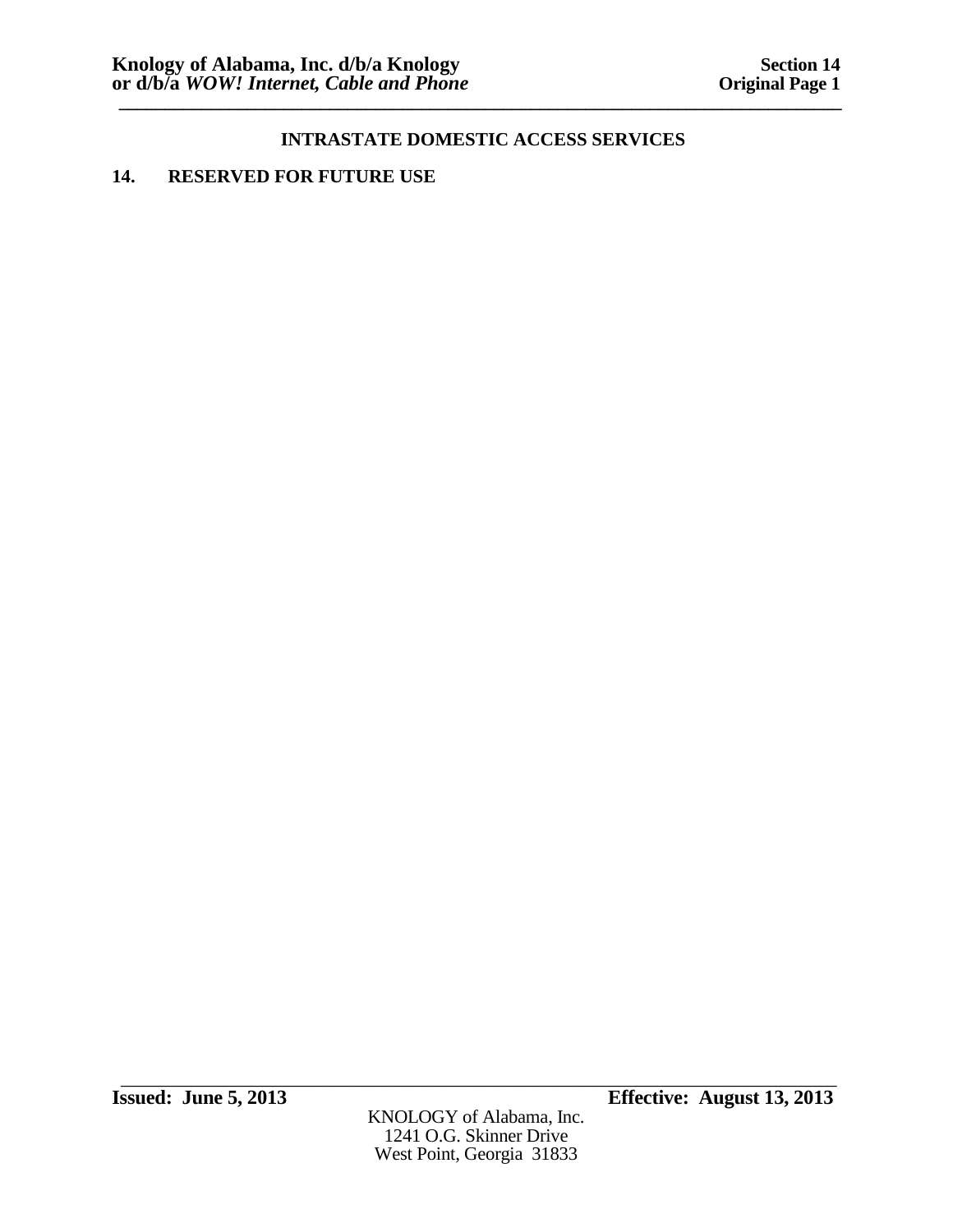## INTRASTATE DOMESTIC ACCESS SERVICES

**14. RESERVED FOR FUTURE USE**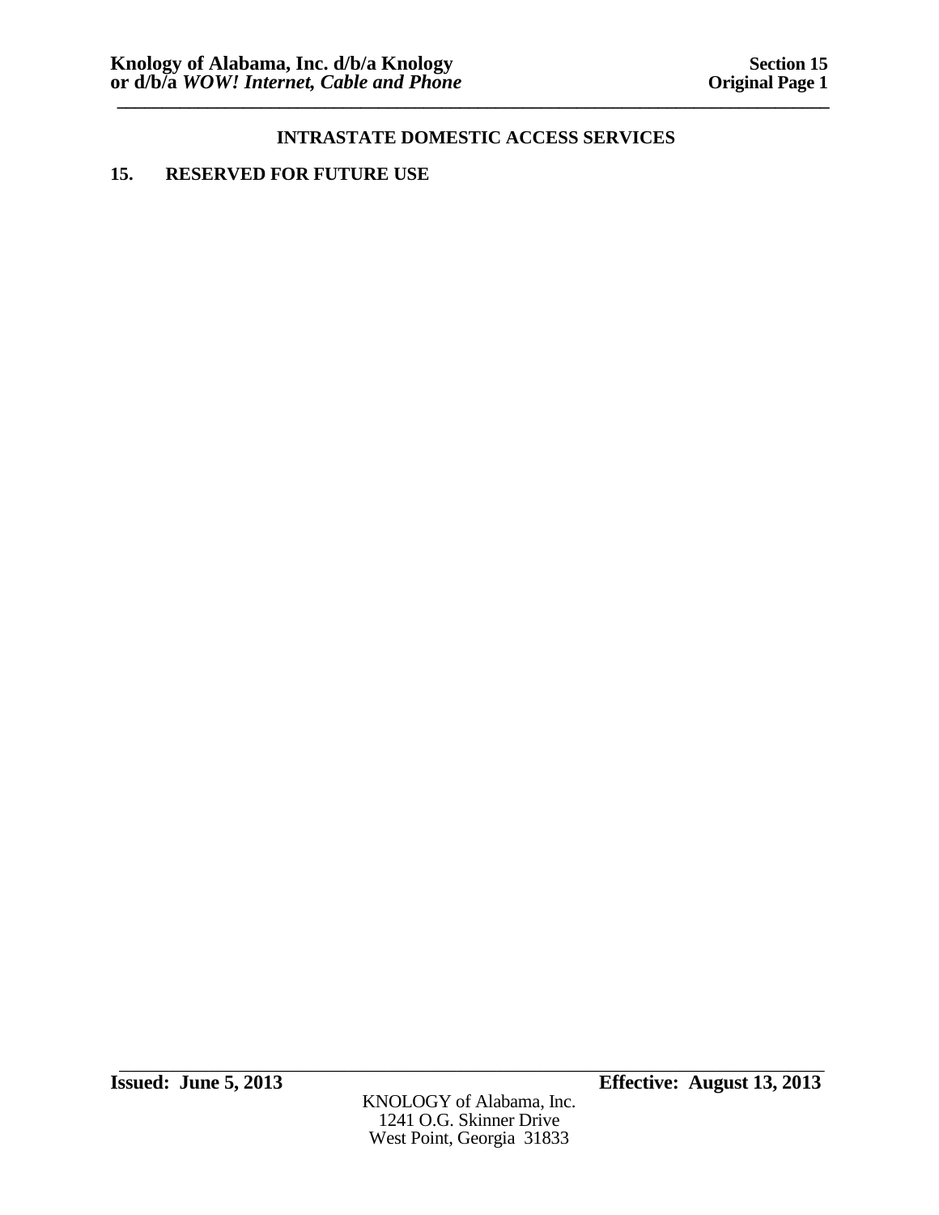## INTRASTATE DOMESTIC ACCESS SERVICES

## 15. RESERVED FOR FUTURE USE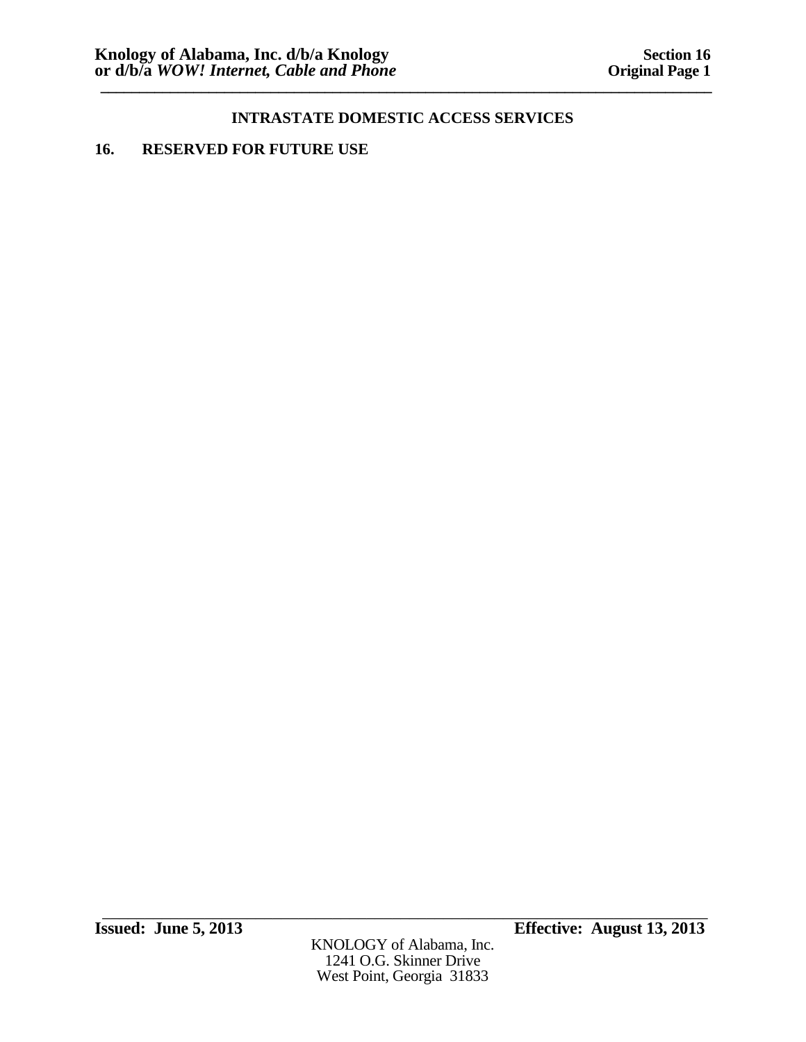**INTRASTATE DOMESTIC ACCESS SERVICES**

**16. RESERVED FOR FUTURE USE**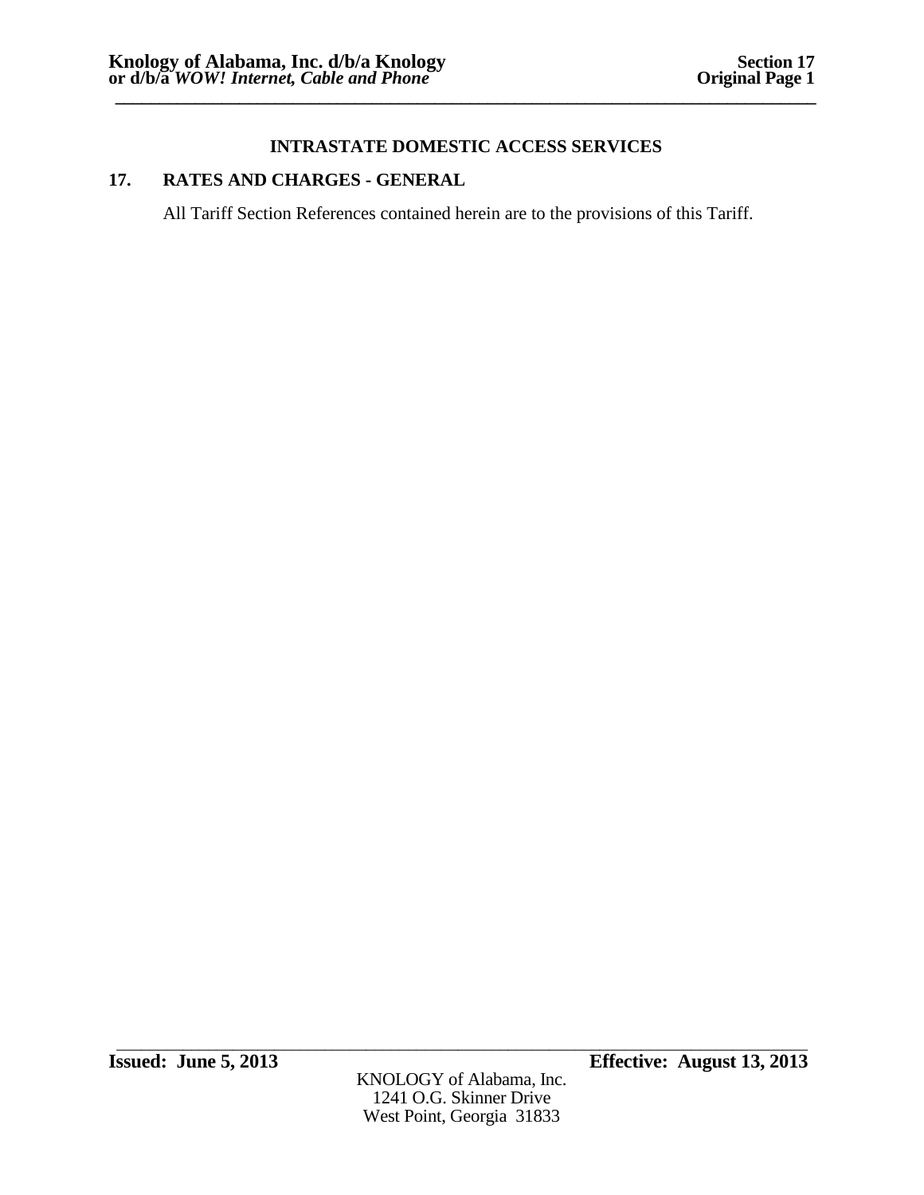## INTRASTATE DOMESTIC ACCESS SERVICES

## 17. RATES AND CHARGES - GENERAL

All Tariff Section References contained herein are to the provisions of this Tariff.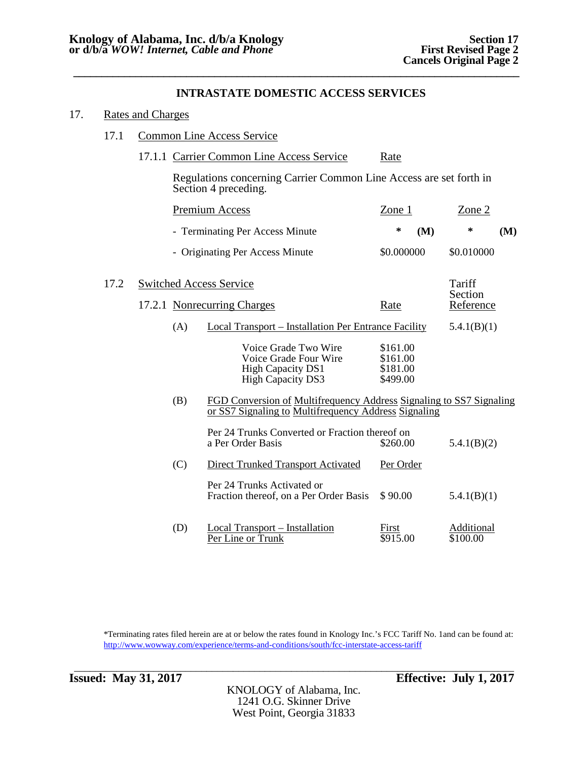### INTRASTATE DOMESTIC ACCESS SERVICES

## 17. Rates and Charges

### 17.1 Common Line Access Service

#### 17.1.1 Carrier Common Line Access Service — Rate

Regulations concerning Carrier Common Line Access are set forth in Section 4 preceding.

| Premium Access | Zone 1 | Zone 2 |
|---|---|---|
| - Terminating Per Access Minute | * (M) | * (M) |
| - Originating Per Access Minute | $0.000000 | $0.010000 |

### 17.2 Switched Access Service

#### 17.2.1 Nonrecurring Charges

| | | Rate | Tariff Section Reference |
|---|---|---|---|
| (A) | Local Transport – Installation Per Entrance Facility | | 5.4.1(B)(1) |
| | Voice Grade Two Wire | $161.00 | |
| | Voice Grade Four Wire | $161.00 | |
| | High Capacity DS1 | $181.00 | |
| | High Capacity DS3 | $499.00 | |
| (B) | FGD Conversion of Multifrequency Address Signaling to SS7 Signaling or SS7 Signaling to Multifrequency Address Signaling | | |
| | Per 24 Trunks Converted or Fraction thereof on a Per Order Basis | $260.00 | 5.4.1(B)(2) |
| (C) | Direct Trunked Transport Activated | Per Order | |
| | Per 24 Trunks Activated or Fraction thereof, on a Per Order Basis | $ 90.00 | 5.4.1(B)(1) |

| | | First | Additional |
|---|---|---|---|
| (D) | Local Transport – Installation Per Line or Trunk | $915.00 | $100.00 |

*Terminating rates filed herein are at or below the rates found in Knology Inc.'s FCC Tariff No. 1and can be found at: http://www.wowway.com/experience/terms-and-conditions/south/fcc-interstate-access-tariff

**Issued: May 31, 2017** **Effective: July 1, 2017**

KNOLOGY of Alabama, Inc.
1241 O.G. Skinner Drive
West Point, Georgia 31833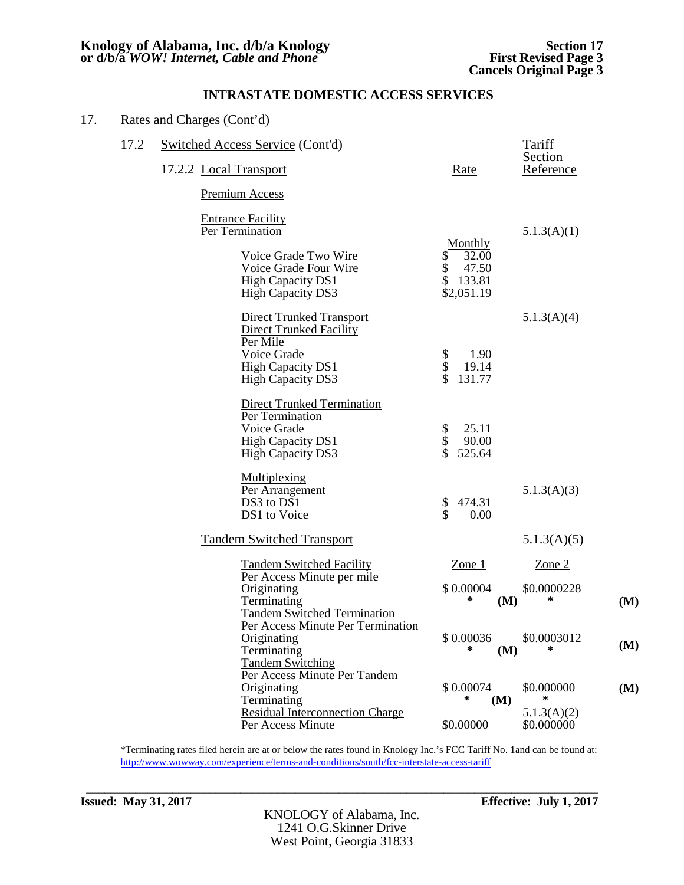**Knology of Alabama, Inc. d/b/a Knology or d/b/a *WOW! Internet, Cable and Phone***

**Section 17**
**First Revised Page 3**
**Cancels Original Page 3**

## INTRASTATE DOMESTIC ACCESS SERVICES

17. Rates and Charges (Cont'd)

17.2 Switched Access Service (Cont'd)

| 17.2.2 Local Transport | Rate | Tariff Section Reference | |
|---|---|---|---|
| Premium Access | | | |
| Entrance Facility | | | |
| Per Termination | | 5.1.3(A)(1) | |
| | Monthly | | |
| Voice Grade Two Wire | $ 32.00 | | |
| Voice Grade Four Wire | $ 47.50 | | |
| High Capacity DS1 | $ 133.81 | | |
| High Capacity DS3 | $2,051.19 | | |
| Direct Trunked Transport | | 5.1.3(A)(4) | |
| Direct Trunked Facility | | | |
| Per Mile | | | |
| Voice Grade | $ 1.90 | | |
| High Capacity DS1 | $ 19.14 | | |
| High Capacity DS3 | $ 131.77 | | |
| Direct Trunked Termination | | | |
| Per Termination | | | |
| Voice Grade | $ 25.11 | | |
| High Capacity DS1 | $ 90.00 | | |
| High Capacity DS3 | $ 525.64 | | |
| Multiplexing | | | |
| Per Arrangement | | 5.1.3(A)(3) | |
| DS3 to DS1 | $ 474.31 | | |
| DS1 to Voice | $ 0.00 | | |

| Tandem Switched Transport | | 5.1.3(A)(5) | |
|---|---|---|---|
| Tandem Switched Facility | Zone 1 | Zone 2 | |
| Per Access Minute per mile | | | |
| Originating | $ 0.00004 | $0.0000228 | |
| Terminating | * (M) | * | (M) |
| Tandem Switched Termination | | | |
| Per Access Minute Per Termination | | | |
| Originating | $ 0.00036 | $0.0003012 | |
| Terminating | * (M) | * | (M) |
| Tandem Switching | | | |
| Per Access Minute Per Tandem | | | |
| Originating | $ 0.00074 | $0.000000 | (M) |
| Terminating | * (M) | * | |
| Residual Interconnection Charge | | 5.1.3(A)(2) | |
| Per Access Minute | $0.00000 | $0.000000 | |

*Terminating rates filed herein are at or below the rates found in Knology Inc.'s FCC Tariff No. 1and can be found at: http://www.wowway.com/experience/terms-and-conditions/south/fcc-interstate-access-tariff

**Issued: May 31, 2017** **Effective: July 1, 2017**

KNOLOGY of Alabama, Inc.
1241 O.G.Skinner Drive
West Point, Georgia 31833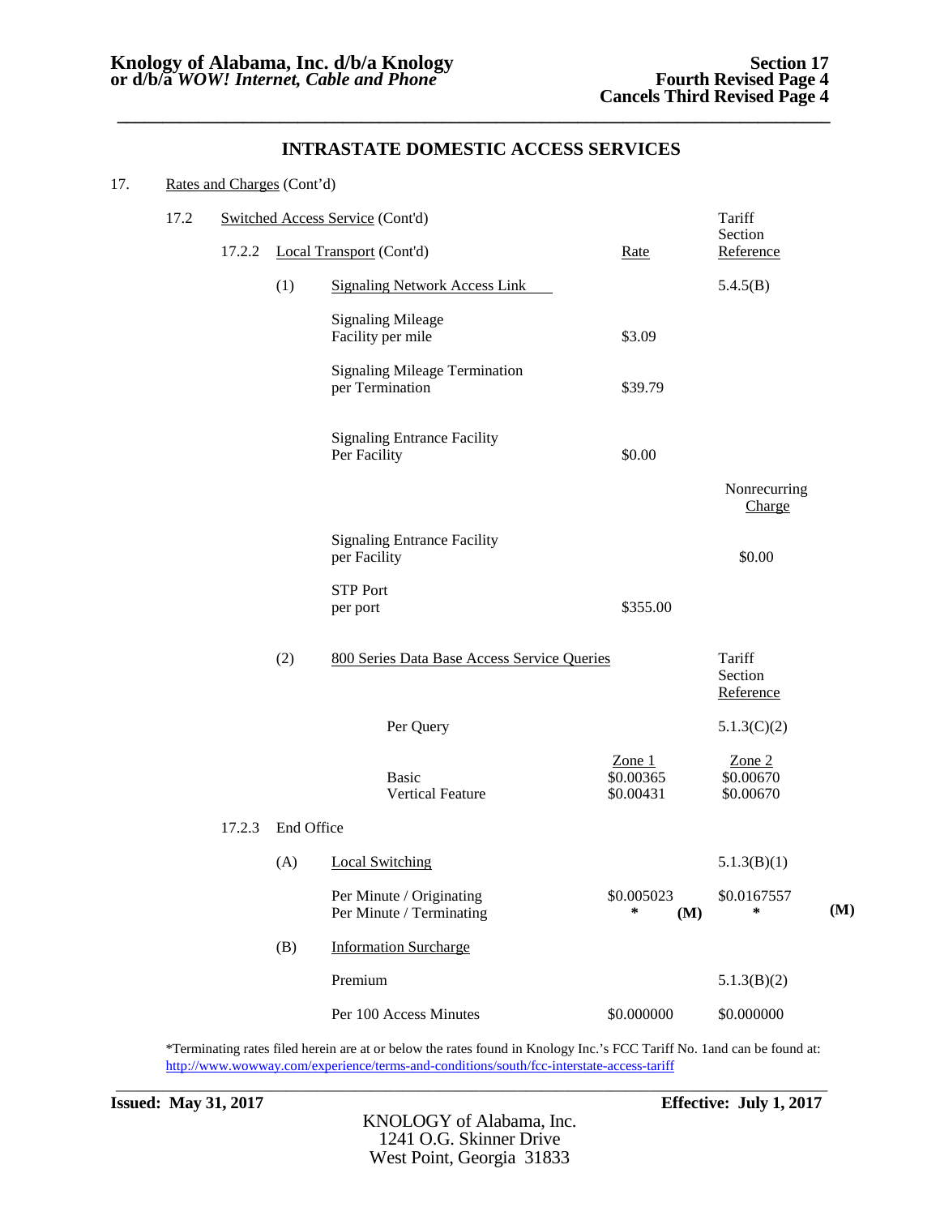## INTRASTATE DOMESTIC ACCESS SERVICES

17. Rates and Charges (Cont'd)

17.2 Switched Access Service (Cont'd)

17.2.2 Local Transport (Cont'd)

| | Rate | Tariff Section Reference |
|---|---|---|
| (1) Signaling Network Access Link | | 5.4.5(B) |
| Signaling Mileage Facility per mile | $3.09 | |
| Signaling Mileage Termination per Termination | $39.79 | |
| Signaling Entrance Facility Per Facility | $0.00 | |

| | | Nonrecurring Charge |
|---|---|---|
| Signaling Entrance Facility per Facility | | $0.00 |
| STP Port per port | $355.00 | |

(2) 800 Series Data Base Access Service Queries

| | Zone 1 | Zone 2 | Tariff Section Reference |
|---|---|---|---|
| Per Query | | | 5.1.3(C)(2) |
| Basic | $0.00365 | $0.00670 | |
| Vertical Feature | $0.00431 | $0.00670 | |

17.2.3 End Office

(A) Local Switching — 5.1.3(B)(1)

| | | | |
|---|---|---|---|
| Per Minute / Originating | $0.005023 | $0.0167557 | |
| Per Minute / Terminating | * (M) | * | (M) |

(B) Information Surcharge

| | | |
|---|---|---|
| Premium | | 5.1.3(B)(2) |
| Per 100 Access Minutes | $0.000000 | $0.000000 |

*Terminating rates filed herein are at or below the rates found in Knology Inc.'s FCC Tariff No. 1and can be found at: http://www.wowway.com/experience/terms-and-conditions/south/fcc-interstate-access-tariff

**Issued: May 31, 2017** **Effective: July 1, 2017**

KNOLOGY of Alabama, Inc.
1241 O.G. Skinner Drive
West Point, Georgia 31833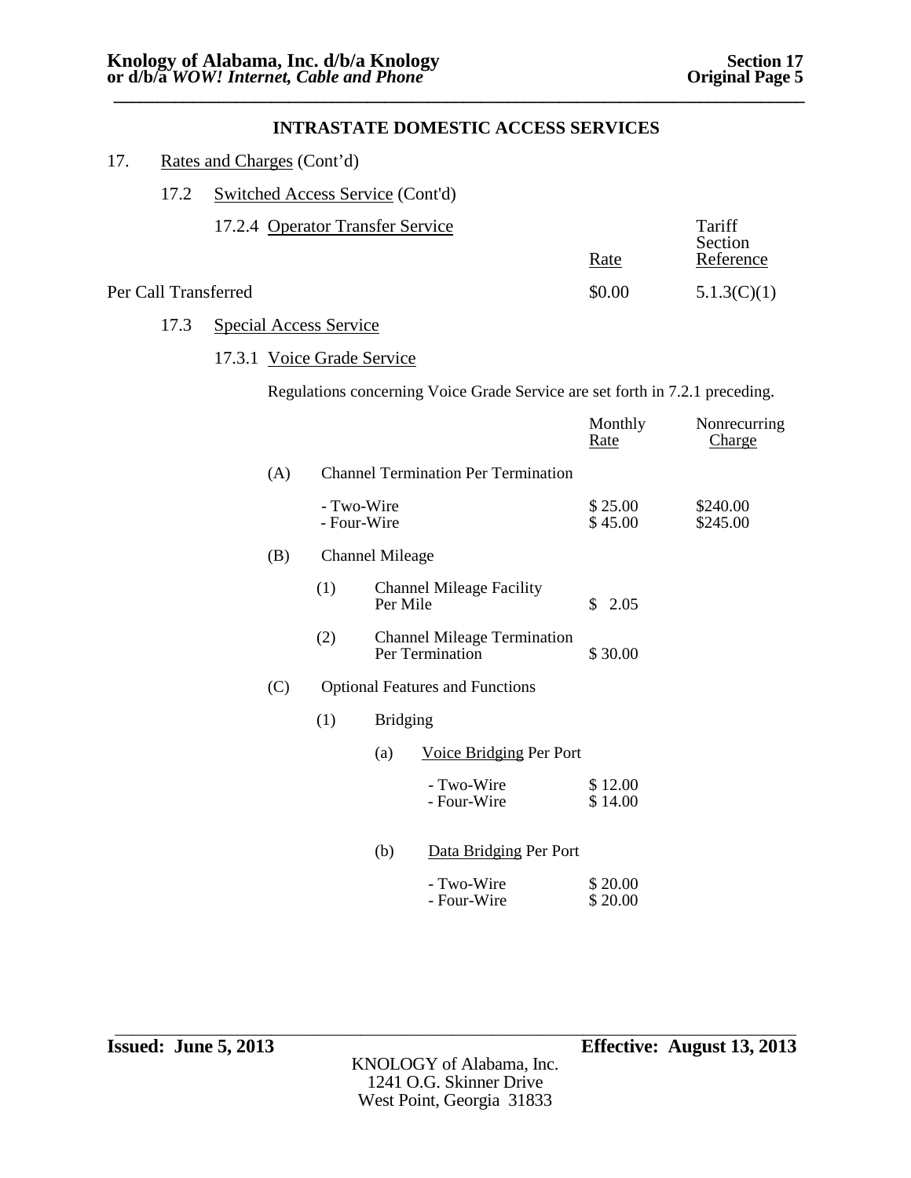## INTRASTATE DOMESTIC ACCESS SERVICES

17. Rates and Charges (Cont'd)

17.2 Switched Access Service (Cont'd)

17.2.4 Operator Transfer Service

| | Rate | Tariff Section Reference |
|---|---|---|
| Per Call Transferred | $0.00 | 5.1.3(C)(1) |

17.3 Special Access Service

17.3.1 Voice Grade Service

Regulations concerning Voice Grade Service are set forth in 7.2.1 preceding.

| | Monthly Rate | Nonrecurring Charge |
|---|---|---|
| (A) Channel Termination Per Termination | | |
| - Two-Wire | $ 25.00 | $240.00 |
| - Four-Wire | $ 45.00 | $245.00 |
| (B) Channel Mileage | | |
| (1) Channel Mileage Facility Per Mile | $ 2.05 | |
| (2) Channel Mileage Termination Per Termination | $ 30.00 | |
| (C) Optional Features and Functions | | |
| (1) Bridging | | |
| (a) Voice Bridging Per Port | | |
| - Two-Wire | $ 12.00 | |
| - Four-Wire | $ 14.00 | |
| (b) Data Bridging Per Port | | |
| - Two-Wire | $ 20.00 | |
| - Four-Wire | $ 20.00 | |

**Issued: June 5, 2013** **Effective: August 13, 2013**

KNOLOGY of Alabama, Inc.
1241 O.G. Skinner Drive
West Point, Georgia 31833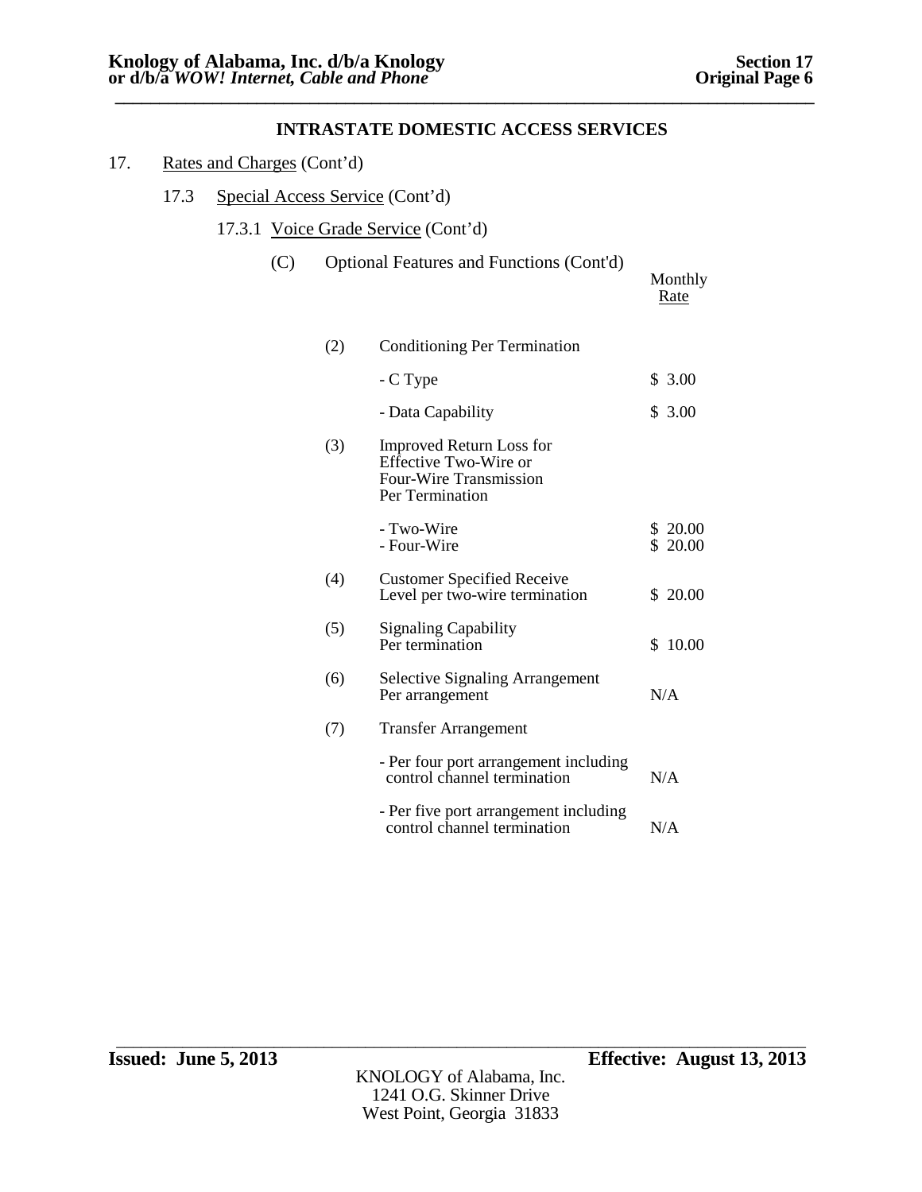**INTRASTATE DOMESTIC ACCESS SERVICES**

17. Rates and Charges (Cont'd)

17.3 Special Access Service (Cont'd)

17.3.1 Voice Grade Service (Cont'd)

(C) Optional Features and Functions (Cont'd)

| | | Monthly Rate |
|---|---|---|
| (2) | Conditioning Per Termination | |
| | - C Type | $ 3.00 |
| | - Data Capability | $ 3.00 |
| (3) | Improved Return Loss for Effective Two-Wire or Four-Wire Transmission Per Termination | |
| | - Two-Wire | $ 20.00 |
| | - Four-Wire | $ 20.00 |
| (4) | Customer Specified Receive Level per two-wire termination | $ 20.00 |
| (5) | Signaling Capability Per termination | $ 10.00 |
| (6) | Selective Signaling Arrangement Per arrangement | N/A |
| (7) | Transfer Arrangement | |
| | - Per four port arrangement including control channel termination | N/A |
| | - Per five port arrangement including control channel termination | N/A |

**Issued: June 5, 2013** **Effective: August 13, 2013**

KNOLOGY of Alabama, Inc.
1241 O.G. Skinner Drive
West Point, Georgia 31833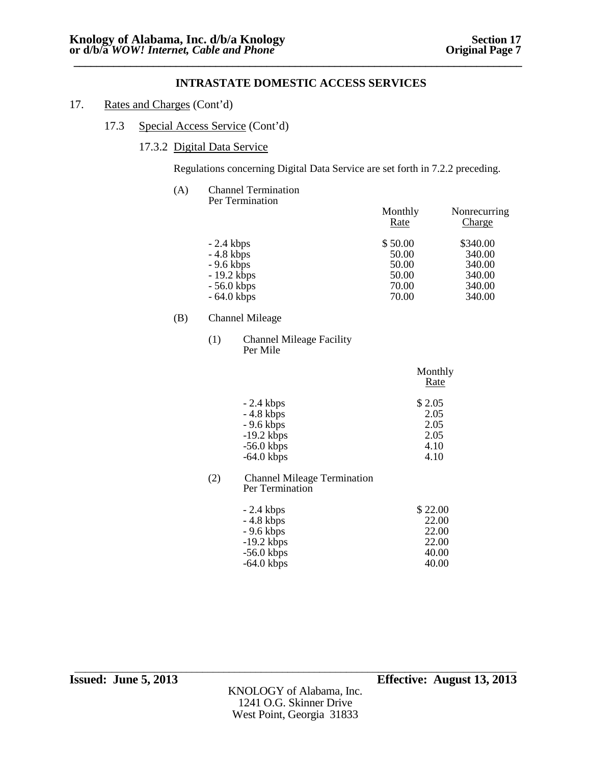## INTRASTATE DOMESTIC ACCESS SERVICES

17. Rates and Charges (Cont'd)

17.3 Special Access Service (Cont'd)

17.3.2 Digital Data Service

Regulations concerning Digital Data Service are set forth in 7.2.2 preceding.

(A) Channel Termination
Per Termination

| | Monthly Rate | Nonrecurring Charge |
|---|---|---|
| - 2.4 kbps | $ 50.00 | $340.00 |
| - 4.8 kbps | 50.00 | 340.00 |
| - 9.6 kbps | 50.00 | 340.00 |
| - 19.2 kbps | 50.00 | 340.00 |
| - 56.0 kbps | 70.00 | 340.00 |
| - 64.0 kbps | 70.00 | 340.00 |

(B) Channel Mileage

(1) Channel Mileage Facility
Per Mile

| | Monthly Rate |
|---|---|
| - 2.4 kbps | $ 2.05 |
| - 4.8 kbps | 2.05 |
| - 9.6 kbps | 2.05 |
| -19.2 kbps | 2.05 |
| -56.0 kbps | 4.10 |
| -64.0 kbps | 4.10 |

(2) Channel Mileage Termination
Per Termination

| | |
|---|---|
| - 2.4 kbps | $ 22.00 |
| - 4.8 kbps | 22.00 |
| - 9.6 kbps | 22.00 |
| -19.2 kbps | 22.00 |
| -56.0 kbps | 40.00 |
| -64.0 kbps | 40.00 |

**Issued: June 5, 2013** **Effective: August 13, 2013**

KNOLOGY of Alabama, Inc.
1241 O.G. Skinner Drive
West Point, Georgia 31833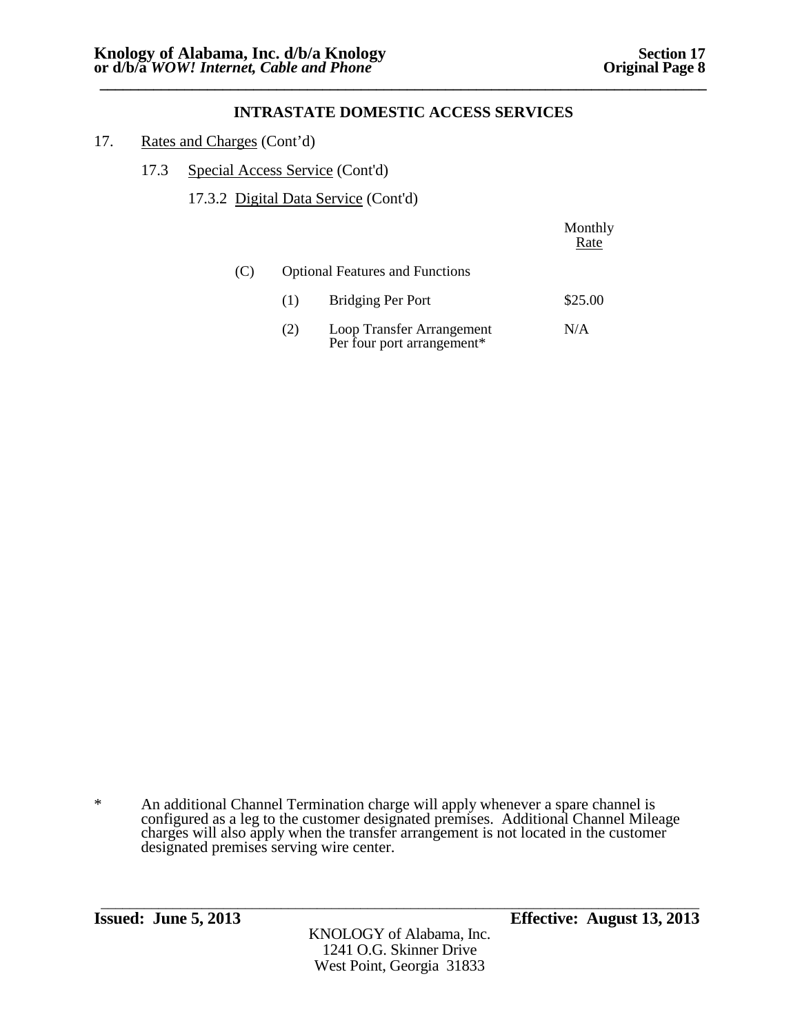## INTRASTATE DOMESTIC ACCESS SERVICES

17. Rates and Charges (Cont'd)

17.3 Special Access Service (Cont'd)

17.3.2 Digital Data Service (Cont'd)

| | | | Monthly Rate |
|---|---|---|---|
| (C) | Optional Features and Functions | | |
| | (1) | Bridging Per Port | $25.00 |
| | (2) | Loop Transfer Arrangement Per four port arrangement* | N/A |

\* An additional Channel Termination charge will apply whenever a spare channel is configured as a leg to the customer designated premises. Additional Channel Mileage charges will also apply when the transfer arrangement is not located in the customer designated premises serving wire center.

**Issued: June 5, 2013** **Effective: August 13, 2013**

KNOLOGY of Alabama, Inc.
1241 O.G. Skinner Drive
West Point, Georgia 31833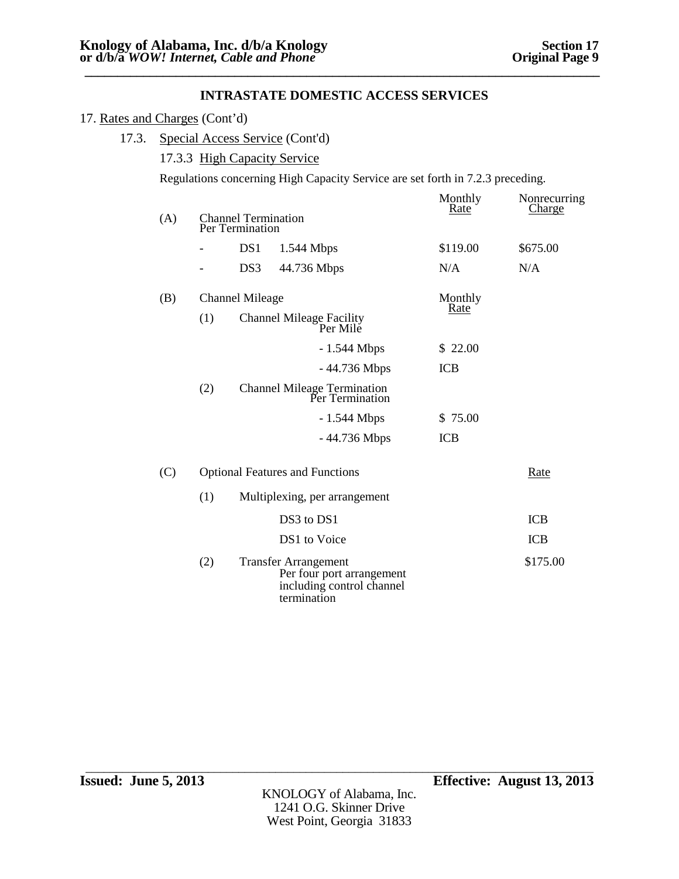## INTRASTATE DOMESTIC ACCESS SERVICES

17. Rates and Charges (Cont'd)

17.3. Special Access Service (Cont'd)

17.3.3 High Capacity Service

Regulations concerning High Capacity Service are set forth in 7.2.3 preceding.

| | | | | Monthly Rate | Nonrecurring Charge |
|---|---|---|---|---|---|
| (A) | Channel Termination Per Termination | | | | |
| | - | DS1 | 1.544 Mbps | $119.00 | $675.00 |
| | - | DS3 | 44.736 Mbps | N/A | N/A |

| | | | | Monthly Rate |
|---|---|---|---|---|
| (B) | Channel Mileage | | | |
| | (1) | Channel Mileage Facility Per Mile | | |
| | | | - 1.544 Mbps | $ 22.00 |
| | | | - 44.736 Mbps | ICB |
| | (2) | Channel Mileage Termination Per Termination | | |
| | | | - 1.544 Mbps | $ 75.00 |
| | | | - 44.736 Mbps | ICB |

| | | | | Rate |
|---|---|---|---|---|
| (C) | Optional Features and Functions | | | |
| | (1) | Multiplexing, per arrangement | | |
| | | | DS3 to DS1 | ICB |
| | | | DS1 to Voice | ICB |
| | (2) | Transfer Arrangement Per four port arrangement including control channel termination | | $175.00 |

**Issued: June 5, 2013** **Effective: August 13, 2013**

KNOLOGY of Alabama, Inc.
1241 O.G. Skinner Drive
West Point, Georgia 31833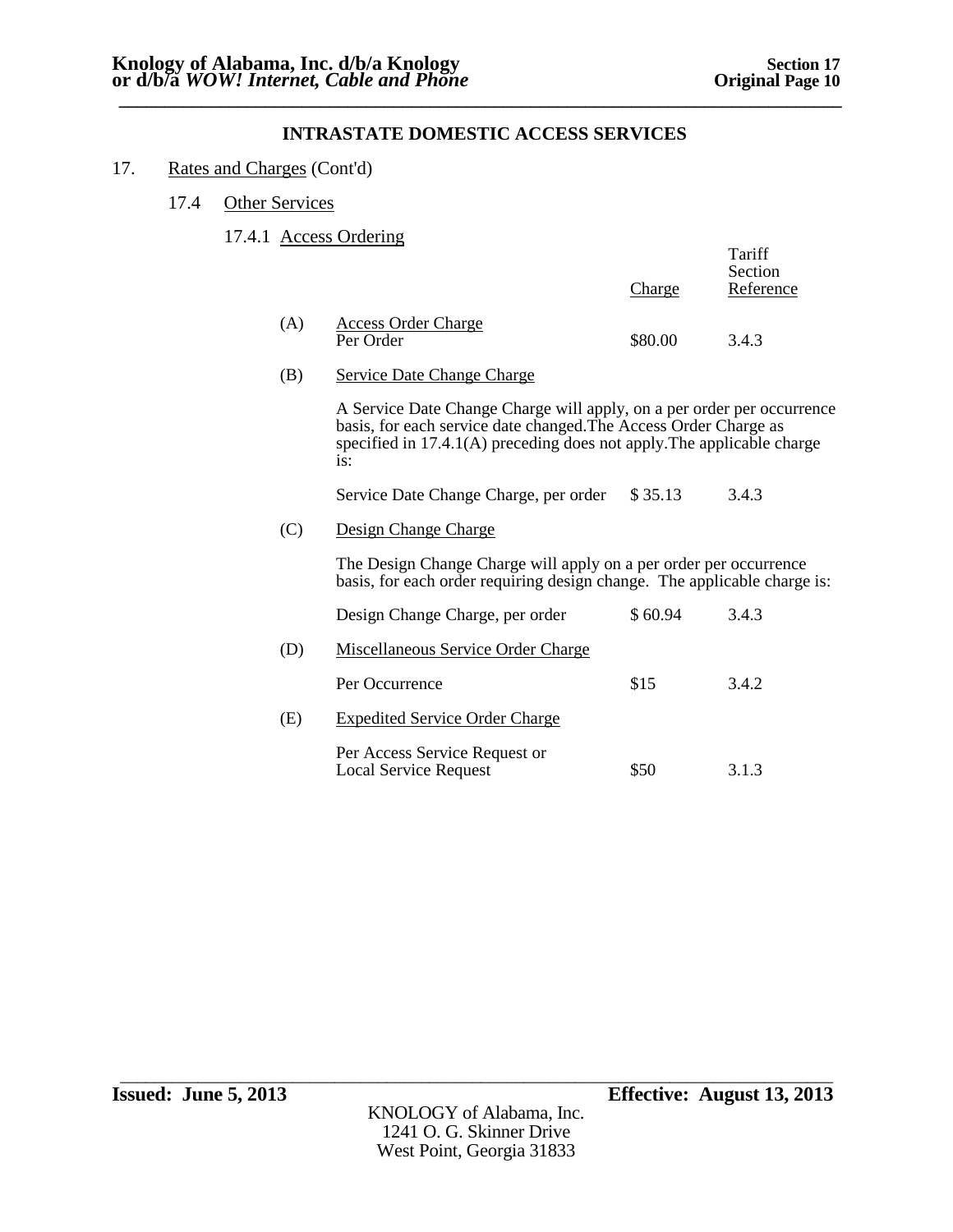**INTRASTATE DOMESTIC ACCESS SERVICES**

17. Rates and Charges (Cont'd)

17.4 Other Services

17.4.1 Access Ordering

| | | Charge | Tariff Section Reference |
|---|---|---|---|
| (A) | Access Order Charge<br>Per Order | $80.00 | 3.4.3 |

(B) Service Date Change Charge

A Service Date Change Charge will apply, on a per order per occurrence basis, for each service date changed.The Access Order Charge as specified in 17.4.1(A) preceding does not apply.The applicable charge is:

| | Charge | Tariff Section Reference |
|---|---|---|
| Service Date Change Charge, per order | $ 35.13 | 3.4.3 |

(C) Design Change Charge

The Design Change Charge will apply on a per order per occurrence basis, for each order requiring design change. The applicable charge is:

| | Charge | Tariff Section Reference |
|---|---|---|
| Design Change Charge, per order | $ 60.94 | 3.4.3 |

(D) Miscellaneous Service Order Charge

| | Charge | Tariff Section Reference |
|---|---|---|
| Per Occurrence | $15 | 3.4.2 |

(E) Expedited Service Order Charge

| | Charge | Tariff Section Reference |
|---|---|---|
| Per Access Service Request or Local Service Request | $50 | 3.1.3 |

**Issued: June 5, 2013** **Effective: August 13, 2013**

KNOLOGY of Alabama, Inc.
1241 O. G. Skinner Drive
West Point, Georgia 31833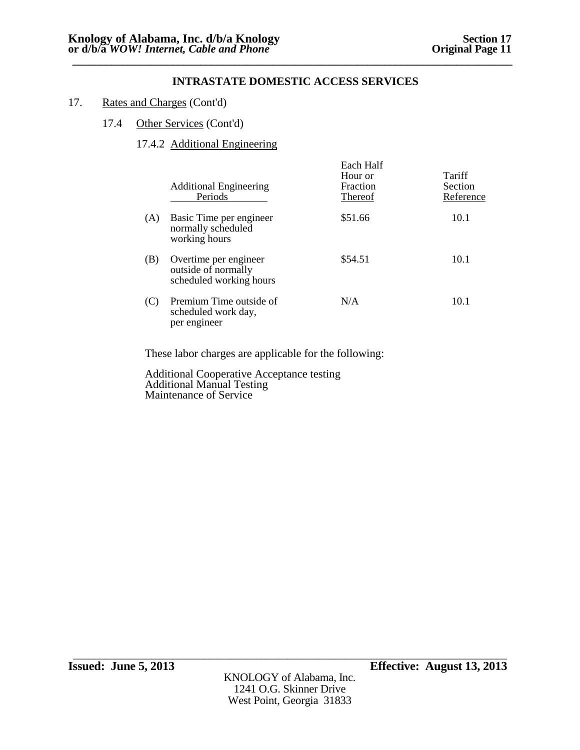## INTRASTATE DOMESTIC ACCESS SERVICES

17. Rates and Charges (Cont'd)

17.4 Other Services (Cont'd)

17.4.2 Additional Engineering

| | Additional Engineering Periods | Each Half Hour or Fraction Thereof | Tariff Section Reference |
|---|---|---|---|
| (A) | Basic Time per engineer normally scheduled working hours | \$51.66 | 10.1 |
| (B) | Overtime per engineer outside of normally scheduled working hours | \$54.51 | 10.1 |
| (C) | Premium Time outside of scheduled work day, per engineer | N/A | 10.1 |

These labor charges are applicable for the following:

Additional Cooperative Acceptance testing
Additional Manual Testing
Maintenance of Service

**Issued: June 5, 2013** **Effective: August 13, 2013**

KNOLOGY of Alabama, Inc.
1241 O.G. Skinner Drive
West Point, Georgia 31833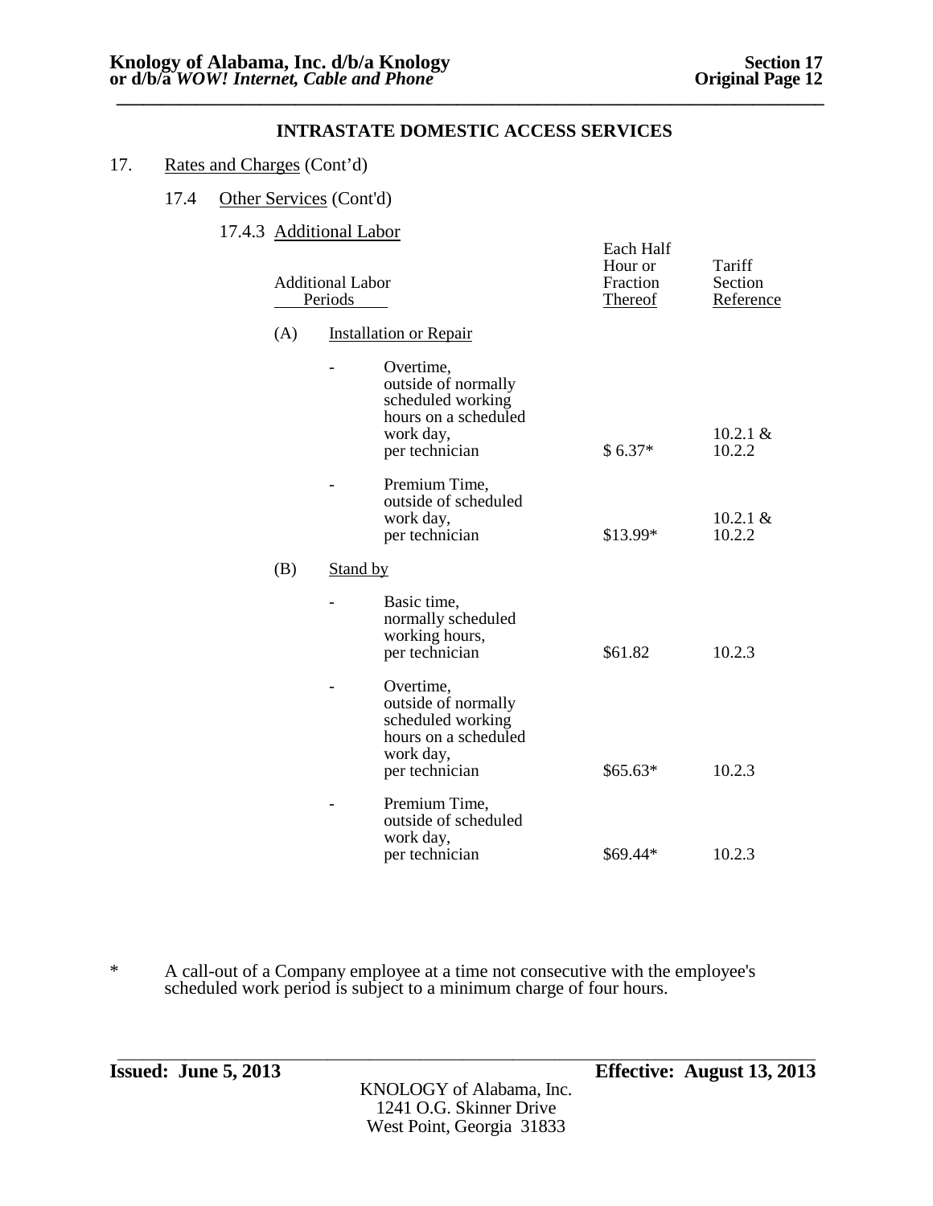## INTRASTATE DOMESTIC ACCESS SERVICES

17. Rates and Charges (Cont'd)

17.4 Other Services (Cont'd)

17.4.3 Additional Labor

| Additional Labor Periods | Each Half Hour or Fraction Thereof | Tariff Section Reference |
|---|---|---|
| **(A) Installation or Repair** | | |
| - Overtime, outside of normally scheduled working hours on a scheduled work day, per technician | $ 6.37* | 10.2.1 & 10.2.2 |
| - Premium Time, outside of scheduled work day, per technician | $13.99* | 10.2.1 & 10.2.2 |
| **(B) Stand by** | | |
| - Basic time, normally scheduled working hours, per technician | $61.82 | 10.2.3 |
| - Overtime, outside of normally scheduled working hours on a scheduled work day, per technician | $65.63* | 10.2.3 |
| - Premium Time, outside of scheduled work day, per technician | $69.44* | 10.2.3 |

\* A call-out of a Company employee at a time not consecutive with the employee's scheduled work period is subject to a minimum charge of four hours.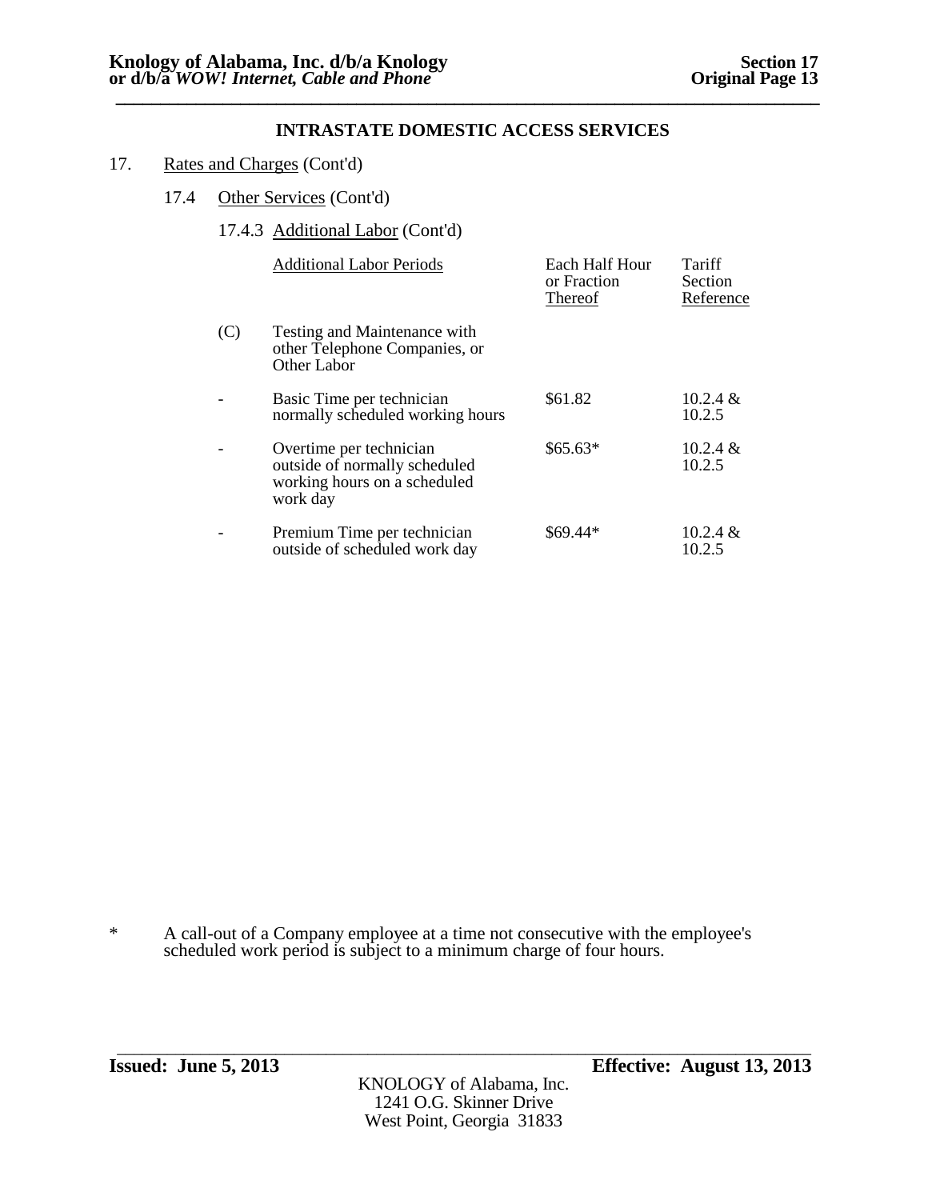## INTRASTATE DOMESTIC ACCESS SERVICES

17. Rates and Charges (Cont'd)

17.4 Other Services (Cont'd)

17.4.3 Additional Labor (Cont'd)

| | Additional Labor Periods | Each Half Hour or Fraction Thereof | Tariff Section Reference |
|---|---|---|---|
| (C) | Testing and Maintenance with other Telephone Companies, or Other Labor | | |
| - | Basic Time per technician normally scheduled working hours | $61.82 | 10.2.4 & 10.2.5 |
| - | Overtime per technician outside of normally scheduled working hours on a scheduled work day | $65.63* | 10.2.4 & 10.2.5 |
| - | Premium Time per technician outside of scheduled work day | $69.44* | 10.2.4 & 10.2.5 |

\* A call-out of a Company employee at a time not consecutive with the employee's scheduled work period is subject to a minimum charge of four hours.

**Issued: June 5, 2013** **Effective: August 13, 2013**

KNOLOGY of Alabama, Inc.
1241 O.G. Skinner Drive
West Point, Georgia 31833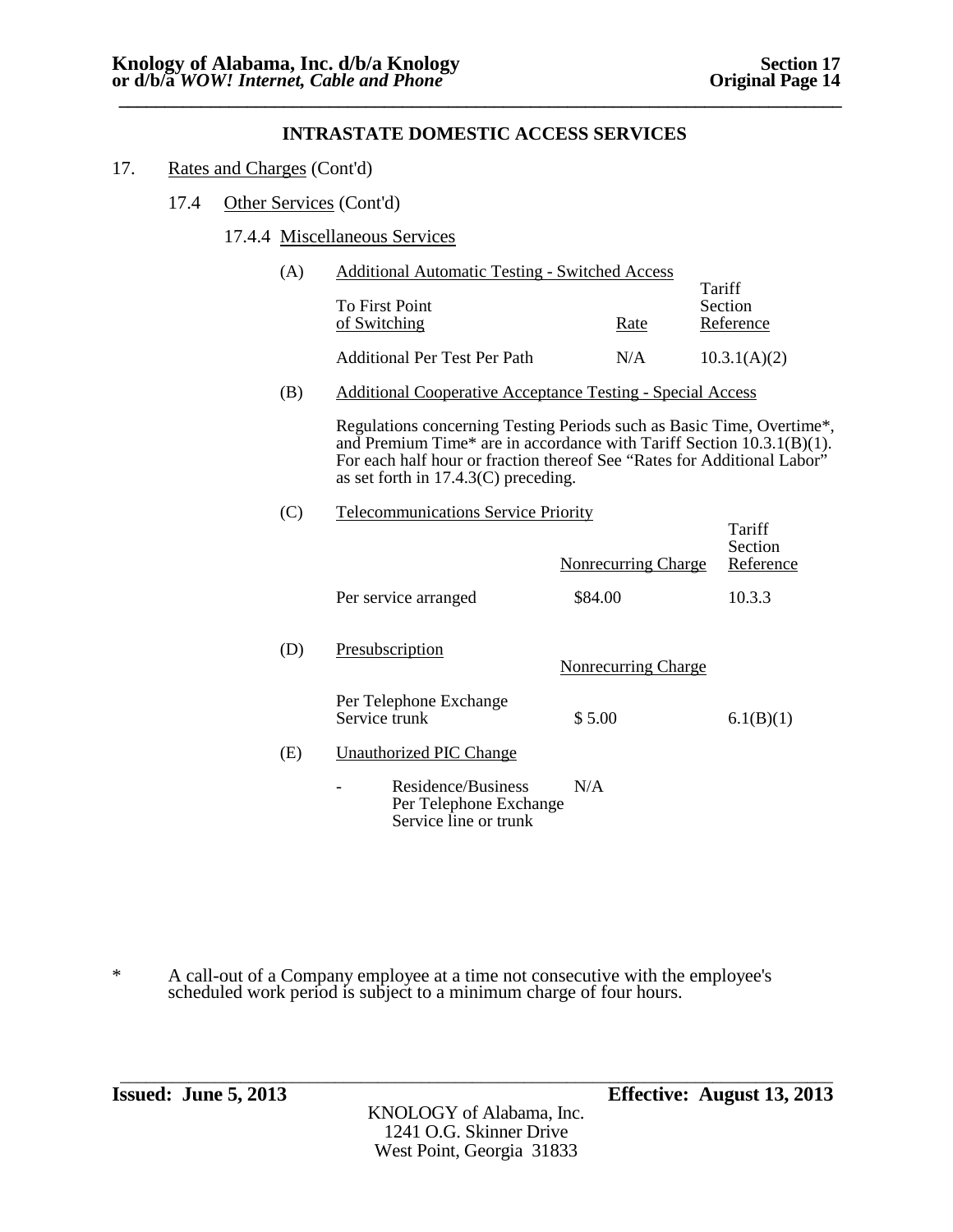## INTRASTATE DOMESTIC ACCESS SERVICES

17. Rates and Charges (Cont'd)

17.4 Other Services (Cont'd)

17.4.4 Miscellaneous Services

(A) Additional Automatic Testing - Switched Access

| To First Point of Switching | Rate | Tariff Section Reference |
|---|---|---|
| Additional Per Test Per Path | N/A | 10.3.1(A)(2) |

(B) Additional Cooperative Acceptance Testing - Special Access

Regulations concerning Testing Periods such as Basic Time, Overtime*, and Premium Time* are in accordance with Tariff Section 10.3.1(B)(1). For each half hour or fraction thereof See "Rates for Additional Labor" as set forth in 17.4.3(C) preceding.

(C) Telecommunications Service Priority

| | Nonrecurring Charge | Tariff Section Reference |
|---|---|---|
| Per service arranged | \$84.00 | 10.3.3 |

(D) Presubscription

| | Nonrecurring Charge | |
|---|---|---|
| Per Telephone Exchange Service trunk | \$ 5.00 | 6.1(B)(1) |

(E) Unauthorized PIC Change

| | |
|---|---|
| - Residence/Business Per Telephone Exchange Service line or trunk | N/A |

\* A call-out of a Company employee at a time not consecutive with the employee's scheduled work period is subject to a minimum charge of four hours.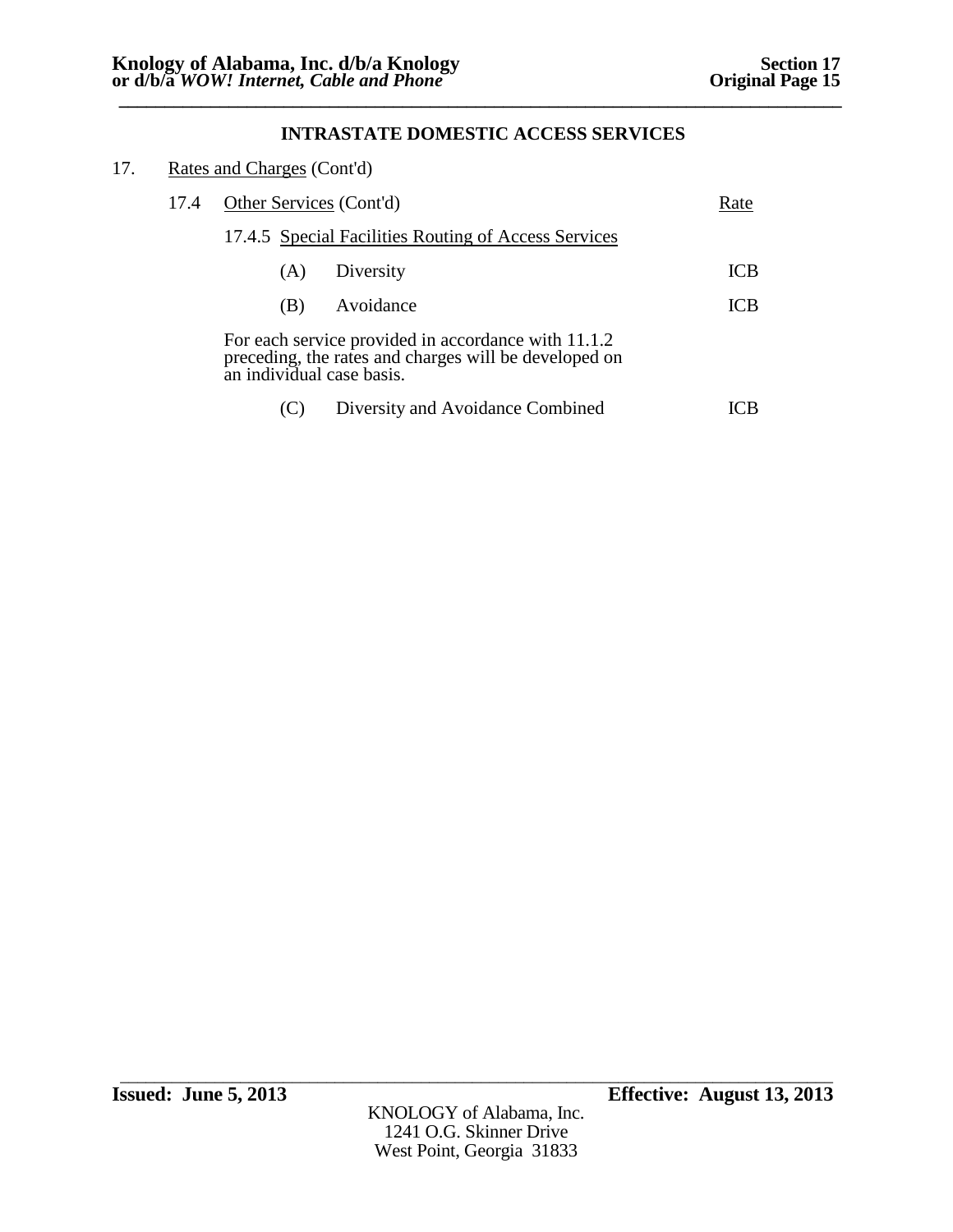## INTRASTATE DOMESTIC ACCESS SERVICES

17. Rates and Charges (Cont'd)

17.4 Other Services (Cont'd)

17.4.5 Special Facilities Routing of Access Services

| | | Rate |
|---|---|---|
| (A) | Diversity | ICB |
| (B) | Avoidance | ICB |

For each service provided in accordance with 11.1.2 preceding, the rates and charges will be developed on an individual case basis.

| | | |
|---|---|---|
| (C) | Diversity and Avoidance Combined | ICB |

**Issued: June 5, 2013** **Effective: August 13, 2013**

KNOLOGY of Alabama, Inc.
1241 O.G. Skinner Drive
West Point, Georgia 31833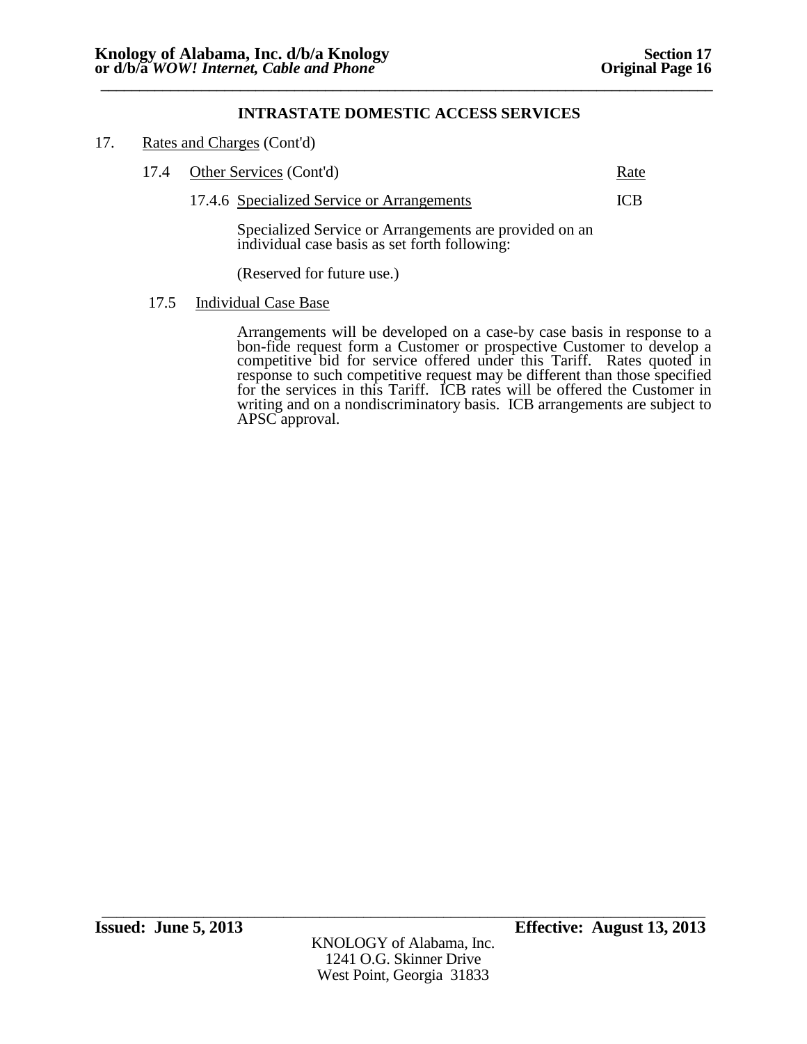## INTRASTATE DOMESTIC ACCESS SERVICES

17. Rates and Charges (Cont'd)

17.4 Other Services (Cont'd) — Rate

17.4.6 Specialized Service or Arrangements — ICB

Specialized Service or Arrangements are provided on an individual case basis as set forth following:

(Reserved for future use.)

17.5 Individual Case Base

Arrangements will be developed on a case-by case basis in response to a bon-fide request form a Customer or prospective Customer to develop a competitive bid for service offered under this Tariff. Rates quoted in response to such competitive request may be different than those specified for the services in this Tariff. ICB rates will be offered the Customer in writing and on a nondiscriminatory basis. ICB arrangements are subject to APSC approval.

**Issued: June 5, 2013** **Effective: August 13, 2013**

KNOLOGY of Alabama, Inc.
1241 O.G. Skinner Drive
West Point, Georgia 31833